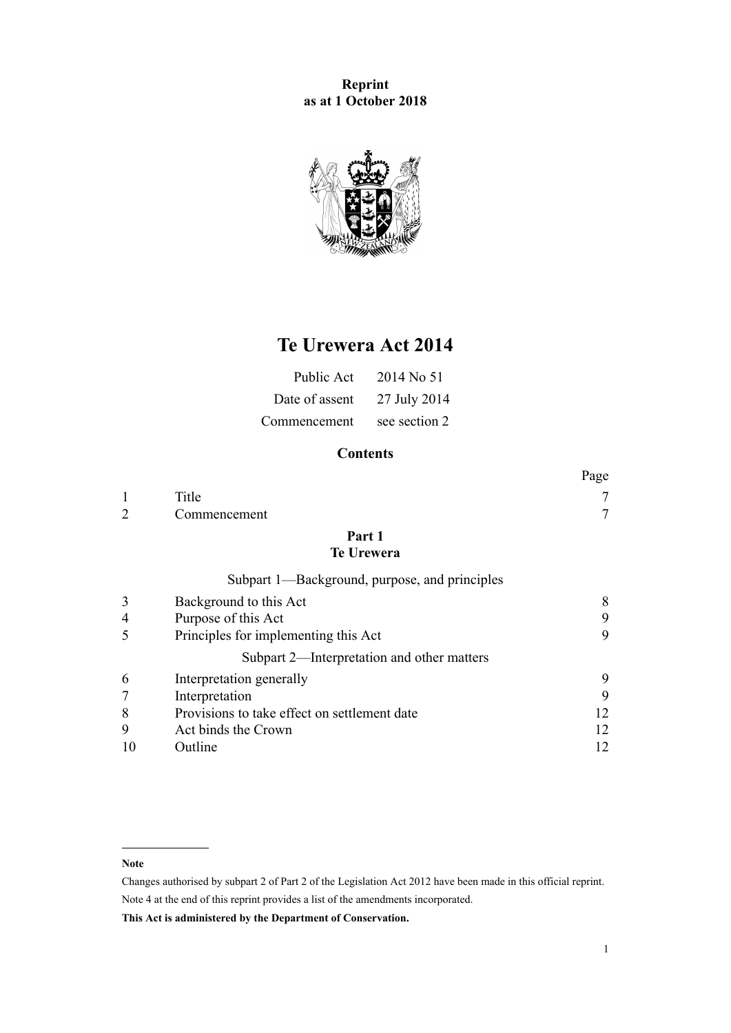**Reprint**
**as at 1 October 2018**

# Te Urewera Act 2014

| | |
|---|---|
| Public Act | 2014 No 51 |
| Date of assent | 27 July 2014 |
| Commencement | see section 2 |

## Contents

| | | Page |
|---|---|---|
| 1 | Title | 7 |
| 2 | Commencement | 7 |
| | **Part 1** | |
| | **Te Urewera** | |
| | Subpart 1—Background, purpose, and principles | |
| 3 | Background to this Act | 8 |
| 4 | Purpose of this Act | 9 |
| 5 | Principles for implementing this Act | 9 |
| | Subpart 2—Interpretation and other matters | |
| 6 | Interpretation generally | 9 |
| 7 | Interpretation | 9 |
| 8 | Provisions to take effect on settlement date | 12 |
| 9 | Act binds the Crown | 12 |
| 10 | Outline | 12 |

---

**Note**

Changes authorised by subpart 2 of Part 2 of the Legislation Act 2012 have been made in this official reprint.

Note 4 at the end of this reprint provides a list of the amendments incorporated.

**This Act is administered by the Department of Conservation.**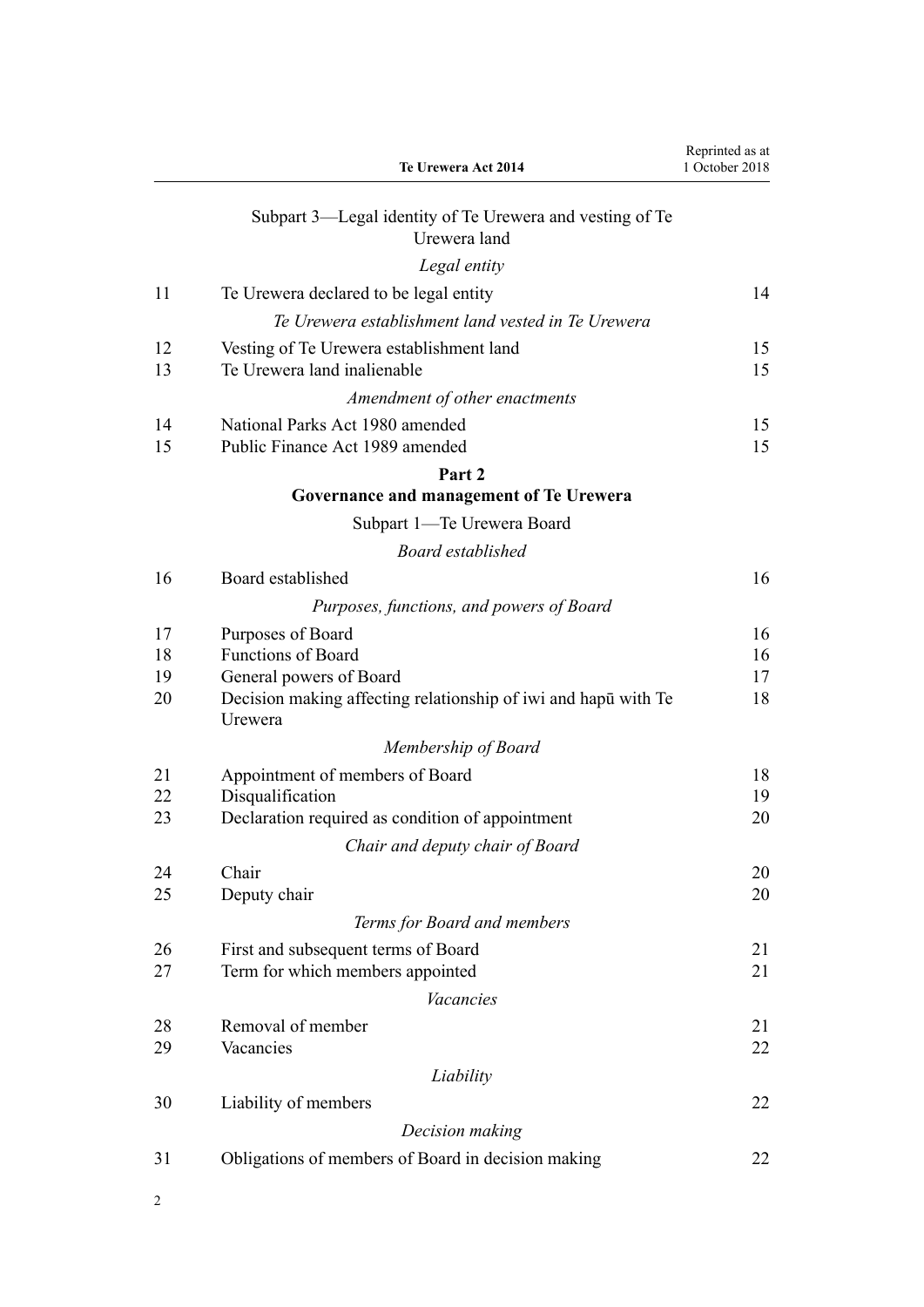Subpart 3—Legal identity of Te Urewera and vesting of Te Urewera land

*Legal entity*

| | | |
|---|---|---|
| 11 | Te Urewera declared to be legal entity | 14 |

*Te Urewera establishment land vested in Te Urewera*

| | | |
|---|---|---|
| 12 | Vesting of Te Urewera establishment land | 15 |
| 13 | Te Urewera land inalienable | 15 |

*Amendment of other enactments*

| | | |
|---|---|---|
| 14 | National Parks Act 1980 amended | 15 |
| 15 | Public Finance Act 1989 amended | 15 |

**Part 2**
**Governance and management of Te Urewera**

Subpart 1—Te Urewera Board

*Board established*

| | | |
|---|---|---|
| 16 | Board established | 16 |

*Purposes, functions, and powers of Board*

| | | |
|---|---|---|
| 17 | Purposes of Board | 16 |
| 18 | Functions of Board | 16 |
| 19 | General powers of Board | 17 |
| 20 | Decision making affecting relationship of iwi and hapū with Te Urewera | 18 |

*Membership of Board*

| | | |
|---|---|---|
| 21 | Appointment of members of Board | 18 |
| 22 | Disqualification | 19 |
| 23 | Declaration required as condition of appointment | 20 |

*Chair and deputy chair of Board*

| | | |
|---|---|---|
| 24 | Chair | 20 |
| 25 | Deputy chair | 20 |

*Terms for Board and members*

| | | |
|---|---|---|
| 26 | First and subsequent terms of Board | 21 |
| 27 | Term for which members appointed | 21 |

*Vacancies*

| | | |
|---|---|---|
| 28 | Removal of member | 21 |
| 29 | Vacancies | 22 |

*Liability*

| | | |
|---|---|---|
| 30 | Liability of members | 22 |

*Decision making*

| | | |
|---|---|---|
| 31 | Obligations of members of Board in decision making | 22 |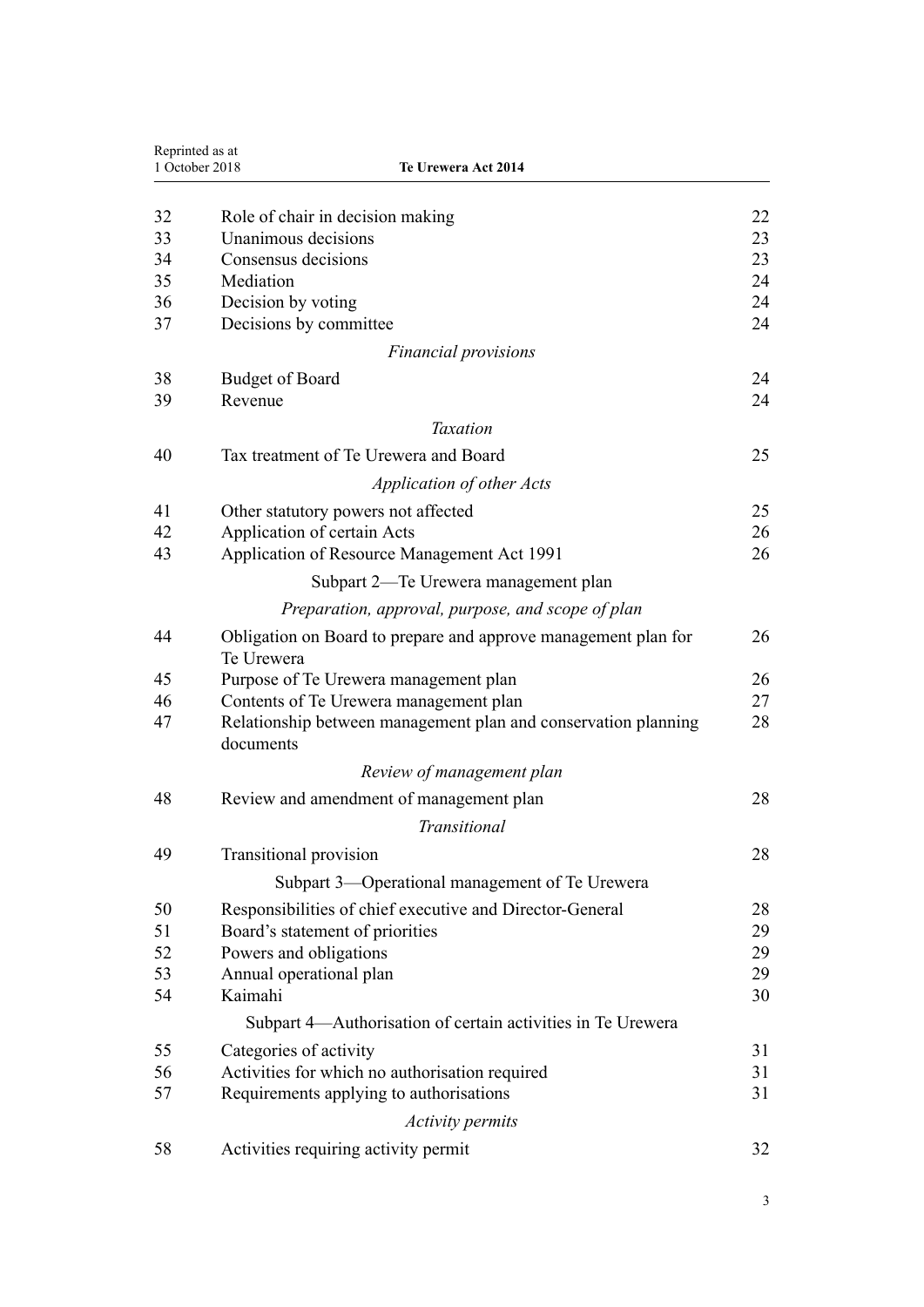| | | |
|---|---|---|
| 32 | Role of chair in decision making | 22 |
| 33 | Unanimous decisions | 23 |
| 34 | Consensus decisions | 23 |
| 35 | Mediation | 24 |
| 36 | Decision by voting | 24 |
| 37 | Decisions by committee | 24 |
| | *Financial provisions* | |
| 38 | Budget of Board | 24 |
| 39 | Revenue | 24 |
| | *Taxation* | |
| 40 | Tax treatment of Te Urewera and Board | 25 |
| | *Application of other Acts* | |
| 41 | Other statutory powers not affected | 25 |
| 42 | Application of certain Acts | 26 |
| 43 | Application of Resource Management Act 1991 | 26 |
| | Subpart 2—Te Urewera management plan | |
| | *Preparation, approval, purpose, and scope of plan* | |
| 44 | Obligation on Board to prepare and approve management plan for Te Urewera | 26 |
| 45 | Purpose of Te Urewera management plan | 26 |
| 46 | Contents of Te Urewera management plan | 27 |
| 47 | Relationship between management plan and conservation planning documents | 28 |
| | *Review of management plan* | |
| 48 | Review and amendment of management plan | 28 |
| | *Transitional* | |
| 49 | Transitional provision | 28 |
| | Subpart 3—Operational management of Te Urewera | |
| 50 | Responsibilities of chief executive and Director-General | 28 |
| 51 | Board's statement of priorities | 29 |
| 52 | Powers and obligations | 29 |
| 53 | Annual operational plan | 29 |
| 54 | Kaimahi | 30 |
| | Subpart 4—Authorisation of certain activities in Te Urewera | |
| 55 | Categories of activity | 31 |
| 56 | Activities for which no authorisation required | 31 |
| 57 | Requirements applying to authorisations | 31 |
| | *Activity permits* | |
| 58 | Activities requiring activity permit | 32 |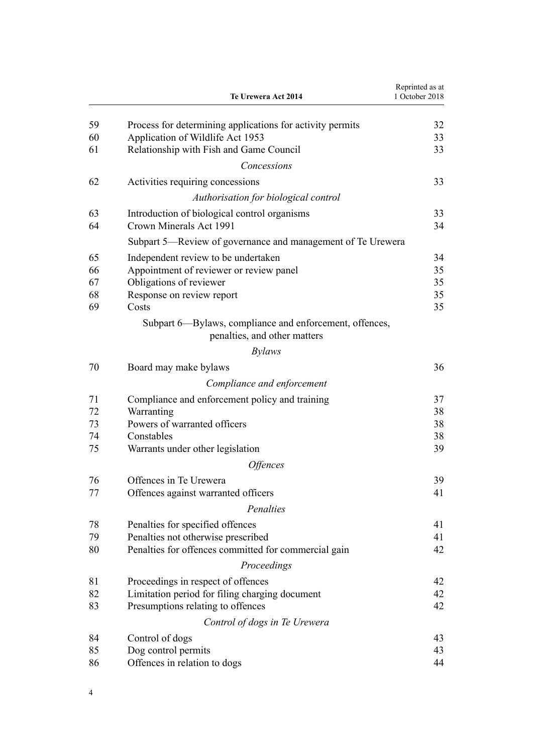| | | |
|---|---|---|
| 59 | Process for determining applications for activity permits | 32 |
| 60 | Application of Wildlife Act 1953 | 33 |
| 61 | Relationship with Fish and Game Council | 33 |
| | *Concessions* | |
| 62 | Activities requiring concessions | 33 |
| | *Authorisation for biological control* | |
| 63 | Introduction of biological control organisms | 33 |
| 64 | Crown Minerals Act 1991 | 34 |
| | Subpart 5—Review of governance and management of Te Urewera | |
| 65 | Independent review to be undertaken | 34 |
| 66 | Appointment of reviewer or review panel | 35 |
| 67 | Obligations of reviewer | 35 |
| 68 | Response on review report | 35 |
| 69 | Costs | 35 |
| | Subpart 6—Bylaws, compliance and enforcement, offences, penalties, and other matters | |
| | *Bylaws* | |
| 70 | Board may make bylaws | 36 |
| | *Compliance and enforcement* | |
| 71 | Compliance and enforcement policy and training | 37 |
| 72 | Warranting | 38 |
| 73 | Powers of warranted officers | 38 |
| 74 | Constables | 38 |
| 75 | Warrants under other legislation | 39 |
| | *Offences* | |
| 76 | Offences in Te Urewera | 39 |
| 77 | Offences against warranted officers | 41 |
| | *Penalties* | |
| 78 | Penalties for specified offences | 41 |
| 79 | Penalties not otherwise prescribed | 41 |
| 80 | Penalties for offences committed for commercial gain | 42 |
| | *Proceedings* | |
| 81 | Proceedings in respect of offences | 42 |
| 82 | Limitation period for filing charging document | 42 |
| 83 | Presumptions relating to offences | 42 |
| | *Control of dogs in Te Urewera* | |
| 84 | Control of dogs | 43 |
| 85 | Dog control permits | 43 |
| 86 | Offences in relation to dogs | 44 |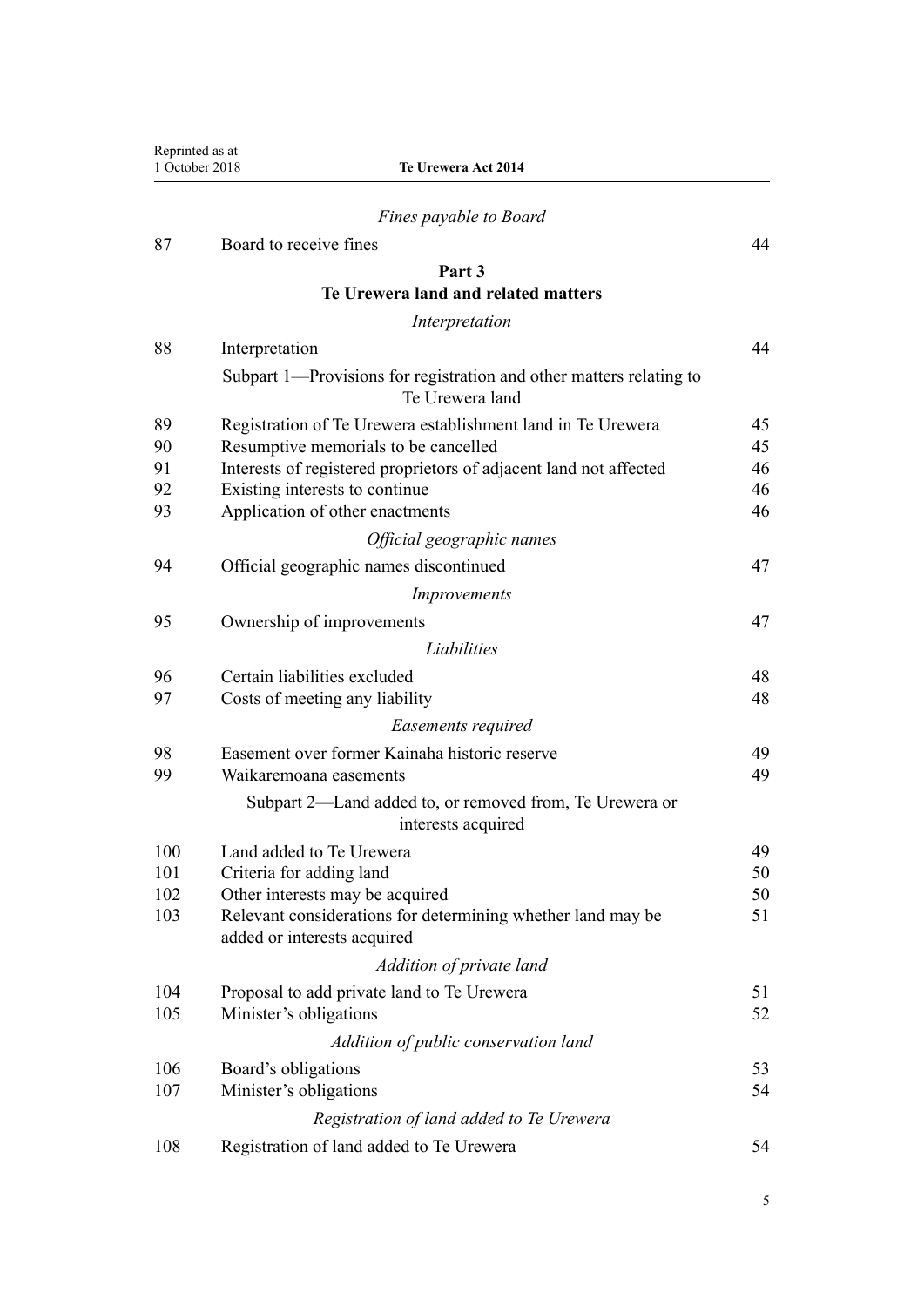*Fines payable to Board*

| | | |
|---|---|---|
| 87 | Board to receive fines | 44 |

**Part 3**
**Te Urewera land and related matters**

*Interpretation*

| | | |
|---|---|---|
| 88 | Interpretation | 44 |

Subpart 1—Provisions for registration and other matters relating to Te Urewera land

| | | |
|---|---|---|
| 89 | Registration of Te Urewera establishment land in Te Urewera | 45 |
| 90 | Resumptive memorials to be cancelled | 45 |
| 91 | Interests of registered proprietors of adjacent land not affected | 46 |
| 92 | Existing interests to continue | 46 |
| 93 | Application of other enactments | 46 |

*Official geographic names*

| | | |
|---|---|---|
| 94 | Official geographic names discontinued | 47 |

*Improvements*

| | | |
|---|---|---|
| 95 | Ownership of improvements | 47 |

*Liabilities*

| | | |
|---|---|---|
| 96 | Certain liabilities excluded | 48 |
| 97 | Costs of meeting any liability | 48 |

*Easements required*

| | | |
|---|---|---|
| 98 | Easement over former Kainaha historic reserve | 49 |
| 99 | Waikaremoana easements | 49 |

Subpart 2—Land added to, or removed from, Te Urewera or interests acquired

| | | |
|---|---|---|
| 100 | Land added to Te Urewera | 49 |
| 101 | Criteria for adding land | 50 |
| 102 | Other interests may be acquired | 50 |
| 103 | Relevant considerations for determining whether land may be added or interests acquired | 51 |

*Addition of private land*

| | | |
|---|---|---|
| 104 | Proposal to add private land to Te Urewera | 51 |
| 105 | Minister's obligations | 52 |

*Addition of public conservation land*

| | | |
|---|---|---|
| 106 | Board's obligations | 53 |
| 107 | Minister's obligations | 54 |

*Registration of land added to Te Urewera*

| | | |
|---|---|---|
| 108 | Registration of land added to Te Urewera | 54 |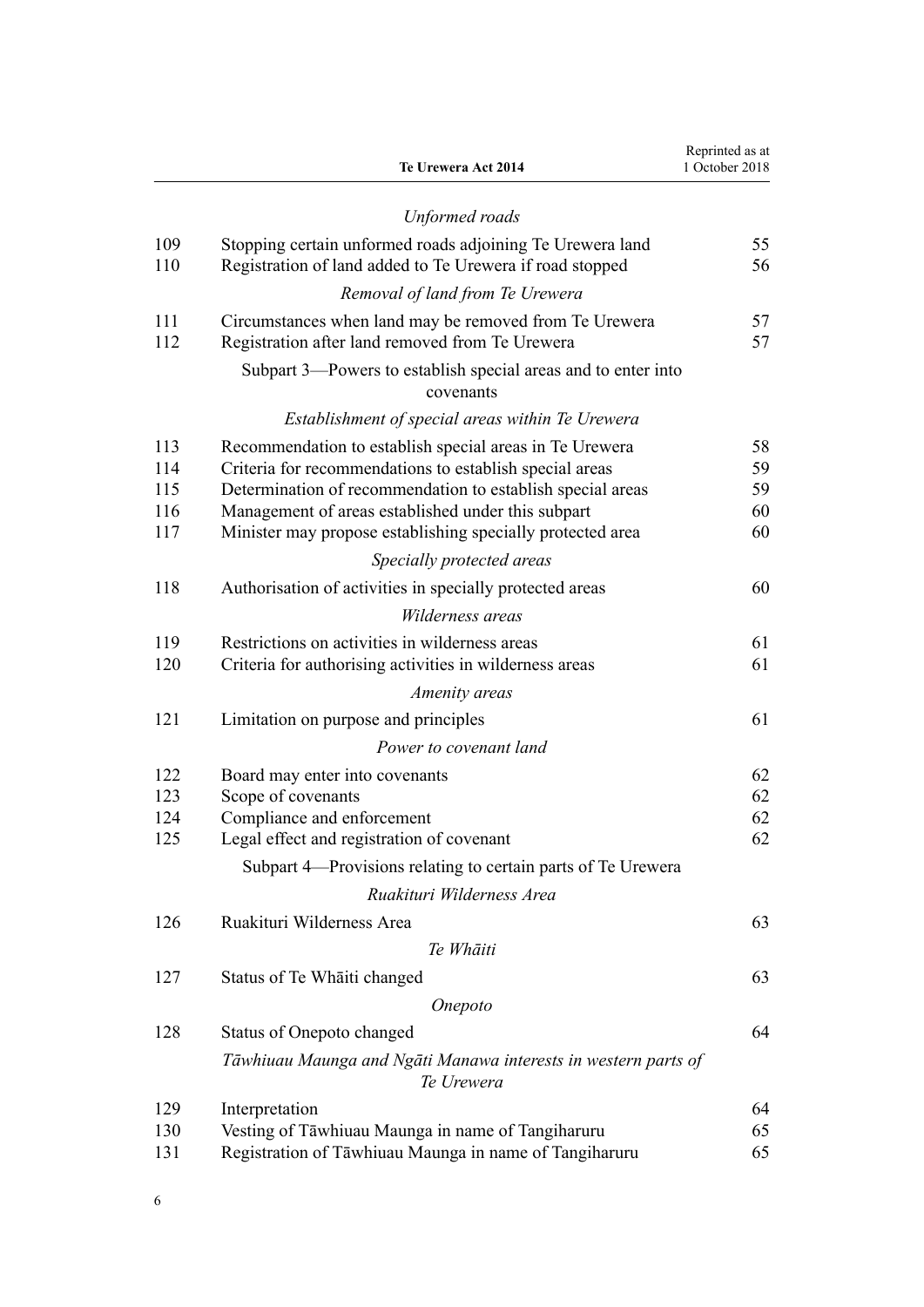*Unformed roads*

| | | |
|---|---|---|
| 109 | Stopping certain unformed roads adjoining Te Urewera land | 55 |
| 110 | Registration of land added to Te Urewera if road stopped | 56 |

*Removal of land from Te Urewera*

| | | |
|---|---|---|
| 111 | Circumstances when land may be removed from Te Urewera | 57 |
| 112 | Registration after land removed from Te Urewera | 57 |

Subpart 3—Powers to establish special areas and to enter into covenants

*Establishment of special areas within Te Urewera*

| | | |
|---|---|---|
| 113 | Recommendation to establish special areas in Te Urewera | 58 |
| 114 | Criteria for recommendations to establish special areas | 59 |
| 115 | Determination of recommendation to establish special areas | 59 |
| 116 | Management of areas established under this subpart | 60 |
| 117 | Minister may propose establishing specially protected area | 60 |

*Specially protected areas*

| | | |
|---|---|---|
| 118 | Authorisation of activities in specially protected areas | 60 |

*Wilderness areas*

| | | |
|---|---|---|
| 119 | Restrictions on activities in wilderness areas | 61 |
| 120 | Criteria for authorising activities in wilderness areas | 61 |

*Amenity areas*

| | | |
|---|---|---|
| 121 | Limitation on purpose and principles | 61 |

*Power to covenant land*

| | | |
|---|---|---|
| 122 | Board may enter into covenants | 62 |
| 123 | Scope of covenants | 62 |
| 124 | Compliance and enforcement | 62 |
| 125 | Legal effect and registration of covenant | 62 |

Subpart 4—Provisions relating to certain parts of Te Urewera

*Ruakituri Wilderness Area*

| | | |
|---|---|---|
| 126 | Ruakituri Wilderness Area | 63 |

*Te Whāiti*

| | | |
|---|---|---|
| 127 | Status of Te Whāiti changed | 63 |

*Onepoto*

| | | |
|---|---|---|
| 128 | Status of Onepoto changed | 64 |

*Tāwhiuau Maunga and Ngāti Manawa interests in western parts of Te Urewera*

| | | |
|---|---|---|
| 129 | Interpretation | 64 |
| 130 | Vesting of Tāwhiuau Maunga in name of Tangiharuru | 65 |
| 131 | Registration of Tāwhiuau Maunga in name of Tangiharuru | 65 |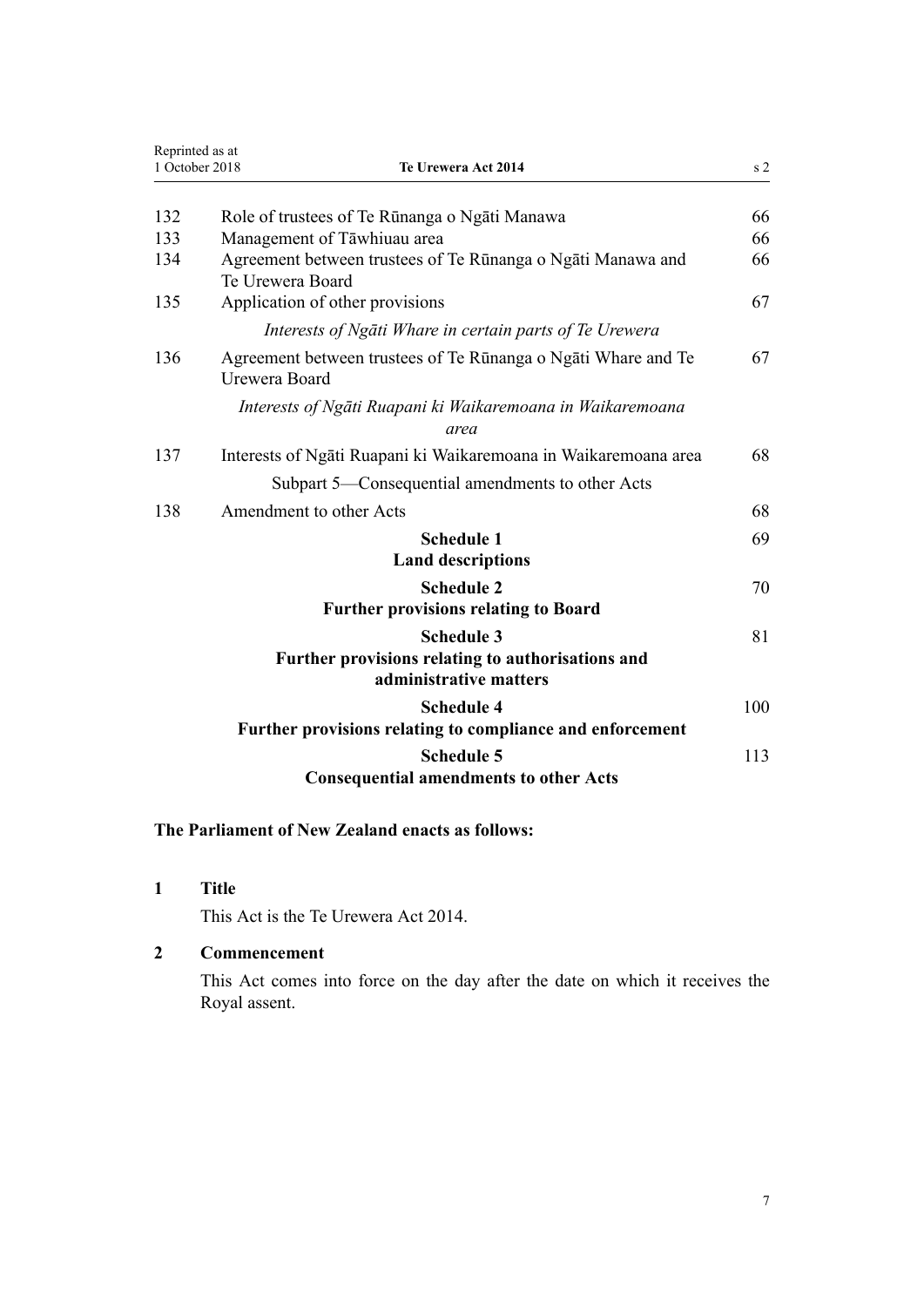| | | |
|---|---|---|
| 132 | Role of trustees of Te Rūnanga o Ngāti Manawa | 66 |
| 133 | Management of Tāwhiuau area | 66 |
| 134 | Agreement between trustees of Te Rūnanga o Ngāti Manawa and Te Urewera Board | 66 |
| 135 | Application of other provisions | 67 |
| | *Interests of Ngāti Whare in certain parts of Te Urewera* | |
| 136 | Agreement between trustees of Te Rūnanga o Ngāti Whare and Te Urewera Board | 67 |
| | *Interests of Ngāti Ruapani ki Waikaremoana in Waikaremoana area* | |
| 137 | Interests of Ngāti Ruapani ki Waikaremoana in Waikaremoana area | 68 |
| | Subpart 5—Consequential amendments to other Acts | |
| 138 | Amendment to other Acts | 68 |
| | **Schedule 1 Land descriptions** | 69 |
| | **Schedule 2 Further provisions relating to Board** | 70 |
| | **Schedule 3 Further provisions relating to authorisations and administrative matters** | 81 |
| | **Schedule 4 Further provisions relating to compliance and enforcement** | 100 |
| | **Schedule 5 Consequential amendments to other Acts** | 113 |

**The Parliament of New Zealand enacts as follows:**

## 1 Title

This Act is the Te Urewera Act 2014.

## 2 Commencement

This Act comes into force on the day after the date on which it receives the Royal assent.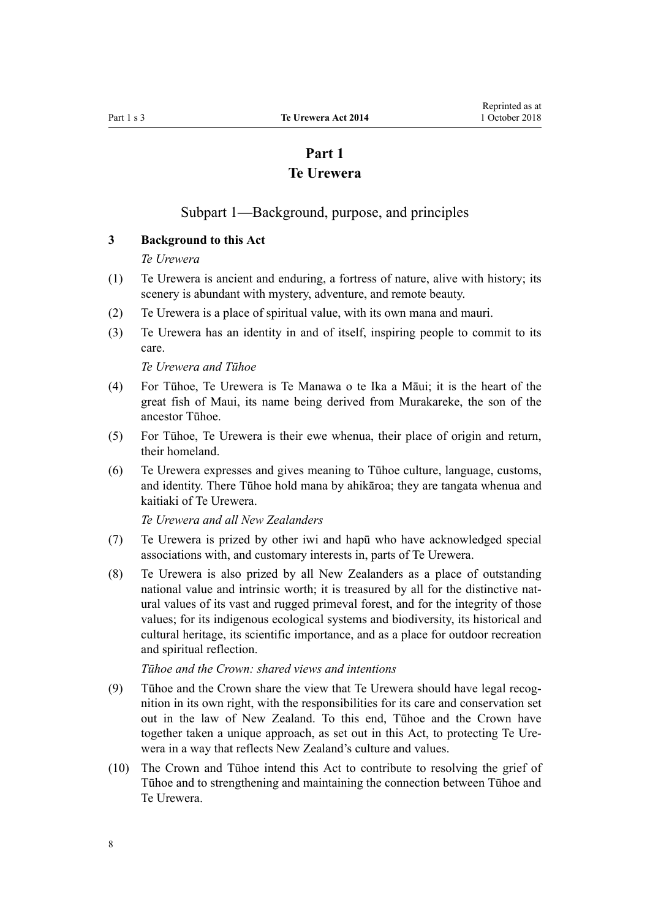# Part 1
# Te Urewera

## Subpart 1—Background, purpose, and principles

### 3 Background to this Act

*Te Urewera*

(1) Te Urewera is ancient and enduring, a fortress of nature, alive with history; its scenery is abundant with mystery, adventure, and remote beauty.

(2) Te Urewera is a place of spiritual value, with its own mana and mauri.

(3) Te Urewera has an identity in and of itself, inspiring people to commit to its care.

*Te Urewera and Tūhoe*

(4) For Tūhoe, Te Urewera is Te Manawa o te Ika a Māui; it is the heart of the great fish of Maui, its name being derived from Murakareke, the son of the ancestor Tūhoe.

(5) For Tūhoe, Te Urewera is their ewe whenua, their place of origin and return, their homeland.

(6) Te Urewera expresses and gives meaning to Tūhoe culture, language, customs, and identity. There Tūhoe hold mana by ahikāroa; they are tangata whenua and kaitiaki of Te Urewera.

*Te Urewera and all New Zealanders*

(7) Te Urewera is prized by other iwi and hapū who have acknowledged special associations with, and customary interests in, parts of Te Urewera.

(8) Te Urewera is also prized by all New Zealanders as a place of outstanding national value and intrinsic worth; it is treasured by all for the distinctive natural values of its vast and rugged primeval forest, and for the integrity of those values; for its indigenous ecological systems and biodiversity, its historical and cultural heritage, its scientific importance, and as a place for outdoor recreation and spiritual reflection.

*Tūhoe and the Crown: shared views and intentions*

(9) Tūhoe and the Crown share the view that Te Urewera should have legal recognition in its own right, with the responsibilities for its care and conservation set out in the law of New Zealand. To this end, Tūhoe and the Crown have together taken a unique approach, as set out in this Act, to protecting Te Urewera in a way that reflects New Zealand's culture and values.

(10) The Crown and Tūhoe intend this Act to contribute to resolving the grief of Tūhoe and to strengthening and maintaining the connection between Tūhoe and Te Urewera.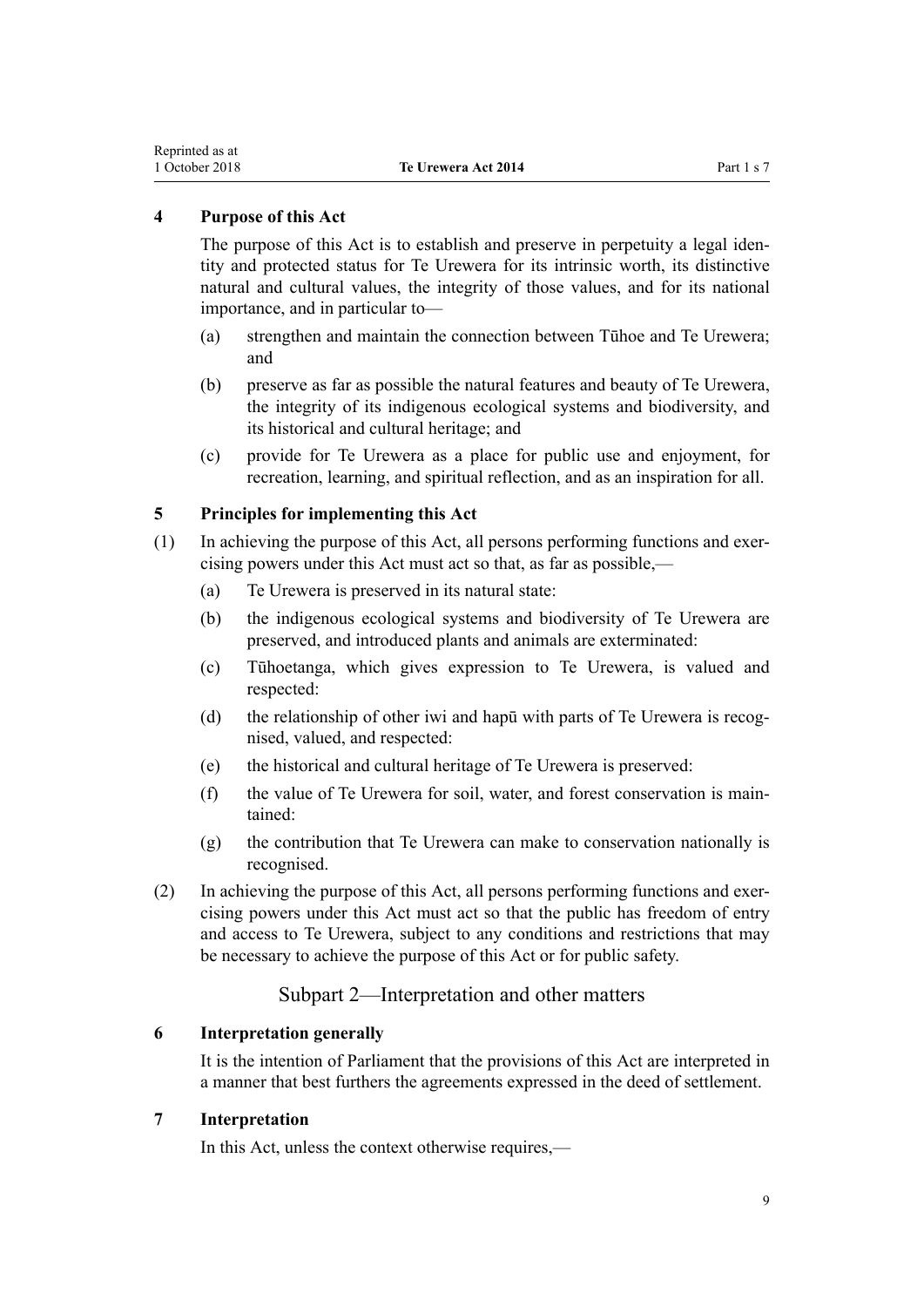**4 Purpose of this Act**

The purpose of this Act is to establish and preserve in perpetuity a legal identity and protected status for Te Urewera for its intrinsic worth, its distinctive natural and cultural values, the integrity of those values, and for its national importance, and in particular to—

(a) strengthen and maintain the connection between Tūhoe and Te Urewera; and

(b) preserve as far as possible the natural features and beauty of Te Urewera, the integrity of its indigenous ecological systems and biodiversity, and its historical and cultural heritage; and

(c) provide for Te Urewera as a place for public use and enjoyment, for recreation, learning, and spiritual reflection, and as an inspiration for all.

**5 Principles for implementing this Act**

(1) In achieving the purpose of this Act, all persons performing functions and exercising powers under this Act must act so that, as far as possible,—

(a) Te Urewera is preserved in its natural state:

(b) the indigenous ecological systems and biodiversity of Te Urewera are preserved, and introduced plants and animals are exterminated:

(c) Tūhoetanga, which gives expression to Te Urewera, is valued and respected:

(d) the relationship of other iwi and hapū with parts of Te Urewera is recognised, valued, and respected:

(e) the historical and cultural heritage of Te Urewera is preserved:

(f) the value of Te Urewera for soil, water, and forest conservation is maintained:

(g) the contribution that Te Urewera can make to conservation nationally is recognised.

(2) In achieving the purpose of this Act, all persons performing functions and exercising powers under this Act must act so that the public has freedom of entry and access to Te Urewera, subject to any conditions and restrictions that may be necessary to achieve the purpose of this Act or for public safety.

## Subpart 2—Interpretation and other matters

**6 Interpretation generally**

It is the intention of Parliament that the provisions of this Act are interpreted in a manner that best furthers the agreements expressed in the deed of settlement.

**7 Interpretation**

In this Act, unless the context otherwise requires,—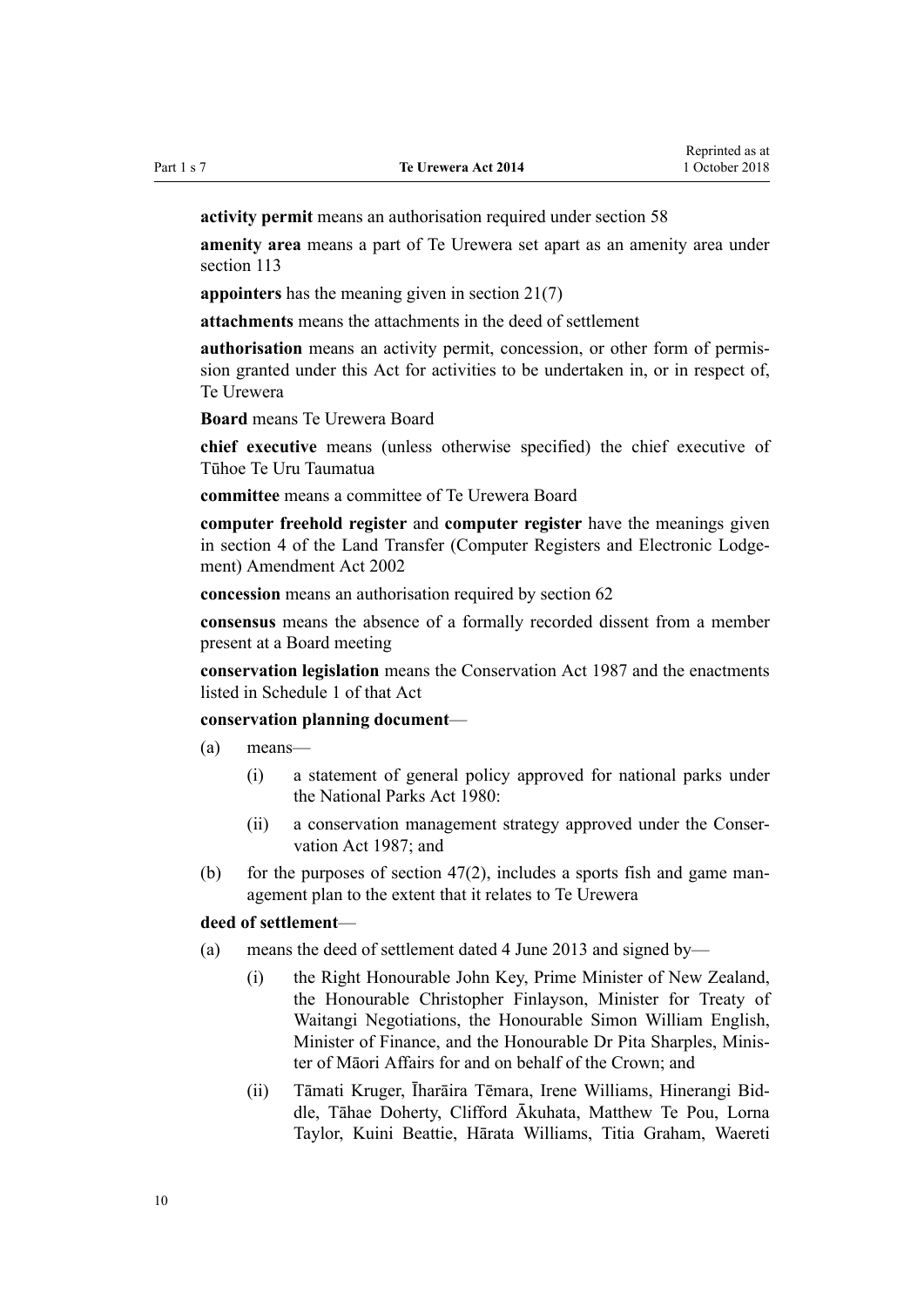**activity permit** means an authorisation required under section 58

**amenity area** means a part of Te Urewera set apart as an amenity area under section 113

**appointers** has the meaning given in section 21(7)

**attachments** means the attachments in the deed of settlement

**authorisation** means an activity permit, concession, or other form of permission granted under this Act for activities to be undertaken in, or in respect of, Te Urewera

**Board** means Te Urewera Board

**chief executive** means (unless otherwise specified) the chief executive of Tūhoe Te Uru Taumatua

**committee** means a committee of Te Urewera Board

**computer freehold register** and **computer register** have the meanings given in section 4 of the Land Transfer (Computer Registers and Electronic Lodgement) Amendment Act 2002

**concession** means an authorisation required by section 62

**consensus** means the absence of a formally recorded dissent from a member present at a Board meeting

**conservation legislation** means the Conservation Act 1987 and the enactments listed in Schedule 1 of that Act

**conservation planning document**—

(a) means—

(i) a statement of general policy approved for national parks under the National Parks Act 1980:

(ii) a conservation management strategy approved under the Conservation Act 1987; and

(b) for the purposes of section 47(2), includes a sports fish and game management plan to the extent that it relates to Te Urewera

**deed of settlement**—

(a) means the deed of settlement dated 4 June 2013 and signed by—

(i) the Right Honourable John Key, Prime Minister of New Zealand, the Honourable Christopher Finlayson, Minister for Treaty of Waitangi Negotiations, the Honourable Simon William English, Minister of Finance, and the Honourable Dr Pita Sharples, Minister of Māori Affairs for and on behalf of the Crown; and

(ii) Tāmati Kruger, Īharāira Tēmara, Irene Williams, Hinerangi Biddle, Tāhae Doherty, Clifford Ākuhata, Matthew Te Pou, Lorna Taylor, Kuini Beattie, Hārata Williams, Titia Graham, Waereti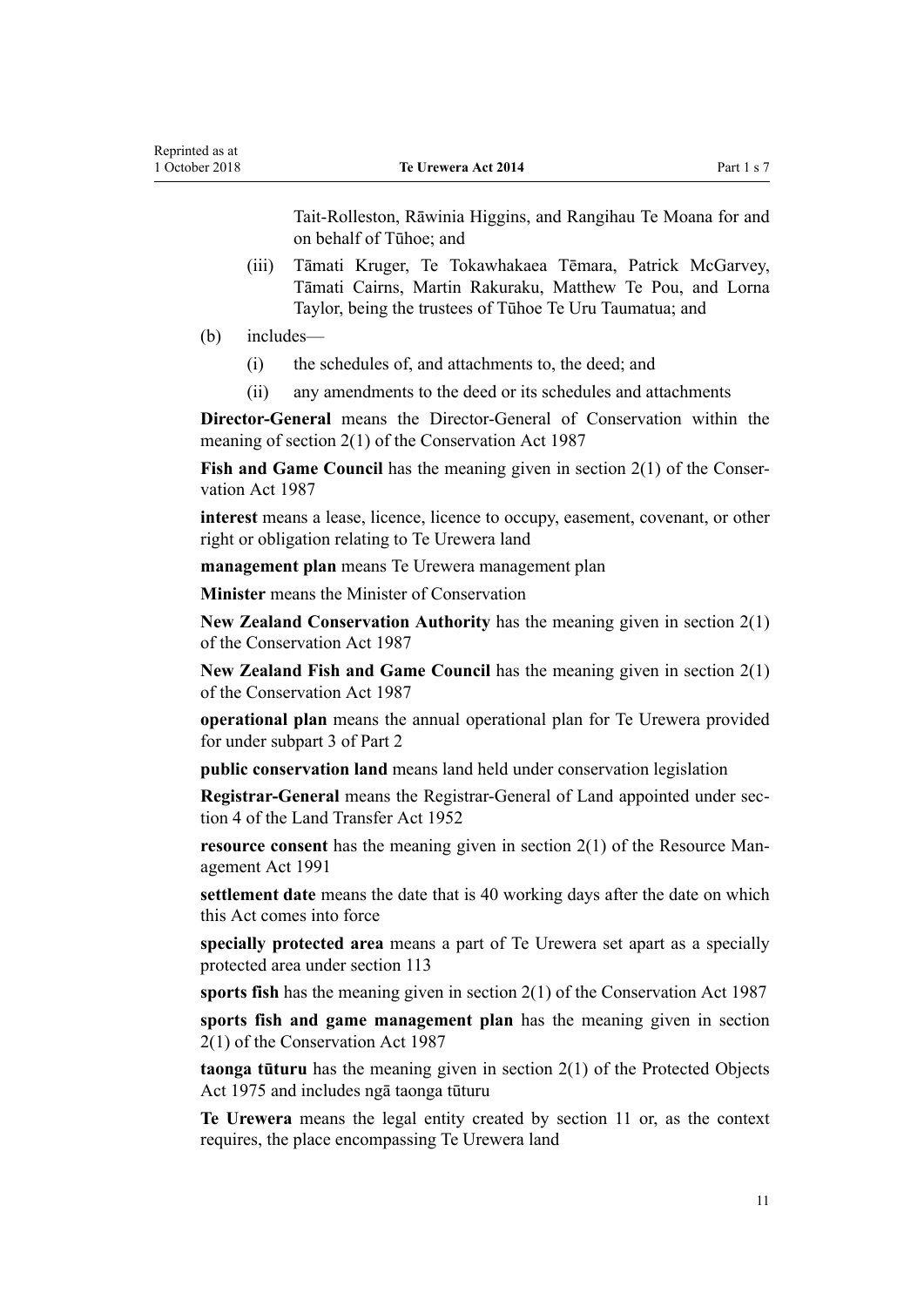Tait-Rolleston, Rāwinia Higgins, and Rangihau Te Moana for and on behalf of Tūhoe; and

(iii) Tāmati Kruger, Te Tokawhakaea Tēmara, Patrick McGarvey, Tāmati Cairns, Martin Rakuraku, Matthew Te Pou, and Lorna Taylor, being the trustees of Tūhoe Te Uru Taumatua; and

(b) includes—

(i) the schedules of, and attachments to, the deed; and

(ii) any amendments to the deed or its schedules and attachments

**Director-General** means the Director-General of Conservation within the meaning of section 2(1) of the Conservation Act 1987

**Fish and Game Council** has the meaning given in section 2(1) of the Conservation Act 1987

**interest** means a lease, licence, licence to occupy, easement, covenant, or other right or obligation relating to Te Urewera land

**management plan** means Te Urewera management plan

**Minister** means the Minister of Conservation

**New Zealand Conservation Authority** has the meaning given in section 2(1) of the Conservation Act 1987

**New Zealand Fish and Game Council** has the meaning given in section 2(1) of the Conservation Act 1987

**operational plan** means the annual operational plan for Te Urewera provided for under subpart 3 of Part 2

**public conservation land** means land held under conservation legislation

**Registrar-General** means the Registrar-General of Land appointed under section 4 of the Land Transfer Act 1952

**resource consent** has the meaning given in section 2(1) of the Resource Management Act 1991

**settlement date** means the date that is 40 working days after the date on which this Act comes into force

**specially protected area** means a part of Te Urewera set apart as a specially protected area under section 113

**sports fish** has the meaning given in section 2(1) of the Conservation Act 1987

**sports fish and game management plan** has the meaning given in section 2(1) of the Conservation Act 1987

**taonga tūturu** has the meaning given in section 2(1) of the Protected Objects Act 1975 and includes ngā taonga tūturu

**Te Urewera** means the legal entity created by section 11 or, as the context requires, the place encompassing Te Urewera land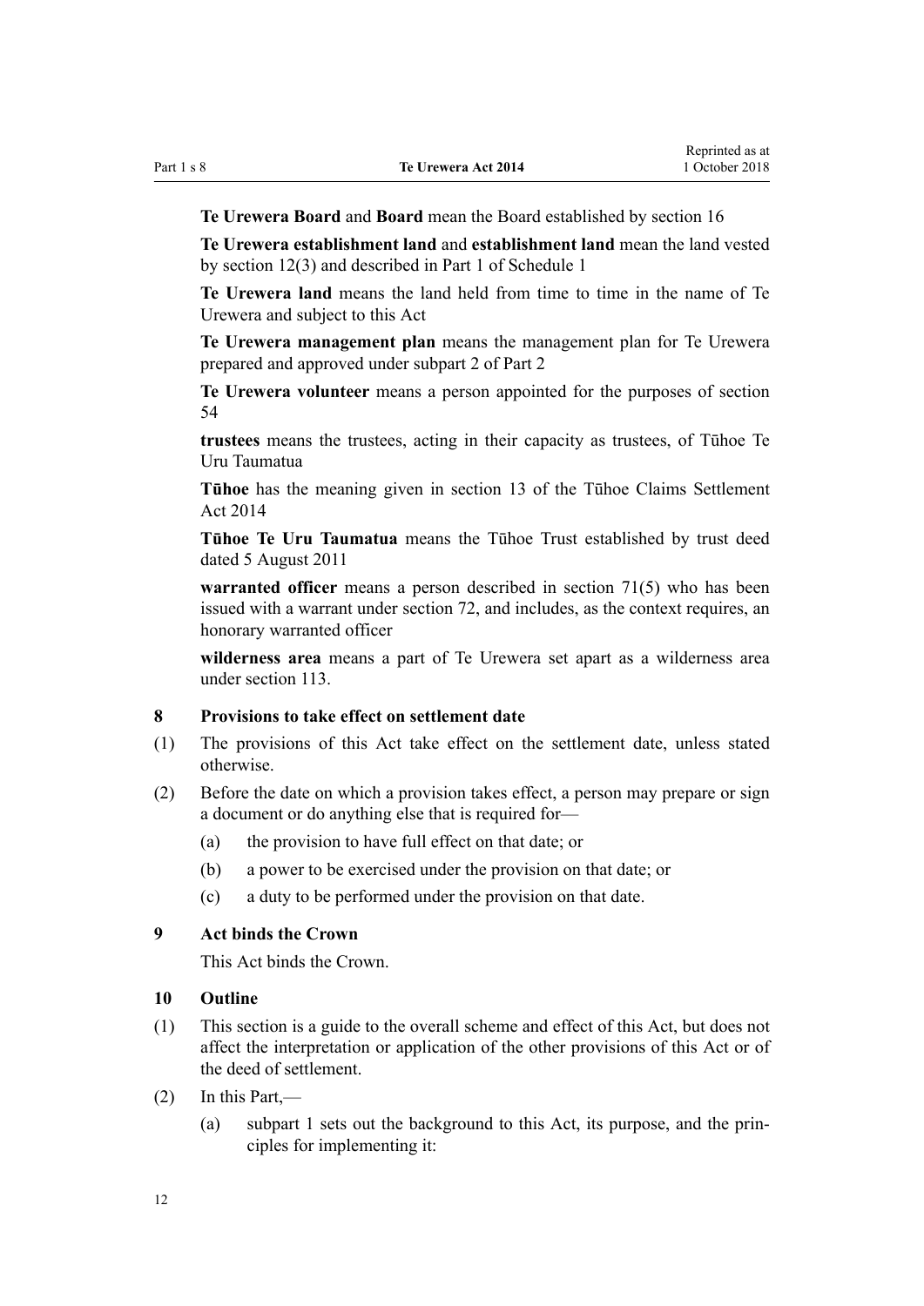**Te Urewera Board** and **Board** mean the Board established by section 16

**Te Urewera establishment land** and **establishment land** mean the land vested by section 12(3) and described in Part 1 of Schedule 1

**Te Urewera land** means the land held from time to time in the name of Te Urewera and subject to this Act

**Te Urewera management plan** means the management plan for Te Urewera prepared and approved under subpart 2 of Part 2

**Te Urewera volunteer** means a person appointed for the purposes of section 54

**trustees** means the trustees, acting in their capacity as trustees, of Tūhoe Te Uru Taumatua

**Tūhoe** has the meaning given in section 13 of the Tūhoe Claims Settlement Act 2014

**Tūhoe Te Uru Taumatua** means the Tūhoe Trust established by trust deed dated 5 August 2011

**warranted officer** means a person described in section 71(5) who has been issued with a warrant under section 72, and includes, as the context requires, an honorary warranted officer

**wilderness area** means a part of Te Urewera set apart as a wilderness area under section 113.

### 8 Provisions to take effect on settlement date

(1) The provisions of this Act take effect on the settlement date, unless stated otherwise.

(2) Before the date on which a provision takes effect, a person may prepare or sign a document or do anything else that is required for—

- (a) the provision to have full effect on that date; or
- (b) a power to be exercised under the provision on that date; or
- (c) a duty to be performed under the provision on that date.

### 9 Act binds the Crown

This Act binds the Crown.

### 10 Outline

(1) This section is a guide to the overall scheme and effect of this Act, but does not affect the interpretation or application of the other provisions of this Act or of the deed of settlement.

(2) In this Part,—

- (a) subpart 1 sets out the background to this Act, its purpose, and the principles for implementing it: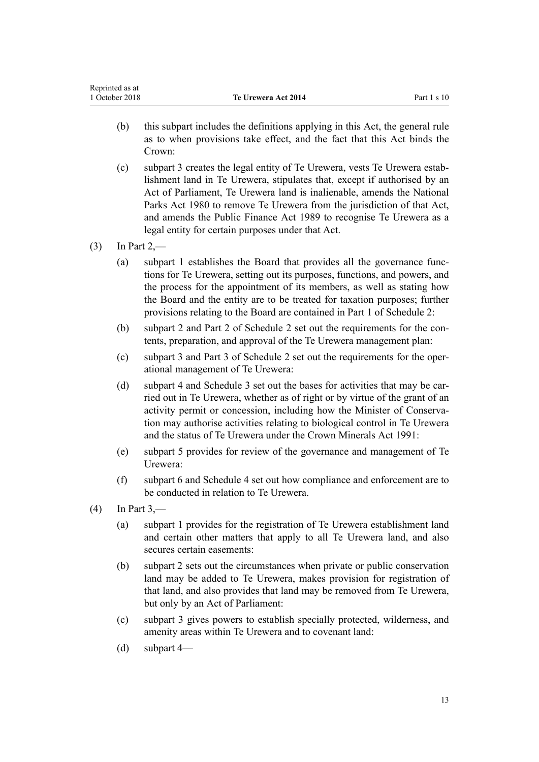- (b) this subpart includes the definitions applying in this Act, the general rule as to when provisions take effect, and the fact that this Act binds the Crown:
- (c) subpart 3 creates the legal entity of Te Urewera, vests Te Urewera establishment land in Te Urewera, stipulates that, except if authorised by an Act of Parliament, Te Urewera land is inalienable, amends the National Parks Act 1980 to remove Te Urewera from the jurisdiction of that Act, and amends the Public Finance Act 1989 to recognise Te Urewera as a legal entity for certain purposes under that Act.

(3) In Part 2,—

- (a) subpart 1 establishes the Board that provides all the governance functions for Te Urewera, setting out its purposes, functions, and powers, and the process for the appointment of its members, as well as stating how the Board and the entity are to be treated for taxation purposes; further provisions relating to the Board are contained in Part 1 of Schedule 2:
- (b) subpart 2 and Part 2 of Schedule 2 set out the requirements for the contents, preparation, and approval of the Te Urewera management plan:
- (c) subpart 3 and Part 3 of Schedule 2 set out the requirements for the operational management of Te Urewera:
- (d) subpart 4 and Schedule 3 set out the bases for activities that may be carried out in Te Urewera, whether as of right or by virtue of the grant of an activity permit or concession, including how the Minister of Conservation may authorise activities relating to biological control in Te Urewera and the status of Te Urewera under the Crown Minerals Act 1991:
- (e) subpart 5 provides for review of the governance and management of Te Urewera:
- (f) subpart 6 and Schedule 4 set out how compliance and enforcement are to be conducted in relation to Te Urewera.

(4) In Part 3,—

- (a) subpart 1 provides for the registration of Te Urewera establishment land and certain other matters that apply to all Te Urewera land, and also secures certain easements:
- (b) subpart 2 sets out the circumstances when private or public conservation land may be added to Te Urewera, makes provision for registration of that land, and also provides that land may be removed from Te Urewera, but only by an Act of Parliament:
- (c) subpart 3 gives powers to establish specially protected, wilderness, and amenity areas within Te Urewera and to covenant land:
- (d) subpart 4—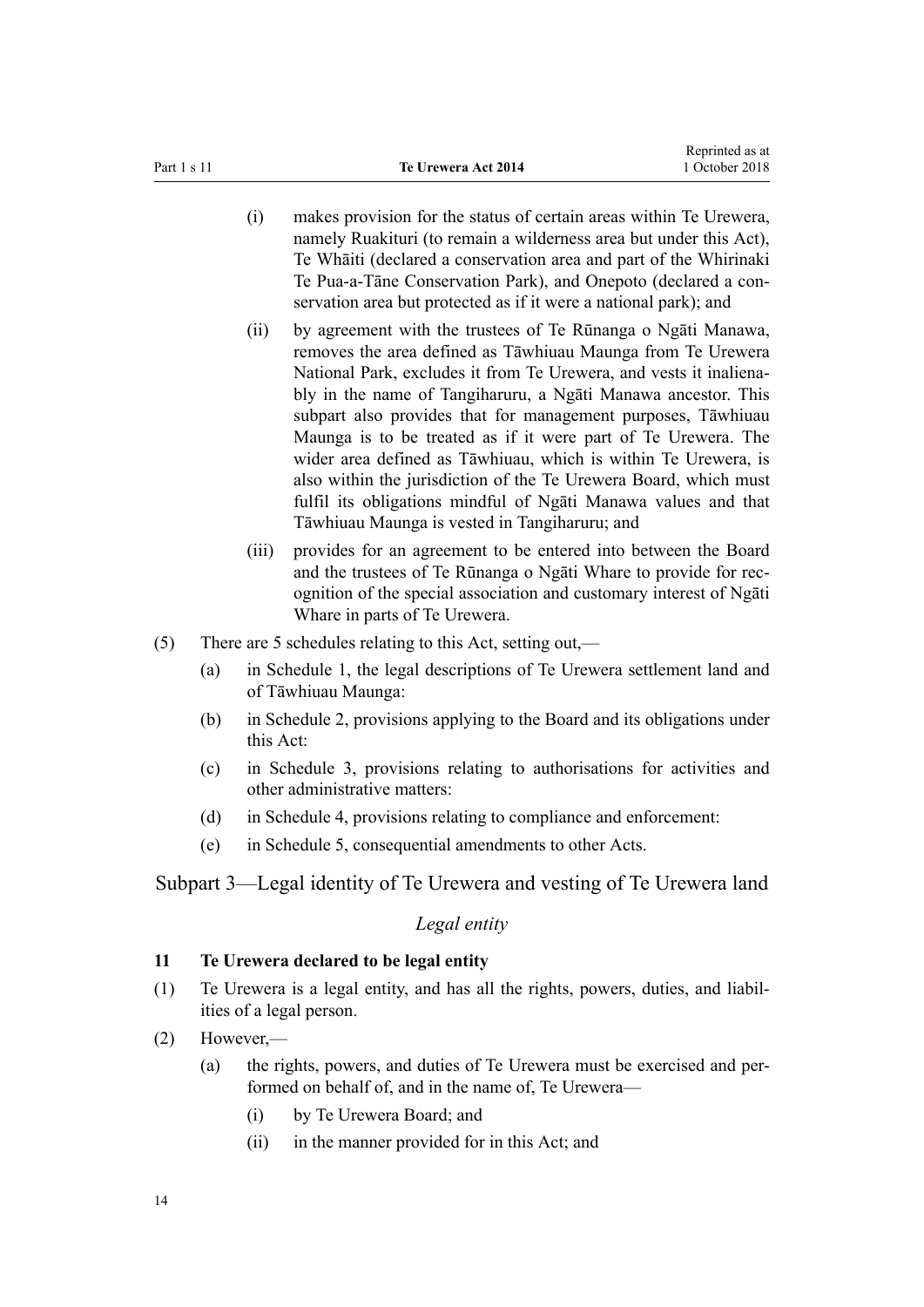- (i) makes provision for the status of certain areas within Te Urewera, namely Ruakituri (to remain a wilderness area but under this Act), Te Whāiti (declared a conservation area and part of the Whirinaki Te Pua-a-Tāne Conservation Park), and Onepoto (declared a conservation area but protected as if it were a national park); and
- (ii) by agreement with the trustees of Te Rūnanga o Ngāti Manawa, removes the area defined as Tāwhiuau Maunga from Te Urewera National Park, excludes it from Te Urewera, and vests it inalienably in the name of Tangiharuru, a Ngāti Manawa ancestor. This subpart also provides that for management purposes, Tāwhiuau Maunga is to be treated as if it were part of Te Urewera. The wider area defined as Tāwhiuau, which is within Te Urewera, is also within the jurisdiction of the Te Urewera Board, which must fulfil its obligations mindful of Ngāti Manawa values and that Tāwhiuau Maunga is vested in Tangiharuru; and
- (iii) provides for an agreement to be entered into between the Board and the trustees of Te Rūnanga o Ngāti Whare to provide for recognition of the special association and customary interest of Ngāti Whare in parts of Te Urewera.

(5) There are 5 schedules relating to this Act, setting out,—

- (a) in Schedule 1, the legal descriptions of Te Urewera settlement land and of Tāwhiuau Maunga:
- (b) in Schedule 2, provisions applying to the Board and its obligations under this Act:
- (c) in Schedule 3, provisions relating to authorisations for activities and other administrative matters:
- (d) in Schedule 4, provisions relating to compliance and enforcement:
- (e) in Schedule 5, consequential amendments to other Acts.

## Subpart 3—Legal identity of Te Urewera and vesting of Te Urewera land

### *Legal entity*

**11 Te Urewera declared to be legal entity**

(1) Te Urewera is a legal entity, and has all the rights, powers, duties, and liabilities of a legal person.

(2) However,—

- (a) the rights, powers, and duties of Te Urewera must be exercised and performed on behalf of, and in the name of, Te Urewera—
  - (i) by Te Urewera Board; and
  - (ii) in the manner provided for in this Act; and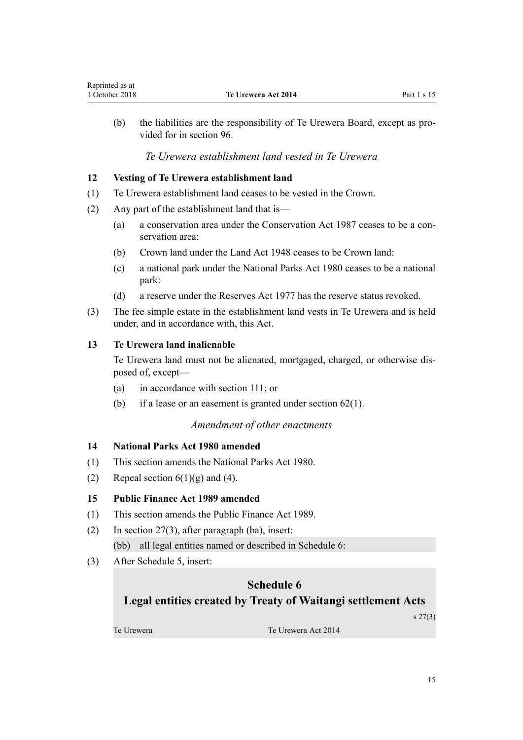(b) the liabilities are the responsibility of Te Urewera Board, except as provided for in section 96.

*Te Urewera establishment land vested in Te Urewera*

### 12 Vesting of Te Urewera establishment land

(1) Te Urewera establishment land ceases to be vested in the Crown.

(2) Any part of the establishment land that is—

- (a) a conservation area under the Conservation Act 1987 ceases to be a conservation area:
- (b) Crown land under the Land Act 1948 ceases to be Crown land:
- (c) a national park under the National Parks Act 1980 ceases to be a national park:
- (d) a reserve under the Reserves Act 1977 has the reserve status revoked.

(3) The fee simple estate in the establishment land vests in Te Urewera and is held under, and in accordance with, this Act.

### 13 Te Urewera land inalienable

Te Urewera land must not be alienated, mortgaged, charged, or otherwise disposed of, except—

- (a) in accordance with section 111; or
- (b) if a lease or an easement is granted under section 62(1).

*Amendment of other enactments*

### 14 National Parks Act 1980 amended

(1) This section amends the National Parks Act 1980.

(2) Repeal section 6(1)(g) and (4).

### 15 Public Finance Act 1989 amended

(1) This section amends the Public Finance Act 1989.

(2) In section 27(3), after paragraph (ba), insert:

> (bb) all legal entities named or described in Schedule 6:

(3) After Schedule 5, insert:

> **Schedule 6**
> **Legal entities created by Treaty of Waitangi settlement Acts**
>
> s 27(3)
>
> Te Urewera — Te Urewera Act 2014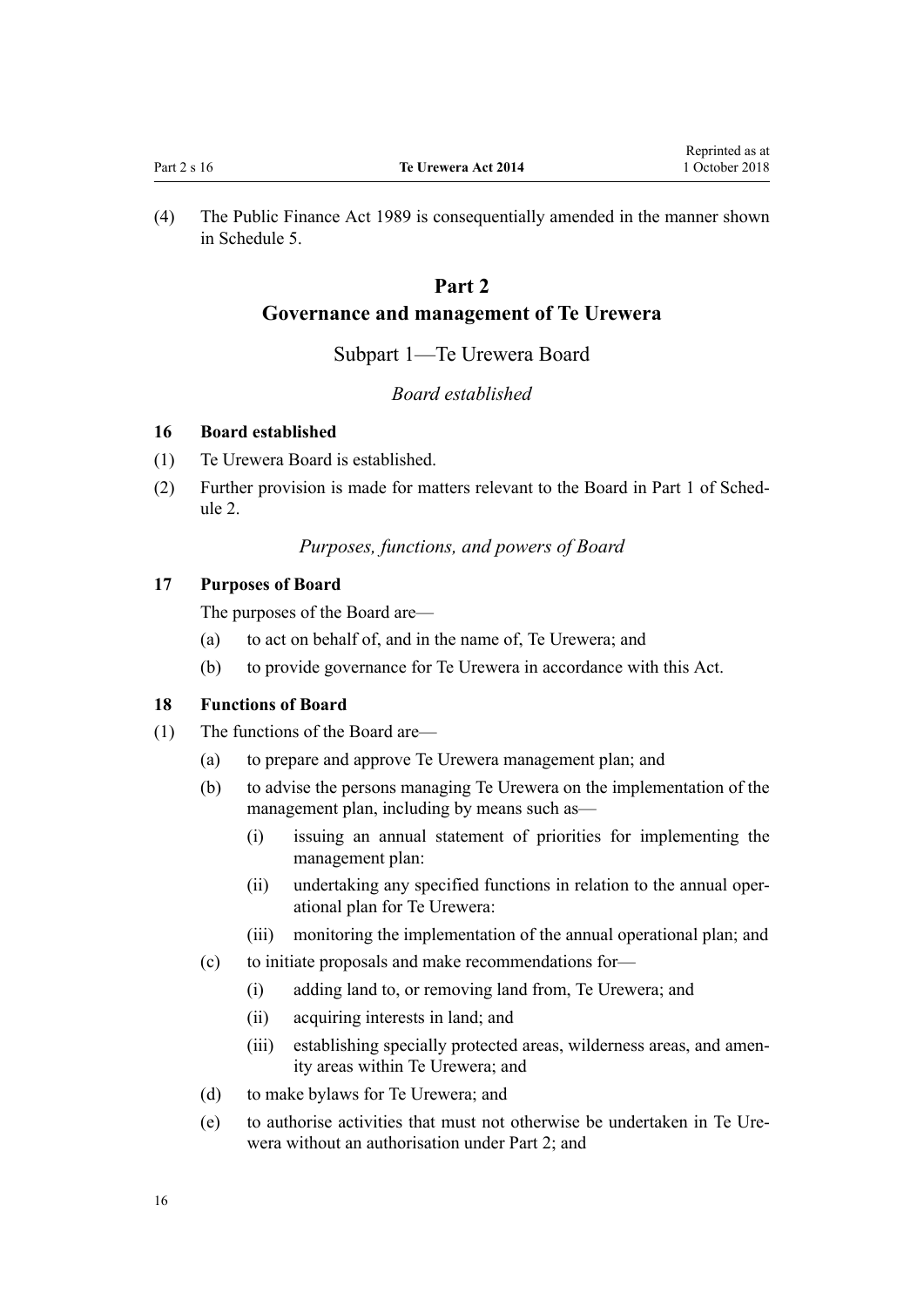(4) The Public Finance Act 1989 is consequentially amended in the manner shown in Schedule 5.

# Part 2
# Governance and management of Te Urewera

## Subpart 1—Te Urewera Board

### *Board established*

#### 16 Board established

(1) Te Urewera Board is established.

(2) Further provision is made for matters relevant to the Board in Part 1 of Schedule 2.

### *Purposes, functions, and powers of Board*

#### 17 Purposes of Board

The purposes of the Board are—

(a) to act on behalf of, and in the name of, Te Urewera; and

(b) to provide governance for Te Urewera in accordance with this Act.

#### 18 Functions of Board

(1) The functions of the Board are—

(a) to prepare and approve Te Urewera management plan; and

(b) to advise the persons managing Te Urewera on the implementation of the management plan, including by means such as—

(i) issuing an annual statement of priorities for implementing the management plan:

(ii) undertaking any specified functions in relation to the annual operational plan for Te Urewera:

(iii) monitoring the implementation of the annual operational plan; and

(c) to initiate proposals and make recommendations for—

(i) adding land to, or removing land from, Te Urewera; and

(ii) acquiring interests in land; and

(iii) establishing specially protected areas, wilderness areas, and amenity areas within Te Urewera; and

(d) to make bylaws for Te Urewera; and

(e) to authorise activities that must not otherwise be undertaken in Te Urewera without an authorisation under Part 2; and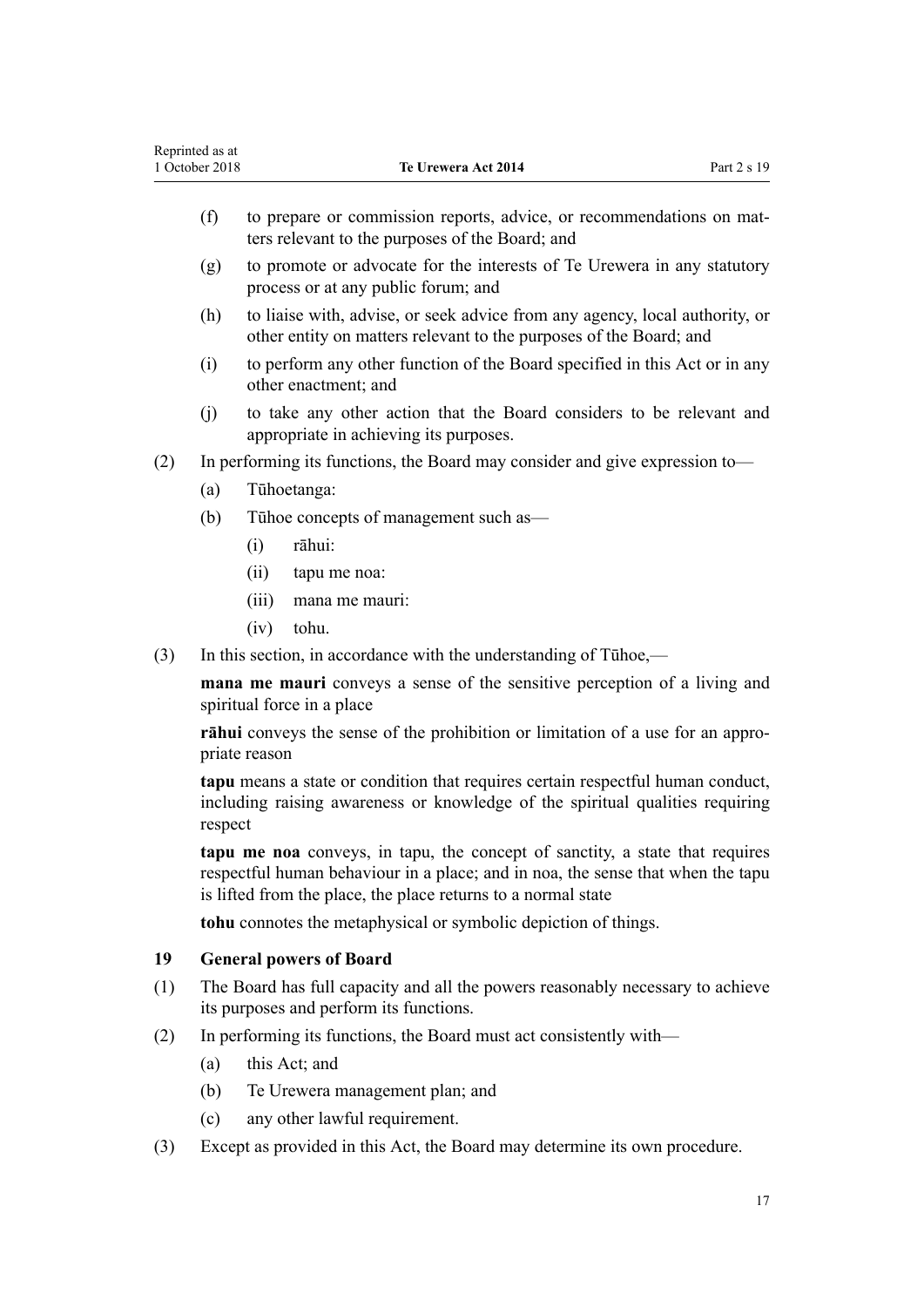(f) to prepare or commission reports, advice, or recommendations on matters relevant to the purposes of the Board; and

(g) to promote or advocate for the interests of Te Urewera in any statutory process or at any public forum; and

(h) to liaise with, advise, or seek advice from any agency, local authority, or other entity on matters relevant to the purposes of the Board; and

(i) to perform any other function of the Board specified in this Act or in any other enactment; and

(j) to take any other action that the Board considers to be relevant and appropriate in achieving its purposes.

(2) In performing its functions, the Board may consider and give expression to—

(a) Tūhoetanga:

(b) Tūhoe concepts of management such as—

(i) rāhui:

(ii) tapu me noa:

(iii) mana me mauri:

(iv) tohu.

(3) In this section, in accordance with the understanding of Tūhoe,—

**mana me mauri** conveys a sense of the sensitive perception of a living and spiritual force in a place

**rāhui** conveys the sense of the prohibition or limitation of a use for an appropriate reason

**tapu** means a state or condition that requires certain respectful human conduct, including raising awareness or knowledge of the spiritual qualities requiring respect

**tapu me noa** conveys, in tapu, the concept of sanctity, a state that requires respectful human behaviour in a place; and in noa, the sense that when the tapu is lifted from the place, the place returns to a normal state

**tohu** connotes the metaphysical or symbolic depiction of things.

### 19 General powers of Board

(1) The Board has full capacity and all the powers reasonably necessary to achieve its purposes and perform its functions.

(2) In performing its functions, the Board must act consistently with—

(a) this Act; and

(b) Te Urewera management plan; and

(c) any other lawful requirement.

(3) Except as provided in this Act, the Board may determine its own procedure.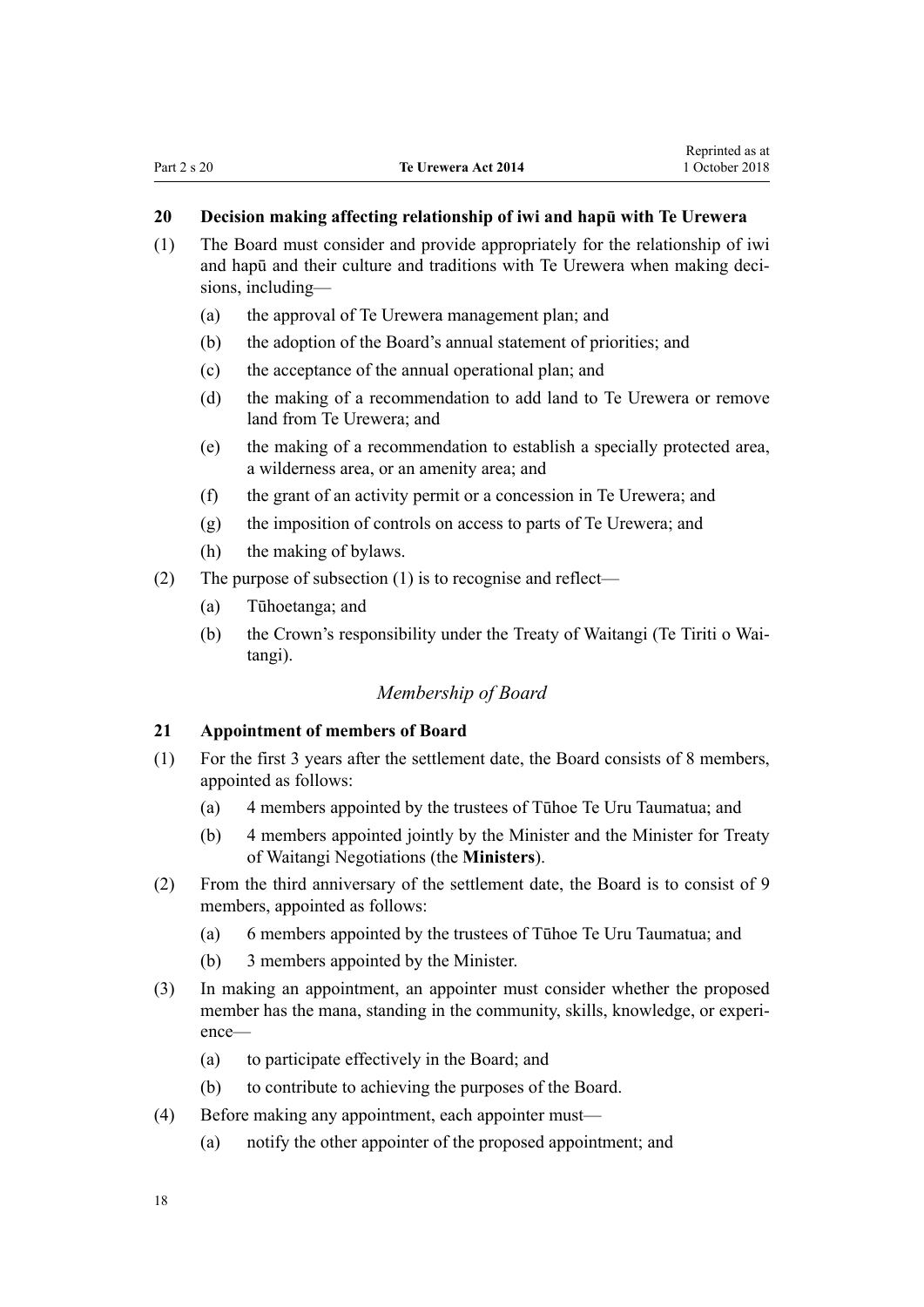### 20 Decision making affecting relationship of iwi and hapū with Te Urewera

(1) The Board must consider and provide appropriately for the relationship of iwi and hapū and their culture and traditions with Te Urewera when making decisions, including—

- (a) the approval of Te Urewera management plan; and
- (b) the adoption of the Board's annual statement of priorities; and
- (c) the acceptance of the annual operational plan; and
- (d) the making of a recommendation to add land to Te Urewera or remove land from Te Urewera; and
- (e) the making of a recommendation to establish a specially protected area, a wilderness area, or an amenity area; and
- (f) the grant of an activity permit or a concession in Te Urewera; and
- (g) the imposition of controls on access to parts of Te Urewera; and
- (h) the making of bylaws.

(2) The purpose of subsection (1) is to recognise and reflect—

- (a) Tūhoetanga; and
- (b) the Crown's responsibility under the Treaty of Waitangi (Te Tiriti o Waitangi).

*Membership of Board*

### 21 Appointment of members of Board

(1) For the first 3 years after the settlement date, the Board consists of 8 members, appointed as follows:

- (a) 4 members appointed by the trustees of Tūhoe Te Uru Taumatua; and
- (b) 4 members appointed jointly by the Minister and the Minister for Treaty of Waitangi Negotiations (the **Ministers**).

(2) From the third anniversary of the settlement date, the Board is to consist of 9 members, appointed as follows:

- (a) 6 members appointed by the trustees of Tūhoe Te Uru Taumatua; and
- (b) 3 members appointed by the Minister.

(3) In making an appointment, an appointer must consider whether the proposed member has the mana, standing in the community, skills, knowledge, or experience—

- (a) to participate effectively in the Board; and
- (b) to contribute to achieving the purposes of the Board.

(4) Before making any appointment, each appointer must—

- (a) notify the other appointer of the proposed appointment; and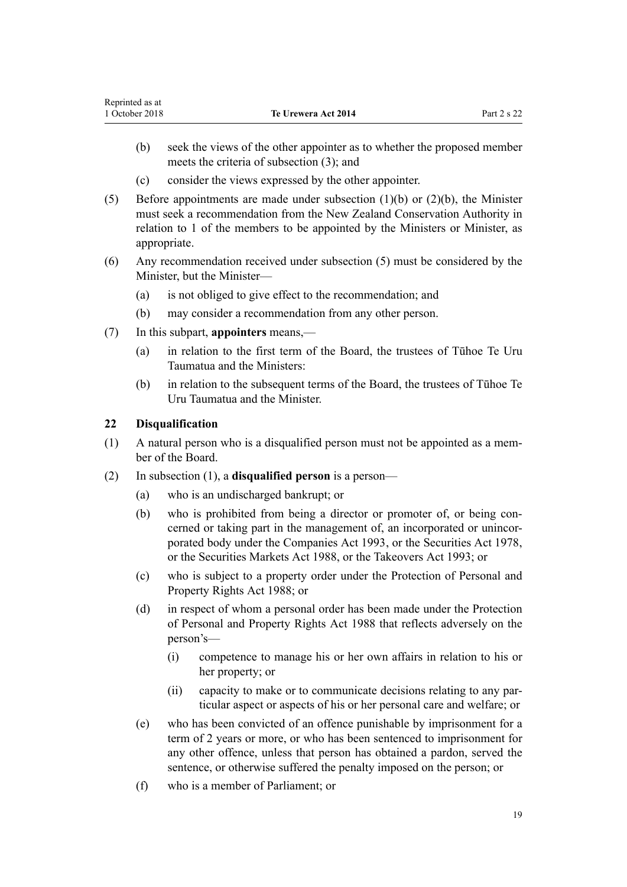(b) seek the views of the other appointer as to whether the proposed member meets the criteria of subsection (3); and

(c) consider the views expressed by the other appointer.

(5) Before appointments are made under subsection (1)(b) or (2)(b), the Minister must seek a recommendation from the New Zealand Conservation Authority in relation to 1 of the members to be appointed by the Ministers or Minister, as appropriate.

(6) Any recommendation received under subsection (5) must be considered by the Minister, but the Minister—

(a) is not obliged to give effect to the recommendation; and

(b) may consider a recommendation from any other person.

(7) In this subpart, **appointers** means,—

(a) in relation to the first term of the Board, the trustees of Tūhoe Te Uru Taumatua and the Ministers:

(b) in relation to the subsequent terms of the Board, the trustees of Tūhoe Te Uru Taumatua and the Minister.

### 22 Disqualification

(1) A natural person who is a disqualified person must not be appointed as a member of the Board.

(2) In subsection (1), a **disqualified person** is a person—

(a) who is an undischarged bankrupt; or

(b) who is prohibited from being a director or promoter of, or being concerned or taking part in the management of, an incorporated or unincorporated body under the Companies Act 1993, or the Securities Act 1978, or the Securities Markets Act 1988, or the Takeovers Act 1993; or

(c) who is subject to a property order under the Protection of Personal and Property Rights Act 1988; or

(d) in respect of whom a personal order has been made under the Protection of Personal and Property Rights Act 1988 that reflects adversely on the person's—

(i) competence to manage his or her own affairs in relation to his or her property; or

(ii) capacity to make or to communicate decisions relating to any particular aspect or aspects of his or her personal care and welfare; or

(e) who has been convicted of an offence punishable by imprisonment for a term of 2 years or more, or who has been sentenced to imprisonment for any other offence, unless that person has obtained a pardon, served the sentence, or otherwise suffered the penalty imposed on the person; or

(f) who is a member of Parliament; or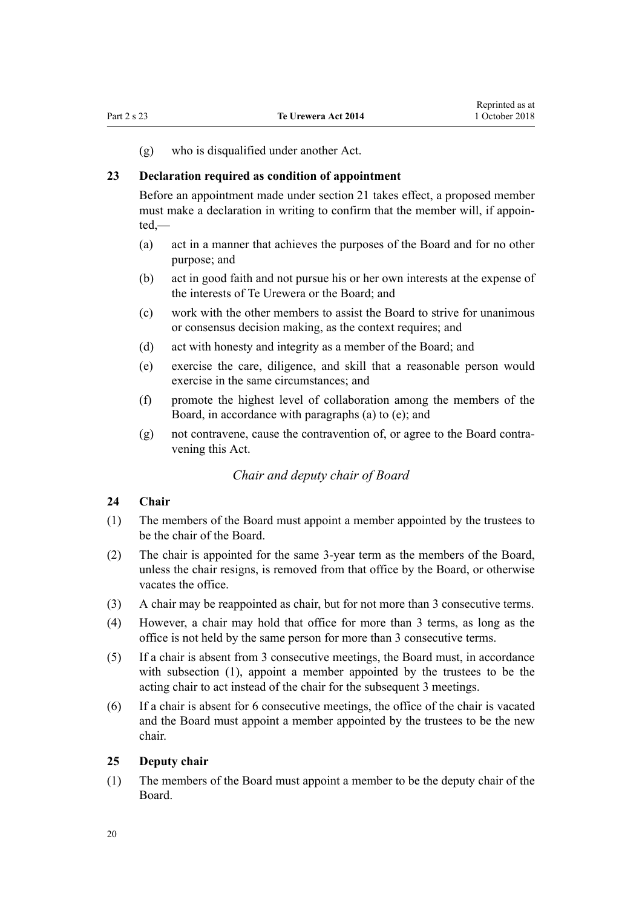(g) who is disqualified under another Act.

**23 Declaration required as condition of appointment**

Before an appointment made under section 21 takes effect, a proposed member must make a declaration in writing to confirm that the member will, if appointed,—

(a) act in a manner that achieves the purposes of the Board and for no other purpose; and

(b) act in good faith and not pursue his or her own interests at the expense of the interests of Te Urewera or the Board; and

(c) work with the other members to assist the Board to strive for unanimous or consensus decision making, as the context requires; and

(d) act with honesty and integrity as a member of the Board; and

(e) exercise the care, diligence, and skill that a reasonable person would exercise in the same circumstances; and

(f) promote the highest level of collaboration among the members of the Board, in accordance with paragraphs (a) to (e); and

(g) not contravene, cause the contravention of, or agree to the Board contravening this Act.

*Chair and deputy chair of Board*

**24 Chair**

(1) The members of the Board must appoint a member appointed by the trustees to be the chair of the Board.

(2) The chair is appointed for the same 3-year term as the members of the Board, unless the chair resigns, is removed from that office by the Board, or otherwise vacates the office.

(3) A chair may be reappointed as chair, but for not more than 3 consecutive terms.

(4) However, a chair may hold that office for more than 3 terms, as long as the office is not held by the same person for more than 3 consecutive terms.

(5) If a chair is absent from 3 consecutive meetings, the Board must, in accordance with subsection (1), appoint a member appointed by the trustees to be the acting chair to act instead of the chair for the subsequent 3 meetings.

(6) If a chair is absent for 6 consecutive meetings, the office of the chair is vacated and the Board must appoint a member appointed by the trustees to be the new chair.

**25 Deputy chair**

(1) The members of the Board must appoint a member to be the deputy chair of the Board.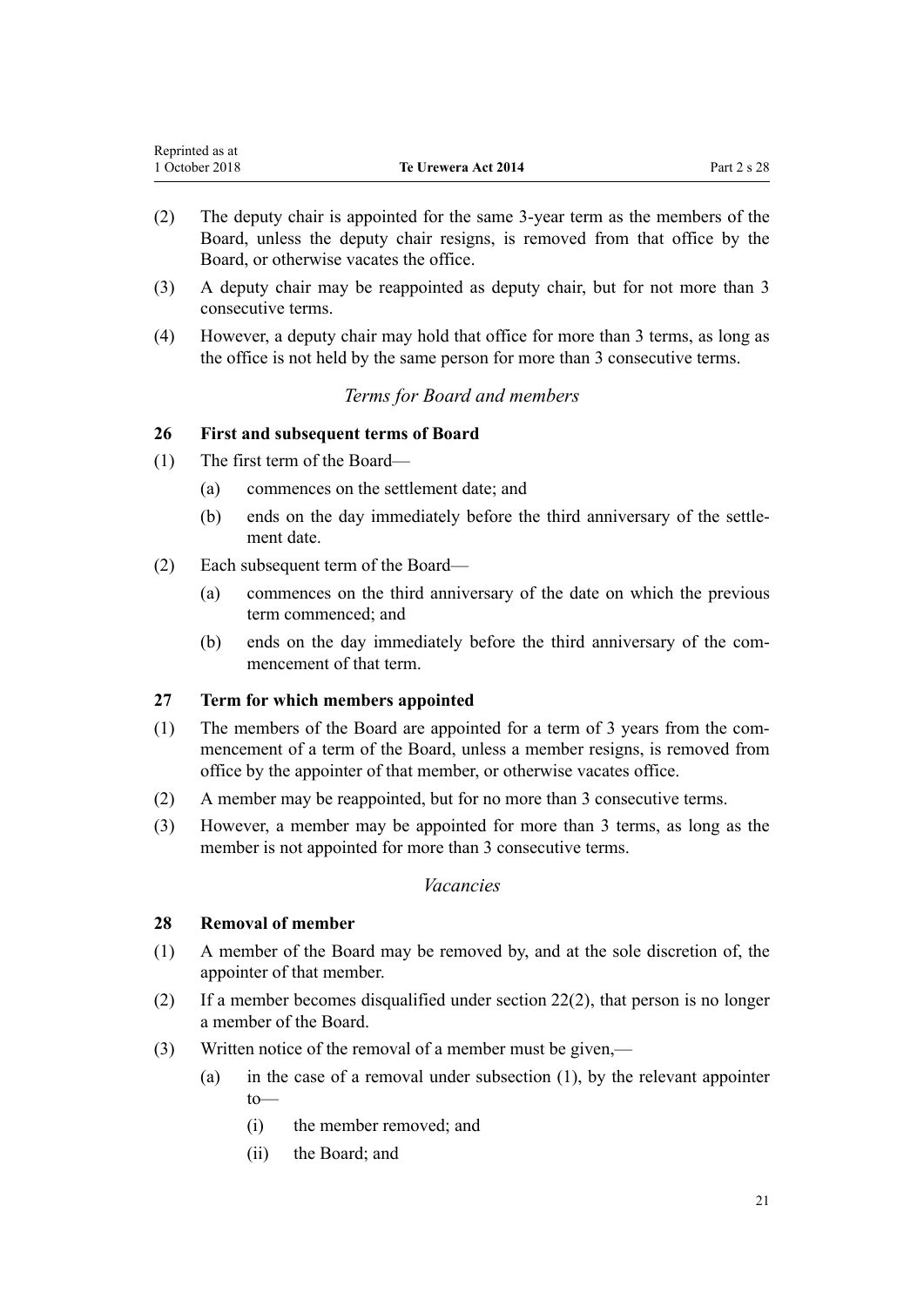(2) The deputy chair is appointed for the same 3-year term as the members of the Board, unless the deputy chair resigns, is removed from that office by the Board, or otherwise vacates the office.

(3) A deputy chair may be reappointed as deputy chair, but for not more than 3 consecutive terms.

(4) However, a deputy chair may hold that office for more than 3 terms, as long as the office is not held by the same person for more than 3 consecutive terms.

*Terms for Board and members*

### 26 First and subsequent terms of Board

(1) The first term of the Board—

   (a) commences on the settlement date; and

   (b) ends on the day immediately before the third anniversary of the settlement date.

(2) Each subsequent term of the Board—

   (a) commences on the third anniversary of the date on which the previous term commenced; and

   (b) ends on the day immediately before the third anniversary of the commencement of that term.

### 27 Term for which members appointed

(1) The members of the Board are appointed for a term of 3 years from the commencement of a term of the Board, unless a member resigns, is removed from office by the appointer of that member, or otherwise vacates office.

(2) A member may be reappointed, but for no more than 3 consecutive terms.

(3) However, a member may be appointed for more than 3 terms, as long as the member is not appointed for more than 3 consecutive terms.

*Vacancies*

### 28 Removal of member

(1) A member of the Board may be removed by, and at the sole discretion of, the appointer of that member.

(2) If a member becomes disqualified under section 22(2), that person is no longer a member of the Board.

(3) Written notice of the removal of a member must be given,—

   (a) in the case of a removal under subsection (1), by the relevant appointer to—

      (i) the member removed; and

      (ii) the Board; and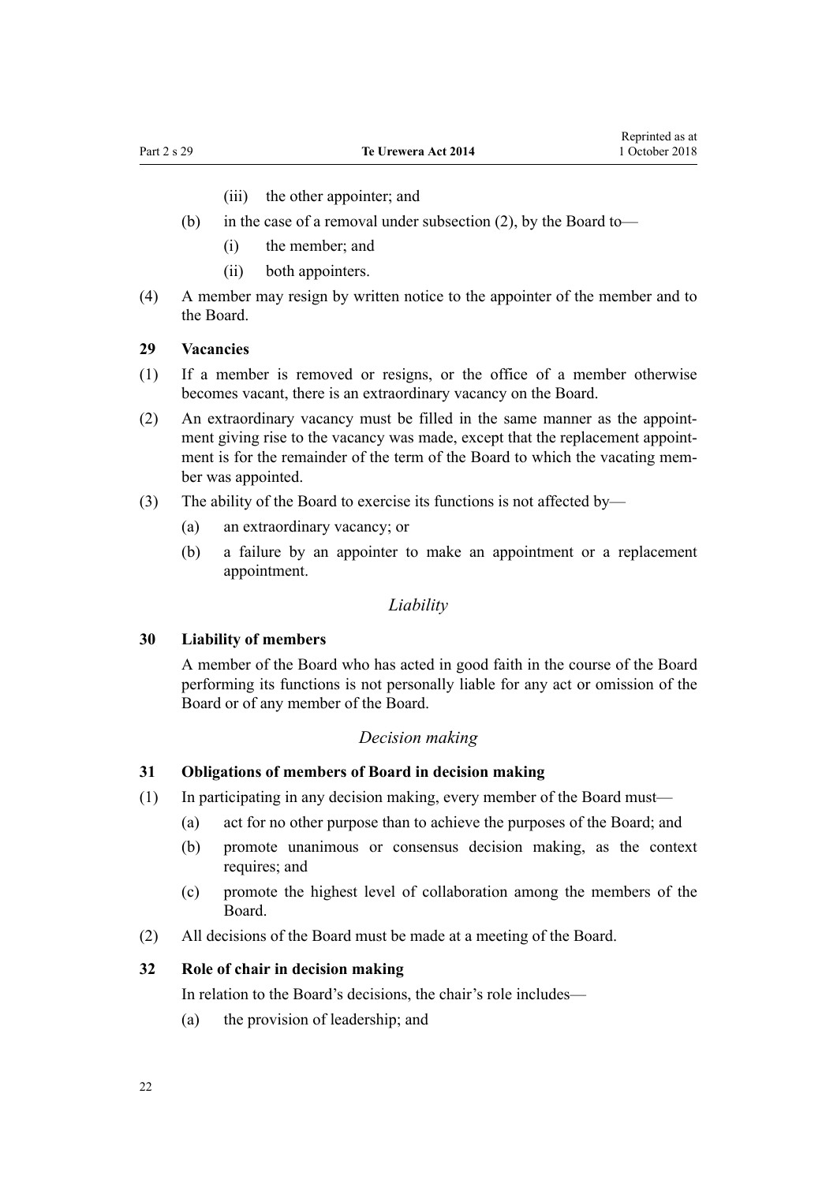(iii) the other appointer; and

(b) in the case of a removal under subsection (2), by the Board to—

(i) the member; and

(ii) both appointers.

(4) A member may resign by written notice to the appointer of the member and to the Board.

**29 Vacancies**

(1) If a member is removed or resigns, or the office of a member otherwise becomes vacant, there is an extraordinary vacancy on the Board.

(2) An extraordinary vacancy must be filled in the same manner as the appointment giving rise to the vacancy was made, except that the replacement appointment is for the remainder of the term of the Board to which the vacating member was appointed.

(3) The ability of the Board to exercise its functions is not affected by—

(a) an extraordinary vacancy; or

(b) a failure by an appointer to make an appointment or a replacement appointment.

*Liability*

**30 Liability of members**

A member of the Board who has acted in good faith in the course of the Board performing its functions is not personally liable for any act or omission of the Board or of any member of the Board.

*Decision making*

**31 Obligations of members of Board in decision making**

(1) In participating in any decision making, every member of the Board must—

(a) act for no other purpose than to achieve the purposes of the Board; and

(b) promote unanimous or consensus decision making, as the context requires; and

(c) promote the highest level of collaboration among the members of the Board.

(2) All decisions of the Board must be made at a meeting of the Board.

**32 Role of chair in decision making**

In relation to the Board's decisions, the chair's role includes—

(a) the provision of leadership; and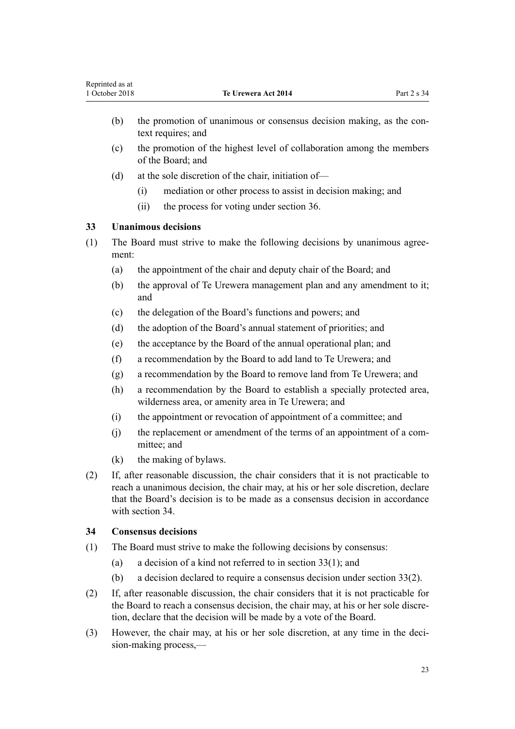(b) the promotion of unanimous or consensus decision making, as the context requires; and

(c) the promotion of the highest level of collaboration among the members of the Board; and

(d) at the sole discretion of the chair, initiation of—

  (i) mediation or other process to assist in decision making; and

  (ii) the process for voting under section 36.

### 33 Unanimous decisions

(1) The Board must strive to make the following decisions by unanimous agreement:

  (a) the appointment of the chair and deputy chair of the Board; and

  (b) the approval of Te Urewera management plan and any amendment to it; and

  (c) the delegation of the Board's functions and powers; and

  (d) the adoption of the Board's annual statement of priorities; and

  (e) the acceptance by the Board of the annual operational plan; and

  (f) a recommendation by the Board to add land to Te Urewera; and

  (g) a recommendation by the Board to remove land from Te Urewera; and

  (h) a recommendation by the Board to establish a specially protected area, wilderness area, or amenity area in Te Urewera; and

  (i) the appointment or revocation of appointment of a committee; and

  (j) the replacement or amendment of the terms of an appointment of a committee; and

  (k) the making of bylaws.

(2) If, after reasonable discussion, the chair considers that it is not practicable to reach a unanimous decision, the chair may, at his or her sole discretion, declare that the Board's decision is to be made as a consensus decision in accordance with section 34.

### 34 Consensus decisions

(1) The Board must strive to make the following decisions by consensus:

  (a) a decision of a kind not referred to in section 33(1); and

  (b) a decision declared to require a consensus decision under section 33(2).

(2) If, after reasonable discussion, the chair considers that it is not practicable for the Board to reach a consensus decision, the chair may, at his or her sole discretion, declare that the decision will be made by a vote of the Board.

(3) However, the chair may, at his or her sole discretion, at any time in the decision-making process,—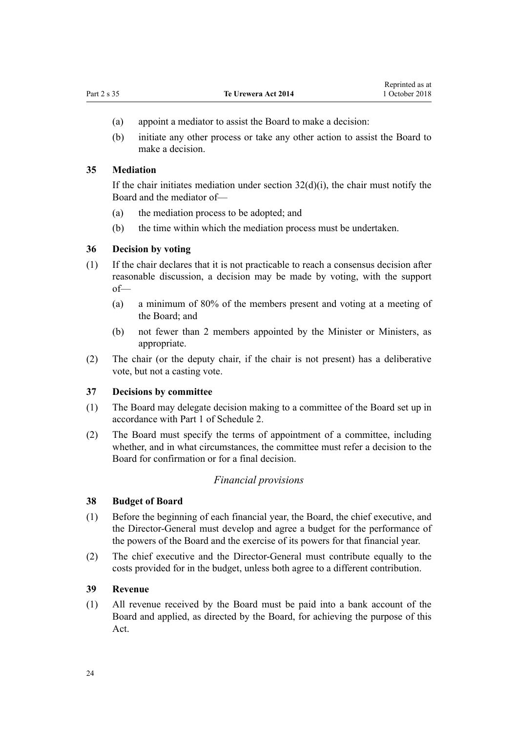(a) appoint a mediator to assist the Board to make a decision:

(b) initiate any other process or take any other action to assist the Board to make a decision.

### 35 Mediation

If the chair initiates mediation under section 32(d)(i), the chair must notify the Board and the mediator of—

(a) the mediation process to be adopted; and

(b) the time within which the mediation process must be undertaken.

### 36 Decision by voting

(1) If the chair declares that it is not practicable to reach a consensus decision after reasonable discussion, a decision may be made by voting, with the support of—

(a) a minimum of 80% of the members present and voting at a meeting of the Board; and

(b) not fewer than 2 members appointed by the Minister or Ministers, as appropriate.

(2) The chair (or the deputy chair, if the chair is not present) has a deliberative vote, but not a casting vote.

### 37 Decisions by committee

(1) The Board may delegate decision making to a committee of the Board set up in accordance with Part 1 of Schedule 2.

(2) The Board must specify the terms of appointment of a committee, including whether, and in what circumstances, the committee must refer a decision to the Board for confirmation or for a final decision.

*Financial provisions*

### 38 Budget of Board

(1) Before the beginning of each financial year, the Board, the chief executive, and the Director-General must develop and agree a budget for the performance of the powers of the Board and the exercise of its powers for that financial year.

(2) The chief executive and the Director-General must contribute equally to the costs provided for in the budget, unless both agree to a different contribution.

### 39 Revenue

(1) All revenue received by the Board must be paid into a bank account of the Board and applied, as directed by the Board, for achieving the purpose of this Act.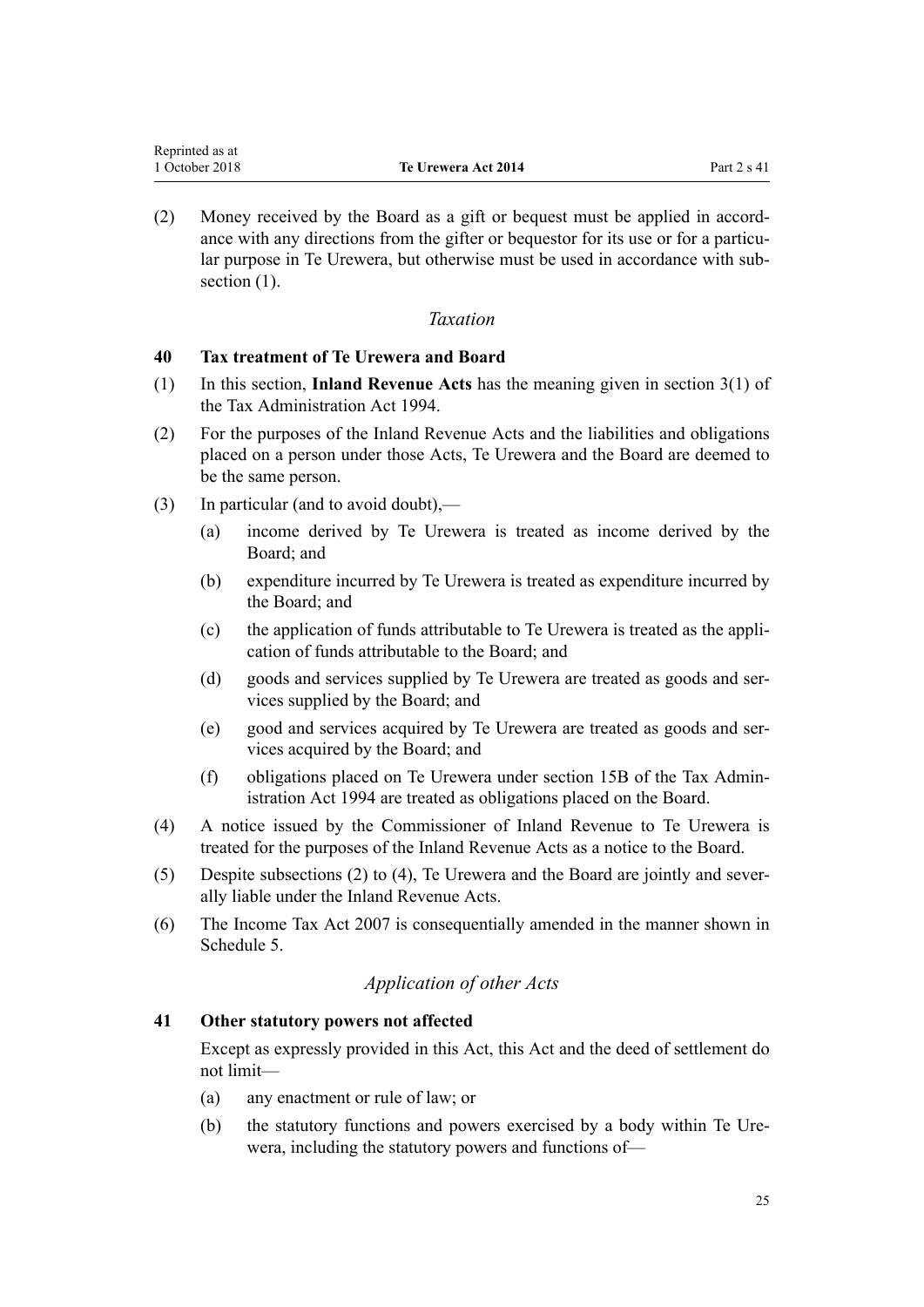(2) Money received by the Board as a gift or bequest must be applied in accordance with any directions from the gifter or bequestor for its use or for a particular purpose in Te Urewera, but otherwise must be used in accordance with subsection (1).

*Taxation*

### 40 Tax treatment of Te Urewera and Board

(1) In this section, **Inland Revenue Acts** has the meaning given in section 3(1) of the Tax Administration Act 1994.

(2) For the purposes of the Inland Revenue Acts and the liabilities and obligations placed on a person under those Acts, Te Urewera and the Board are deemed to be the same person.

(3) In particular (and to avoid doubt),—

  (a) income derived by Te Urewera is treated as income derived by the Board; and

  (b) expenditure incurred by Te Urewera is treated as expenditure incurred by the Board; and

  (c) the application of funds attributable to Te Urewera is treated as the application of funds attributable to the Board; and

  (d) goods and services supplied by Te Urewera are treated as goods and services supplied by the Board; and

  (e) good and services acquired by Te Urewera are treated as goods and services acquired by the Board; and

  (f) obligations placed on Te Urewera under section 15B of the Tax Administration Act 1994 are treated as obligations placed on the Board.

(4) A notice issued by the Commissioner of Inland Revenue to Te Urewera is treated for the purposes of the Inland Revenue Acts as a notice to the Board.

(5) Despite subsections (2) to (4), Te Urewera and the Board are jointly and severally liable under the Inland Revenue Acts.

(6) The Income Tax Act 2007 is consequentially amended in the manner shown in Schedule 5.

*Application of other Acts*

### 41 Other statutory powers not affected

Except as expressly provided in this Act, this Act and the deed of settlement do not limit—

  (a) any enactment or rule of law; or

  (b) the statutory functions and powers exercised by a body within Te Urewera, including the statutory powers and functions of—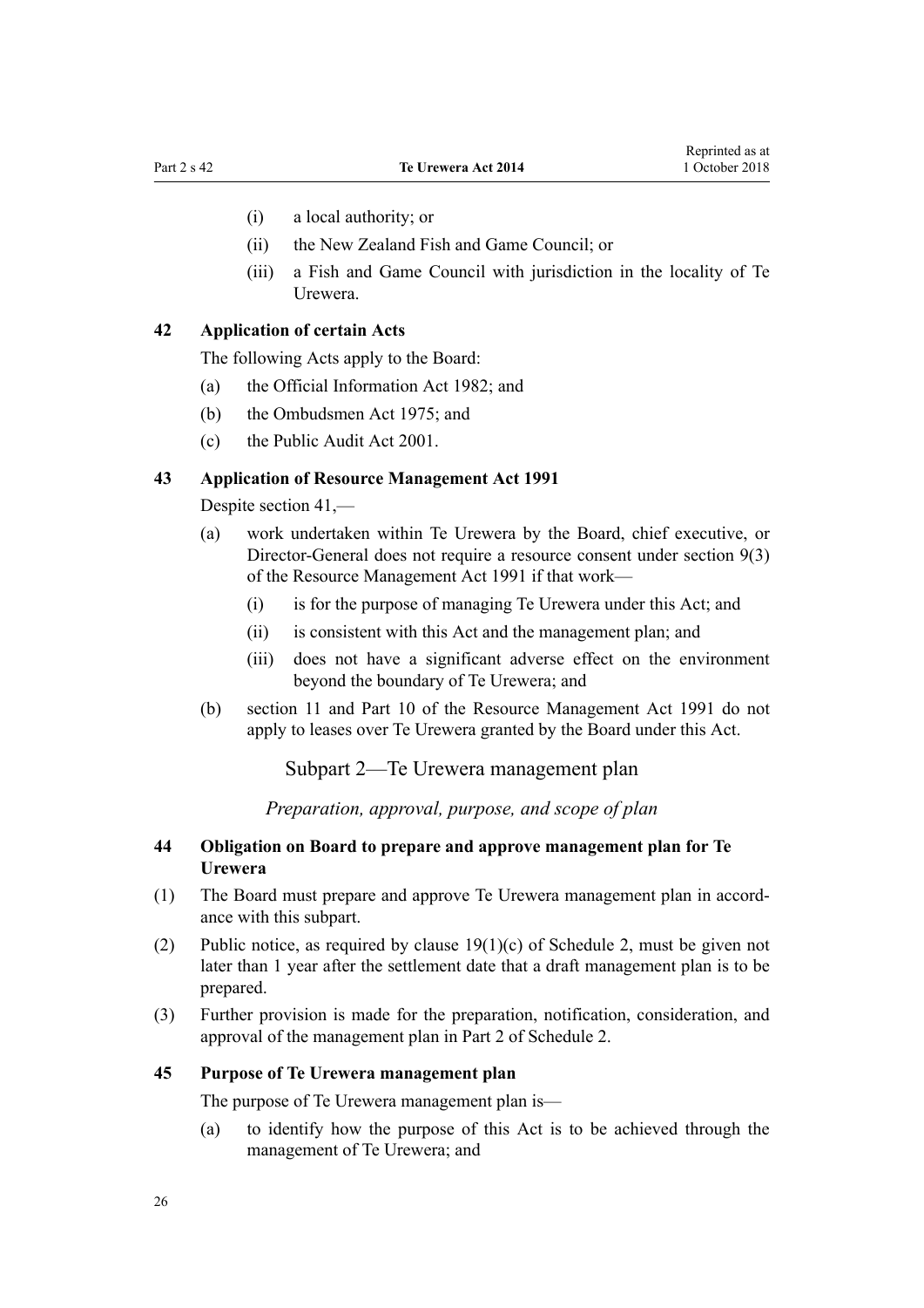(i) a local authority; or

(ii) the New Zealand Fish and Game Council; or

(iii) a Fish and Game Council with jurisdiction in the locality of Te Urewera.

### 42 Application of certain Acts

The following Acts apply to the Board:

(a) the Official Information Act 1982; and

(b) the Ombudsmen Act 1975; and

(c) the Public Audit Act 2001.

### 43 Application of Resource Management Act 1991

Despite section 41,—

(a) work undertaken within Te Urewera by the Board, chief executive, or Director-General does not require a resource consent under section 9(3) of the Resource Management Act 1991 if that work—

  (i) is for the purpose of managing Te Urewera under this Act; and

  (ii) is consistent with this Act and the management plan; and

  (iii) does not have a significant adverse effect on the environment beyond the boundary of Te Urewera; and

(b) section 11 and Part 10 of the Resource Management Act 1991 do not apply to leases over Te Urewera granted by the Board under this Act.

## Subpart 2—Te Urewera management plan

*Preparation, approval, purpose, and scope of plan*

### 44 Obligation on Board to prepare and approve management plan for Te Urewera

(1) The Board must prepare and approve Te Urewera management plan in accordance with this subpart.

(2) Public notice, as required by clause 19(1)(c) of Schedule 2, must be given not later than 1 year after the settlement date that a draft management plan is to be prepared.

(3) Further provision is made for the preparation, notification, consideration, and approval of the management plan in Part 2 of Schedule 2.

### 45 Purpose of Te Urewera management plan

The purpose of Te Urewera management plan is—

(a) to identify how the purpose of this Act is to be achieved through the management of Te Urewera; and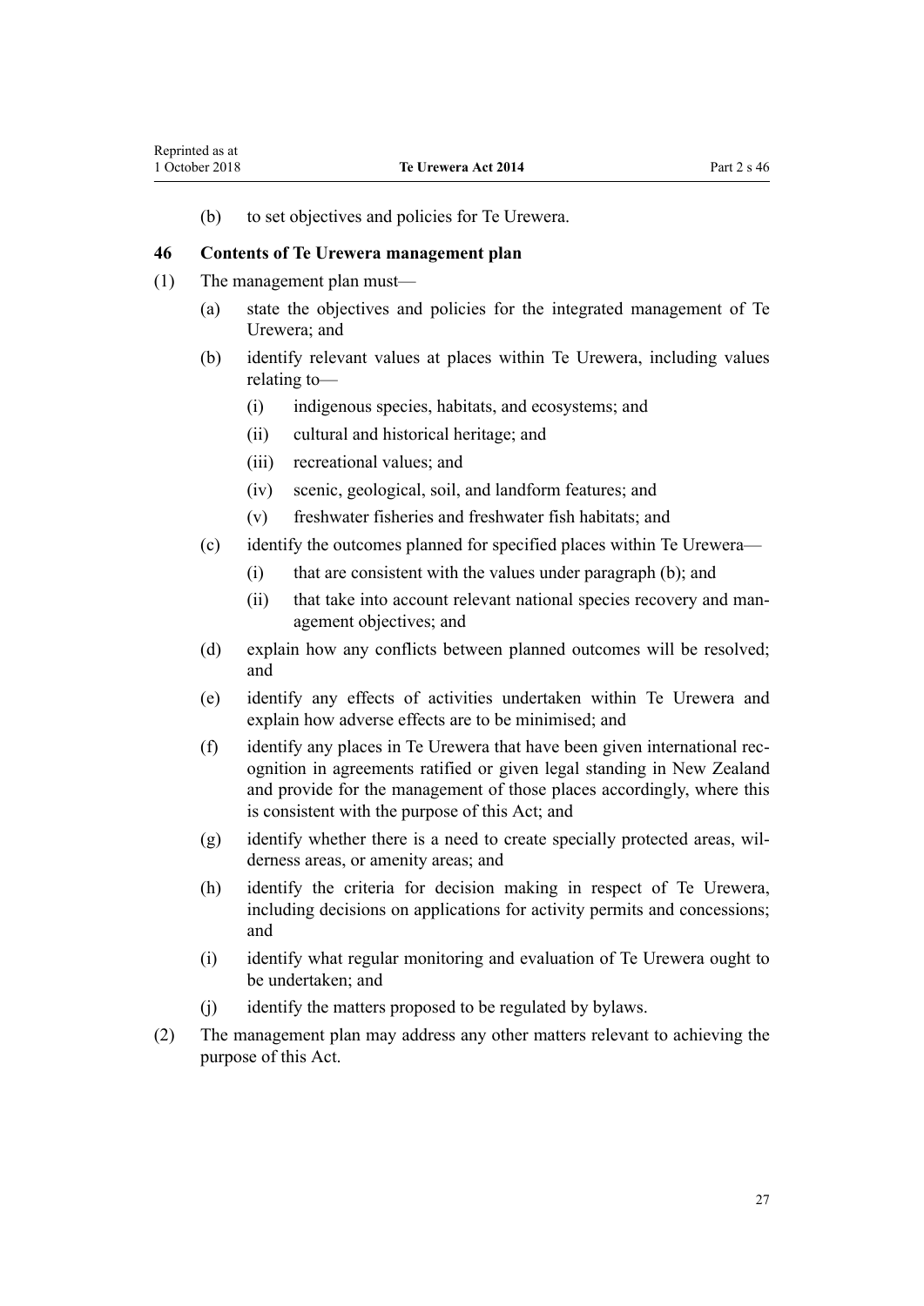(b) to set objectives and policies for Te Urewera.

### 46 Contents of Te Urewera management plan

(1) The management plan must—

  (a) state the objectives and policies for the integrated management of Te Urewera; and

  (b) identify relevant values at places within Te Urewera, including values relating to—

    (i) indigenous species, habitats, and ecosystems; and

    (ii) cultural and historical heritage; and

    (iii) recreational values; and

    (iv) scenic, geological, soil, and landform features; and

    (v) freshwater fisheries and freshwater fish habitats; and

  (c) identify the outcomes planned for specified places within Te Urewera—

    (i) that are consistent with the values under paragraph (b); and

    (ii) that take into account relevant national species recovery and management objectives; and

  (d) explain how any conflicts between planned outcomes will be resolved; and

  (e) identify any effects of activities undertaken within Te Urewera and explain how adverse effects are to be minimised; and

  (f) identify any places in Te Urewera that have been given international recognition in agreements ratified or given legal standing in New Zealand and provide for the management of those places accordingly, where this is consistent with the purpose of this Act; and

  (g) identify whether there is a need to create specially protected areas, wilderness areas, or amenity areas; and

  (h) identify the criteria for decision making in respect of Te Urewera, including decisions on applications for activity permits and concessions; and

  (i) identify what regular monitoring and evaluation of Te Urewera ought to be undertaken; and

  (j) identify the matters proposed to be regulated by bylaws.

(2) The management plan may address any other matters relevant to achieving the purpose of this Act.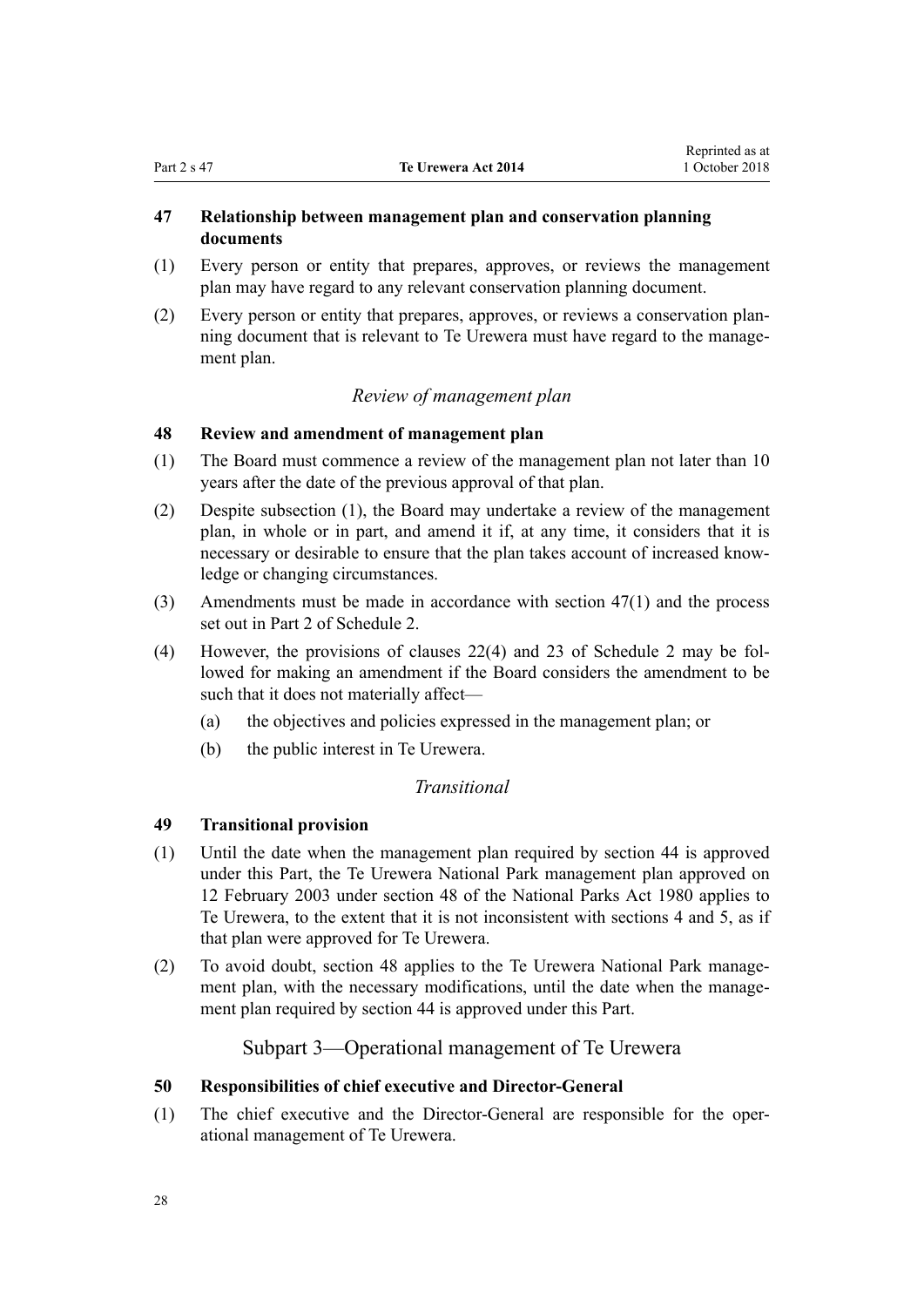### 47 Relationship between management plan and conservation planning documents

(1) Every person or entity that prepares, approves, or reviews the management plan may have regard to any relevant conservation planning document.

(2) Every person or entity that prepares, approves, or reviews a conservation planning document that is relevant to Te Urewera must have regard to the management plan.

*Review of management plan*

### 48 Review and amendment of management plan

(1) The Board must commence a review of the management plan not later than 10 years after the date of the previous approval of that plan.

(2) Despite subsection (1), the Board may undertake a review of the management plan, in whole or in part, and amend it if, at any time, it considers that it is necessary or desirable to ensure that the plan takes account of increased knowledge or changing circumstances.

(3) Amendments must be made in accordance with section 47(1) and the process set out in Part 2 of Schedule 2.

(4) However, the provisions of clauses 22(4) and 23 of Schedule 2 may be followed for making an amendment if the Board considers the amendment to be such that it does not materially affect—

- (a) the objectives and policies expressed in the management plan; or
- (b) the public interest in Te Urewera.

*Transitional*

### 49 Transitional provision

(1) Until the date when the management plan required by section 44 is approved under this Part, the Te Urewera National Park management plan approved on 12 February 2003 under section 48 of the National Parks Act 1980 applies to Te Urewera, to the extent that it is not inconsistent with sections 4 and 5, as if that plan were approved for Te Urewera.

(2) To avoid doubt, section 48 applies to the Te Urewera National Park management plan, with the necessary modifications, until the date when the management plan required by section 44 is approved under this Part.

## Subpart 3—Operational management of Te Urewera

### 50 Responsibilities of chief executive and Director-General

(1) The chief executive and the Director-General are responsible for the operational management of Te Urewera.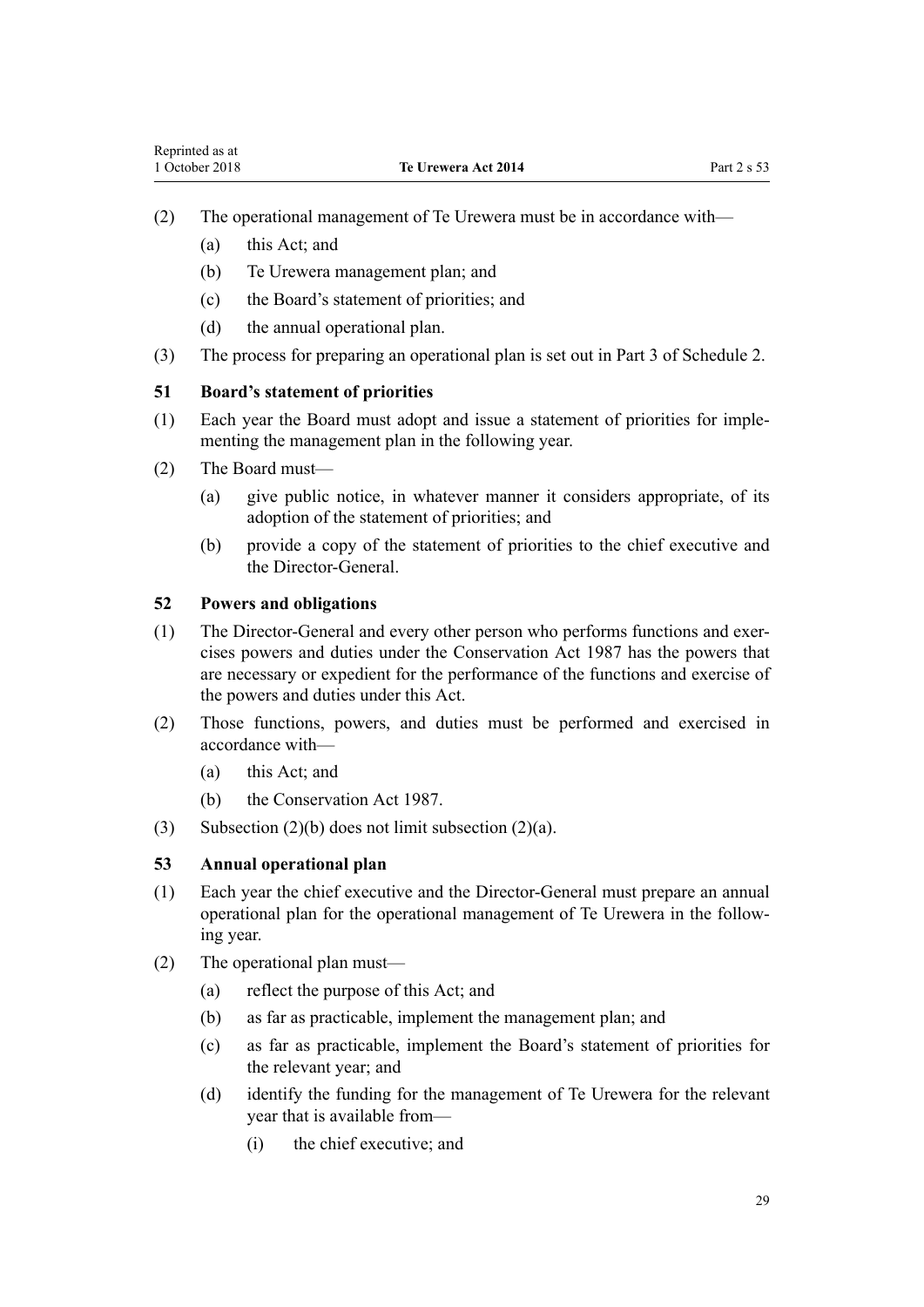(2) The operational management of Te Urewera must be in accordance with—

(a) this Act; and

(b) Te Urewera management plan; and

(c) the Board's statement of priorities; and

(d) the annual operational plan.

(3) The process for preparing an operational plan is set out in Part 3 of Schedule 2.

### 51 Board's statement of priorities

(1) Each year the Board must adopt and issue a statement of priorities for implementing the management plan in the following year.

(2) The Board must—

(a) give public notice, in whatever manner it considers appropriate, of its adoption of the statement of priorities; and

(b) provide a copy of the statement of priorities to the chief executive and the Director-General.

### 52 Powers and obligations

(1) The Director-General and every other person who performs functions and exercises powers and duties under the Conservation Act 1987 has the powers that are necessary or expedient for the performance of the functions and exercise of the powers and duties under this Act.

(2) Those functions, powers, and duties must be performed and exercised in accordance with—

(a) this Act; and

(b) the Conservation Act 1987.

(3) Subsection (2)(b) does not limit subsection (2)(a).

### 53 Annual operational plan

(1) Each year the chief executive and the Director-General must prepare an annual operational plan for the operational management of Te Urewera in the following year.

(2) The operational plan must—

(a) reflect the purpose of this Act; and

(b) as far as practicable, implement the management plan; and

(c) as far as practicable, implement the Board's statement of priorities for the relevant year; and

(d) identify the funding for the management of Te Urewera for the relevant year that is available from—

(i) the chief executive; and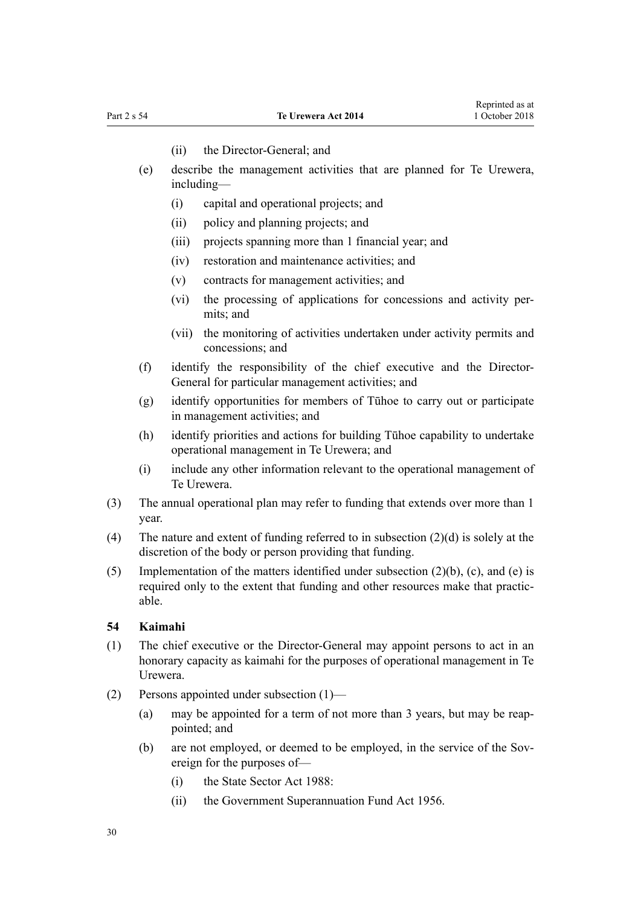(ii) the Director-General; and

(e) describe the management activities that are planned for Te Urewera, including—

  (i) capital and operational projects; and

  (ii) policy and planning projects; and

  (iii) projects spanning more than 1 financial year; and

  (iv) restoration and maintenance activities; and

  (v) contracts for management activities; and

  (vi) the processing of applications for concessions and activity permits; and

  (vii) the monitoring of activities undertaken under activity permits and concessions; and

(f) identify the responsibility of the chief executive and the Director-General for particular management activities; and

(g) identify opportunities for members of Tūhoe to carry out or participate in management activities; and

(h) identify priorities and actions for building Tūhoe capability to undertake operational management in Te Urewera; and

(i) include any other information relevant to the operational management of Te Urewera.

(3) The annual operational plan may refer to funding that extends over more than 1 year.

(4) The nature and extent of funding referred to in subsection (2)(d) is solely at the discretion of the body or person providing that funding.

(5) Implementation of the matters identified under subsection (2)(b), (c), and (e) is required only to the extent that funding and other resources make that practicable.

### 54 Kaimahi

(1) The chief executive or the Director-General may appoint persons to act in an honorary capacity as kaimahi for the purposes of operational management in Te Urewera.

(2) Persons appointed under subsection (1)—

(a) may be appointed for a term of not more than 3 years, but may be reappointed; and

(b) are not employed, or deemed to be employed, in the service of the Sovereign for the purposes of—

  (i) the State Sector Act 1988:

  (ii) the Government Superannuation Fund Act 1956.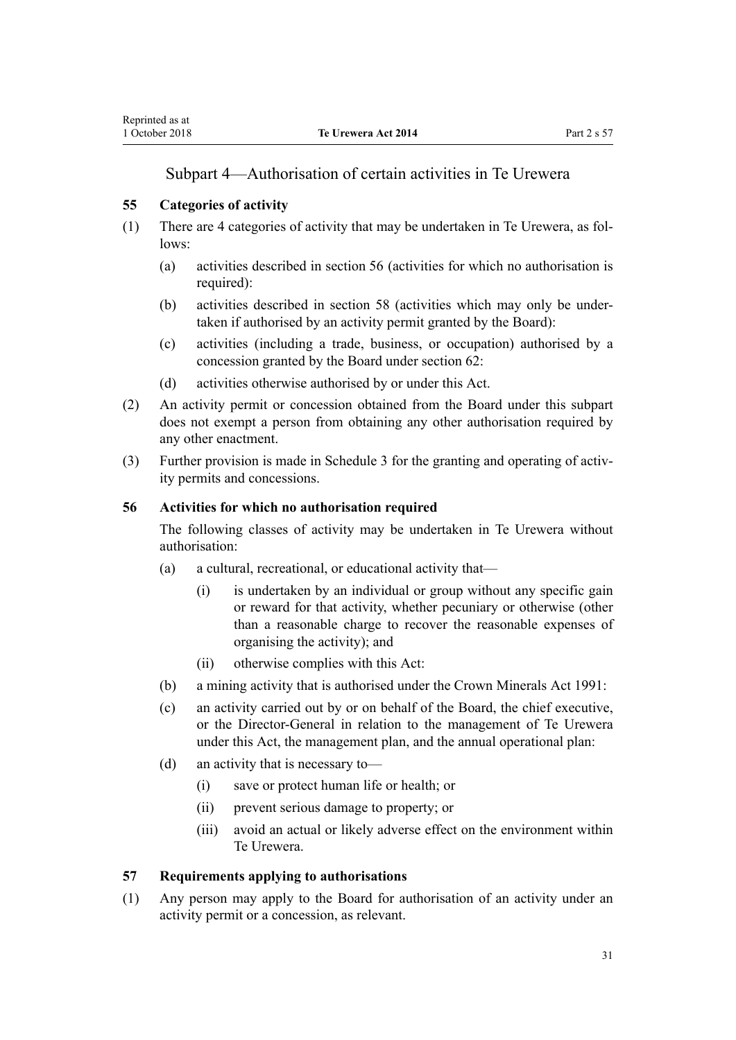## Subpart 4—Authorisation of certain activities in Te Urewera

### 55 Categories of activity

(1) There are 4 categories of activity that may be undertaken in Te Urewera, as follows:

- (a) activities described in section 56 (activities for which no authorisation is required):
- (b) activities described in section 58 (activities which may only be undertaken if authorised by an activity permit granted by the Board):
- (c) activities (including a trade, business, or occupation) authorised by a concession granted by the Board under section 62:
- (d) activities otherwise authorised by or under this Act.

(2) An activity permit or concession obtained from the Board under this subpart does not exempt a person from obtaining any other authorisation required by any other enactment.

(3) Further provision is made in Schedule 3 for the granting and operating of activity permits and concessions.

### 56 Activities for which no authorisation required

The following classes of activity may be undertaken in Te Urewera without authorisation:

- (a) a cultural, recreational, or educational activity that—
  - (i) is undertaken by an individual or group without any specific gain or reward for that activity, whether pecuniary or otherwise (other than a reasonable charge to recover the reasonable expenses of organising the activity); and
  - (ii) otherwise complies with this Act:
- (b) a mining activity that is authorised under the Crown Minerals Act 1991:
- (c) an activity carried out by or on behalf of the Board, the chief executive, or the Director-General in relation to the management of Te Urewera under this Act, the management plan, and the annual operational plan:
- (d) an activity that is necessary to—
  - (i) save or protect human life or health; or
  - (ii) prevent serious damage to property; or
  - (iii) avoid an actual or likely adverse effect on the environment within Te Urewera.

### 57 Requirements applying to authorisations

(1) Any person may apply to the Board for authorisation of an activity under an activity permit or a concession, as relevant.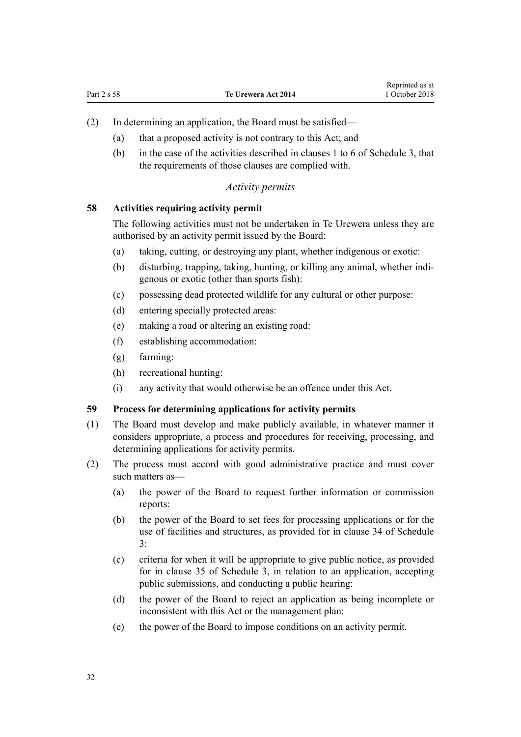(2) In determining an application, the Board must be satisfied—

(a) that a proposed activity is not contrary to this Act; and

(b) in the case of the activities described in clauses 1 to 6 of Schedule 3, that the requirements of those clauses are complied with.

*Activity permits*

**58 Activities requiring activity permit**

The following activities must not be undertaken in Te Urewera unless they are authorised by an activity permit issued by the Board:

(a) taking, cutting, or destroying any plant, whether indigenous or exotic:

(b) disturbing, trapping, taking, hunting, or killing any animal, whether indigenous or exotic (other than sports fish):

(c) possessing dead protected wildlife for any cultural or other purpose:

(d) entering specially protected areas:

(e) making a road or altering an existing road:

(f) establishing accommodation:

(g) farming:

(h) recreational hunting:

(i) any activity that would otherwise be an offence under this Act.

**59 Process for determining applications for activity permits**

(1) The Board must develop and make publicly available, in whatever manner it considers appropriate, a process and procedures for receiving, processing, and determining applications for activity permits.

(2) The process must accord with good administrative practice and must cover such matters as—

(a) the power of the Board to request further information or commission reports:

(b) the power of the Board to set fees for processing applications or for the use of facilities and structures, as provided for in clause 34 of Schedule 3:

(c) criteria for when it will be appropriate to give public notice, as provided for in clause 35 of Schedule 3, in relation to an application, accepting public submissions, and conducting a public hearing:

(d) the power of the Board to reject an application as being incomplete or inconsistent with this Act or the management plan:

(e) the power of the Board to impose conditions on an activity permit.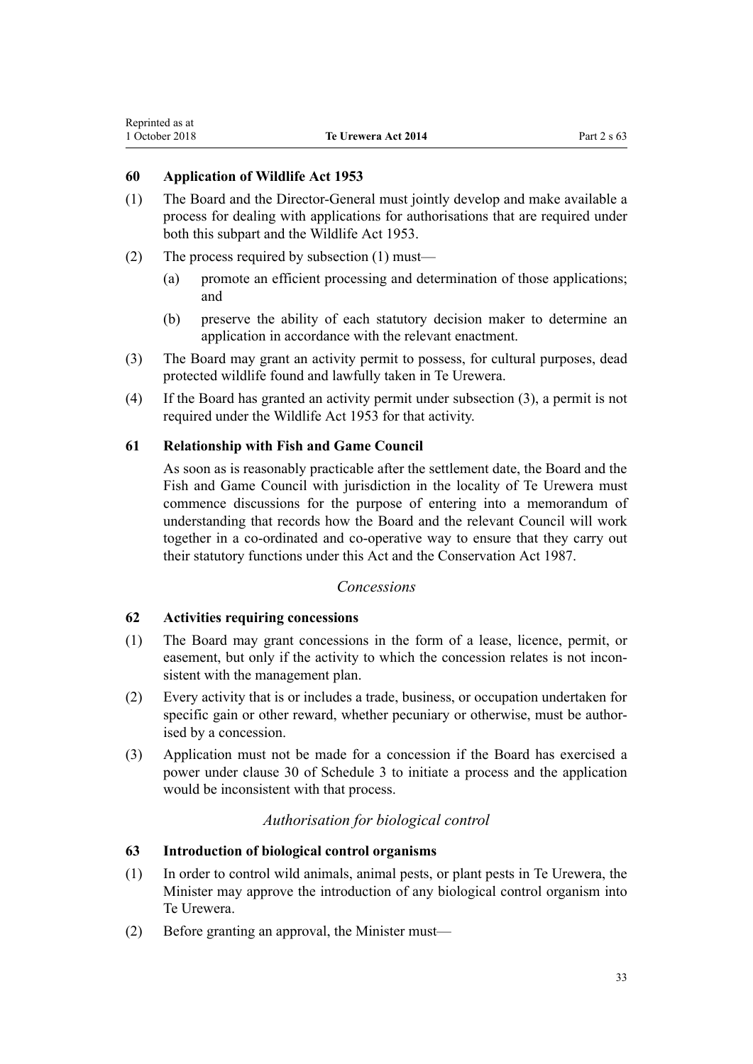### 60 Application of Wildlife Act 1953

(1) The Board and the Director-General must jointly develop and make available a process for dealing with applications for authorisations that are required under both this subpart and the Wildlife Act 1953.

(2) The process required by subsection (1) must—

  (a) promote an efficient processing and determination of those applications; and

  (b) preserve the ability of each statutory decision maker to determine an application in accordance with the relevant enactment.

(3) The Board may grant an activity permit to possess, for cultural purposes, dead protected wildlife found and lawfully taken in Te Urewera.

(4) If the Board has granted an activity permit under subsection (3), a permit is not required under the Wildlife Act 1953 for that activity.

### 61 Relationship with Fish and Game Council

As soon as is reasonably practicable after the settlement date, the Board and the Fish and Game Council with jurisdiction in the locality of Te Urewera must commence discussions for the purpose of entering into a memorandum of understanding that records how the Board and the relevant Council will work together in a co-ordinated and co-operative way to ensure that they carry out their statutory functions under this Act and the Conservation Act 1987.

*Concessions*

### 62 Activities requiring concessions

(1) The Board may grant concessions in the form of a lease, licence, permit, or easement, but only if the activity to which the concession relates is not inconsistent with the management plan.

(2) Every activity that is or includes a trade, business, or occupation undertaken for specific gain or other reward, whether pecuniary or otherwise, must be authorised by a concession.

(3) Application must not be made for a concession if the Board has exercised a power under clause 30 of Schedule 3 to initiate a process and the application would be inconsistent with that process.

*Authorisation for biological control*

### 63 Introduction of biological control organisms

(1) In order to control wild animals, animal pests, or plant pests in Te Urewera, the Minister may approve the introduction of any biological control organism into Te Urewera.

(2) Before granting an approval, the Minister must—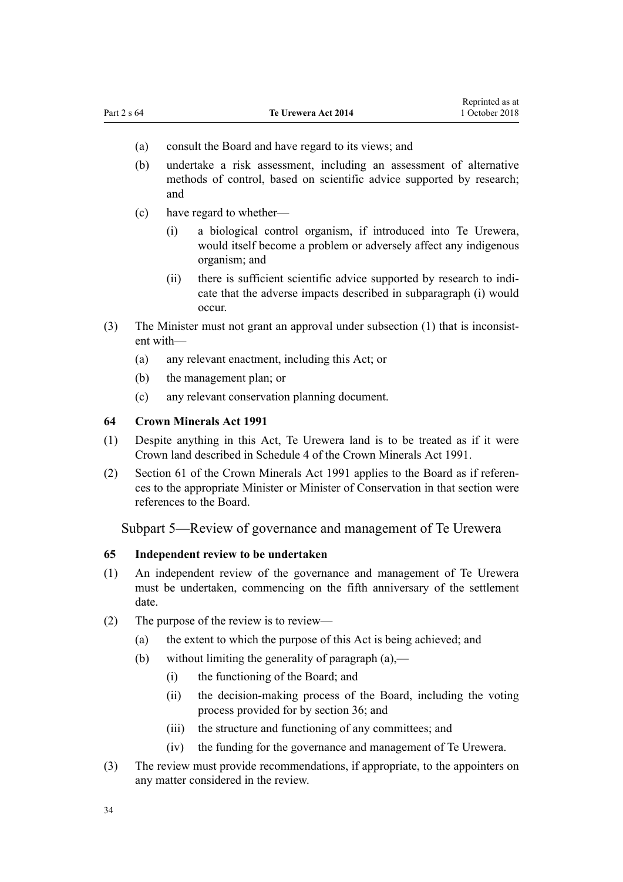(a) consult the Board and have regard to its views; and

(b) undertake a risk assessment, including an assessment of alternative methods of control, based on scientific advice supported by research; and

(c) have regard to whether—

   (i) a biological control organism, if introduced into Te Urewera, would itself become a problem or adversely affect any indigenous organism; and

   (ii) there is sufficient scientific advice supported by research to indicate that the adverse impacts described in subparagraph (i) would occur.

(3) The Minister must not grant an approval under subsection (1) that is inconsistent with—

   (a) any relevant enactment, including this Act; or

   (b) the management plan; or

   (c) any relevant conservation planning document.

### 64 Crown Minerals Act 1991

(1) Despite anything in this Act, Te Urewera land is to be treated as if it were Crown land described in Schedule 4 of the Crown Minerals Act 1991.

(2) Section 61 of the Crown Minerals Act 1991 applies to the Board as if references to the appropriate Minister or Minister of Conservation in that section were references to the Board.

## Subpart 5—Review of governance and management of Te Urewera

### 65 Independent review to be undertaken

(1) An independent review of the governance and management of Te Urewera must be undertaken, commencing on the fifth anniversary of the settlement date.

(2) The purpose of the review is to review—

   (a) the extent to which the purpose of this Act is being achieved; and

   (b) without limiting the generality of paragraph (a),—

      (i) the functioning of the Board; and

      (ii) the decision-making process of the Board, including the voting process provided for by section 36; and

      (iii) the structure and functioning of any committees; and

      (iv) the funding for the governance and management of Te Urewera.

(3) The review must provide recommendations, if appropriate, to the appointers on any matter considered in the review.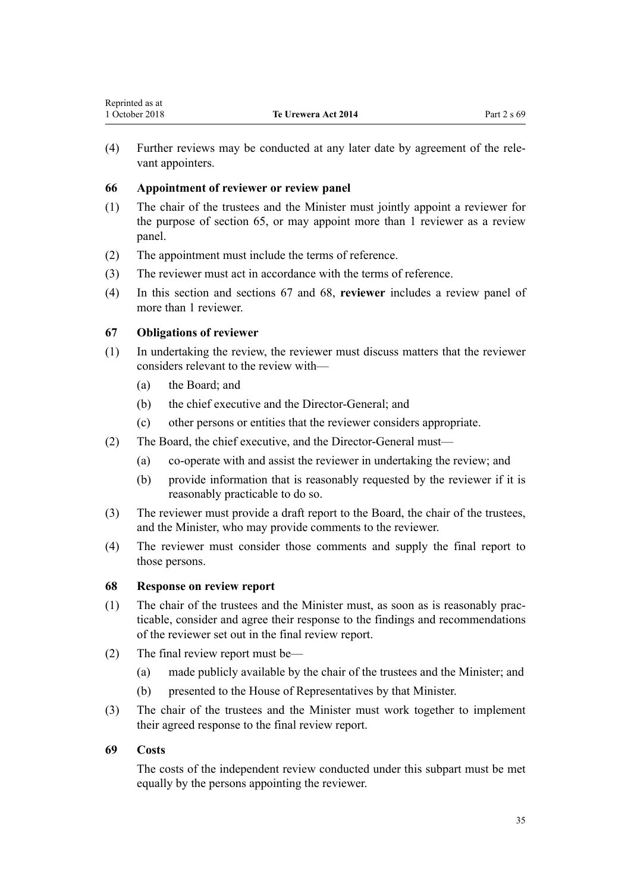(4) Further reviews may be conducted at any later date by agreement of the relevant appointers.

### 66 Appointment of reviewer or review panel

(1) The chair of the trustees and the Minister must jointly appoint a reviewer for the purpose of section 65, or may appoint more than 1 reviewer as a review panel.

(2) The appointment must include the terms of reference.

(3) The reviewer must act in accordance with the terms of reference.

(4) In this section and sections 67 and 68, **reviewer** includes a review panel of more than 1 reviewer.

### 67 Obligations of reviewer

(1) In undertaking the review, the reviewer must discuss matters that the reviewer considers relevant to the review with—

  (a) the Board; and

  (b) the chief executive and the Director-General; and

  (c) other persons or entities that the reviewer considers appropriate.

(2) The Board, the chief executive, and the Director-General must—

  (a) co-operate with and assist the reviewer in undertaking the review; and

  (b) provide information that is reasonably requested by the reviewer if it is reasonably practicable to do so.

(3) The reviewer must provide a draft report to the Board, the chair of the trustees, and the Minister, who may provide comments to the reviewer.

(4) The reviewer must consider those comments and supply the final report to those persons.

### 68 Response on review report

(1) The chair of the trustees and the Minister must, as soon as is reasonably practicable, consider and agree their response to the findings and recommendations of the reviewer set out in the final review report.

(2) The final review report must be—

  (a) made publicly available by the chair of the trustees and the Minister; and

  (b) presented to the House of Representatives by that Minister.

(3) The chair of the trustees and the Minister must work together to implement their agreed response to the final review report.

### 69 Costs

The costs of the independent review conducted under this subpart must be met equally by the persons appointing the reviewer.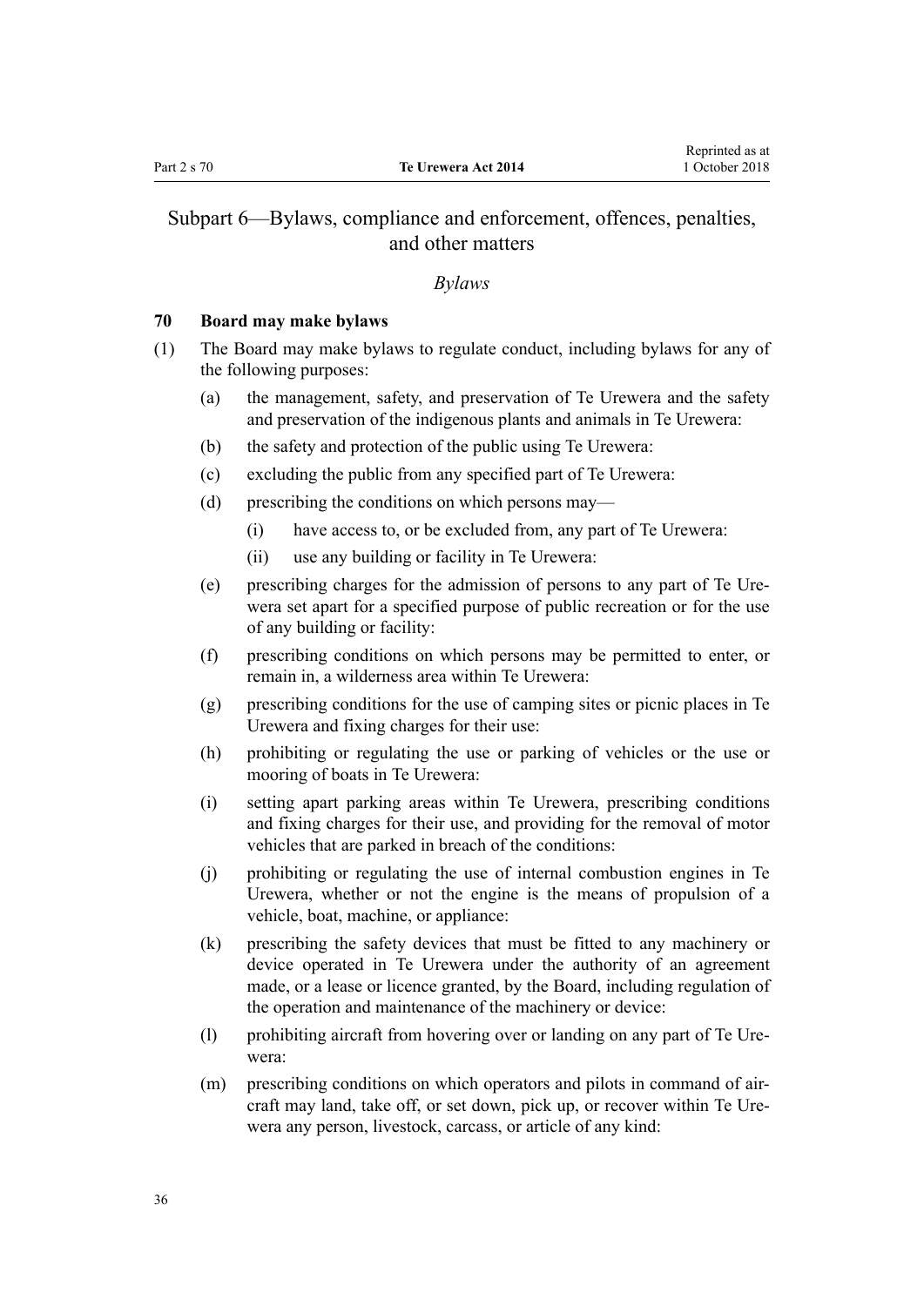## Subpart 6—Bylaws, compliance and enforcement, offences, penalties, and other matters

*Bylaws*

### 70 Board may make bylaws

(1) The Board may make bylaws to regulate conduct, including bylaws for any of the following purposes:

  (a) the management, safety, and preservation of Te Urewera and the safety and preservation of the indigenous plants and animals in Te Urewera:

  (b) the safety and protection of the public using Te Urewera:

  (c) excluding the public from any specified part of Te Urewera:

  (d) prescribing the conditions on which persons may—

    (i) have access to, or be excluded from, any part of Te Urewera:

    (ii) use any building or facility in Te Urewera:

  (e) prescribing charges for the admission of persons to any part of Te Urewera set apart for a specified purpose of public recreation or for the use of any building or facility:

  (f) prescribing conditions on which persons may be permitted to enter, or remain in, a wilderness area within Te Urewera:

  (g) prescribing conditions for the use of camping sites or picnic places in Te Urewera and fixing charges for their use:

  (h) prohibiting or regulating the use or parking of vehicles or the use or mooring of boats in Te Urewera:

  (i) setting apart parking areas within Te Urewera, prescribing conditions and fixing charges for their use, and providing for the removal of motor vehicles that are parked in breach of the conditions:

  (j) prohibiting or regulating the use of internal combustion engines in Te Urewera, whether or not the engine is the means of propulsion of a vehicle, boat, machine, or appliance:

  (k) prescribing the safety devices that must be fitted to any machinery or device operated in Te Urewera under the authority of an agreement made, or a lease or licence granted, by the Board, including regulation of the operation and maintenance of the machinery or device:

  (l) prohibiting aircraft from hovering over or landing on any part of Te Urewera:

  (m) prescribing conditions on which operators and pilots in command of aircraft may land, take off, or set down, pick up, or recover within Te Urewera any person, livestock, carcass, or article of any kind: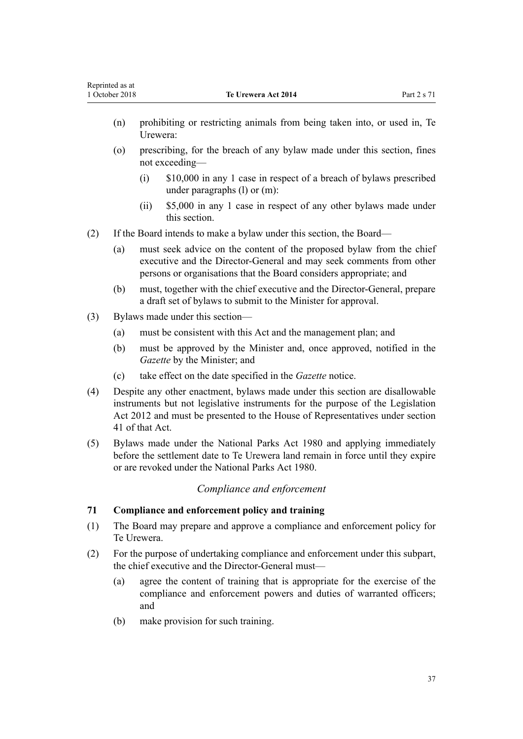(n) prohibiting or restricting animals from being taken into, or used in, Te Urewera:

(o) prescribing, for the breach of any bylaw made under this section, fines not exceeding—

(i) $10,000 in any 1 case in respect of a breach of bylaws prescribed under paragraphs (l) or (m):

(ii) $5,000 in any 1 case in respect of any other bylaws made under this section.

(2) If the Board intends to make a bylaw under this section, the Board—

(a) must seek advice on the content of the proposed bylaw from the chief executive and the Director-General and may seek comments from other persons or organisations that the Board considers appropriate; and

(b) must, together with the chief executive and the Director-General, prepare a draft set of bylaws to submit to the Minister for approval.

(3) Bylaws made under this section—

(a) must be consistent with this Act and the management plan; and

(b) must be approved by the Minister and, once approved, notified in the *Gazette* by the Minister; and

(c) take effect on the date specified in the *Gazette* notice.

(4) Despite any other enactment, bylaws made under this section are disallowable instruments but not legislative instruments for the purpose of the Legislation Act 2012 and must be presented to the House of Representatives under section 41 of that Act.

(5) Bylaws made under the National Parks Act 1980 and applying immediately before the settlement date to Te Urewera land remain in force until they expire or are revoked under the National Parks Act 1980.

### *Compliance and enforcement*

#### 71 Compliance and enforcement policy and training

(1) The Board may prepare and approve a compliance and enforcement policy for Te Urewera.

(2) For the purpose of undertaking compliance and enforcement under this subpart, the chief executive and the Director-General must—

(a) agree the content of training that is appropriate for the exercise of the compliance and enforcement powers and duties of warranted officers; and

(b) make provision for such training.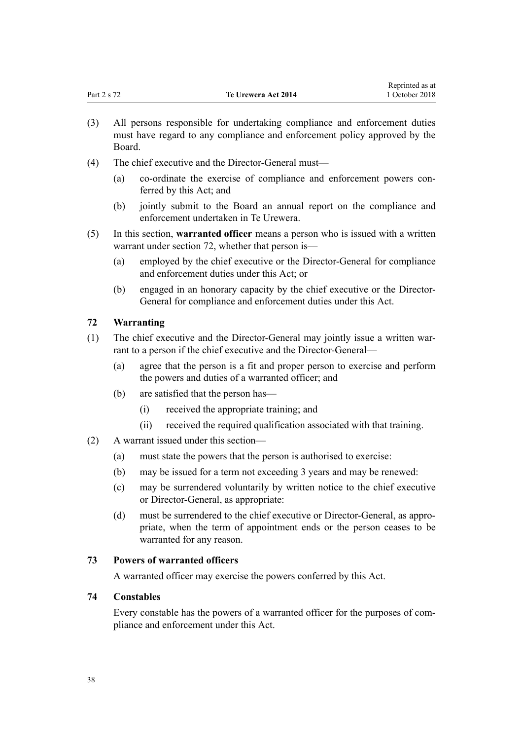(3) All persons responsible for undertaking compliance and enforcement duties must have regard to any compliance and enforcement policy approved by the Board.

(4) The chief executive and the Director-General must—

- (a) co-ordinate the exercise of compliance and enforcement powers conferred by this Act; and
- (b) jointly submit to the Board an annual report on the compliance and enforcement undertaken in Te Urewera.

(5) In this section, **warranted officer** means a person who is issued with a written warrant under section 72, whether that person is—

- (a) employed by the chief executive or the Director-General for compliance and enforcement duties under this Act; or
- (b) engaged in an honorary capacity by the chief executive or the Director-General for compliance and enforcement duties under this Act.

### 72 Warranting

(1) The chief executive and the Director-General may jointly issue a written warrant to a person if the chief executive and the Director-General—

- (a) agree that the person is a fit and proper person to exercise and perform the powers and duties of a warranted officer; and
- (b) are satisfied that the person has—
  - (i) received the appropriate training; and
  - (ii) received the required qualification associated with that training.

(2) A warrant issued under this section—

- (a) must state the powers that the person is authorised to exercise:
- (b) may be issued for a term not exceeding 3 years and may be renewed:
- (c) may be surrendered voluntarily by written notice to the chief executive or Director-General, as appropriate:
- (d) must be surrendered to the chief executive or Director-General, as appropriate, when the term of appointment ends or the person ceases to be warranted for any reason.

### 73 Powers of warranted officers

A warranted officer may exercise the powers conferred by this Act.

### 74 Constables

Every constable has the powers of a warranted officer for the purposes of compliance and enforcement under this Act.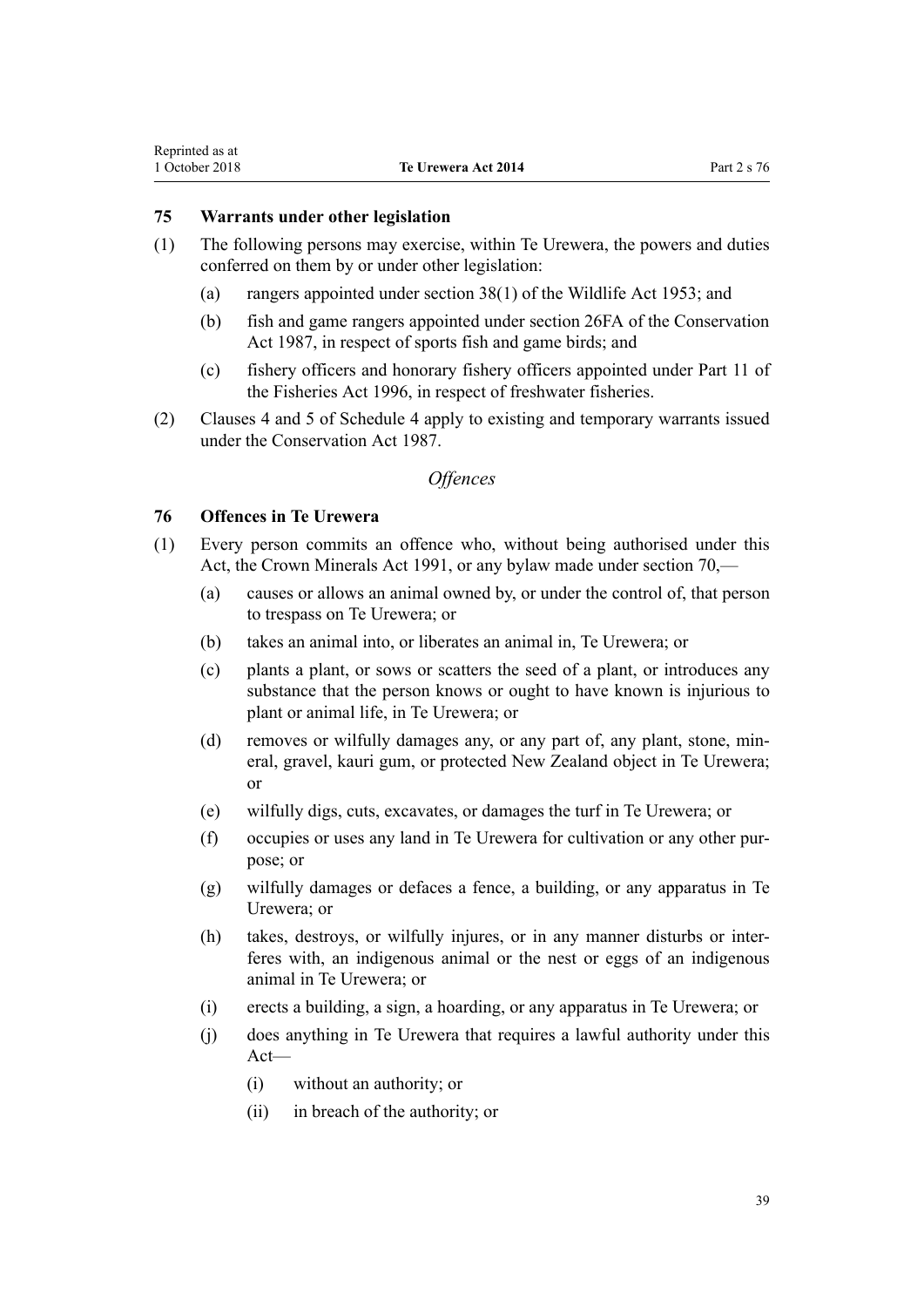### 75 Warrants under other legislation

(1) The following persons may exercise, within Te Urewera, the powers and duties conferred on them by or under other legislation:

- (a) rangers appointed under section 38(1) of the Wildlife Act 1953; and
- (b) fish and game rangers appointed under section 26FA of the Conservation Act 1987, in respect of sports fish and game birds; and
- (c) fishery officers and honorary fishery officers appointed under Part 11 of the Fisheries Act 1996, in respect of freshwater fisheries.

(2) Clauses 4 and 5 of Schedule 4 apply to existing and temporary warrants issued under the Conservation Act 1987.

*Offences*

### 76 Offences in Te Urewera

(1) Every person commits an offence who, without being authorised under this Act, the Crown Minerals Act 1991, or any bylaw made under section 70,—

- (a) causes or allows an animal owned by, or under the control of, that person to trespass on Te Urewera; or
- (b) takes an animal into, or liberates an animal in, Te Urewera; or
- (c) plants a plant, or sows or scatters the seed of a plant, or introduces any substance that the person knows or ought to have known is injurious to plant or animal life, in Te Urewera; or
- (d) removes or wilfully damages any, or any part of, any plant, stone, mineral, gravel, kauri gum, or protected New Zealand object in Te Urewera; or
- (e) wilfully digs, cuts, excavates, or damages the turf in Te Urewera; or
- (f) occupies or uses any land in Te Urewera for cultivation or any other purpose; or
- (g) wilfully damages or defaces a fence, a building, or any apparatus in Te Urewera; or
- (h) takes, destroys, or wilfully injures, or in any manner disturbs or interferes with, an indigenous animal or the nest or eggs of an indigenous animal in Te Urewera; or
- (i) erects a building, a sign, a hoarding, or any apparatus in Te Urewera; or
- (j) does anything in Te Urewera that requires a lawful authority under this Act—
  - (i) without an authority; or
  - (ii) in breach of the authority; or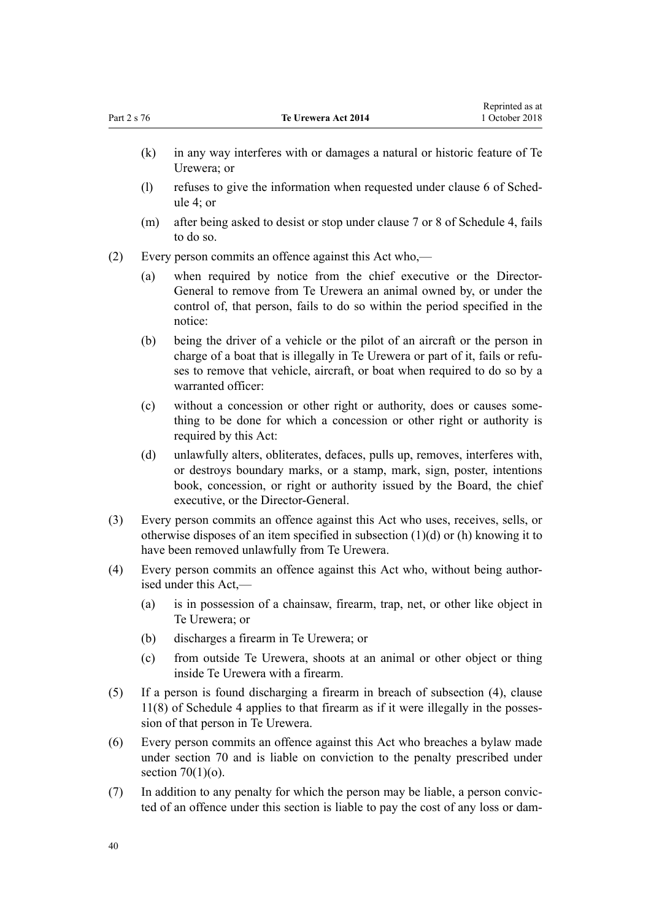(k) in any way interferes with or damages a natural or historic feature of Te Urewera; or

(l) refuses to give the information when requested under clause 6 of Schedule 4; or

(m) after being asked to desist or stop under clause 7 or 8 of Schedule 4, fails to do so.

(2) Every person commits an offence against this Act who,—

(a) when required by notice from the chief executive or the Director-General to remove from Te Urewera an animal owned by, or under the control of, that person, fails to do so within the period specified in the notice:

(b) being the driver of a vehicle or the pilot of an aircraft or the person in charge of a boat that is illegally in Te Urewera or part of it, fails or refuses to remove that vehicle, aircraft, or boat when required to do so by a warranted officer:

(c) without a concession or other right or authority, does or causes something to be done for which a concession or other right or authority is required by this Act:

(d) unlawfully alters, obliterates, defaces, pulls up, removes, interferes with, or destroys boundary marks, or a stamp, mark, sign, poster, intentions book, concession, or right or authority issued by the Board, the chief executive, or the Director-General.

(3) Every person commits an offence against this Act who uses, receives, sells, or otherwise disposes of an item specified in subsection (1)(d) or (h) knowing it to have been removed unlawfully from Te Urewera.

(4) Every person commits an offence against this Act who, without being authorised under this Act,—

(a) is in possession of a chainsaw, firearm, trap, net, or other like object in Te Urewera; or

(b) discharges a firearm in Te Urewera; or

(c) from outside Te Urewera, shoots at an animal or other object or thing inside Te Urewera with a firearm.

(5) If a person is found discharging a firearm in breach of subsection (4), clause 11(8) of Schedule 4 applies to that firearm as if it were illegally in the possession of that person in Te Urewera.

(6) Every person commits an offence against this Act who breaches a bylaw made under section 70 and is liable on conviction to the penalty prescribed under section 70(1)(o).

(7) In addition to any penalty for which the person may be liable, a person convicted of an offence under this section is liable to pay the cost of any loss or dam-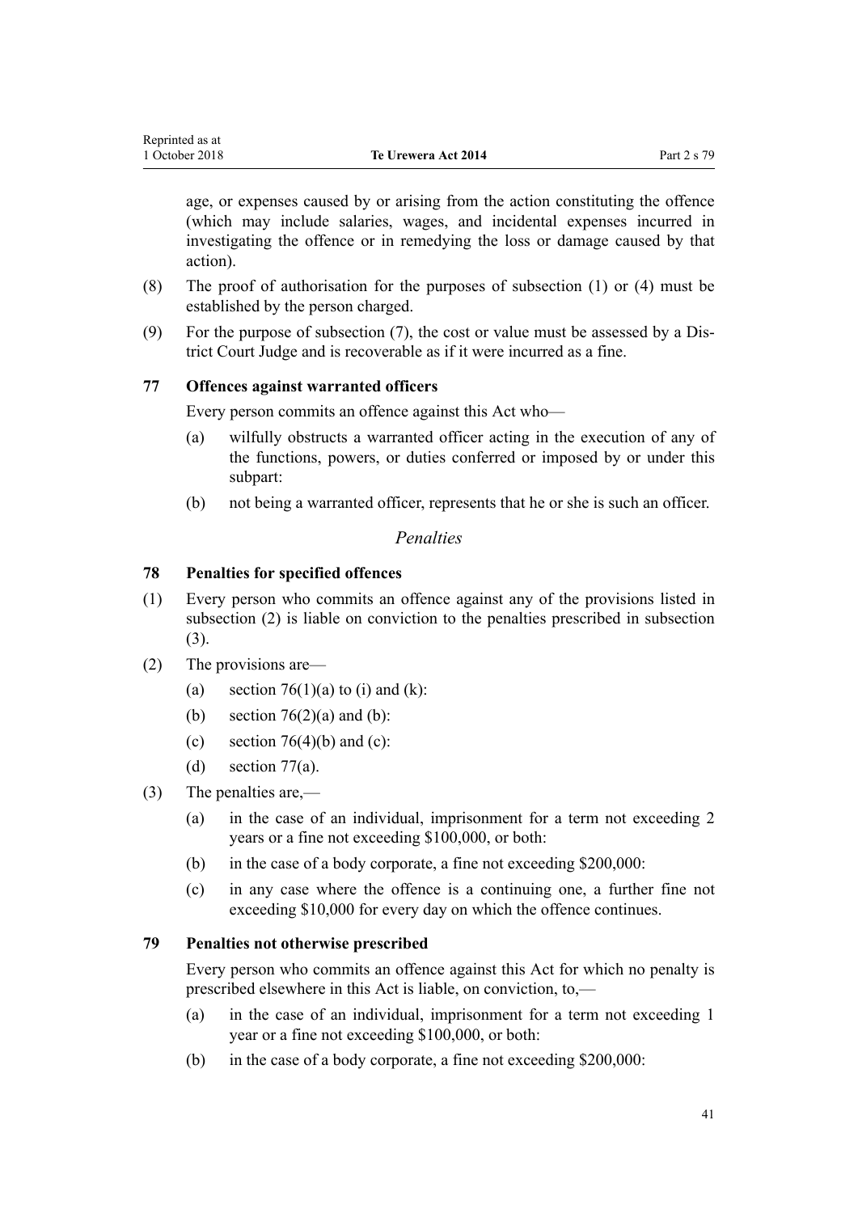age, or expenses caused by or arising from the action constituting the offence (which may include salaries, wages, and incidental expenses incurred in investigating the offence or in remedying the loss or damage caused by that action).

(8) The proof of authorisation for the purposes of subsection (1) or (4) must be established by the person charged.

(9) For the purpose of subsection (7), the cost or value must be assessed by a District Court Judge and is recoverable as if it were incurred as a fine.

### 77 Offences against warranted officers

Every person commits an offence against this Act who—

(a) wilfully obstructs a warranted officer acting in the execution of any of the functions, powers, or duties conferred or imposed by or under this subpart:

(b) not being a warranted officer, represents that he or she is such an officer.

## *Penalties*

### 78 Penalties for specified offences

(1) Every person who commits an offence against any of the provisions listed in subsection (2) is liable on conviction to the penalties prescribed in subsection (3).

(2) The provisions are—

(a) section 76(1)(a) to (i) and (k):

(b) section 76(2)(a) and (b):

(c) section 76(4)(b) and (c):

(d) section 77(a).

(3) The penalties are,—

(a) in the case of an individual, imprisonment for a term not exceeding 2 years or a fine not exceeding $100,000, or both:

(b) in the case of a body corporate, a fine not exceeding $200,000:

(c) in any case where the offence is a continuing one, a further fine not exceeding $10,000 for every day on which the offence continues.

### 79 Penalties not otherwise prescribed

Every person who commits an offence against this Act for which no penalty is prescribed elsewhere in this Act is liable, on conviction, to,—

(a) in the case of an individual, imprisonment for a term not exceeding 1 year or a fine not exceeding $100,000, or both:

(b) in the case of a body corporate, a fine not exceeding $200,000: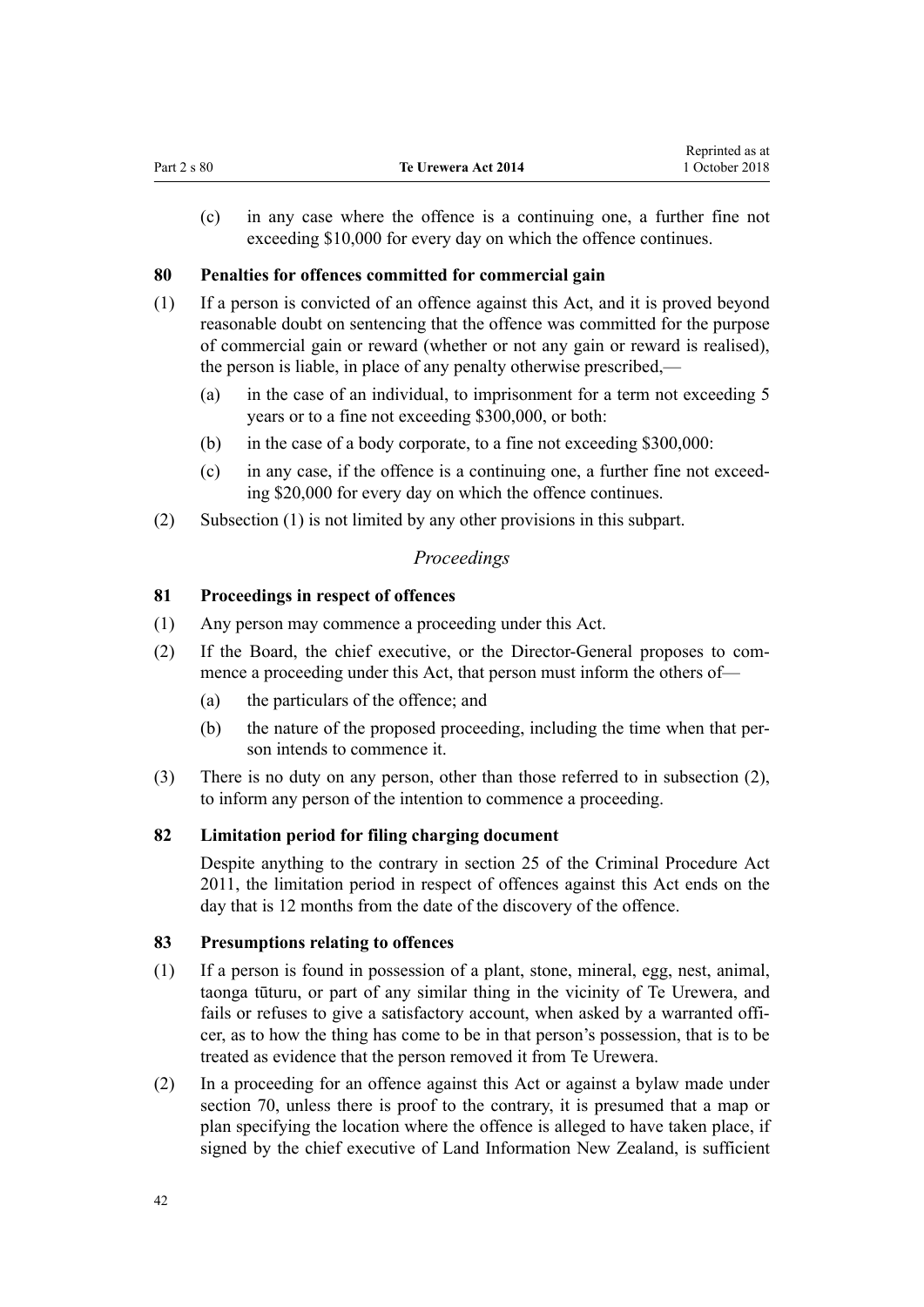(c) in any case where the offence is a continuing one, a further fine not exceeding $10,000 for every day on which the offence continues.

**80 Penalties for offences committed for commercial gain**

(1) If a person is convicted of an offence against this Act, and it is proved beyond reasonable doubt on sentencing that the offence was committed for the purpose of commercial gain or reward (whether or not any gain or reward is realised), the person is liable, in place of any penalty otherwise prescribed,—

(a) in the case of an individual, to imprisonment for a term not exceeding 5 years or to a fine not exceeding $300,000, or both:

(b) in the case of a body corporate, to a fine not exceeding $300,000:

(c) in any case, if the offence is a continuing one, a further fine not exceeding $20,000 for every day on which the offence continues.

(2) Subsection (1) is not limited by any other provisions in this subpart.

*Proceedings*

**81 Proceedings in respect of offences**

(1) Any person may commence a proceeding under this Act.

(2) If the Board, the chief executive, or the Director-General proposes to commence a proceeding under this Act, that person must inform the others of—

(a) the particulars of the offence; and

(b) the nature of the proposed proceeding, including the time when that person intends to commence it.

(3) There is no duty on any person, other than those referred to in subsection (2), to inform any person of the intention to commence a proceeding.

**82 Limitation period for filing charging document**

Despite anything to the contrary in section 25 of the Criminal Procedure Act 2011, the limitation period in respect of offences against this Act ends on the day that is 12 months from the date of the discovery of the offence.

**83 Presumptions relating to offences**

(1) If a person is found in possession of a plant, stone, mineral, egg, nest, animal, taonga tūturu, or part of any similar thing in the vicinity of Te Urewera, and fails or refuses to give a satisfactory account, when asked by a warranted officer, as to how the thing has come to be in that person's possession, that is to be treated as evidence that the person removed it from Te Urewera.

(2) In a proceeding for an offence against this Act or against a bylaw made under section 70, unless there is proof to the contrary, it is presumed that a map or plan specifying the location where the offence is alleged to have taken place, if signed by the chief executive of Land Information New Zealand, is sufficient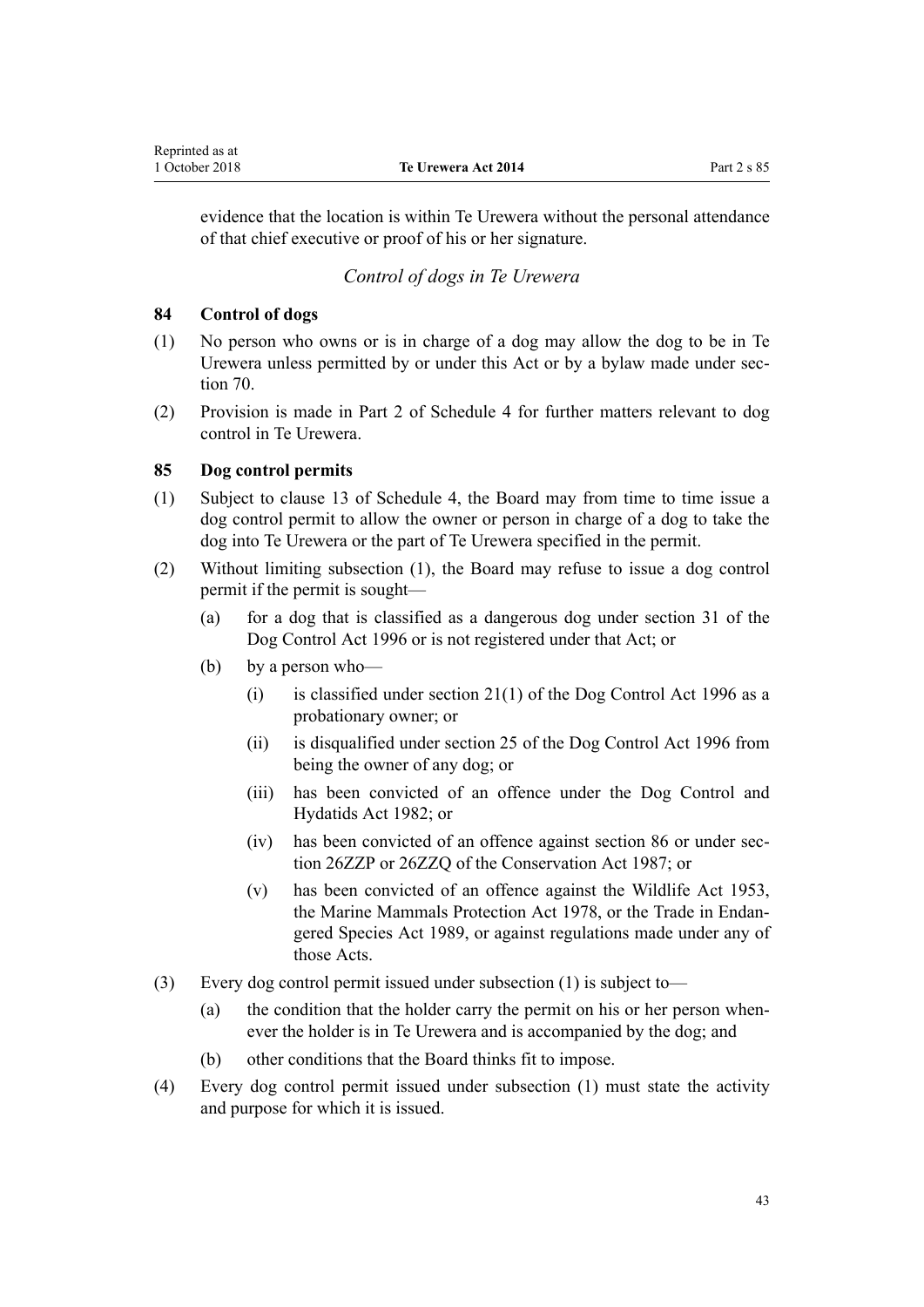evidence that the location is within Te Urewera without the personal attendance of that chief executive or proof of his or her signature.

*Control of dogs in Te Urewera*

### 84 Control of dogs

(1) No person who owns or is in charge of a dog may allow the dog to be in Te Urewera unless permitted by or under this Act or by a bylaw made under section 70.

(2) Provision is made in Part 2 of Schedule 4 for further matters relevant to dog control in Te Urewera.

### 85 Dog control permits

(1) Subject to clause 13 of Schedule 4, the Board may from time to time issue a dog control permit to allow the owner or person in charge of a dog to take the dog into Te Urewera or the part of Te Urewera specified in the permit.

(2) Without limiting subsection (1), the Board may refuse to issue a dog control permit if the permit is sought—

  (a) for a dog that is classified as a dangerous dog under section 31 of the Dog Control Act 1996 or is not registered under that Act; or

  (b) by a person who—

    (i) is classified under section 21(1) of the Dog Control Act 1996 as a probationary owner; or

    (ii) is disqualified under section 25 of the Dog Control Act 1996 from being the owner of any dog; or

    (iii) has been convicted of an offence under the Dog Control and Hydatids Act 1982; or

    (iv) has been convicted of an offence against section 86 or under section 26ZZP or 26ZZQ of the Conservation Act 1987; or

    (v) has been convicted of an offence against the Wildlife Act 1953, the Marine Mammals Protection Act 1978, or the Trade in Endangered Species Act 1989, or against regulations made under any of those Acts.

(3) Every dog control permit issued under subsection (1) is subject to—

  (a) the condition that the holder carry the permit on his or her person whenever the holder is in Te Urewera and is accompanied by the dog; and

  (b) other conditions that the Board thinks fit to impose.

(4) Every dog control permit issued under subsection (1) must state the activity and purpose for which it is issued.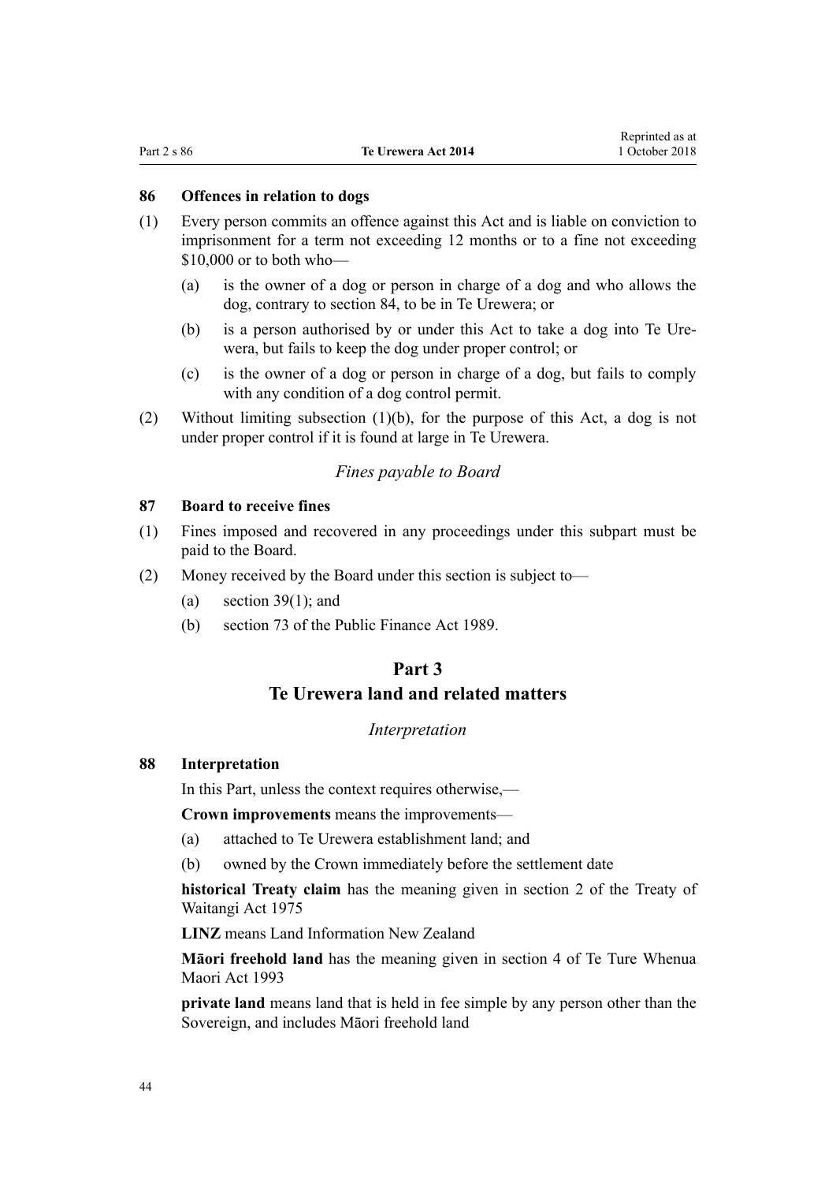### 86 Offences in relation to dogs

(1) Every person commits an offence against this Act and is liable on conviction to imprisonment for a term not exceeding 12 months or to a fine not exceeding $10,000 or to both who—

(a) is the owner of a dog or person in charge of a dog and who allows the dog, contrary to section 84, to be in Te Urewera; or

(b) is a person authorised by or under this Act to take a dog into Te Urewera, but fails to keep the dog under proper control; or

(c) is the owner of a dog or person in charge of a dog, but fails to comply with any condition of a dog control permit.

(2) Without limiting subsection (1)(b), for the purpose of this Act, a dog is not under proper control if it is found at large in Te Urewera.

*Fines payable to Board*

### 87 Board to receive fines

(1) Fines imposed and recovered in any proceedings under this subpart must be paid to the Board.

(2) Money received by the Board under this section is subject to—

(a) section 39(1); and

(b) section 73 of the Public Finance Act 1989.

## Part 3
## Te Urewera land and related matters

*Interpretation*

### 88 Interpretation

In this Part, unless the context requires otherwise,—

**Crown improvements** means the improvements—

(a) attached to Te Urewera establishment land; and

(b) owned by the Crown immediately before the settlement date

**historical Treaty claim** has the meaning given in section 2 of the Treaty of Waitangi Act 1975

**LINZ** means Land Information New Zealand

**Māori freehold land** has the meaning given in section 4 of Te Ture Whenua Maori Act 1993

**private land** means land that is held in fee simple by any person other than the Sovereign, and includes Māori freehold land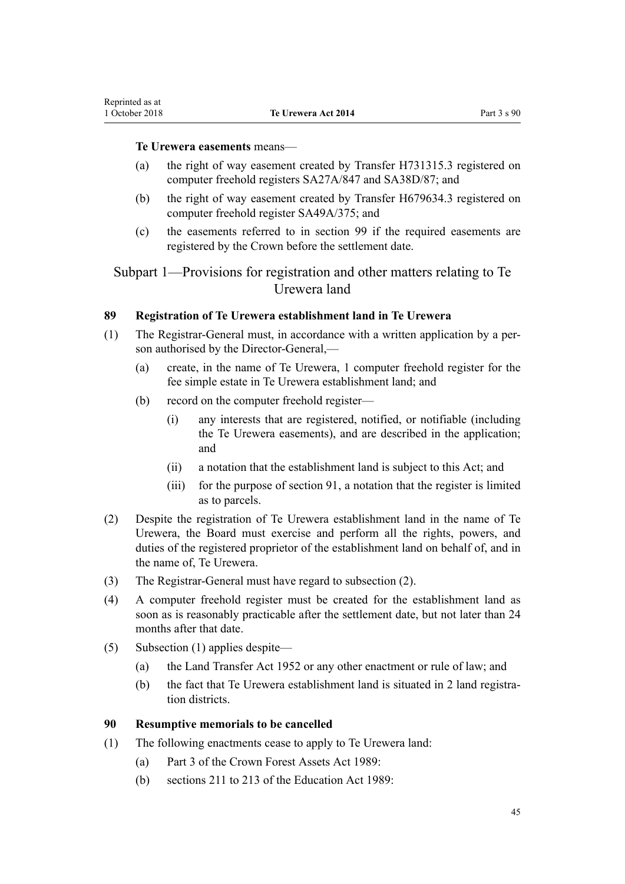**Te Urewera easements** means—

(a) the right of way easement created by Transfer H731315.3 registered on computer freehold registers SA27A/847 and SA38D/87; and

(b) the right of way easement created by Transfer H679634.3 registered on computer freehold register SA49A/375; and

(c) the easements referred to in section 99 if the required easements are registered by the Crown before the settlement date.

## Subpart 1—Provisions for registration and other matters relating to Te Urewera land

### 89 Registration of Te Urewera establishment land in Te Urewera

(1) The Registrar-General must, in accordance with a written application by a person authorised by the Director-General,—

  (a) create, in the name of Te Urewera, 1 computer freehold register for the fee simple estate in Te Urewera establishment land; and

  (b) record on the computer freehold register—

    (i) any interests that are registered, notified, or notifiable (including the Te Urewera easements), and are described in the application; and

    (ii) a notation that the establishment land is subject to this Act; and

    (iii) for the purpose of section 91, a notation that the register is limited as to parcels.

(2) Despite the registration of Te Urewera establishment land in the name of Te Urewera, the Board must exercise and perform all the rights, powers, and duties of the registered proprietor of the establishment land on behalf of, and in the name of, Te Urewera.

(3) The Registrar-General must have regard to subsection (2).

(4) A computer freehold register must be created for the establishment land as soon as is reasonably practicable after the settlement date, but not later than 24 months after that date.

(5) Subsection (1) applies despite—

  (a) the Land Transfer Act 1952 or any other enactment or rule of law; and

  (b) the fact that Te Urewera establishment land is situated in 2 land registration districts.

### 90 Resumptive memorials to be cancelled

(1) The following enactments cease to apply to Te Urewera land:

  (a) Part 3 of the Crown Forest Assets Act 1989:

  (b) sections 211 to 213 of the Education Act 1989: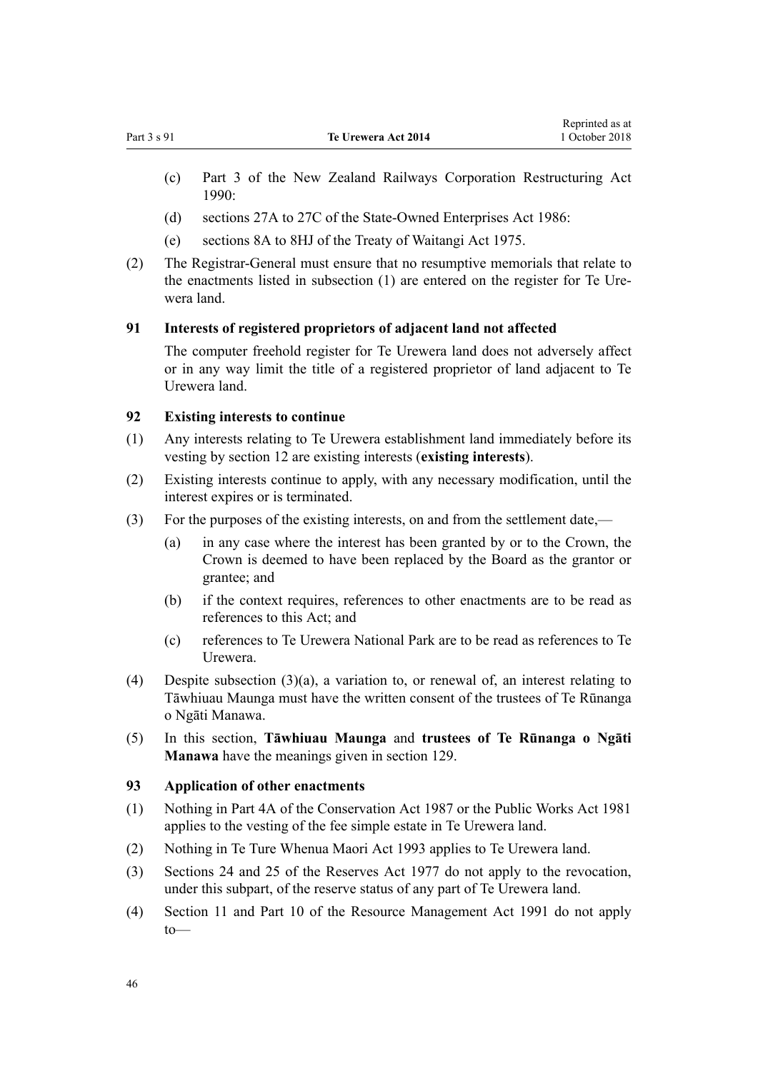(c) Part 3 of the New Zealand Railways Corporation Restructuring Act 1990:

(d) sections 27A to 27C of the State-Owned Enterprises Act 1986:

(e) sections 8A to 8HJ of the Treaty of Waitangi Act 1975.

(2) The Registrar-General must ensure that no resumptive memorials that relate to the enactments listed in subsection (1) are entered on the register for Te Urewera land.

### 91 Interests of registered proprietors of adjacent land not affected

The computer freehold register for Te Urewera land does not adversely affect or in any way limit the title of a registered proprietor of land adjacent to Te Urewera land.

### 92 Existing interests to continue

(1) Any interests relating to Te Urewera establishment land immediately before its vesting by section 12 are existing interests (**existing interests**).

(2) Existing interests continue to apply, with any necessary modification, until the interest expires or is terminated.

(3) For the purposes of the existing interests, on and from the settlement date,—

(a) in any case where the interest has been granted by or to the Crown, the Crown is deemed to have been replaced by the Board as the grantor or grantee; and

(b) if the context requires, references to other enactments are to be read as references to this Act; and

(c) references to Te Urewera National Park are to be read as references to Te Urewera.

(4) Despite subsection (3)(a), a variation to, or renewal of, an interest relating to Tāwhiuau Maunga must have the written consent of the trustees of Te Rūnanga o Ngāti Manawa.

(5) In this section, **Tāwhiuau Maunga** and **trustees of Te Rūnanga o Ngāti Manawa** have the meanings given in section 129.

### 93 Application of other enactments

(1) Nothing in Part 4A of the Conservation Act 1987 or the Public Works Act 1981 applies to the vesting of the fee simple estate in Te Urewera land.

(2) Nothing in Te Ture Whenua Maori Act 1993 applies to Te Urewera land.

(3) Sections 24 and 25 of the Reserves Act 1977 do not apply to the revocation, under this subpart, of the reserve status of any part of Te Urewera land.

(4) Section 11 and Part 10 of the Resource Management Act 1991 do not apply to—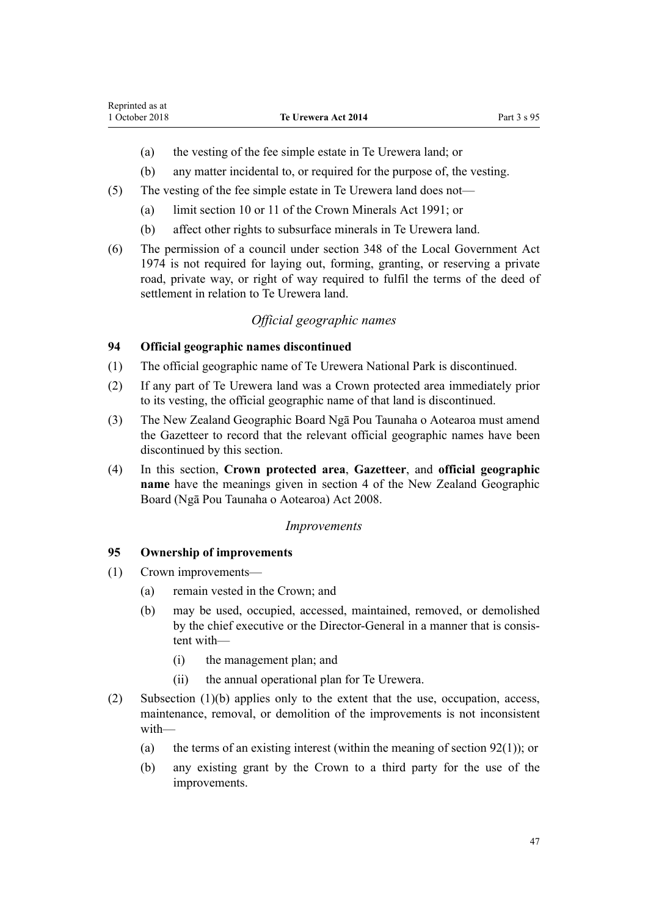(a) the vesting of the fee simple estate in Te Urewera land; or

(b) any matter incidental to, or required for the purpose of, the vesting.

(5) The vesting of the fee simple estate in Te Urewera land does not—

(a) limit section 10 or 11 of the Crown Minerals Act 1991; or

(b) affect other rights to subsurface minerals in Te Urewera land.

(6) The permission of a council under section 348 of the Local Government Act 1974 is not required for laying out, forming, granting, or reserving a private road, private way, or right of way required to fulfil the terms of the deed of settlement in relation to Te Urewera land.

*Official geographic names*

### 94 Official geographic names discontinued

(1) The official geographic name of Te Urewera National Park is discontinued.

(2) If any part of Te Urewera land was a Crown protected area immediately prior to its vesting, the official geographic name of that land is discontinued.

(3) The New Zealand Geographic Board Ngā Pou Taunaha o Aotearoa must amend the Gazetteer to record that the relevant official geographic names have been discontinued by this section.

(4) In this section, **Crown protected area**, **Gazetteer**, and **official geographic name** have the meanings given in section 4 of the New Zealand Geographic Board (Ngā Pou Taunaha o Aotearoa) Act 2008.

*Improvements*

### 95 Ownership of improvements

(1) Crown improvements—

(a) remain vested in the Crown; and

(b) may be used, occupied, accessed, maintained, removed, or demolished by the chief executive or the Director-General in a manner that is consistent with—

(i) the management plan; and

(ii) the annual operational plan for Te Urewera.

(2) Subsection (1)(b) applies only to the extent that the use, occupation, access, maintenance, removal, or demolition of the improvements is not inconsistent with—

(a) the terms of an existing interest (within the meaning of section 92(1)); or

(b) any existing grant by the Crown to a third party for the use of the improvements.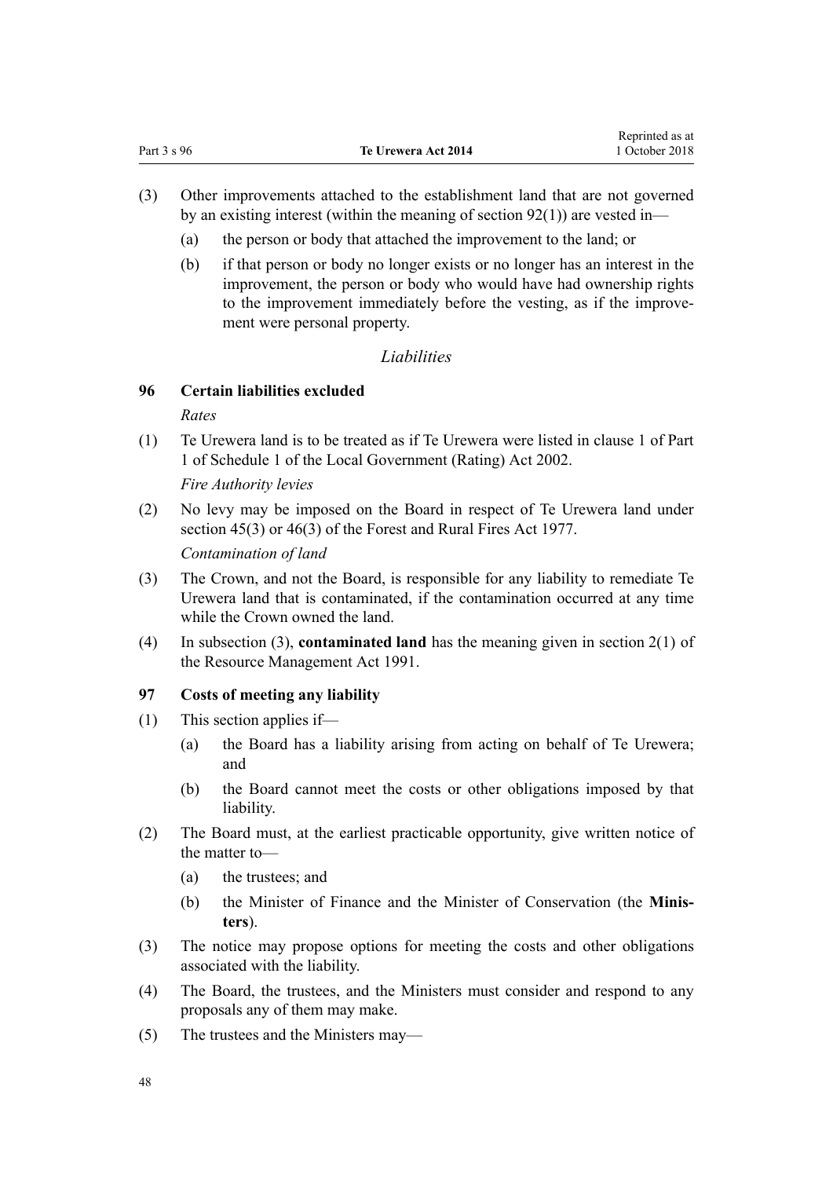(3) Other improvements attached to the establishment land that are not governed by an existing interest (within the meaning of section 92(1)) are vested in—

  (a) the person or body that attached the improvement to the land; or

  (b) if that person or body no longer exists or no longer has an interest in the improvement, the person or body who would have had ownership rights to the improvement immediately before the vesting, as if the improvement were personal property.

*Liabilities*

**96 Certain liabilities excluded**

*Rates*

(1) Te Urewera land is to be treated as if Te Urewera were listed in clause 1 of Part 1 of Schedule 1 of the Local Government (Rating) Act 2002.

*Fire Authority levies*

(2) No levy may be imposed on the Board in respect of Te Urewera land under section 45(3) or 46(3) of the Forest and Rural Fires Act 1977.

*Contamination of land*

(3) The Crown, and not the Board, is responsible for any liability to remediate Te Urewera land that is contaminated, if the contamination occurred at any time while the Crown owned the land.

(4) In subsection (3), **contaminated land** has the meaning given in section 2(1) of the Resource Management Act 1991.

**97 Costs of meeting any liability**

(1) This section applies if—

  (a) the Board has a liability arising from acting on behalf of Te Urewera; and

  (b) the Board cannot meet the costs or other obligations imposed by that liability.

(2) The Board must, at the earliest practicable opportunity, give written notice of the matter to—

  (a) the trustees; and

  (b) the Minister of Finance and the Minister of Conservation (the **Ministers**).

(3) The notice may propose options for meeting the costs and other obligations associated with the liability.

(4) The Board, the trustees, and the Ministers must consider and respond to any proposals any of them may make.

(5) The trustees and the Ministers may—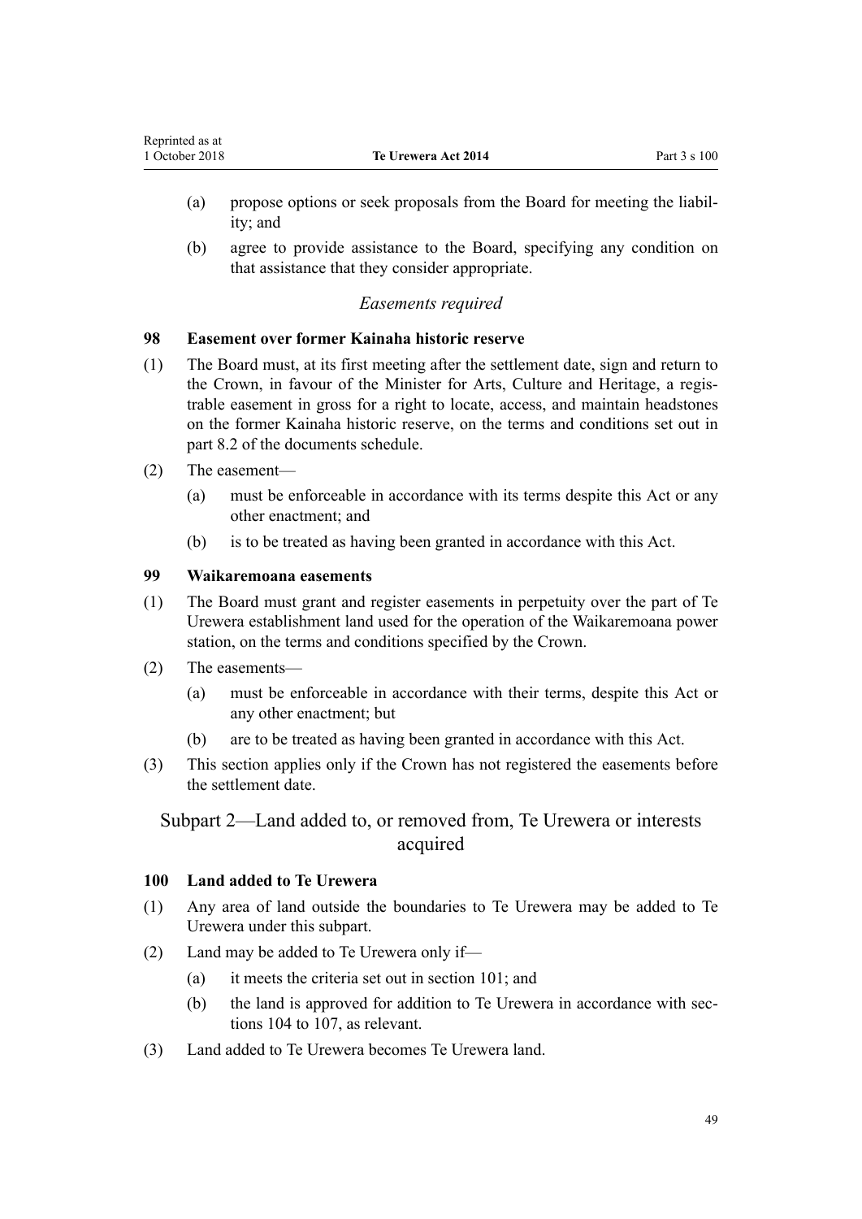(a) propose options or seek proposals from the Board for meeting the liability; and

(b) agree to provide assistance to the Board, specifying any condition on that assistance that they consider appropriate.

*Easements required*

### 98 Easement over former Kainaha historic reserve

(1) The Board must, at its first meeting after the settlement date, sign and return to the Crown, in favour of the Minister for Arts, Culture and Heritage, a registrable easement in gross for a right to locate, access, and maintain headstones on the former Kainaha historic reserve, on the terms and conditions set out in part 8.2 of the documents schedule.

(2) The easement—

(a) must be enforceable in accordance with its terms despite this Act or any other enactment; and

(b) is to be treated as having been granted in accordance with this Act.

### 99 Waikaremoana easements

(1) The Board must grant and register easements in perpetuity over the part of Te Urewera establishment land used for the operation of the Waikaremoana power station, on the terms and conditions specified by the Crown.

(2) The easements—

(a) must be enforceable in accordance with their terms, despite this Act or any other enactment; but

(b) are to be treated as having been granted in accordance with this Act.

(3) This section applies only if the Crown has not registered the easements before the settlement date.

## Subpart 2—Land added to, or removed from, Te Urewera or interests acquired

### 100 Land added to Te Urewera

(1) Any area of land outside the boundaries to Te Urewera may be added to Te Urewera under this subpart.

(2) Land may be added to Te Urewera only if—

(a) it meets the criteria set out in section 101; and

(b) the land is approved for addition to Te Urewera in accordance with sections 104 to 107, as relevant.

(3) Land added to Te Urewera becomes Te Urewera land.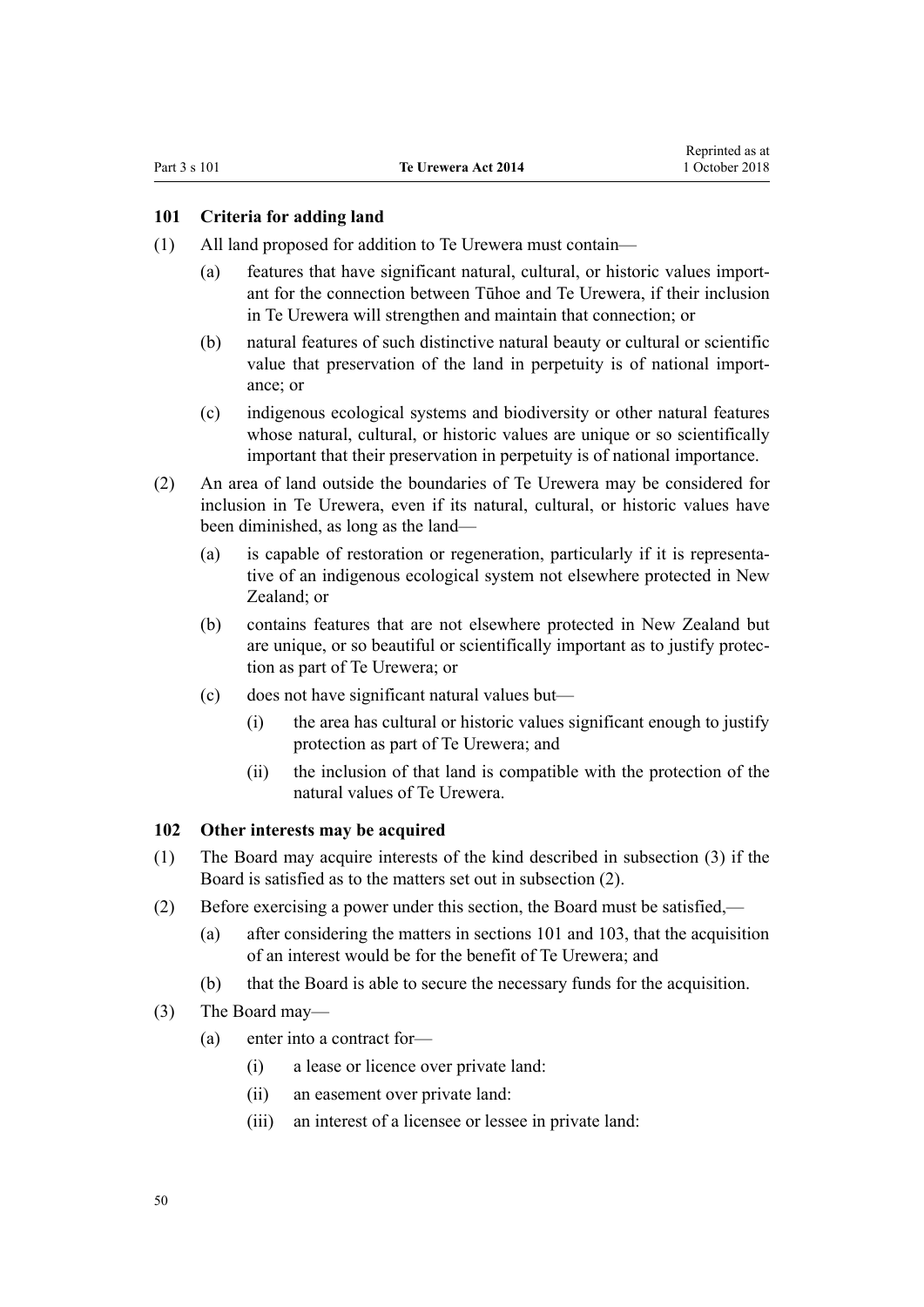### 101 Criteria for adding land

(1) All land proposed for addition to Te Urewera must contain—

(a) features that have significant natural, cultural, or historic values important for the connection between Tūhoe and Te Urewera, if their inclusion in Te Urewera will strengthen and maintain that connection; or

(b) natural features of such distinctive natural beauty or cultural or scientific value that preservation of the land in perpetuity is of national importance; or

(c) indigenous ecological systems and biodiversity or other natural features whose natural, cultural, or historic values are unique or so scientifically important that their preservation in perpetuity is of national importance.

(2) An area of land outside the boundaries of Te Urewera may be considered for inclusion in Te Urewera, even if its natural, cultural, or historic values have been diminished, as long as the land—

(a) is capable of restoration or regeneration, particularly if it is representative of an indigenous ecological system not elsewhere protected in New Zealand; or

(b) contains features that are not elsewhere protected in New Zealand but are unique, or so beautiful or scientifically important as to justify protection as part of Te Urewera; or

(c) does not have significant natural values but—

(i) the area has cultural or historic values significant enough to justify protection as part of Te Urewera; and

(ii) the inclusion of that land is compatible with the protection of the natural values of Te Urewera.

### 102 Other interests may be acquired

(1) The Board may acquire interests of the kind described in subsection (3) if the Board is satisfied as to the matters set out in subsection (2).

(2) Before exercising a power under this section, the Board must be satisfied,—

(a) after considering the matters in sections 101 and 103, that the acquisition of an interest would be for the benefit of Te Urewera; and

(b) that the Board is able to secure the necessary funds for the acquisition.

(3) The Board may—

(a) enter into a contract for—

(i) a lease or licence over private land:

(ii) an easement over private land:

(iii) an interest of a licensee or lessee in private land: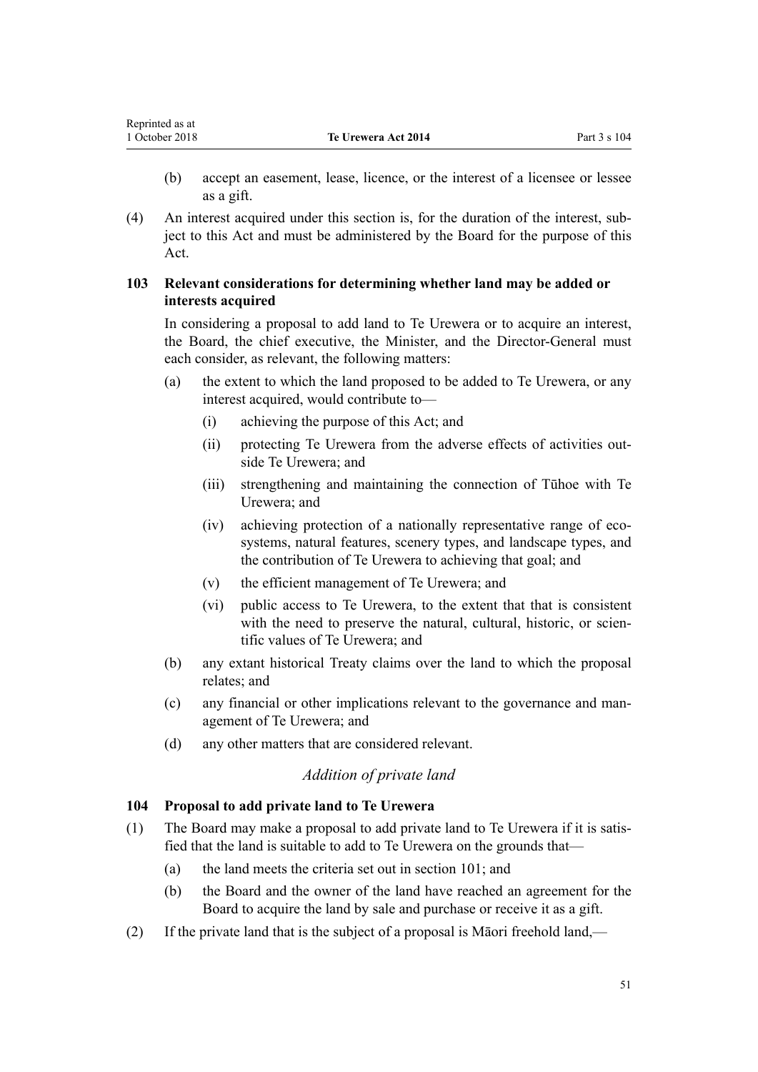(b) accept an easement, lease, licence, or the interest of a licensee or lessee as a gift.

(4) An interest acquired under this section is, for the duration of the interest, subject to this Act and must be administered by the Board for the purpose of this Act.

### 103 Relevant considerations for determining whether land may be added or interests acquired

In considering a proposal to add land to Te Urewera or to acquire an interest, the Board, the chief executive, the Minister, and the Director-General must each consider, as relevant, the following matters:

(a) the extent to which the land proposed to be added to Te Urewera, or any interest acquired, would contribute to—

  (i) achieving the purpose of this Act; and

  (ii) protecting Te Urewera from the adverse effects of activities outside Te Urewera; and

  (iii) strengthening and maintaining the connection of Tūhoe with Te Urewera; and

  (iv) achieving protection of a nationally representative range of ecosystems, natural features, scenery types, and landscape types, and the contribution of Te Urewera to achieving that goal; and

  (v) the efficient management of Te Urewera; and

  (vi) public access to Te Urewera, to the extent that that is consistent with the need to preserve the natural, cultural, historic, or scientific values of Te Urewera; and

(b) any extant historical Treaty claims over the land to which the proposal relates; and

(c) any financial or other implications relevant to the governance and management of Te Urewera; and

(d) any other matters that are considered relevant.

*Addition of private land*

### 104 Proposal to add private land to Te Urewera

(1) The Board may make a proposal to add private land to Te Urewera if it is satisfied that the land is suitable to add to Te Urewera on the grounds that—

  (a) the land meets the criteria set out in section 101; and

  (b) the Board and the owner of the land have reached an agreement for the Board to acquire the land by sale and purchase or receive it as a gift.

(2) If the private land that is the subject of a proposal is Māori freehold land,—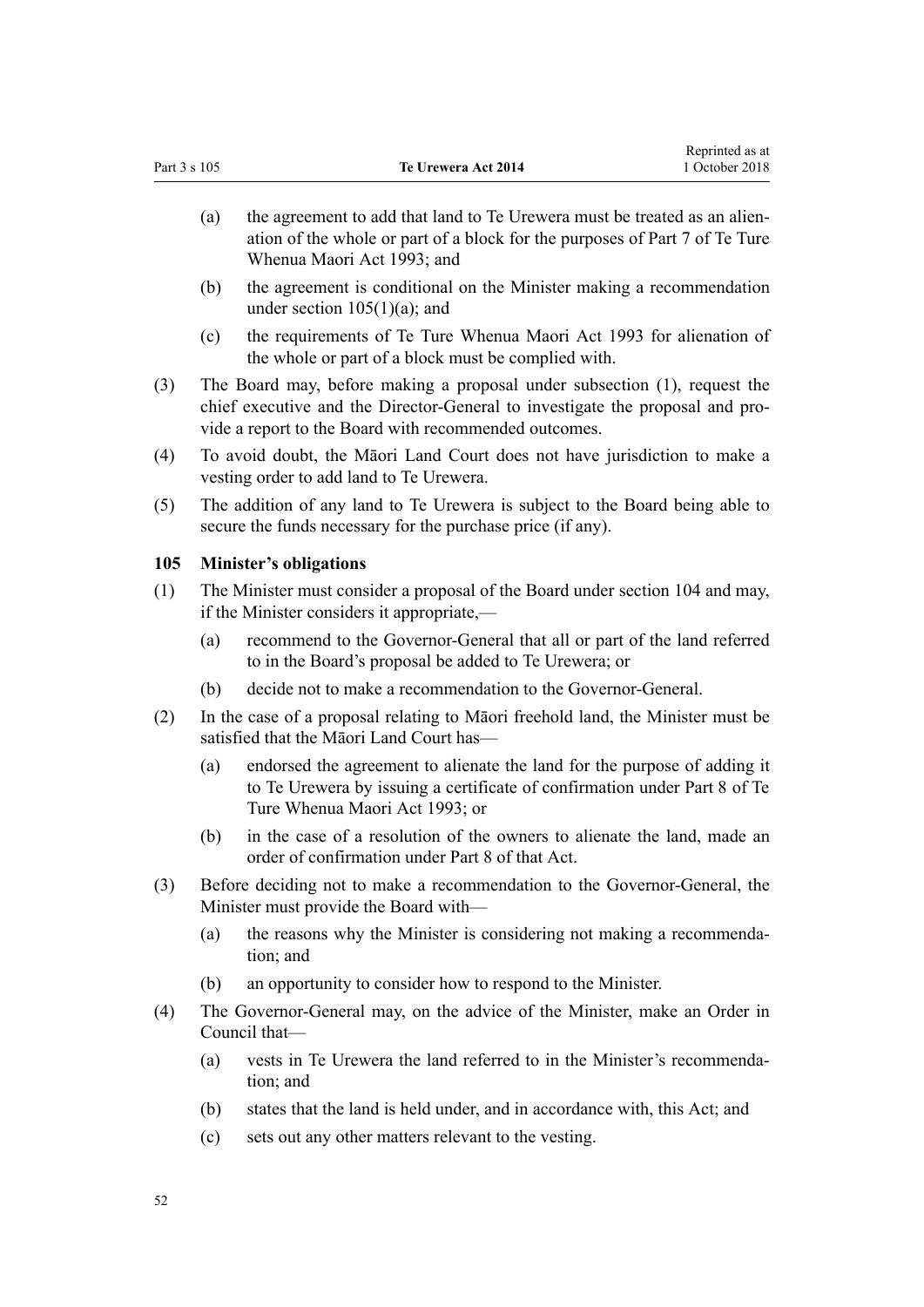(a) the agreement to add that land to Te Urewera must be treated as an alienation of the whole or part of a block for the purposes of Part 7 of Te Ture Whenua Maori Act 1993; and

(b) the agreement is conditional on the Minister making a recommendation under section 105(1)(a); and

(c) the requirements of Te Ture Whenua Maori Act 1993 for alienation of the whole or part of a block must be complied with.

(3) The Board may, before making a proposal under subsection (1), request the chief executive and the Director-General to investigate the proposal and provide a report to the Board with recommended outcomes.

(4) To avoid doubt, the Māori Land Court does not have jurisdiction to make a vesting order to add land to Te Urewera.

(5) The addition of any land to Te Urewera is subject to the Board being able to secure the funds necessary for the purchase price (if any).

### 105 Minister's obligations

(1) The Minister must consider a proposal of the Board under section 104 and may, if the Minister considers it appropriate,—

(a) recommend to the Governor-General that all or part of the land referred to in the Board's proposal be added to Te Urewera; or

(b) decide not to make a recommendation to the Governor-General.

(2) In the case of a proposal relating to Māori freehold land, the Minister must be satisfied that the Māori Land Court has—

(a) endorsed the agreement to alienate the land for the purpose of adding it to Te Urewera by issuing a certificate of confirmation under Part 8 of Te Ture Whenua Maori Act 1993; or

(b) in the case of a resolution of the owners to alienate the land, made an order of confirmation under Part 8 of that Act.

(3) Before deciding not to make a recommendation to the Governor-General, the Minister must provide the Board with—

(a) the reasons why the Minister is considering not making a recommendation; and

(b) an opportunity to consider how to respond to the Minister.

(4) The Governor-General may, on the advice of the Minister, make an Order in Council that—

(a) vests in Te Urewera the land referred to in the Minister's recommendation; and

(b) states that the land is held under, and in accordance with, this Act; and

(c) sets out any other matters relevant to the vesting.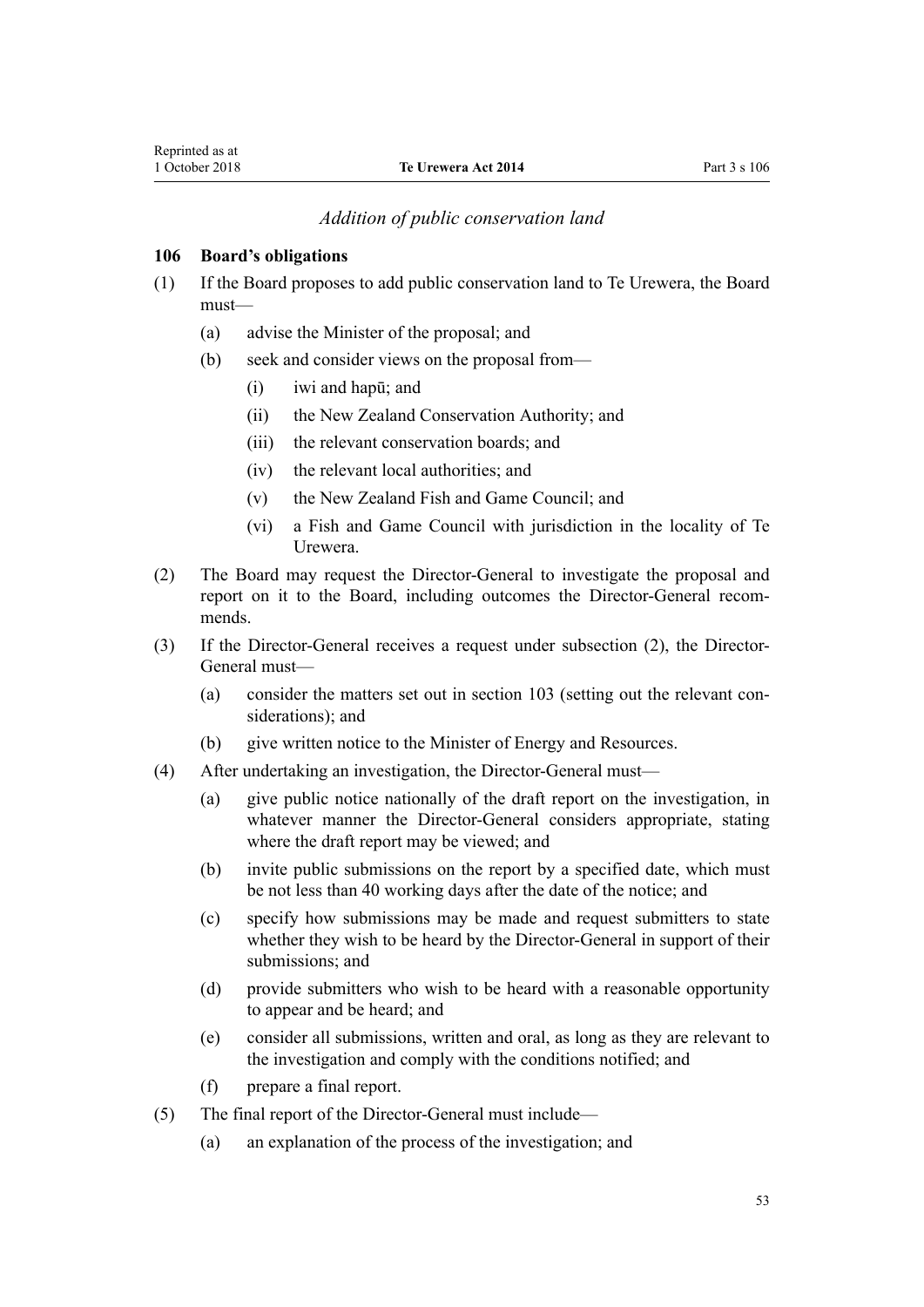*Addition of public conservation land*

### 106 Board's obligations

(1) If the Board proposes to add public conservation land to Te Urewera, the Board must—

  (a) advise the Minister of the proposal; and

  (b) seek and consider views on the proposal from—

    (i) iwi and hapū; and

    (ii) the New Zealand Conservation Authority; and

    (iii) the relevant conservation boards; and

    (iv) the relevant local authorities; and

    (v) the New Zealand Fish and Game Council; and

    (vi) a Fish and Game Council with jurisdiction in the locality of Te Urewera.

(2) The Board may request the Director-General to investigate the proposal and report on it to the Board, including outcomes the Director-General recommends.

(3) If the Director-General receives a request under subsection (2), the Director-General must—

  (a) consider the matters set out in section 103 (setting out the relevant considerations); and

  (b) give written notice to the Minister of Energy and Resources.

(4) After undertaking an investigation, the Director-General must—

  (a) give public notice nationally of the draft report on the investigation, in whatever manner the Director-General considers appropriate, stating where the draft report may be viewed; and

  (b) invite public submissions on the report by a specified date, which must be not less than 40 working days after the date of the notice; and

  (c) specify how submissions may be made and request submitters to state whether they wish to be heard by the Director-General in support of their submissions; and

  (d) provide submitters who wish to be heard with a reasonable opportunity to appear and be heard; and

  (e) consider all submissions, written and oral, as long as they are relevant to the investigation and comply with the conditions notified; and

  (f) prepare a final report.

(5) The final report of the Director-General must include—

  (a) an explanation of the process of the investigation; and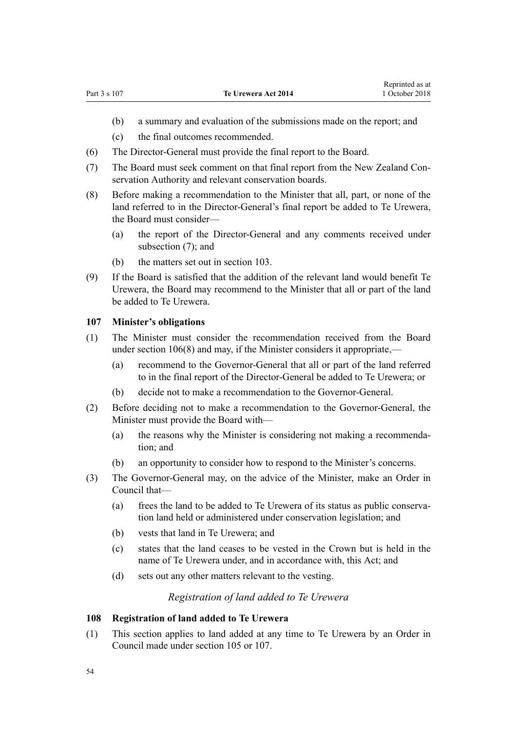- (b) a summary and evaluation of the submissions made on the report; and
- (c) the final outcomes recommended.

(6) The Director-General must provide the final report to the Board.

(7) The Board must seek comment on that final report from the New Zealand Conservation Authority and relevant conservation boards.

(8) Before making a recommendation to the Minister that all, part, or none of the land referred to in the Director-General's final report be added to Te Urewera, the Board must consider—

- (a) the report of the Director-General and any comments received under subsection (7); and
- (b) the matters set out in section 103.

(9) If the Board is satisfied that the addition of the relevant land would benefit Te Urewera, the Board may recommend to the Minister that all or part of the land be added to Te Urewera.

### 107 Minister's obligations

(1) The Minister must consider the recommendation received from the Board under section 106(8) and may, if the Minister considers it appropriate,—

- (a) recommend to the Governor-General that all or part of the land referred to in the final report of the Director-General be added to Te Urewera; or
- (b) decide not to make a recommendation to the Governor-General.

(2) Before deciding not to make a recommendation to the Governor-General, the Minister must provide the Board with—

- (a) the reasons why the Minister is considering not making a recommendation; and
- (b) an opportunity to consider how to respond to the Minister's concerns.

(3) The Governor-General may, on the advice of the Minister, make an Order in Council that—

- (a) frees the land to be added to Te Urewera of its status as public conservation land held or administered under conservation legislation; and
- (b) vests that land in Te Urewera; and
- (c) states that the land ceases to be vested in the Crown but is held in the name of Te Urewera under, and in accordance with, this Act; and
- (d) sets out any other matters relevant to the vesting.

*Registration of land added to Te Urewera*

### 108 Registration of land added to Te Urewera

(1) This section applies to land added at any time to Te Urewera by an Order in Council made under section 105 or 107.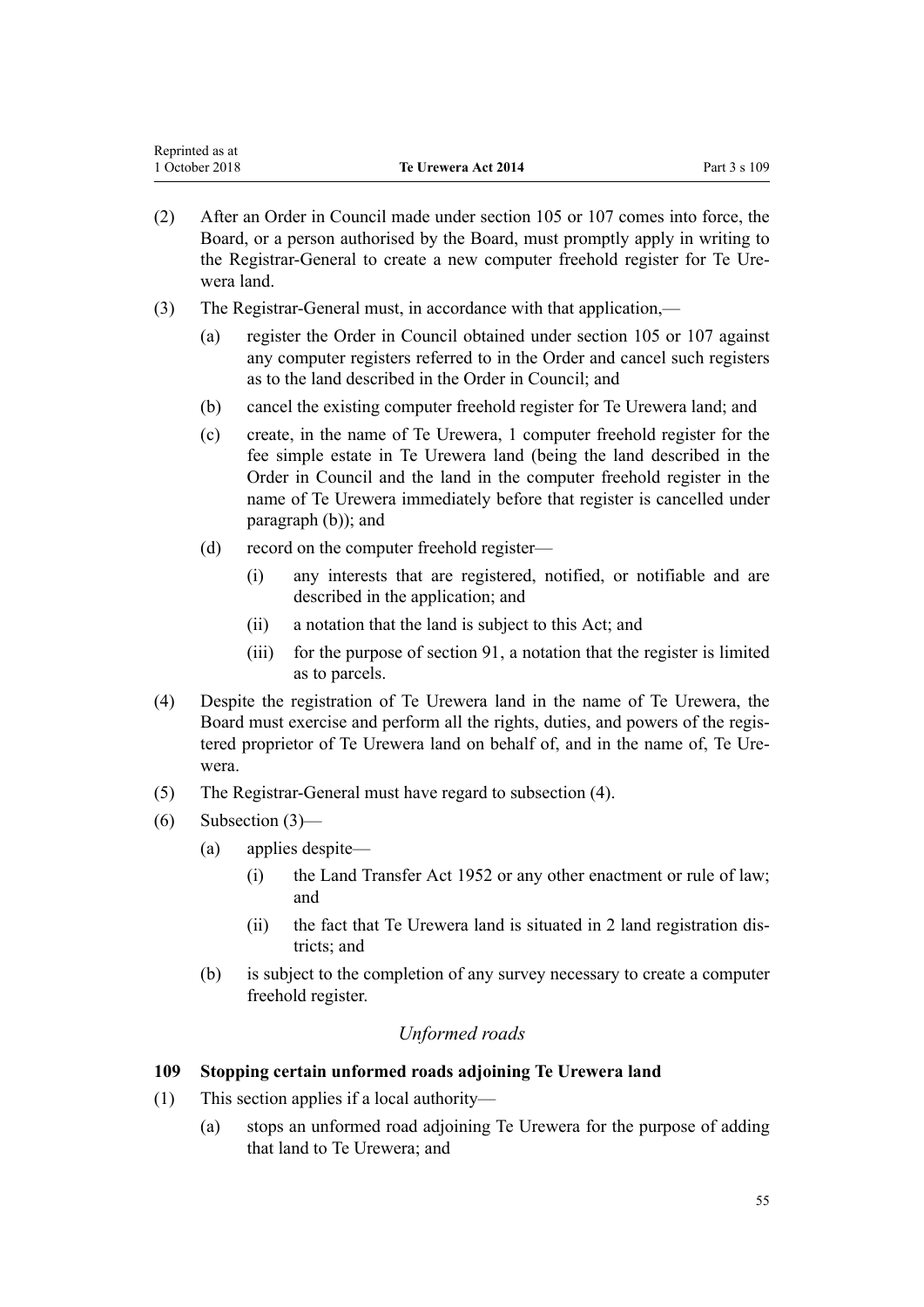(2) After an Order in Council made under section 105 or 107 comes into force, the Board, or a person authorised by the Board, must promptly apply in writing to the Registrar-General to create a new computer freehold register for Te Urewera land.

(3) The Registrar-General must, in accordance with that application,—

  (a) register the Order in Council obtained under section 105 or 107 against any computer registers referred to in the Order and cancel such registers as to the land described in the Order in Council; and

  (b) cancel the existing computer freehold register for Te Urewera land; and

  (c) create, in the name of Te Urewera, 1 computer freehold register for the fee simple estate in Te Urewera land (being the land described in the Order in Council and the land in the computer freehold register in the name of Te Urewera immediately before that register is cancelled under paragraph (b)); and

  (d) record on the computer freehold register—

    (i) any interests that are registered, notified, or notifiable and are described in the application; and

    (ii) a notation that the land is subject to this Act; and

    (iii) for the purpose of section 91, a notation that the register is limited as to parcels.

(4) Despite the registration of Te Urewera land in the name of Te Urewera, the Board must exercise and perform all the rights, duties, and powers of the registered proprietor of Te Urewera land on behalf of, and in the name of, Te Urewera.

(5) The Registrar-General must have regard to subsection (4).

(6) Subsection (3)—

  (a) applies despite—

    (i) the Land Transfer Act 1952 or any other enactment or rule of law; and

    (ii) the fact that Te Urewera land is situated in 2 land registration districts; and

  (b) is subject to the completion of any survey necessary to create a computer freehold register.

*Unformed roads*

### 109 Stopping certain unformed roads adjoining Te Urewera land

(1) This section applies if a local authority—

  (a) stops an unformed road adjoining Te Urewera for the purpose of adding that land to Te Urewera; and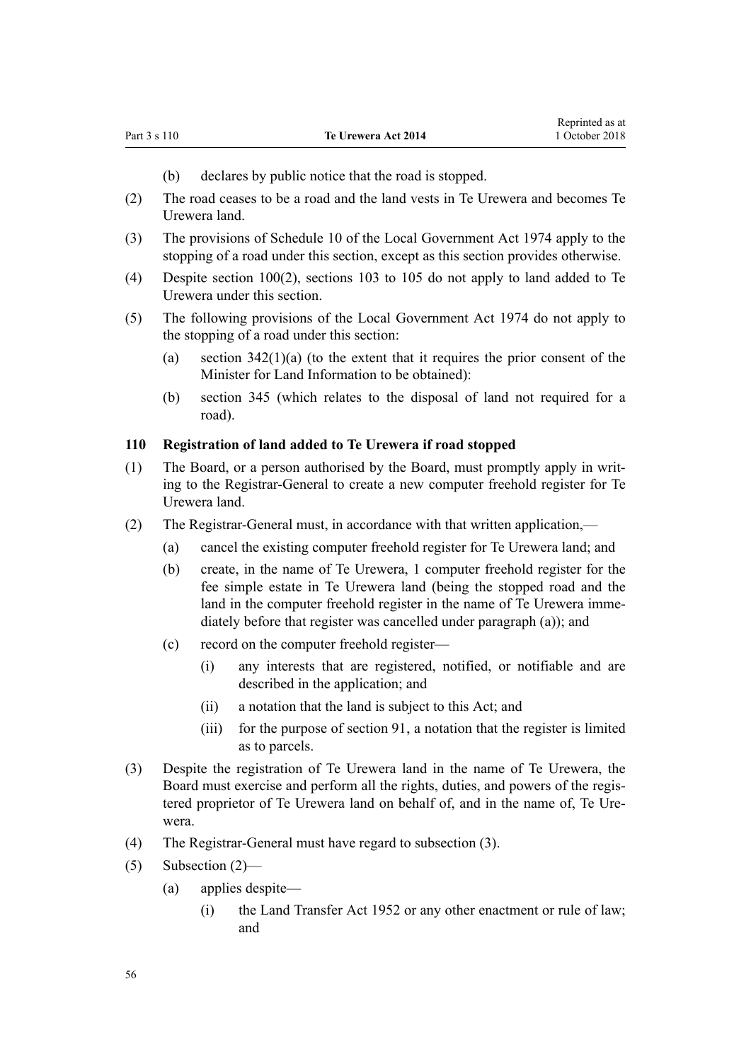(b) declares by public notice that the road is stopped.

(2) The road ceases to be a road and the land vests in Te Urewera and becomes Te Urewera land.

(3) The provisions of Schedule 10 of the Local Government Act 1974 apply to the stopping of a road under this section, except as this section provides otherwise.

(4) Despite section 100(2), sections 103 to 105 do not apply to land added to Te Urewera under this section.

(5) The following provisions of the Local Government Act 1974 do not apply to the stopping of a road under this section:

(a) section 342(1)(a) (to the extent that it requires the prior consent of the Minister for Land Information to be obtained):

(b) section 345 (which relates to the disposal of land not required for a road).

### 110 Registration of land added to Te Urewera if road stopped

(1) The Board, or a person authorised by the Board, must promptly apply in writing to the Registrar-General to create a new computer freehold register for Te Urewera land.

(2) The Registrar-General must, in accordance with that written application,—

(a) cancel the existing computer freehold register for Te Urewera land; and

(b) create, in the name of Te Urewera, 1 computer freehold register for the fee simple estate in Te Urewera land (being the stopped road and the land in the computer freehold register in the name of Te Urewera immediately before that register was cancelled under paragraph (a)); and

(c) record on the computer freehold register—

(i) any interests that are registered, notified, or notifiable and are described in the application; and

(ii) a notation that the land is subject to this Act; and

(iii) for the purpose of section 91, a notation that the register is limited as to parcels.

(3) Despite the registration of Te Urewera land in the name of Te Urewera, the Board must exercise and perform all the rights, duties, and powers of the registered proprietor of Te Urewera land on behalf of, and in the name of, Te Urewera.

(4) The Registrar-General must have regard to subsection (3).

(5) Subsection (2)—

(a) applies despite—

(i) the Land Transfer Act 1952 or any other enactment or rule of law; and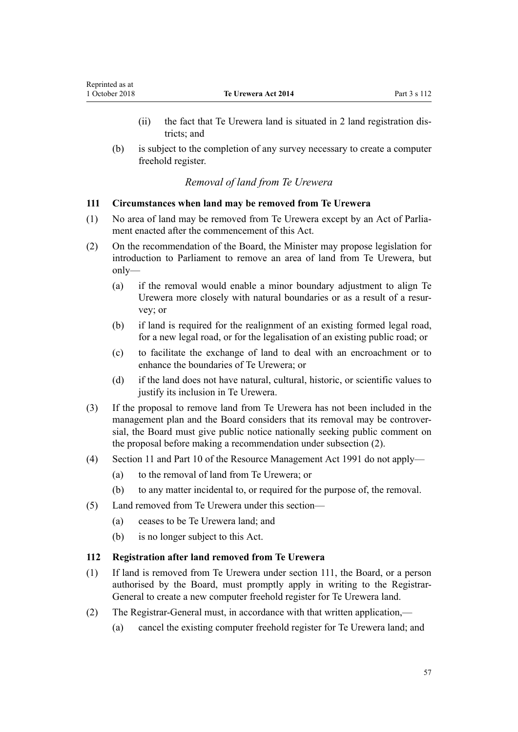(ii) the fact that Te Urewera land is situated in 2 land registration districts; and

(b) is subject to the completion of any survey necessary to create a computer freehold register.

### *Removal of land from Te Urewera*

**111 Circumstances when land may be removed from Te Urewera**

(1) No area of land may be removed from Te Urewera except by an Act of Parliament enacted after the commencement of this Act.

(2) On the recommendation of the Board, the Minister may propose legislation for introduction to Parliament to remove an area of land from Te Urewera, but only—

(a) if the removal would enable a minor boundary adjustment to align Te Urewera more closely with natural boundaries or as a result of a resurvey; or

(b) if land is required for the realignment of an existing formed legal road, for a new legal road, or for the legalisation of an existing public road; or

(c) to facilitate the exchange of land to deal with an encroachment or to enhance the boundaries of Te Urewera; or

(d) if the land does not have natural, cultural, historic, or scientific values to justify its inclusion in Te Urewera.

(3) If the proposal to remove land from Te Urewera has not been included in the management plan and the Board considers that its removal may be controversial, the Board must give public notice nationally seeking public comment on the proposal before making a recommendation under subsection (2).

(4) Section 11 and Part 10 of the Resource Management Act 1991 do not apply—

(a) to the removal of land from Te Urewera; or

(b) to any matter incidental to, or required for the purpose of, the removal.

(5) Land removed from Te Urewera under this section—

(a) ceases to be Te Urewera land; and

(b) is no longer subject to this Act.

**112 Registration after land removed from Te Urewera**

(1) If land is removed from Te Urewera under section 111, the Board, or a person authorised by the Board, must promptly apply in writing to the Registrar-General to create a new computer freehold register for Te Urewera land.

(2) The Registrar-General must, in accordance with that written application,—

(a) cancel the existing computer freehold register for Te Urewera land; and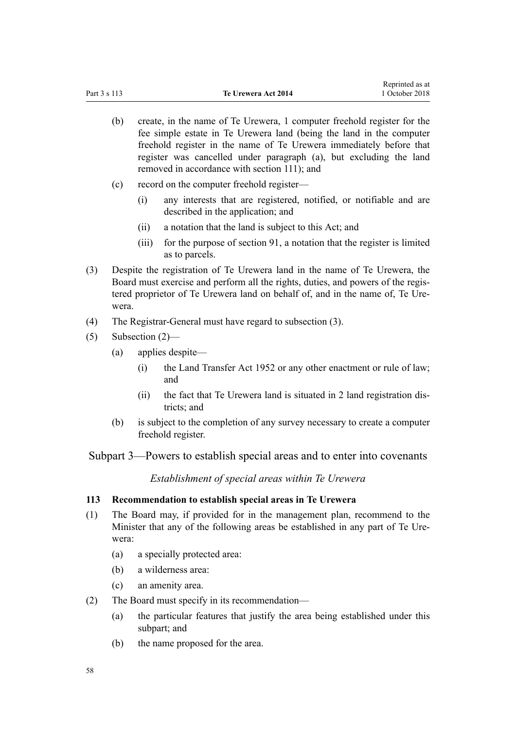(b) create, in the name of Te Urewera, 1 computer freehold register for the fee simple estate in Te Urewera land (being the land in the computer freehold register in the name of Te Urewera immediately before that register was cancelled under paragraph (a), but excluding the land removed in accordance with section 111); and

(c) record on the computer freehold register—

(i) any interests that are registered, notified, or notifiable and are described in the application; and

(ii) a notation that the land is subject to this Act; and

(iii) for the purpose of section 91, a notation that the register is limited as to parcels.

(3) Despite the registration of Te Urewera land in the name of Te Urewera, the Board must exercise and perform all the rights, duties, and powers of the registered proprietor of Te Urewera land on behalf of, and in the name of, Te Urewera.

(4) The Registrar-General must have regard to subsection (3).

(5) Subsection (2)—

(a) applies despite—

(i) the Land Transfer Act 1952 or any other enactment or rule of law; and

(ii) the fact that Te Urewera land is situated in 2 land registration districts; and

(b) is subject to the completion of any survey necessary to create a computer freehold register.

## Subpart 3—Powers to establish special areas and to enter into covenants

*Establishment of special areas within Te Urewera*

### 113 Recommendation to establish special areas in Te Urewera

(1) The Board may, if provided for in the management plan, recommend to the Minister that any of the following areas be established in any part of Te Urewera:

(a) a specially protected area:

(b) a wilderness area:

(c) an amenity area.

(2) The Board must specify in its recommendation—

(a) the particular features that justify the area being established under this subpart; and

(b) the name proposed for the area.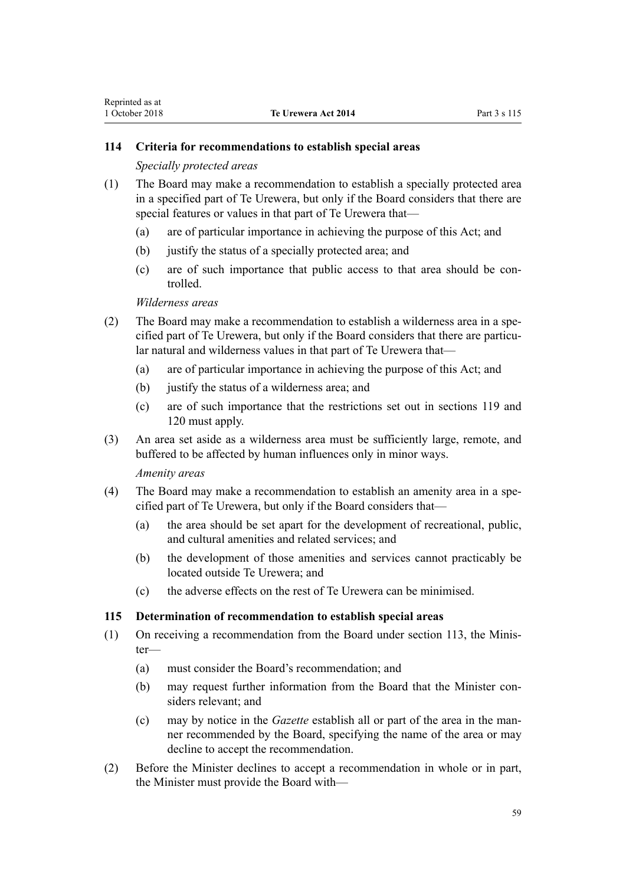### 114 Criteria for recommendations to establish special areas

*Specially protected areas*

(1) The Board may make a recommendation to establish a specially protected area in a specified part of Te Urewera, but only if the Board considers that there are special features or values in that part of Te Urewera that—

(a) are of particular importance in achieving the purpose of this Act; and

(b) justify the status of a specially protected area; and

(c) are of such importance that public access to that area should be controlled.

*Wilderness areas*

(2) The Board may make a recommendation to establish a wilderness area in a specified part of Te Urewera, but only if the Board considers that there are particular natural and wilderness values in that part of Te Urewera that—

(a) are of particular importance in achieving the purpose of this Act; and

(b) justify the status of a wilderness area; and

(c) are of such importance that the restrictions set out in sections 119 and 120 must apply.

(3) An area set aside as a wilderness area must be sufficiently large, remote, and buffered to be affected by human influences only in minor ways.

*Amenity areas*

(4) The Board may make a recommendation to establish an amenity area in a specified part of Te Urewera, but only if the Board considers that—

(a) the area should be set apart for the development of recreational, public, and cultural amenities and related services; and

(b) the development of those amenities and services cannot practicably be located outside Te Urewera; and

(c) the adverse effects on the rest of Te Urewera can be minimised.

### 115 Determination of recommendation to establish special areas

(1) On receiving a recommendation from the Board under section 113, the Minister—

(a) must consider the Board's recommendation; and

(b) may request further information from the Board that the Minister considers relevant; and

(c) may by notice in the *Gazette* establish all or part of the area in the manner recommended by the Board, specifying the name of the area or may decline to accept the recommendation.

(2) Before the Minister declines to accept a recommendation in whole or in part, the Minister must provide the Board with—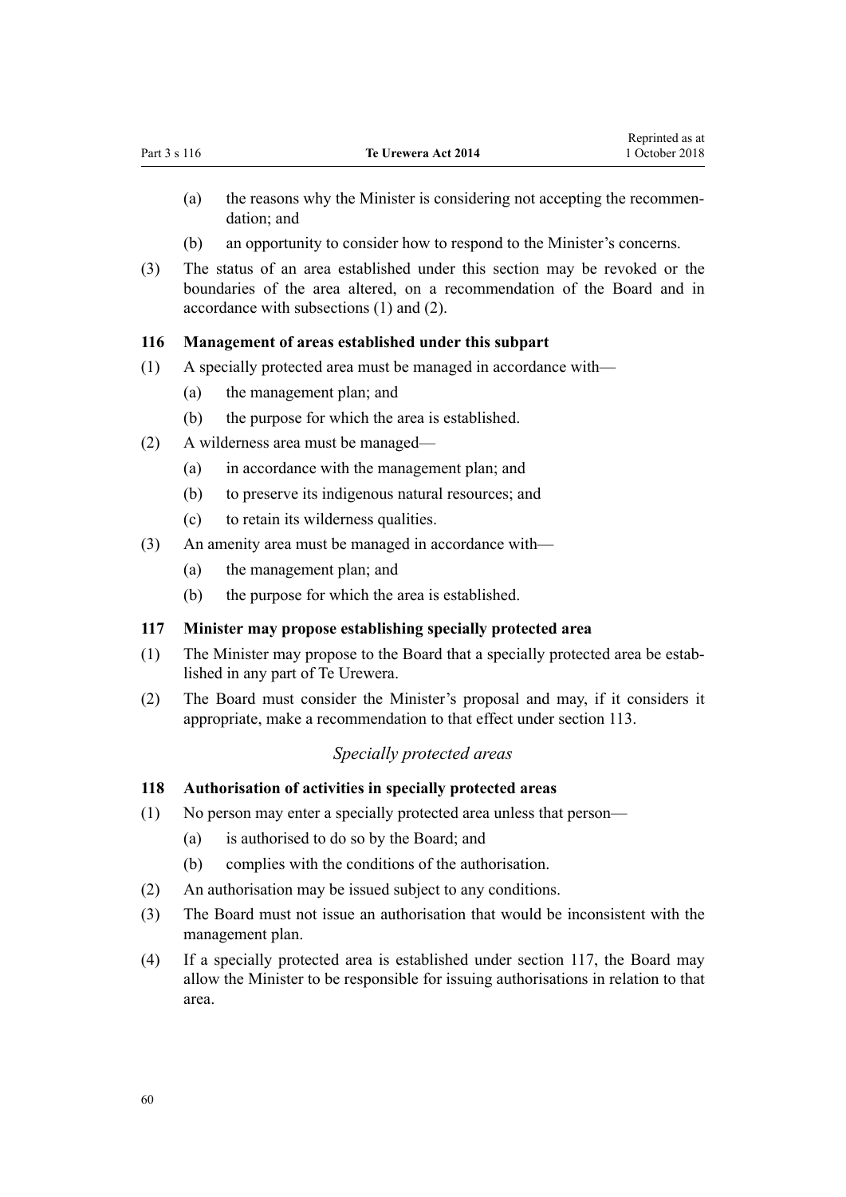(a) the reasons why the Minister is considering not accepting the recommendation; and

(b) an opportunity to consider how to respond to the Minister's concerns.

(3) The status of an area established under this section may be revoked or the boundaries of the area altered, on a recommendation of the Board and in accordance with subsections (1) and (2).

### 116 Management of areas established under this subpart

(1) A specially protected area must be managed in accordance with—

(a) the management plan; and

(b) the purpose for which the area is established.

(2) A wilderness area must be managed—

(a) in accordance with the management plan; and

(b) to preserve its indigenous natural resources; and

(c) to retain its wilderness qualities.

(3) An amenity area must be managed in accordance with—

(a) the management plan; and

(b) the purpose for which the area is established.

### 117 Minister may propose establishing specially protected area

(1) The Minister may propose to the Board that a specially protected area be established in any part of Te Urewera.

(2) The Board must consider the Minister's proposal and may, if it considers it appropriate, make a recommendation to that effect under section 113.

## *Specially protected areas*

### 118 Authorisation of activities in specially protected areas

(1) No person may enter a specially protected area unless that person—

(a) is authorised to do so by the Board; and

(b) complies with the conditions of the authorisation.

(2) An authorisation may be issued subject to any conditions.

(3) The Board must not issue an authorisation that would be inconsistent with the management plan.

(4) If a specially protected area is established under section 117, the Board may allow the Minister to be responsible for issuing authorisations in relation to that area.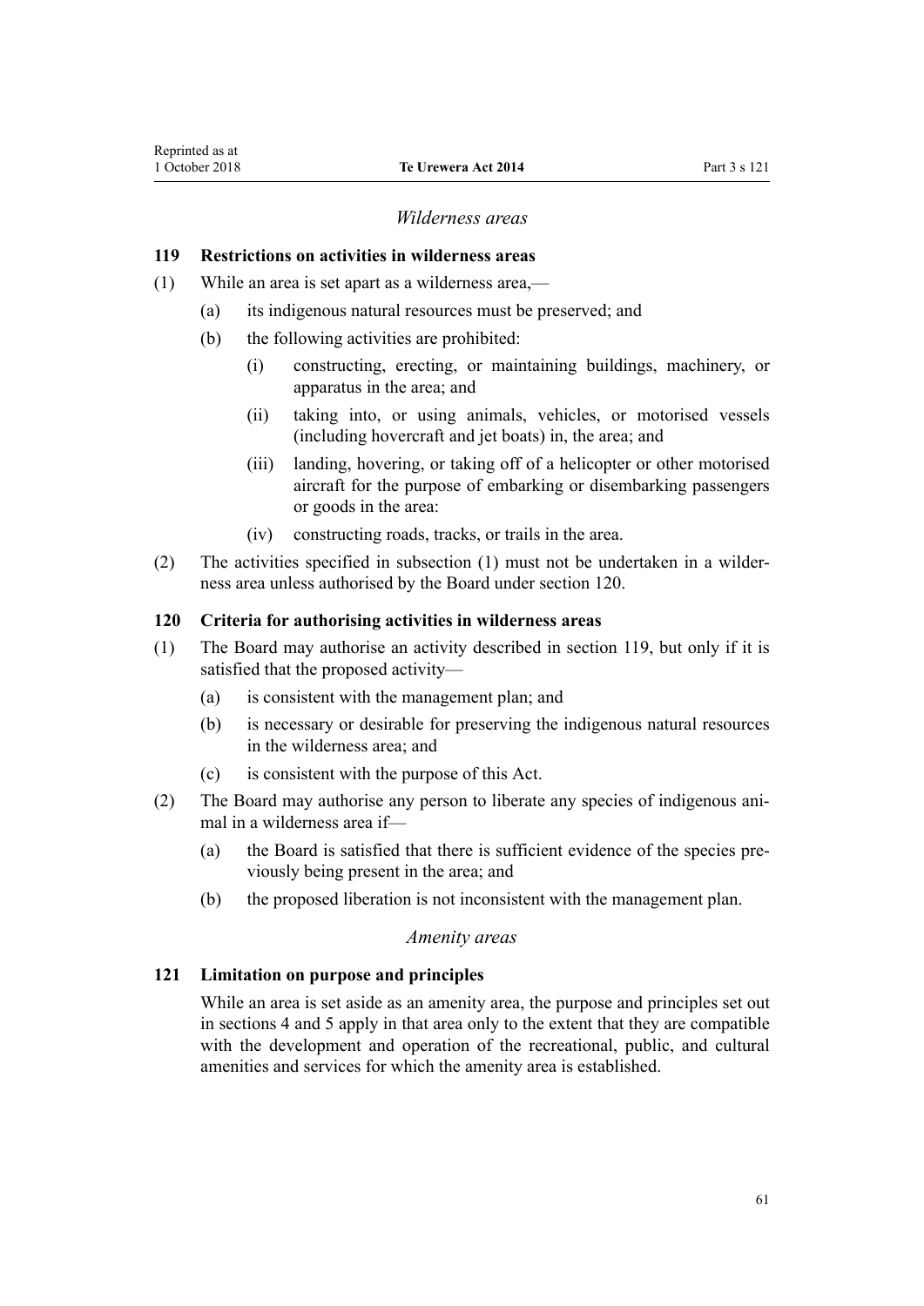*Wilderness areas*

**119 Restrictions on activities in wilderness areas**

(1) While an area is set apart as a wilderness area,—

  (a) its indigenous natural resources must be preserved; and

  (b) the following activities are prohibited:

    (i) constructing, erecting, or maintaining buildings, machinery, or apparatus in the area; and

    (ii) taking into, or using animals, vehicles, or motorised vessels (including hovercraft and jet boats) in, the area; and

    (iii) landing, hovering, or taking off of a helicopter or other motorised aircraft for the purpose of embarking or disembarking passengers or goods in the area:

    (iv) constructing roads, tracks, or trails in the area.

(2) The activities specified in subsection (1) must not be undertaken in a wilderness area unless authorised by the Board under section 120.

**120 Criteria for authorising activities in wilderness areas**

(1) The Board may authorise an activity described in section 119, but only if it is satisfied that the proposed activity—

  (a) is consistent with the management plan; and

  (b) is necessary or desirable for preserving the indigenous natural resources in the wilderness area; and

  (c) is consistent with the purpose of this Act.

(2) The Board may authorise any person to liberate any species of indigenous animal in a wilderness area if—

  (a) the Board is satisfied that there is sufficient evidence of the species previously being present in the area; and

  (b) the proposed liberation is not inconsistent with the management plan.

*Amenity areas*

**121 Limitation on purpose and principles**

While an area is set aside as an amenity area, the purpose and principles set out in sections 4 and 5 apply in that area only to the extent that they are compatible with the development and operation of the recreational, public, and cultural amenities and services for which the amenity area is established.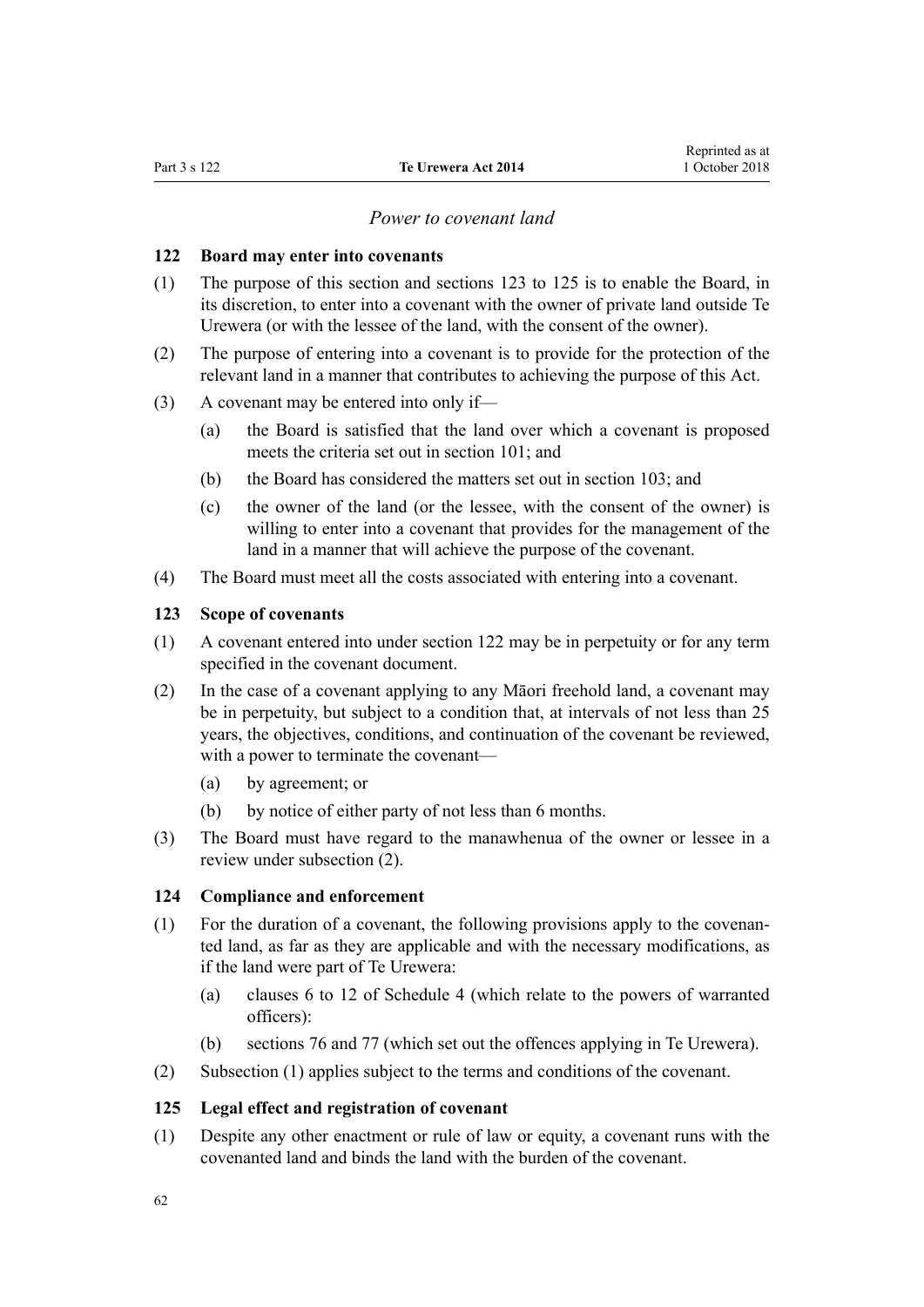*Power to covenant land*

**122 Board may enter into covenants**

(1) The purpose of this section and sections 123 to 125 is to enable the Board, in its discretion, to enter into a covenant with the owner of private land outside Te Urewera (or with the lessee of the land, with the consent of the owner).

(2) The purpose of entering into a covenant is to provide for the protection of the relevant land in a manner that contributes to achieving the purpose of this Act.

(3) A covenant may be entered into only if—

 (a) the Board is satisfied that the land over which a covenant is proposed meets the criteria set out in section 101; and

 (b) the Board has considered the matters set out in section 103; and

 (c) the owner of the land (or the lessee, with the consent of the owner) is willing to enter into a covenant that provides for the management of the land in a manner that will achieve the purpose of the covenant.

(4) The Board must meet all the costs associated with entering into a covenant.

**123 Scope of covenants**

(1) A covenant entered into under section 122 may be in perpetuity or for any term specified in the covenant document.

(2) In the case of a covenant applying to any Māori freehold land, a covenant may be in perpetuity, but subject to a condition that, at intervals of not less than 25 years, the objectives, conditions, and continuation of the covenant be reviewed, with a power to terminate the covenant—

 (a) by agreement; or

 (b) by notice of either party of not less than 6 months.

(3) The Board must have regard to the manawhenua of the owner or lessee in a review under subsection (2).

**124 Compliance and enforcement**

(1) For the duration of a covenant, the following provisions apply to the covenanted land, as far as they are applicable and with the necessary modifications, as if the land were part of Te Urewera:

 (a) clauses 6 to 12 of Schedule 4 (which relate to the powers of warranted officers):

 (b) sections 76 and 77 (which set out the offences applying in Te Urewera).

(2) Subsection (1) applies subject to the terms and conditions of the covenant.

**125 Legal effect and registration of covenant**

(1) Despite any other enactment or rule of law or equity, a covenant runs with the covenanted land and binds the land with the burden of the covenant.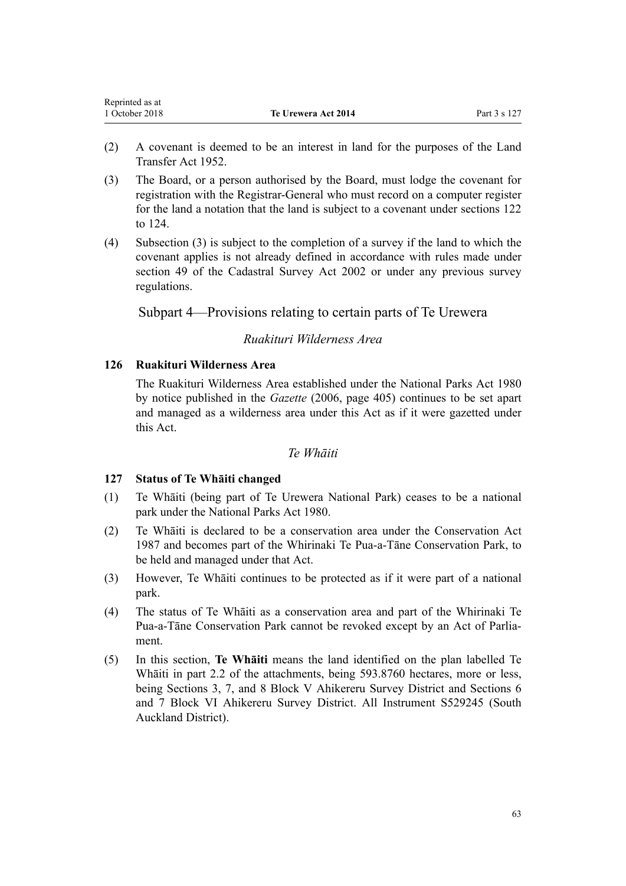(2) A covenant is deemed to be an interest in land for the purposes of the Land Transfer Act 1952.

(3) The Board, or a person authorised by the Board, must lodge the covenant for registration with the Registrar-General who must record on a computer register for the land a notation that the land is subject to a covenant under sections 122 to 124.

(4) Subsection (3) is subject to the completion of a survey if the land to which the covenant applies is not already defined in accordance with rules made under section 49 of the Cadastral Survey Act 2002 or under any previous survey regulations.

## Subpart 4—Provisions relating to certain parts of Te Urewera

### *Ruakituri Wilderness Area*

**126 Ruakituri Wilderness Area**

The Ruakituri Wilderness Area established under the National Parks Act 1980 by notice published in the *Gazette* (2006, page 405) continues to be set apart and managed as a wilderness area under this Act as if it were gazetted under this Act.

### *Te Whāiti*

**127 Status of Te Whāiti changed**

(1) Te Whāiti (being part of Te Urewera National Park) ceases to be a national park under the National Parks Act 1980.

(2) Te Whāiti is declared to be a conservation area under the Conservation Act 1987 and becomes part of the Whirinaki Te Pua-a-Tāne Conservation Park, to be held and managed under that Act.

(3) However, Te Whāiti continues to be protected as if it were part of a national park.

(4) The status of Te Whāiti as a conservation area and part of the Whirinaki Te Pua-a-Tāne Conservation Park cannot be revoked except by an Act of Parliament.

(5) In this section, **Te Whāiti** means the land identified on the plan labelled Te Whāiti in part 2.2 of the attachments, being 593.8760 hectares, more or less, being Sections 3, 7, and 8 Block V Ahikereru Survey District and Sections 6 and 7 Block VI Ahikereru Survey District. All Instrument S529245 (South Auckland District).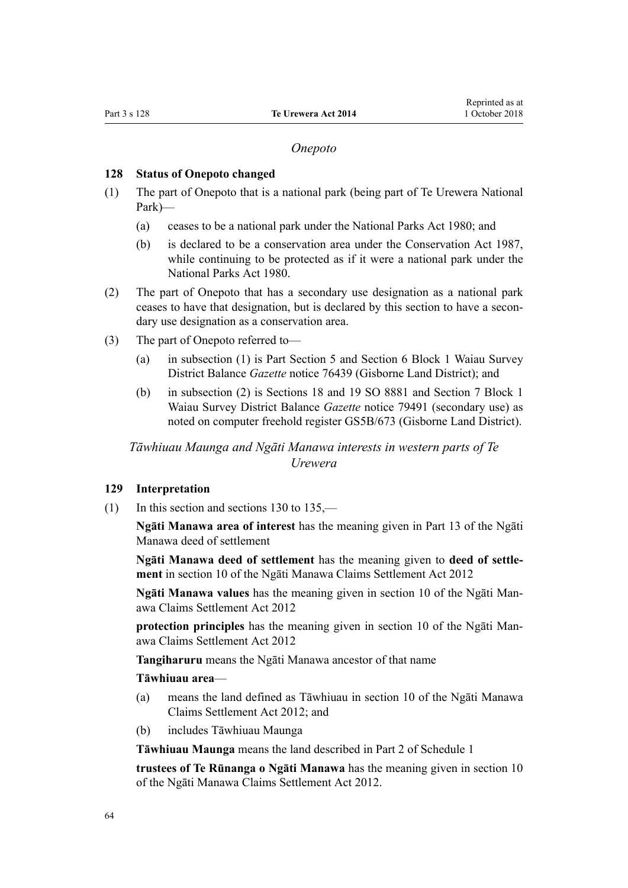*Onepoto*

## 128 Status of Onepoto changed

(1) The part of Onepoto that is a national park (being part of Te Urewera National Park)—

- (a) ceases to be a national park under the National Parks Act 1980; and
- (b) is declared to be a conservation area under the Conservation Act 1987, while continuing to be protected as if it were a national park under the National Parks Act 1980.

(2) The part of Onepoto that has a secondary use designation as a national park ceases to have that designation, but is declared by this section to have a secondary use designation as a conservation area.

(3) The part of Onepoto referred to—

- (a) in subsection (1) is Part Section 5 and Section 6 Block 1 Waiau Survey District Balance *Gazette* notice 76439 (Gisborne Land District); and
- (b) in subsection (2) is Sections 18 and 19 SO 8881 and Section 7 Block 1 Waiau Survey District Balance *Gazette* notice 79491 (secondary use) as noted on computer freehold register GS5B/673 (Gisborne Land District).

*Tāwhiuau Maunga and Ngāti Manawa interests in western parts of Te Urewera*

## 129 Interpretation

(1) In this section and sections 130 to 135,—

**Ngāti Manawa area of interest** has the meaning given in Part 13 of the Ngāti Manawa deed of settlement

**Ngāti Manawa deed of settlement** has the meaning given to **deed of settlement** in section 10 of the Ngāti Manawa Claims Settlement Act 2012

**Ngāti Manawa values** has the meaning given in section 10 of the Ngāti Manawa Claims Settlement Act 2012

**protection principles** has the meaning given in section 10 of the Ngāti Manawa Claims Settlement Act 2012

**Tangiharuru** means the Ngāti Manawa ancestor of that name

**Tāwhiuau area**—

- (a) means the land defined as Tāwhiuau in section 10 of the Ngāti Manawa Claims Settlement Act 2012; and
- (b) includes Tāwhiuau Maunga

**Tāwhiuau Maunga** means the land described in Part 2 of Schedule 1

**trustees of Te Rūnanga o Ngāti Manawa** has the meaning given in section 10 of the Ngāti Manawa Claims Settlement Act 2012.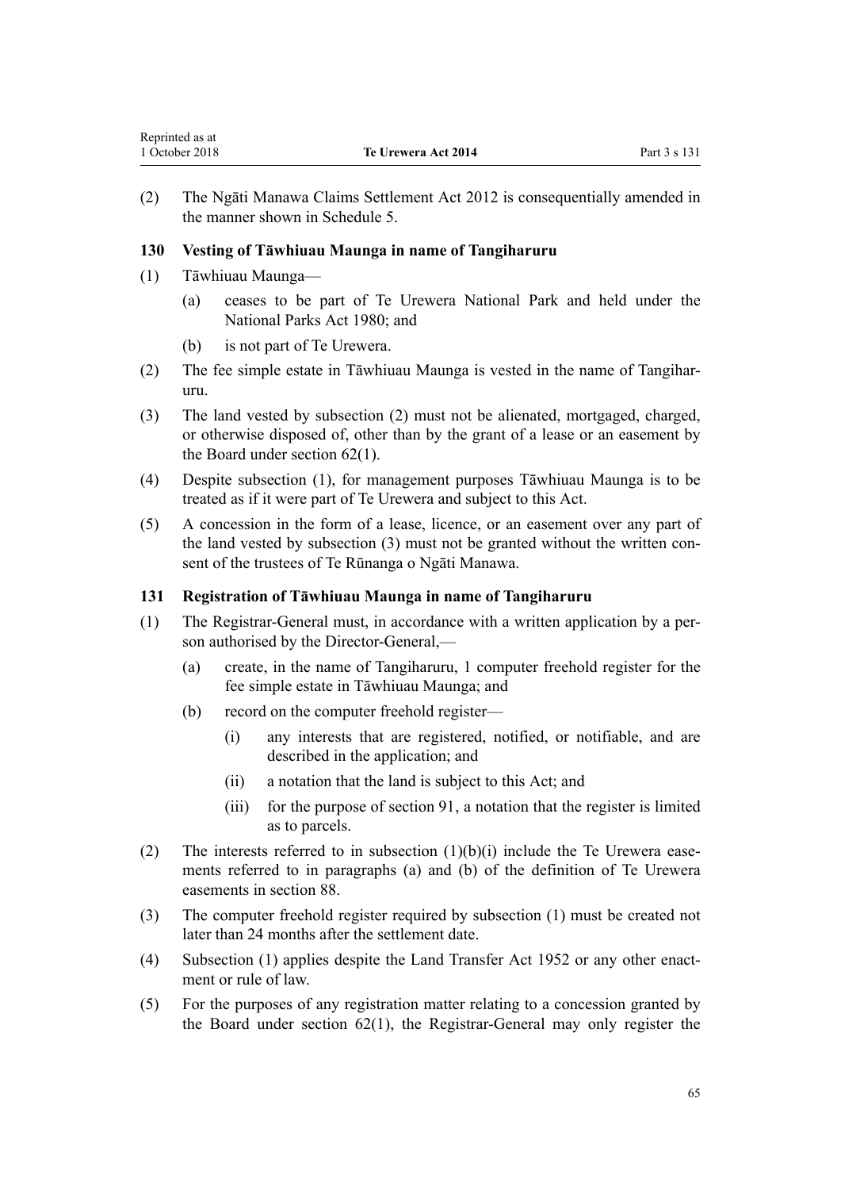(2) The Ngāti Manawa Claims Settlement Act 2012 is consequentially amended in the manner shown in Schedule 5.

### 130 Vesting of Tāwhiuau Maunga in name of Tangiharuru

(1) Tāwhiuau Maunga—

(a) ceases to be part of Te Urewera National Park and held under the National Parks Act 1980; and

(b) is not part of Te Urewera.

(2) The fee simple estate in Tāwhiuau Maunga is vested in the name of Tangiharuru.

(3) The land vested by subsection (2) must not be alienated, mortgaged, charged, or otherwise disposed of, other than by the grant of a lease or an easement by the Board under section 62(1).

(4) Despite subsection (1), for management purposes Tāwhiuau Maunga is to be treated as if it were part of Te Urewera and subject to this Act.

(5) A concession in the form of a lease, licence, or an easement over any part of the land vested by subsection (3) must not be granted without the written consent of the trustees of Te Rūnanga o Ngāti Manawa.

### 131 Registration of Tāwhiuau Maunga in name of Tangiharuru

(1) The Registrar-General must, in accordance with a written application by a person authorised by the Director-General,—

(a) create, in the name of Tangiharuru, 1 computer freehold register for the fee simple estate in Tāwhiuau Maunga; and

(b) record on the computer freehold register—

(i) any interests that are registered, notified, or notifiable, and are described in the application; and

(ii) a notation that the land is subject to this Act; and

(iii) for the purpose of section 91, a notation that the register is limited as to parcels.

(2) The interests referred to in subsection (1)(b)(i) include the Te Urewera easements referred to in paragraphs (a) and (b) of the definition of Te Urewera easements in section 88.

(3) The computer freehold register required by subsection (1) must be created not later than 24 months after the settlement date.

(4) Subsection (1) applies despite the Land Transfer Act 1952 or any other enactment or rule of law.

(5) For the purposes of any registration matter relating to a concession granted by the Board under section 62(1), the Registrar-General may only register the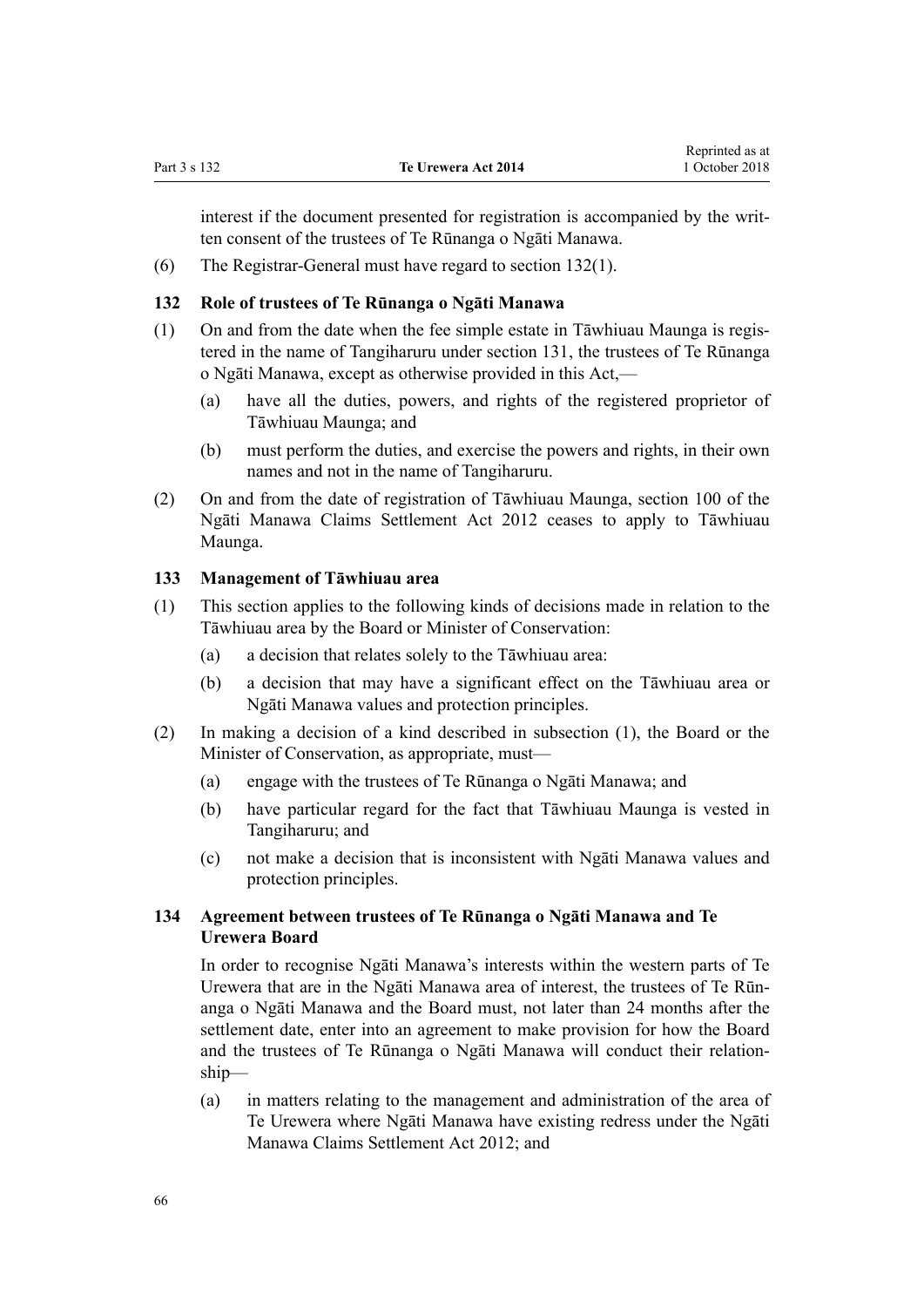interest if the document presented for registration is accompanied by the written consent of the trustees of Te Rūnanga o Ngāti Manawa.

(6) The Registrar-General must have regard to section 132(1).

### 132 Role of trustees of Te Rūnanga o Ngāti Manawa

(1) On and from the date when the fee simple estate in Tāwhiuau Maunga is registered in the name of Tangiharuru under section 131, the trustees of Te Rūnanga o Ngāti Manawa, except as otherwise provided in this Act,—

   (a) have all the duties, powers, and rights of the registered proprietor of Tāwhiuau Maunga; and

   (b) must perform the duties, and exercise the powers and rights, in their own names and not in the name of Tangiharuru.

(2) On and from the date of registration of Tāwhiuau Maunga, section 100 of the Ngāti Manawa Claims Settlement Act 2012 ceases to apply to Tāwhiuau Maunga.

### 133 Management of Tāwhiuau area

(1) This section applies to the following kinds of decisions made in relation to the Tāwhiuau area by the Board or Minister of Conservation:

   (a) a decision that relates solely to the Tāwhiuau area:

   (b) a decision that may have a significant effect on the Tāwhiuau area or Ngāti Manawa values and protection principles.

(2) In making a decision of a kind described in subsection (1), the Board or the Minister of Conservation, as appropriate, must—

   (a) engage with the trustees of Te Rūnanga o Ngāti Manawa; and

   (b) have particular regard for the fact that Tāwhiuau Maunga is vested in Tangiharuru; and

   (c) not make a decision that is inconsistent with Ngāti Manawa values and protection principles.

### 134 Agreement between trustees of Te Rūnanga o Ngāti Manawa and Te Urewera Board

In order to recognise Ngāti Manawa's interests within the western parts of Te Urewera that are in the Ngāti Manawa area of interest, the trustees of Te Rūnanga o Ngāti Manawa and the Board must, not later than 24 months after the settlement date, enter into an agreement to make provision for how the Board and the trustees of Te Rūnanga o Ngāti Manawa will conduct their relationship—

   (a) in matters relating to the management and administration of the area of Te Urewera where Ngāti Manawa have existing redress under the Ngāti Manawa Claims Settlement Act 2012; and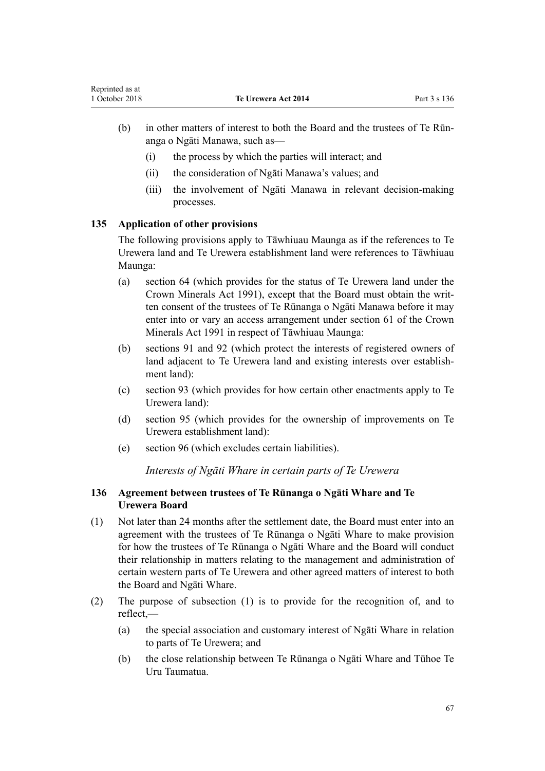(b) in other matters of interest to both the Board and the trustees of Te Rūnanga o Ngāti Manawa, such as—

   (i) the process by which the parties will interact; and

   (ii) the consideration of Ngāti Manawa's values; and

   (iii) the involvement of Ngāti Manawa in relevant decision-making processes.

### 135 Application of other provisions

The following provisions apply to Tāwhiuau Maunga as if the references to Te Urewera land and Te Urewera establishment land were references to Tāwhiuau Maunga:

(a) section 64 (which provides for the status of Te Urewera land under the Crown Minerals Act 1991), except that the Board must obtain the written consent of the trustees of Te Rūnanga o Ngāti Manawa before it may enter into or vary an access arrangement under section 61 of the Crown Minerals Act 1991 in respect of Tāwhiuau Maunga:

(b) sections 91 and 92 (which protect the interests of registered owners of land adjacent to Te Urewera land and existing interests over establishment land):

(c) section 93 (which provides for how certain other enactments apply to Te Urewera land):

(d) section 95 (which provides for the ownership of improvements on Te Urewera establishment land):

(e) section 96 (which excludes certain liabilities).

*Interests of Ngāti Whare in certain parts of Te Urewera*

### 136 Agreement between trustees of Te Rūnanga o Ngāti Whare and Te Urewera Board

(1) Not later than 24 months after the settlement date, the Board must enter into an agreement with the trustees of Te Rūnanga o Ngāti Whare to make provision for how the trustees of Te Rūnanga o Ngāti Whare and the Board will conduct their relationship in matters relating to the management and administration of certain western parts of Te Urewera and other agreed matters of interest to both the Board and Ngāti Whare.

(2) The purpose of subsection (1) is to provide for the recognition of, and to reflect,—

   (a) the special association and customary interest of Ngāti Whare in relation to parts of Te Urewera; and

   (b) the close relationship between Te Rūnanga o Ngāti Whare and Tūhoe Te Uru Taumatua.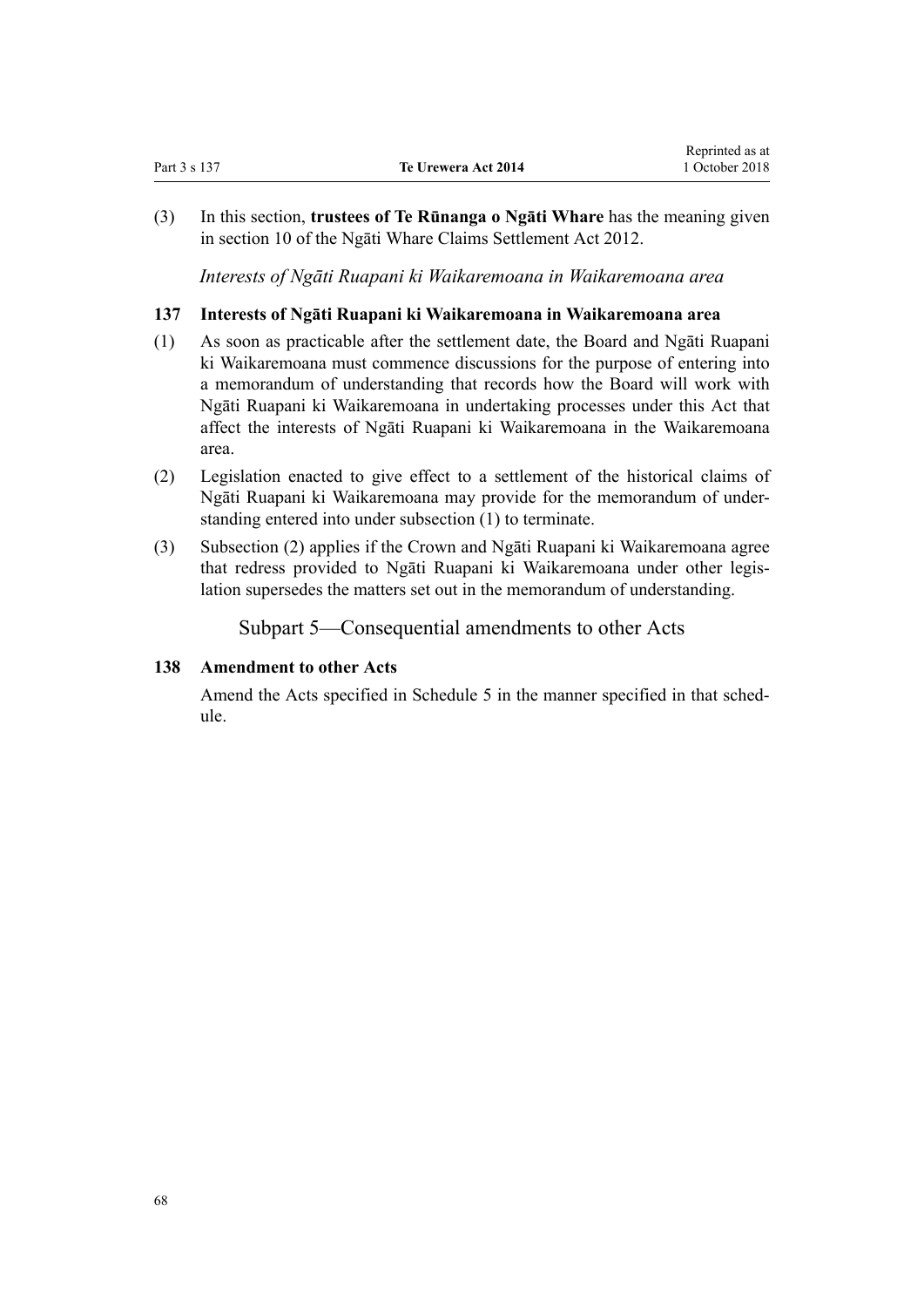(3) In this section, **trustees of Te Rūnanga o Ngāti Whare** has the meaning given in section 10 of the Ngāti Whare Claims Settlement Act 2012.

*Interests of Ngāti Ruapani ki Waikaremoana in Waikaremoana area*

### 137 Interests of Ngāti Ruapani ki Waikaremoana in Waikaremoana area

(1) As soon as practicable after the settlement date, the Board and Ngāti Ruapani ki Waikaremoana must commence discussions for the purpose of entering into a memorandum of understanding that records how the Board will work with Ngāti Ruapani ki Waikaremoana in undertaking processes under this Act that affect the interests of Ngāti Ruapani ki Waikaremoana in the Waikaremoana area.

(2) Legislation enacted to give effect to a settlement of the historical claims of Ngāti Ruapani ki Waikaremoana may provide for the memorandum of understanding entered into under subsection (1) to terminate.

(3) Subsection (2) applies if the Crown and Ngāti Ruapani ki Waikaremoana agree that redress provided to Ngāti Ruapani ki Waikaremoana under other legislation supersedes the matters set out in the memorandum of understanding.

## Subpart 5—Consequential amendments to other Acts

### 138 Amendment to other Acts

Amend the Acts specified in Schedule 5 in the manner specified in that schedule.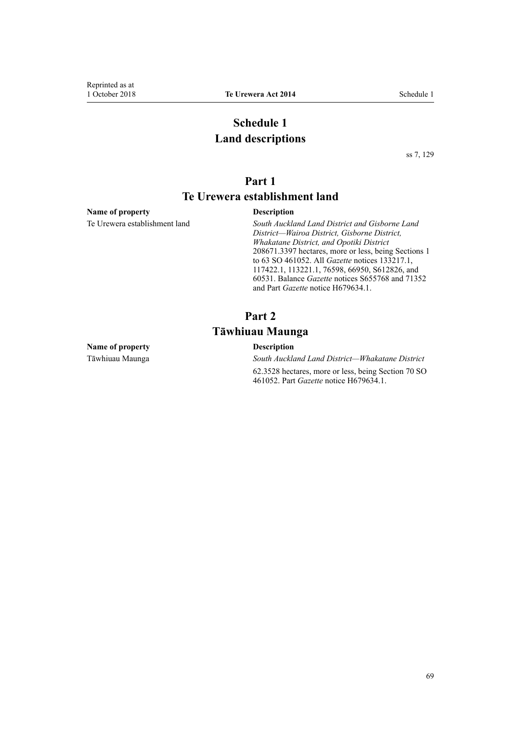# Schedule 1
# Land descriptions

ss 7, 129

## Part 1
## Te Urewera establishment land

| Name of property | Description |
|---|---|
| Te Urewera establishment land | *South Auckland Land District and Gisborne Land District—Wairoa District, Gisborne District, Whakatane District, and Opotiki District* 208671.3397 hectares, more or less, being Sections 1 to 63 SO 461052. All *Gazette* notices 133217.1, 117422.1, 113221.1, 76598, 66950, S612826, and 60531. Balance *Gazette* notices S655768 and 71352 and Part *Gazette* notice H679634.1. |

## Part 2
## Tāwhiuau Maunga

| Name of property | Description |
|---|---|
| Tāwhiuau Maunga | *South Auckland Land District—Whakatane District* 62.3528 hectares, more or less, being Section 70 SO 461052. Part *Gazette* notice H679634.1. |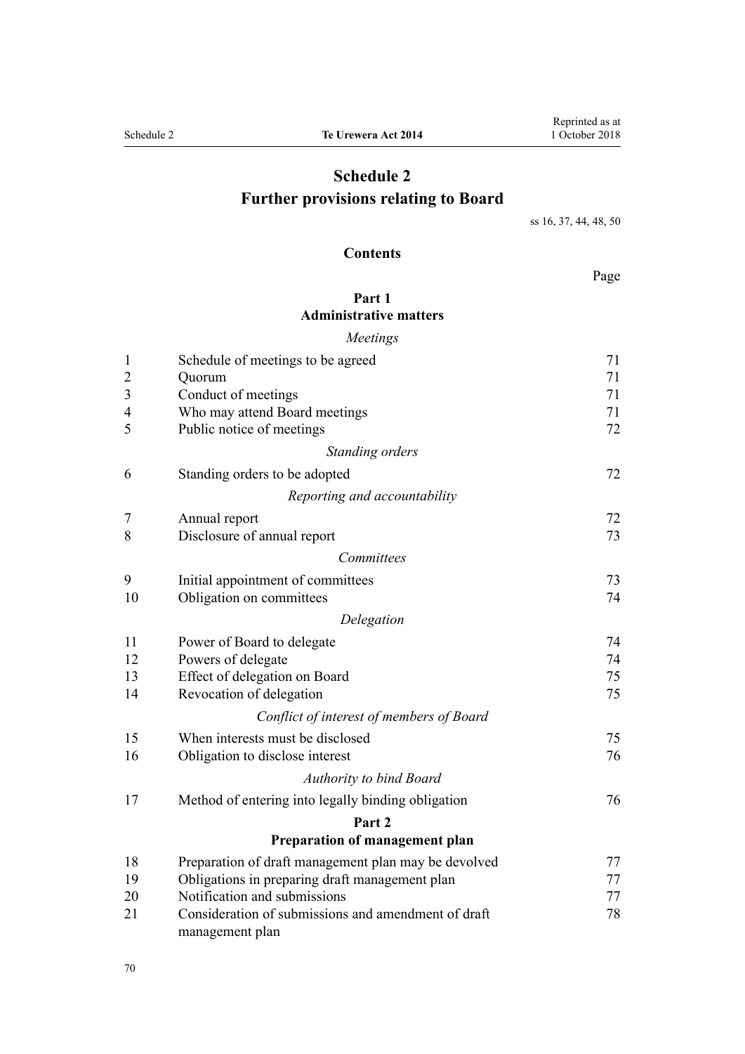# Schedule 2
## Further provisions relating to Board

ss 16, 37, 44, 48, 50

### Contents

| | | Page |
|---|---|---|
| | **Part 1** | |
| | **Administrative matters** | |
| | *Meetings* | |
| 1 | Schedule of meetings to be agreed | 71 |
| 2 | Quorum | 71 |
| 3 | Conduct of meetings | 71 |
| 4 | Who may attend Board meetings | 71 |
| 5 | Public notice of meetings | 72 |
| | *Standing orders* | |
| 6 | Standing orders to be adopted | 72 |
| | *Reporting and accountability* | |
| 7 | Annual report | 72 |
| 8 | Disclosure of annual report | 73 |
| | *Committees* | |
| 9 | Initial appointment of committees | 73 |
| 10 | Obligation on committees | 74 |
| | *Delegation* | |
| 11 | Power of Board to delegate | 74 |
| 12 | Powers of delegate | 74 |
| 13 | Effect of delegation on Board | 75 |
| 14 | Revocation of delegation | 75 |
| | *Conflict of interest of members of Board* | |
| 15 | When interests must be disclosed | 75 |
| 16 | Obligation to disclose interest | 76 |
| | *Authority to bind Board* | |
| 17 | Method of entering into legally binding obligation | 76 |
| | **Part 2** | |
| | **Preparation of management plan** | |
| 18 | Preparation of draft management plan may be devolved | 77 |
| 19 | Obligations in preparing draft management plan | 77 |
| 20 | Notification and submissions | 77 |
| 21 | Consideration of submissions and amendment of draft management plan | 78 |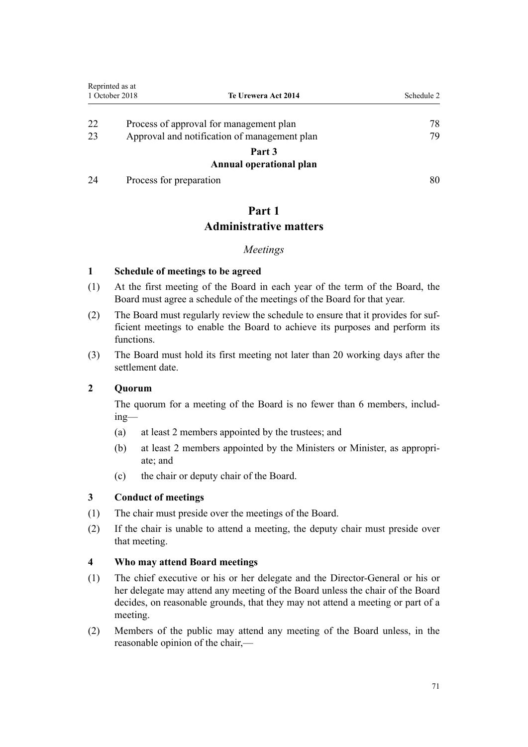| | | |
|---|---|---|
| 22 | Process of approval for management plan | 78 |
| 23 | Approval and notification of management plan | 79 |
| | **Part 3** **Annual operational plan** | |
| 24 | Process for preparation | 80 |

# Part 1
# Administrative matters

*Meetings*

**1 Schedule of meetings to be agreed**

(1) At the first meeting of the Board in each year of the term of the Board, the Board must agree a schedule of the meetings of the Board for that year.

(2) The Board must regularly review the schedule to ensure that it provides for sufficient meetings to enable the Board to achieve its purposes and perform its functions.

(3) The Board must hold its first meeting not later than 20 working days after the settlement date.

**2 Quorum**

The quorum for a meeting of the Board is no fewer than 6 members, including—

(a) at least 2 members appointed by the trustees; and

(b) at least 2 members appointed by the Ministers or Minister, as appropriate; and

(c) the chair or deputy chair of the Board.

**3 Conduct of meetings**

(1) The chair must preside over the meetings of the Board.

(2) If the chair is unable to attend a meeting, the deputy chair must preside over that meeting.

**4 Who may attend Board meetings**

(1) The chief executive or his or her delegate and the Director-General or his or her delegate may attend any meeting of the Board unless the chair of the Board decides, on reasonable grounds, that they may not attend a meeting or part of a meeting.

(2) Members of the public may attend any meeting of the Board unless, in the reasonable opinion of the chair,—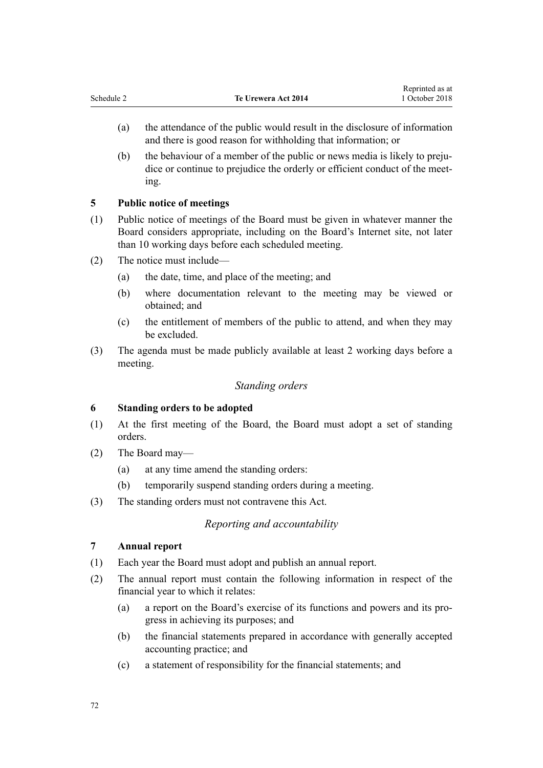(a) the attendance of the public would result in the disclosure of information and there is good reason for withholding that information; or

(b) the behaviour of a member of the public or news media is likely to prejudice or continue to prejudice the orderly or efficient conduct of the meeting.

**5 Public notice of meetings**

(1) Public notice of meetings of the Board must be given in whatever manner the Board considers appropriate, including on the Board's Internet site, not later than 10 working days before each scheduled meeting.

(2) The notice must include—

(a) the date, time, and place of the meeting; and

(b) where documentation relevant to the meeting may be viewed or obtained; and

(c) the entitlement of members of the public to attend, and when they may be excluded.

(3) The agenda must be made publicly available at least 2 working days before a meeting.

*Standing orders*

**6 Standing orders to be adopted**

(1) At the first meeting of the Board, the Board must adopt a set of standing orders.

(2) The Board may—

(a) at any time amend the standing orders:

(b) temporarily suspend standing orders during a meeting.

(3) The standing orders must not contravene this Act.

*Reporting and accountability*

**7 Annual report**

(1) Each year the Board must adopt and publish an annual report.

(2) The annual report must contain the following information in respect of the financial year to which it relates:

(a) a report on the Board's exercise of its functions and powers and its progress in achieving its purposes; and

(b) the financial statements prepared in accordance with generally accepted accounting practice; and

(c) a statement of responsibility for the financial statements; and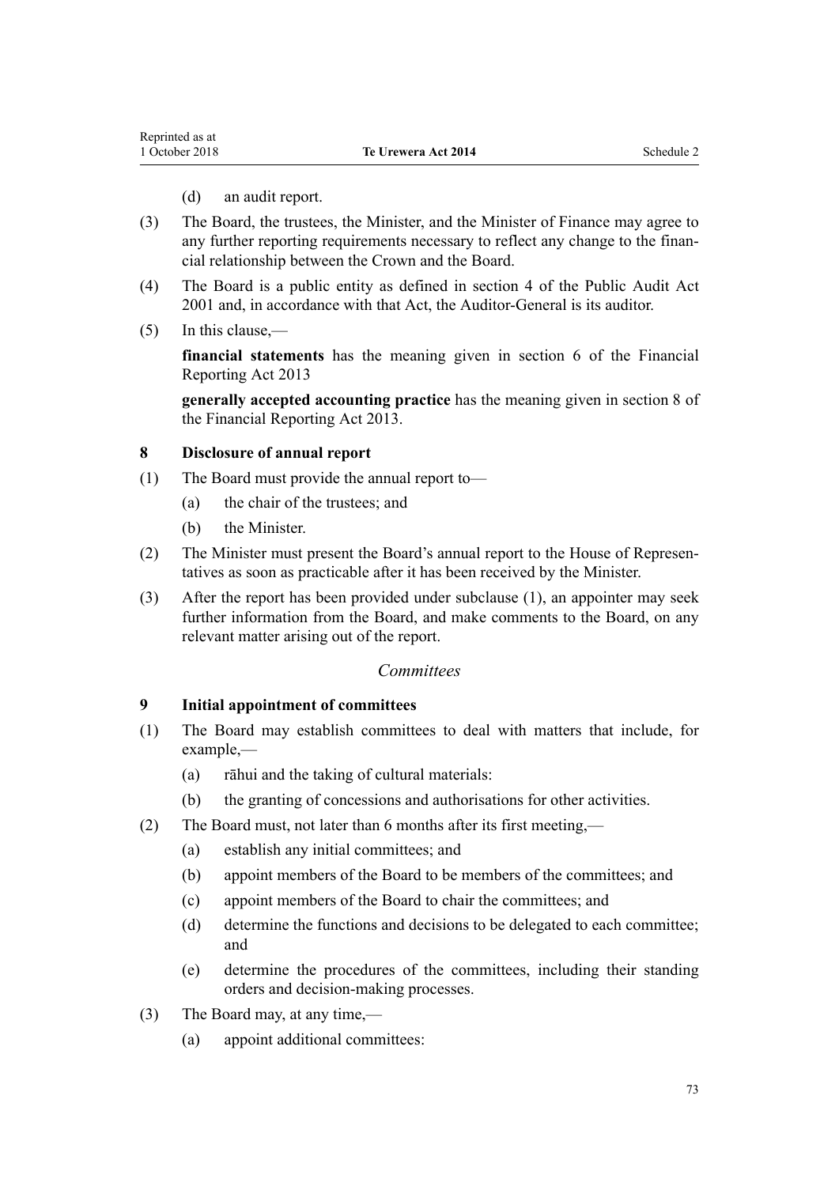(d) an audit report.

(3) The Board, the trustees, the Minister, and the Minister of Finance may agree to any further reporting requirements necessary to reflect any change to the financial relationship between the Crown and the Board.

(4) The Board is a public entity as defined in section 4 of the Public Audit Act 2001 and, in accordance with that Act, the Auditor-General is its auditor.

(5) In this clause,—

**financial statements** has the meaning given in section 6 of the Financial Reporting Act 2013

**generally accepted accounting practice** has the meaning given in section 8 of the Financial Reporting Act 2013.

### 8 Disclosure of annual report

(1) The Board must provide the annual report to—

- (a) the chair of the trustees; and
- (b) the Minister.

(2) The Minister must present the Board's annual report to the House of Representatives as soon as practicable after it has been received by the Minister.

(3) After the report has been provided under subclause (1), an appointer may seek further information from the Board, and make comments to the Board, on any relevant matter arising out of the report.

*Committees*

### 9 Initial appointment of committees

(1) The Board may establish committees to deal with matters that include, for example,—

- (a) rāhui and the taking of cultural materials:
- (b) the granting of concessions and authorisations for other activities.

(2) The Board must, not later than 6 months after its first meeting,—

- (a) establish any initial committees; and
- (b) appoint members of the Board to be members of the committees; and
- (c) appoint members of the Board to chair the committees; and
- (d) determine the functions and decisions to be delegated to each committee; and
- (e) determine the procedures of the committees, including their standing orders and decision-making processes.

(3) The Board may, at any time,—

- (a) appoint additional committees: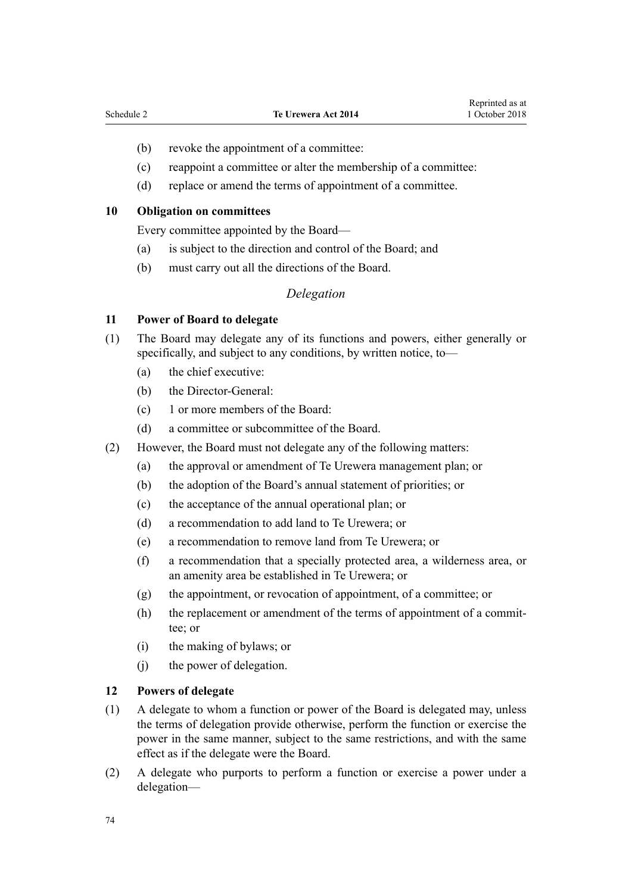(b) revoke the appointment of a committee:

(c) reappoint a committee or alter the membership of a committee:

(d) replace or amend the terms of appointment of a committee.

**10 Obligation on committees**

Every committee appointed by the Board—

(a) is subject to the direction and control of the Board; and

(b) must carry out all the directions of the Board.

*Delegation*

**11 Power of Board to delegate**

(1) The Board may delegate any of its functions and powers, either generally or specifically, and subject to any conditions, by written notice, to—

(a) the chief executive:

(b) the Director-General:

(c) 1 or more members of the Board:

(d) a committee or subcommittee of the Board.

(2) However, the Board must not delegate any of the following matters:

(a) the approval or amendment of Te Urewera management plan; or

(b) the adoption of the Board's annual statement of priorities; or

(c) the acceptance of the annual operational plan; or

(d) a recommendation to add land to Te Urewera; or

(e) a recommendation to remove land from Te Urewera; or

(f) a recommendation that a specially protected area, a wilderness area, or an amenity area be established in Te Urewera; or

(g) the appointment, or revocation of appointment, of a committee; or

(h) the replacement or amendment of the terms of appointment of a committee; or

(i) the making of bylaws; or

(j) the power of delegation.

**12 Powers of delegate**

(1) A delegate to whom a function or power of the Board is delegated may, unless the terms of delegation provide otherwise, perform the function or exercise the power in the same manner, subject to the same restrictions, and with the same effect as if the delegate were the Board.

(2) A delegate who purports to perform a function or exercise a power under a delegation—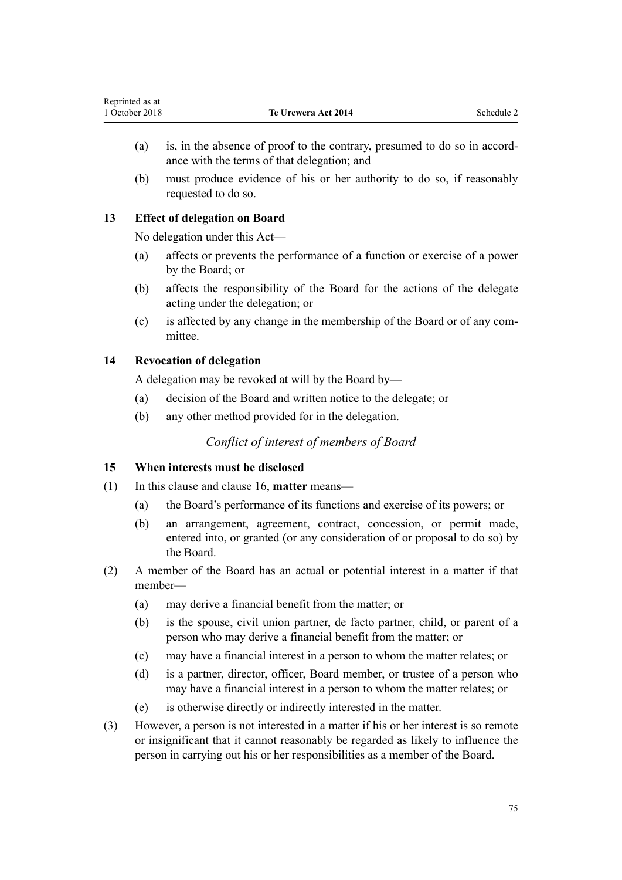(a) is, in the absence of proof to the contrary, presumed to do so in accordance with the terms of that delegation; and

(b) must produce evidence of his or her authority to do so, if reasonably requested to do so.

### 13 Effect of delegation on Board

No delegation under this Act—

(a) affects or prevents the performance of a function or exercise of a power by the Board; or

(b) affects the responsibility of the Board for the actions of the delegate acting under the delegation; or

(c) is affected by any change in the membership of the Board or of any committee.

### 14 Revocation of delegation

A delegation may be revoked at will by the Board by—

(a) decision of the Board and written notice to the delegate; or

(b) any other method provided for in the delegation.

## *Conflict of interest of members of Board*

### 15 When interests must be disclosed

(1) In this clause and clause 16, **matter** means—

(a) the Board's performance of its functions and exercise of its powers; or

(b) an arrangement, agreement, contract, concession, or permit made, entered into, or granted (or any consideration of or proposal to do so) by the Board.

(2) A member of the Board has an actual or potential interest in a matter if that member—

(a) may derive a financial benefit from the matter; or

(b) is the spouse, civil union partner, de facto partner, child, or parent of a person who may derive a financial benefit from the matter; or

(c) may have a financial interest in a person to whom the matter relates; or

(d) is a partner, director, officer, Board member, or trustee of a person who may have a financial interest in a person to whom the matter relates; or

(e) is otherwise directly or indirectly interested in the matter.

(3) However, a person is not interested in a matter if his or her interest is so remote or insignificant that it cannot reasonably be regarded as likely to influence the person in carrying out his or her responsibilities as a member of the Board.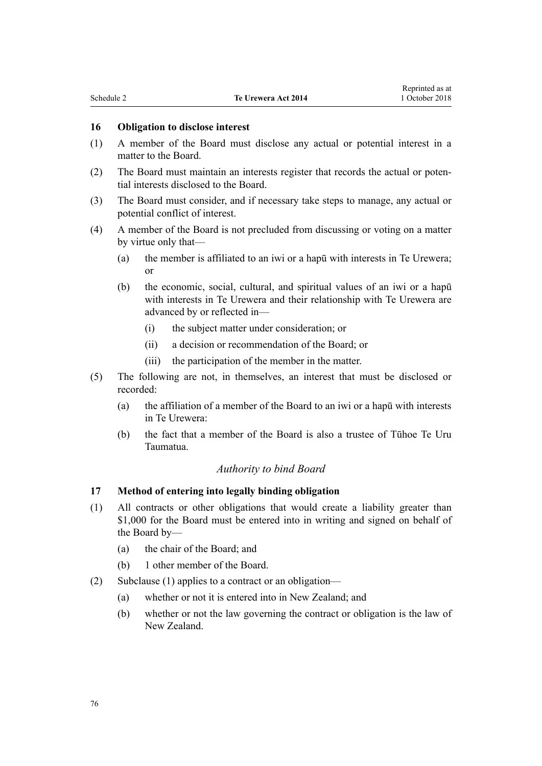### 16 Obligation to disclose interest

(1) A member of the Board must disclose any actual or potential interest in a matter to the Board.

(2) The Board must maintain an interests register that records the actual or potential interests disclosed to the Board.

(3) The Board must consider, and if necessary take steps to manage, any actual or potential conflict of interest.

(4) A member of the Board is not precluded from discussing or voting on a matter by virtue only that—

- (a) the member is affiliated to an iwi or a hapū with interests in Te Urewera; or
- (b) the economic, social, cultural, and spiritual values of an iwi or a hapū with interests in Te Urewera and their relationship with Te Urewera are advanced by or reflected in—
  - (i) the subject matter under consideration; or
  - (ii) a decision or recommendation of the Board; or
  - (iii) the participation of the member in the matter.

(5) The following are not, in themselves, an interest that must be disclosed or recorded:

- (a) the affiliation of a member of the Board to an iwi or a hapū with interests in Te Urewera:
- (b) the fact that a member of the Board is also a trustee of Tūhoe Te Uru Taumatua.

*Authority to bind Board*

### 17 Method of entering into legally binding obligation

(1) All contracts or other obligations that would create a liability greater than $1,000 for the Board must be entered into in writing and signed on behalf of the Board by—

- (a) the chair of the Board; and
- (b) 1 other member of the Board.

(2) Subclause (1) applies to a contract or an obligation—

- (a) whether or not it is entered into in New Zealand; and
- (b) whether or not the law governing the contract or obligation is the law of New Zealand.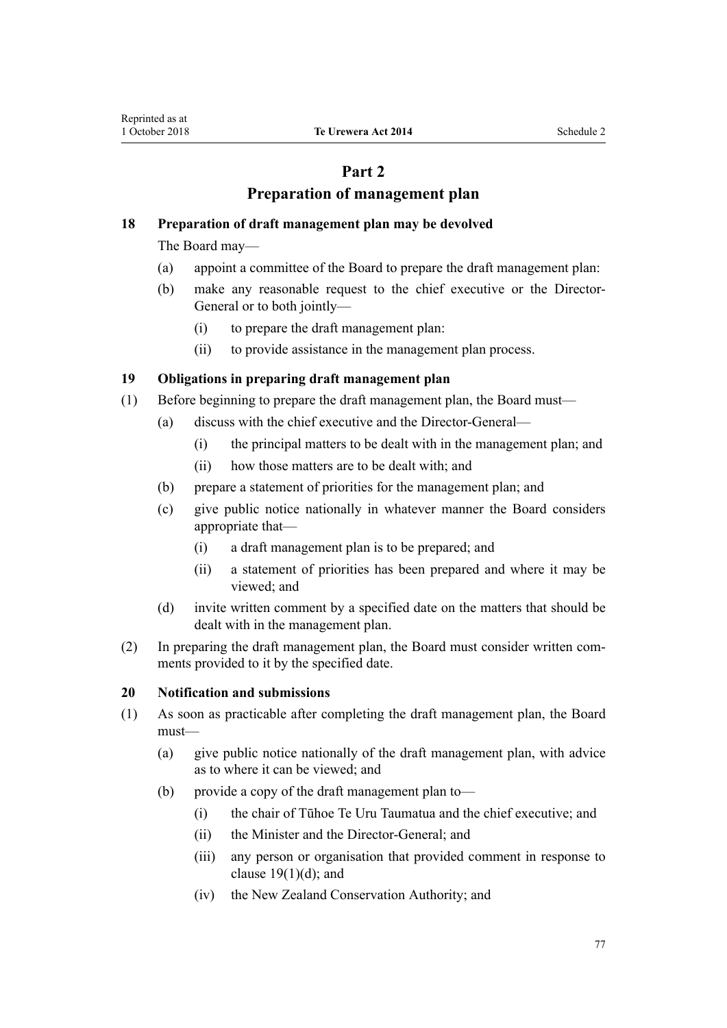# Part 2
# Preparation of management plan

### 18 Preparation of draft management plan may be devolved

The Board may—

- (a) appoint a committee of the Board to prepare the draft management plan:
- (b) make any reasonable request to the chief executive or the Director-General or to both jointly—
  - (i) to prepare the draft management plan:
  - (ii) to provide assistance in the management plan process.

### 19 Obligations in preparing draft management plan

(1) Before beginning to prepare the draft management plan, the Board must—

- (a) discuss with the chief executive and the Director-General—
  - (i) the principal matters to be dealt with in the management plan; and
  - (ii) how those matters are to be dealt with; and
- (b) prepare a statement of priorities for the management plan; and
- (c) give public notice nationally in whatever manner the Board considers appropriate that—
  - (i) a draft management plan is to be prepared; and
  - (ii) a statement of priorities has been prepared and where it may be viewed; and
- (d) invite written comment by a specified date on the matters that should be dealt with in the management plan.

(2) In preparing the draft management plan, the Board must consider written comments provided to it by the specified date.

### 20 Notification and submissions

(1) As soon as practicable after completing the draft management plan, the Board must—

- (a) give public notice nationally of the draft management plan, with advice as to where it can be viewed; and
- (b) provide a copy of the draft management plan to—
  - (i) the chair of Tūhoe Te Uru Taumatua and the chief executive; and
  - (ii) the Minister and the Director-General; and
  - (iii) any person or organisation that provided comment in response to clause 19(1)(d); and
  - (iv) the New Zealand Conservation Authority; and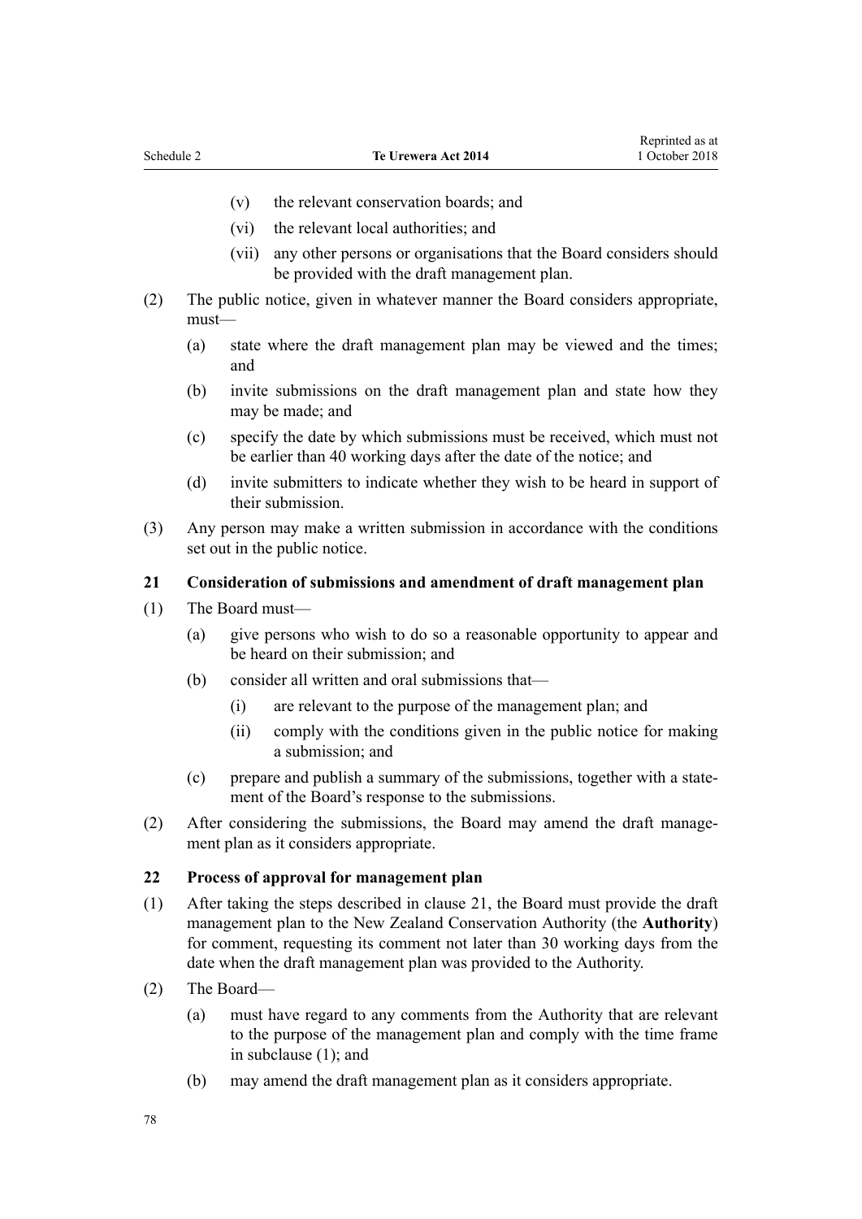(v) the relevant conservation boards; and

(vi) the relevant local authorities; and

(vii) any other persons or organisations that the Board considers should be provided with the draft management plan.

(2) The public notice, given in whatever manner the Board considers appropriate, must—

(a) state where the draft management plan may be viewed and the times; and

(b) invite submissions on the draft management plan and state how they may be made; and

(c) specify the date by which submissions must be received, which must not be earlier than 40 working days after the date of the notice; and

(d) invite submitters to indicate whether they wish to be heard in support of their submission.

(3) Any person may make a written submission in accordance with the conditions set out in the public notice.

### 21 Consideration of submissions and amendment of draft management plan

(1) The Board must—

(a) give persons who wish to do so a reasonable opportunity to appear and be heard on their submission; and

(b) consider all written and oral submissions that—

(i) are relevant to the purpose of the management plan; and

(ii) comply with the conditions given in the public notice for making a submission; and

(c) prepare and publish a summary of the submissions, together with a statement of the Board's response to the submissions.

(2) After considering the submissions, the Board may amend the draft management plan as it considers appropriate.

### 22 Process of approval for management plan

(1) After taking the steps described in clause 21, the Board must provide the draft management plan to the New Zealand Conservation Authority (the **Authority**) for comment, requesting its comment not later than 30 working days from the date when the draft management plan was provided to the Authority.

(2) The Board—

(a) must have regard to any comments from the Authority that are relevant to the purpose of the management plan and comply with the time frame in subclause (1); and

(b) may amend the draft management plan as it considers appropriate.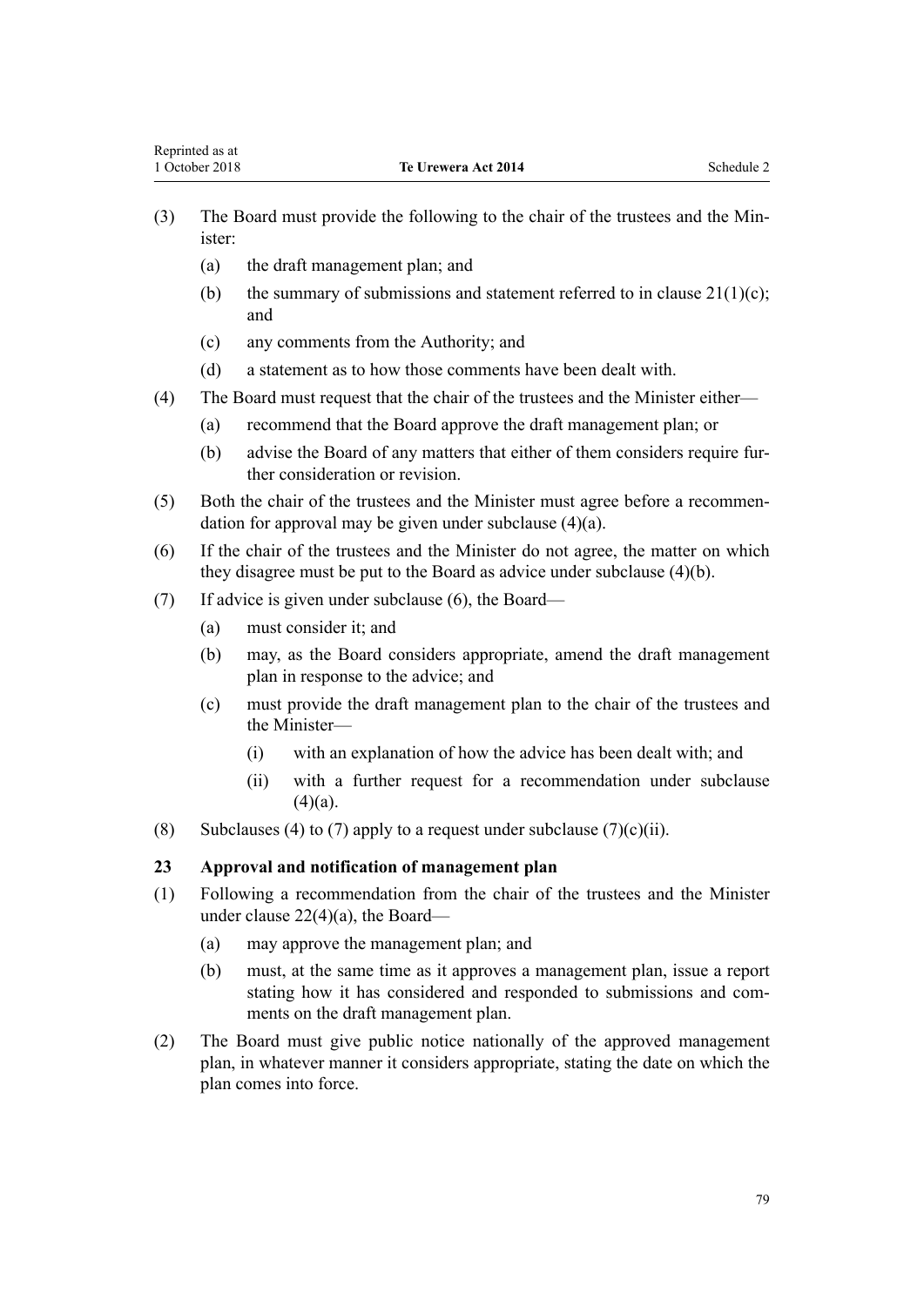(3) The Board must provide the following to the chair of the trustees and the Minister:

  (a) the draft management plan; and

  (b) the summary of submissions and statement referred to in clause 21(1)(c); and

  (c) any comments from the Authority; and

  (d) a statement as to how those comments have been dealt with.

(4) The Board must request that the chair of the trustees and the Minister either—

  (a) recommend that the Board approve the draft management plan; or

  (b) advise the Board of any matters that either of them considers require further consideration or revision.

(5) Both the chair of the trustees and the Minister must agree before a recommendation for approval may be given under subclause (4)(a).

(6) If the chair of the trustees and the Minister do not agree, the matter on which they disagree must be put to the Board as advice under subclause (4)(b).

(7) If advice is given under subclause (6), the Board—

  (a) must consider it; and

  (b) may, as the Board considers appropriate, amend the draft management plan in response to the advice; and

  (c) must provide the draft management plan to the chair of the trustees and the Minister—

    (i) with an explanation of how the advice has been dealt with; and

    (ii) with a further request for a recommendation under subclause (4)(a).

(8) Subclauses (4) to (7) apply to a request under subclause (7)(c)(ii).

### 23 Approval and notification of management plan

(1) Following a recommendation from the chair of the trustees and the Minister under clause 22(4)(a), the Board—

  (a) may approve the management plan; and

  (b) must, at the same time as it approves a management plan, issue a report stating how it has considered and responded to submissions and comments on the draft management plan.

(2) The Board must give public notice nationally of the approved management plan, in whatever manner it considers appropriate, stating the date on which the plan comes into force.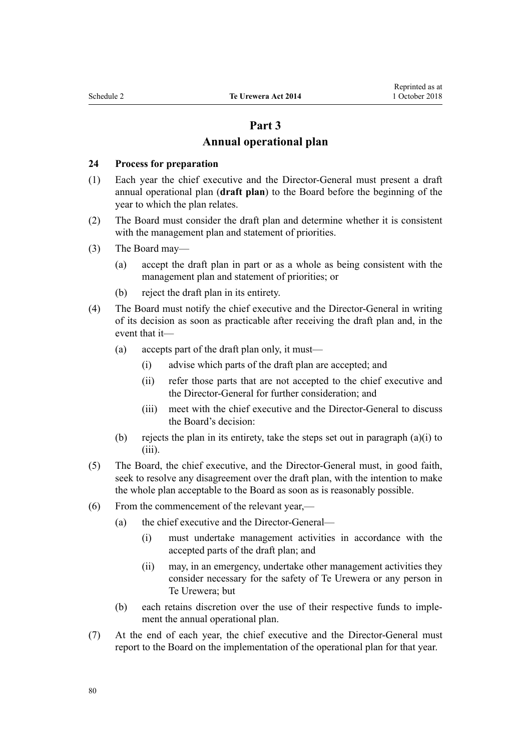## Part 3
## Annual operational plan

### 24 Process for preparation

(1) Each year the chief executive and the Director-General must present a draft annual operational plan (**draft plan**) to the Board before the beginning of the year to which the plan relates.

(2) The Board must consider the draft plan and determine whether it is consistent with the management plan and statement of priorities.

(3) The Board may—

- (a) accept the draft plan in part or as a whole as being consistent with the management plan and statement of priorities; or
- (b) reject the draft plan in its entirety.

(4) The Board must notify the chief executive and the Director-General in writing of its decision as soon as practicable after receiving the draft plan and, in the event that it—

- (a) accepts part of the draft plan only, it must—
  - (i) advise which parts of the draft plan are accepted; and
  - (ii) refer those parts that are not accepted to the chief executive and the Director-General for further consideration; and
  - (iii) meet with the chief executive and the Director-General to discuss the Board's decision:
- (b) rejects the plan in its entirety, take the steps set out in paragraph (a)(i) to (iii).

(5) The Board, the chief executive, and the Director-General must, in good faith, seek to resolve any disagreement over the draft plan, with the intention to make the whole plan acceptable to the Board as soon as is reasonably possible.

(6) From the commencement of the relevant year,—

- (a) the chief executive and the Director-General—
  - (i) must undertake management activities in accordance with the accepted parts of the draft plan; and
  - (ii) may, in an emergency, undertake other management activities they consider necessary for the safety of Te Urewera or any person in Te Urewera; but
- (b) each retains discretion over the use of their respective funds to implement the annual operational plan.

(7) At the end of each year, the chief executive and the Director-General must report to the Board on the implementation of the operational plan for that year.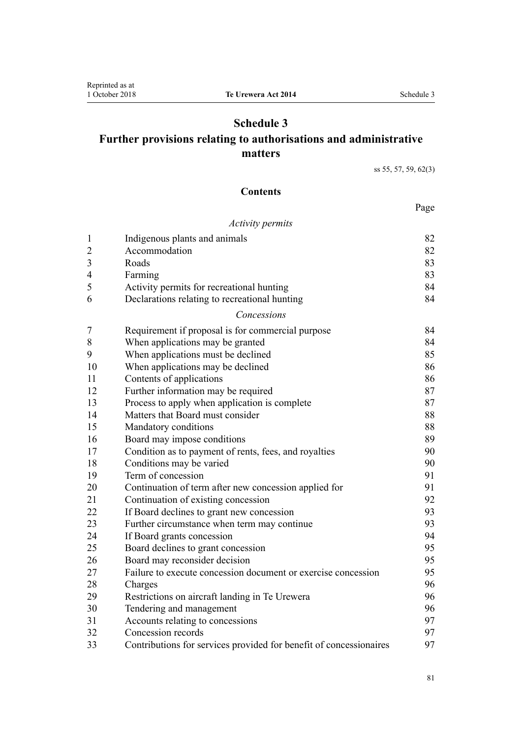# Schedule 3
## Further provisions relating to authorisations and administrative matters

ss 55, 57, 59, 62(3)

### Contents

| | | Page |
|---|---|---|
| | *Activity permits* | |
| 1 | Indigenous plants and animals | 82 |
| 2 | Accommodation | 82 |
| 3 | Roads | 83 |
| 4 | Farming | 83 |
| 5 | Activity permits for recreational hunting | 84 |
| 6 | Declarations relating to recreational hunting | 84 |
| | *Concessions* | |
| 7 | Requirement if proposal is for commercial purpose | 84 |
| 8 | When applications may be granted | 84 |
| 9 | When applications must be declined | 85 |
| 10 | When applications may be declined | 86 |
| 11 | Contents of applications | 86 |
| 12 | Further information may be required | 87 |
| 13 | Process to apply when application is complete | 87 |
| 14 | Matters that Board must consider | 88 |
| 15 | Mandatory conditions | 88 |
| 16 | Board may impose conditions | 89 |
| 17 | Condition as to payment of rents, fees, and royalties | 90 |
| 18 | Conditions may be varied | 90 |
| 19 | Term of concession | 91 |
| 20 | Continuation of term after new concession applied for | 91 |
| 21 | Continuation of existing concession | 92 |
| 22 | If Board declines to grant new concession | 93 |
| 23 | Further circumstance when term may continue | 93 |
| 24 | If Board grants concession | 94 |
| 25 | Board declines to grant concession | 95 |
| 26 | Board may reconsider decision | 95 |
| 27 | Failure to execute concession document or exercise concession | 95 |
| 28 | Charges | 96 |
| 29 | Restrictions on aircraft landing in Te Urewera | 96 |
| 30 | Tendering and management | 96 |
| 31 | Accounts relating to concessions | 97 |
| 32 | Concession records | 97 |
| 33 | Contributions for services provided for benefit of concessionaires | 97 |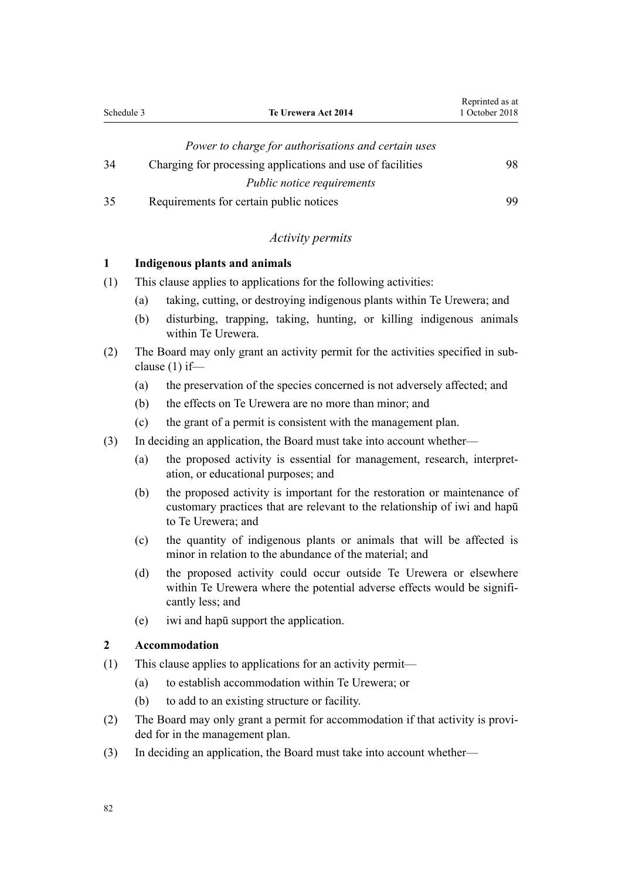*Power to charge for authorisations and certain uses*

| | | |
|---|---|---|
| 34 | Charging for processing applications and use of facilities | 98 |

*Public notice requirements*

| | | |
|---|---|---|
| 35 | Requirements for certain public notices | 99 |

*Activity permits*

**1 Indigenous plants and animals**

(1) This clause applies to applications for the following activities:

(a) taking, cutting, or destroying indigenous plants within Te Urewera; and

(b) disturbing, trapping, taking, hunting, or killing indigenous animals within Te Urewera.

(2) The Board may only grant an activity permit for the activities specified in subclause (1) if—

(a) the preservation of the species concerned is not adversely affected; and

(b) the effects on Te Urewera are no more than minor; and

(c) the grant of a permit is consistent with the management plan.

(3) In deciding an application, the Board must take into account whether—

(a) the proposed activity is essential for management, research, interpretation, or educational purposes; and

(b) the proposed activity is important for the restoration or maintenance of customary practices that are relevant to the relationship of iwi and hapū to Te Urewera; and

(c) the quantity of indigenous plants or animals that will be affected is minor in relation to the abundance of the material; and

(d) the proposed activity could occur outside Te Urewera or elsewhere within Te Urewera where the potential adverse effects would be significantly less; and

(e) iwi and hapū support the application.

**2 Accommodation**

(1) This clause applies to applications for an activity permit—

(a) to establish accommodation within Te Urewera; or

(b) to add to an existing structure or facility.

(2) The Board may only grant a permit for accommodation if that activity is provided for in the management plan.

(3) In deciding an application, the Board must take into account whether—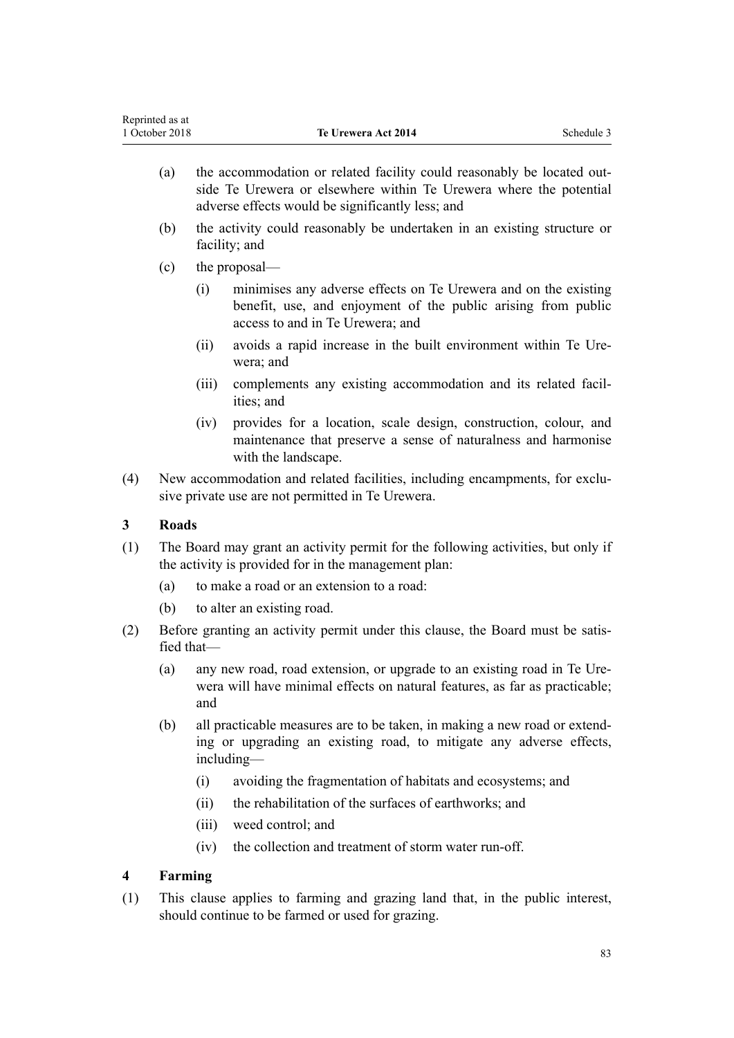(a) the accommodation or related facility could reasonably be located outside Te Urewera or elsewhere within Te Urewera where the potential adverse effects would be significantly less; and

(b) the activity could reasonably be undertaken in an existing structure or facility; and

(c) the proposal—

(i) minimises any adverse effects on Te Urewera and on the existing benefit, use, and enjoyment of the public arising from public access to and in Te Urewera; and

(ii) avoids a rapid increase in the built environment within Te Urewera; and

(iii) complements any existing accommodation and its related facilities; and

(iv) provides for a location, scale design, construction, colour, and maintenance that preserve a sense of naturalness and harmonise with the landscape.

(4) New accommodation and related facilities, including encampments, for exclusive private use are not permitted in Te Urewera.

### 3 Roads

(1) The Board may grant an activity permit for the following activities, but only if the activity is provided for in the management plan:

(a) to make a road or an extension to a road:

(b) to alter an existing road.

(2) Before granting an activity permit under this clause, the Board must be satisfied that—

(a) any new road, road extension, or upgrade to an existing road in Te Urewera will have minimal effects on natural features, as far as practicable; and

(b) all practicable measures are to be taken, in making a new road or extending or upgrading an existing road, to mitigate any adverse effects, including—

(i) avoiding the fragmentation of habitats and ecosystems; and

(ii) the rehabilitation of the surfaces of earthworks; and

(iii) weed control; and

(iv) the collection and treatment of storm water run-off.

### 4 Farming

(1) This clause applies to farming and grazing land that, in the public interest, should continue to be farmed or used for grazing.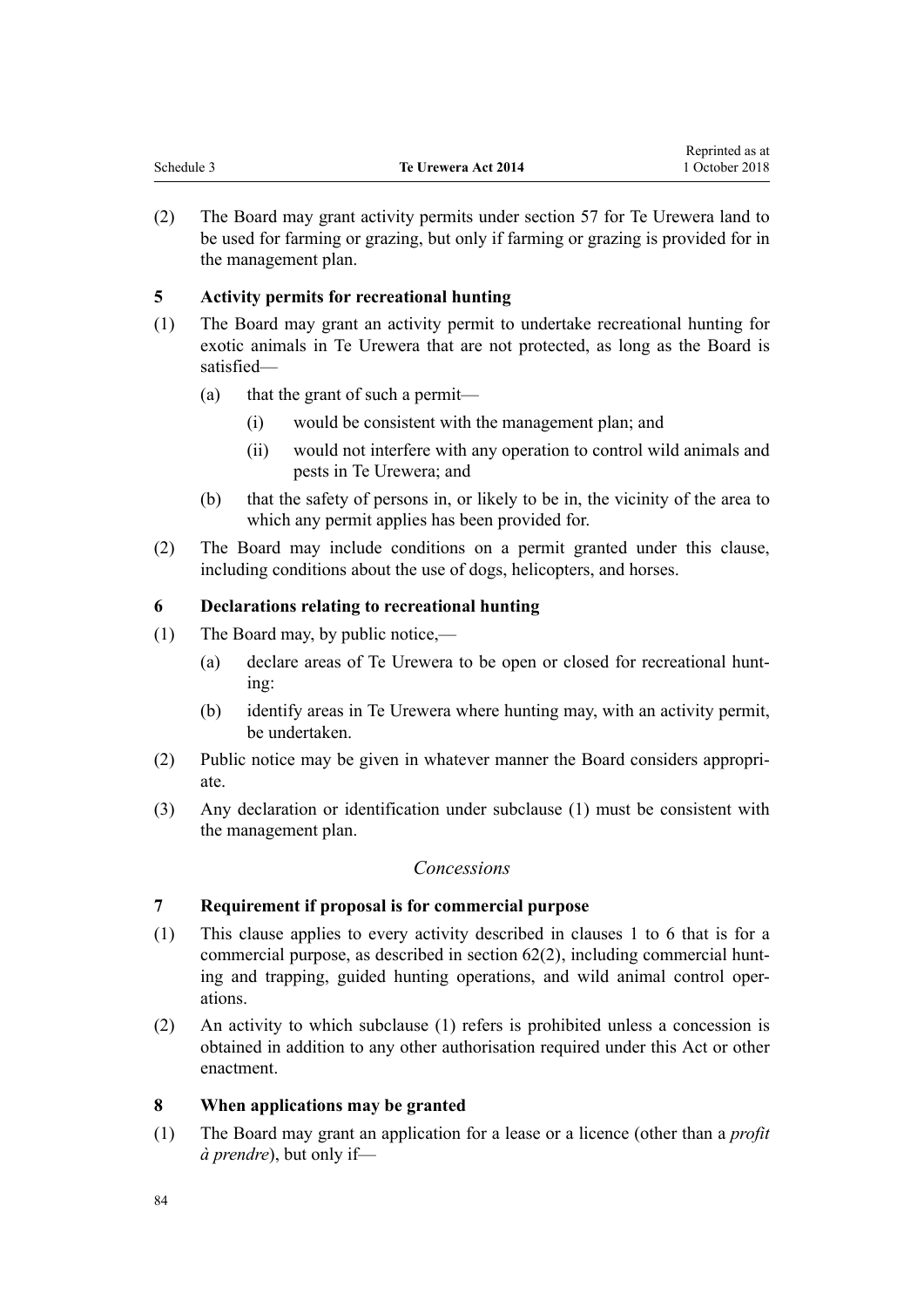(2) The Board may grant activity permits under section 57 for Te Urewera land to be used for farming or grazing, but only if farming or grazing is provided for in the management plan.

### 5 Activity permits for recreational hunting

(1) The Board may grant an activity permit to undertake recreational hunting for exotic animals in Te Urewera that are not protected, as long as the Board is satisfied—

(a) that the grant of such a permit—

(i) would be consistent with the management plan; and

(ii) would not interfere with any operation to control wild animals and pests in Te Urewera; and

(b) that the safety of persons in, or likely to be in, the vicinity of the area to which any permit applies has been provided for.

(2) The Board may include conditions on a permit granted under this clause, including conditions about the use of dogs, helicopters, and horses.

### 6 Declarations relating to recreational hunting

(1) The Board may, by public notice,—

(a) declare areas of Te Urewera to be open or closed for recreational hunting:

(b) identify areas in Te Urewera where hunting may, with an activity permit, be undertaken.

(2) Public notice may be given in whatever manner the Board considers appropriate.

(3) Any declaration or identification under subclause (1) must be consistent with the management plan.

*Concessions*

### 7 Requirement if proposal is for commercial purpose

(1) This clause applies to every activity described in clauses 1 to 6 that is for a commercial purpose, as described in section 62(2), including commercial hunting and trapping, guided hunting operations, and wild animal control operations.

(2) An activity to which subclause (1) refers is prohibited unless a concession is obtained in addition to any other authorisation required under this Act or other enactment.

### 8 When applications may be granted

(1) The Board may grant an application for a lease or a licence (other than a *profit à prendre*), but only if—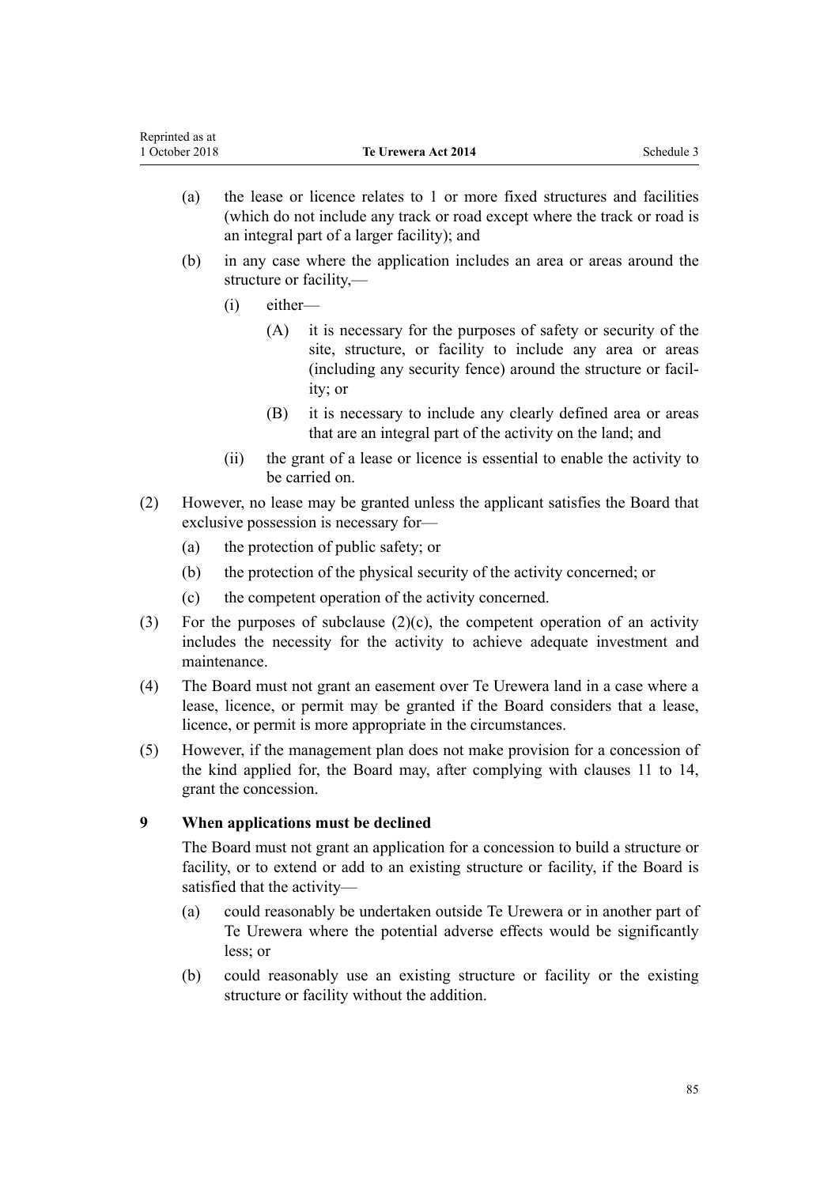(a) the lease or licence relates to 1 or more fixed structures and facilities (which do not include any track or road except where the track or road is an integral part of a larger facility); and

(b) in any case where the application includes an area or areas around the structure or facility,—

   (i) either—

      (A) it is necessary for the purposes of safety or security of the site, structure, or facility to include any area or areas (including any security fence) around the structure or facility; or

      (B) it is necessary to include any clearly defined area or areas that are an integral part of the activity on the land; and

   (ii) the grant of a lease or licence is essential to enable the activity to be carried on.

(2) However, no lease may be granted unless the applicant satisfies the Board that exclusive possession is necessary for—

   (a) the protection of public safety; or

   (b) the protection of the physical security of the activity concerned; or

   (c) the competent operation of the activity concerned.

(3) For the purposes of subclause (2)(c), the competent operation of an activity includes the necessity for the activity to achieve adequate investment and maintenance.

(4) The Board must not grant an easement over Te Urewera land in a case where a lease, licence, or permit may be granted if the Board considers that a lease, licence, or permit is more appropriate in the circumstances.

(5) However, if the management plan does not make provision for a concession of the kind applied for, the Board may, after complying with clauses 11 to 14, grant the concession.

**9 When applications must be declined**

The Board must not grant an application for a concession to build a structure or facility, or to extend or add to an existing structure or facility, if the Board is satisfied that the activity—

(a) could reasonably be undertaken outside Te Urewera or in another part of Te Urewera where the potential adverse effects would be significantly less; or

(b) could reasonably use an existing structure or facility or the existing structure or facility without the addition.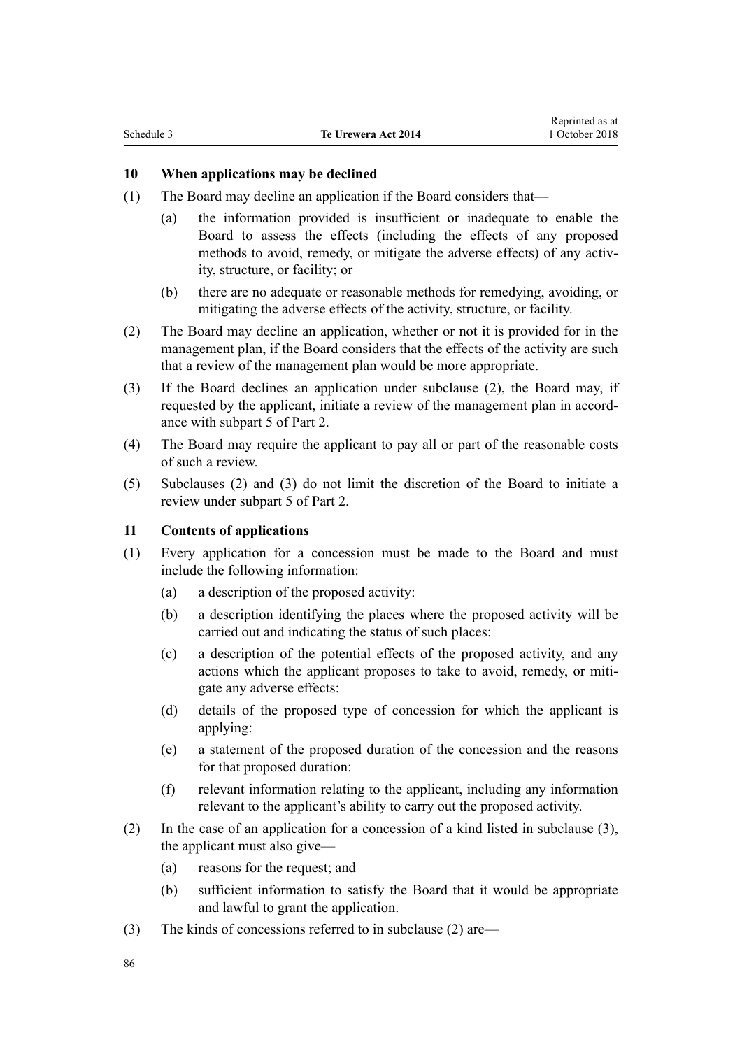### 10 When applications may be declined

(1) The Board may decline an application if the Board considers that—

(a) the information provided is insufficient or inadequate to enable the Board to assess the effects (including the effects of any proposed methods to avoid, remedy, or mitigate the adverse effects) of any activity, structure, or facility; or

(b) there are no adequate or reasonable methods for remedying, avoiding, or mitigating the adverse effects of the activity, structure, or facility.

(2) The Board may decline an application, whether or not it is provided for in the management plan, if the Board considers that the effects of the activity are such that a review of the management plan would be more appropriate.

(3) If the Board declines an application under subclause (2), the Board may, if requested by the applicant, initiate a review of the management plan in accordance with subpart 5 of Part 2.

(4) The Board may require the applicant to pay all or part of the reasonable costs of such a review.

(5) Subclauses (2) and (3) do not limit the discretion of the Board to initiate a review under subpart 5 of Part 2.

### 11 Contents of applications

(1) Every application for a concession must be made to the Board and must include the following information:

(a) a description of the proposed activity:

(b) a description identifying the places where the proposed activity will be carried out and indicating the status of such places:

(c) a description of the potential effects of the proposed activity, and any actions which the applicant proposes to take to avoid, remedy, or mitigate any adverse effects:

(d) details of the proposed type of concession for which the applicant is applying:

(e) a statement of the proposed duration of the concession and the reasons for that proposed duration:

(f) relevant information relating to the applicant, including any information relevant to the applicant's ability to carry out the proposed activity.

(2) In the case of an application for a concession of a kind listed in subclause (3), the applicant must also give—

(a) reasons for the request; and

(b) sufficient information to satisfy the Board that it would be appropriate and lawful to grant the application.

(3) The kinds of concessions referred to in subclause (2) are—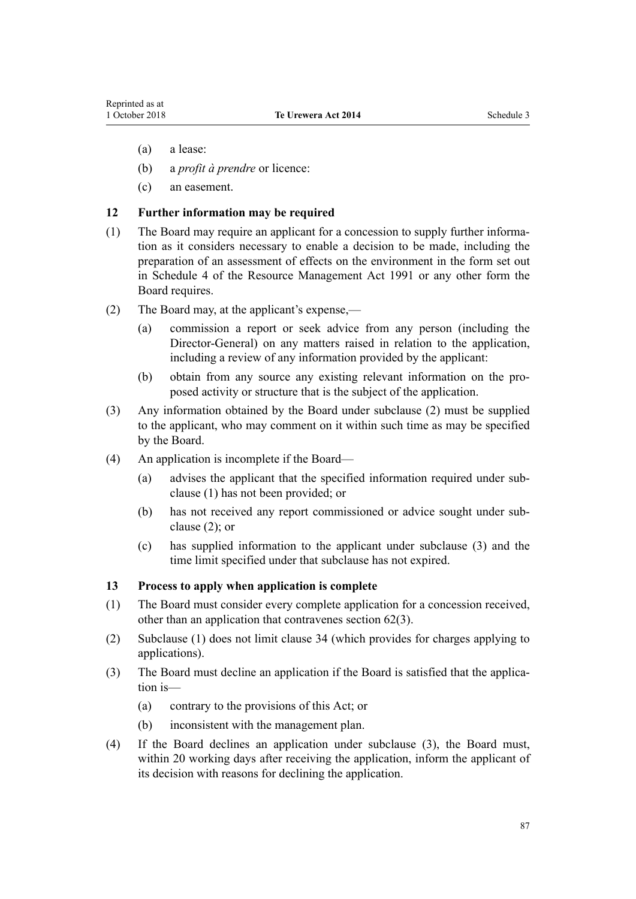(a) a lease:

(b) a *profit à prendre* or licence:

(c) an easement.

### 12 Further information may be required

(1) The Board may require an applicant for a concession to supply further information as it considers necessary to enable a decision to be made, including the preparation of an assessment of effects on the environment in the form set out in Schedule 4 of the Resource Management Act 1991 or any other form the Board requires.

(2) The Board may, at the applicant's expense,—

- (a) commission a report or seek advice from any person (including the Director-General) on any matters raised in relation to the application, including a review of any information provided by the applicant:
- (b) obtain from any source any existing relevant information on the proposed activity or structure that is the subject of the application.

(3) Any information obtained by the Board under subclause (2) must be supplied to the applicant, who may comment on it within such time as may be specified by the Board.

(4) An application is incomplete if the Board—

- (a) advises the applicant that the specified information required under subclause (1) has not been provided; or
- (b) has not received any report commissioned or advice sought under subclause (2); or
- (c) has supplied information to the applicant under subclause (3) and the time limit specified under that subclause has not expired.

### 13 Process to apply when application is complete

(1) The Board must consider every complete application for a concession received, other than an application that contravenes section 62(3).

(2) Subclause (1) does not limit clause 34 (which provides for charges applying to applications).

(3) The Board must decline an application if the Board is satisfied that the application is—

- (a) contrary to the provisions of this Act; or
- (b) inconsistent with the management plan.

(4) If the Board declines an application under subclause (3), the Board must, within 20 working days after receiving the application, inform the applicant of its decision with reasons for declining the application.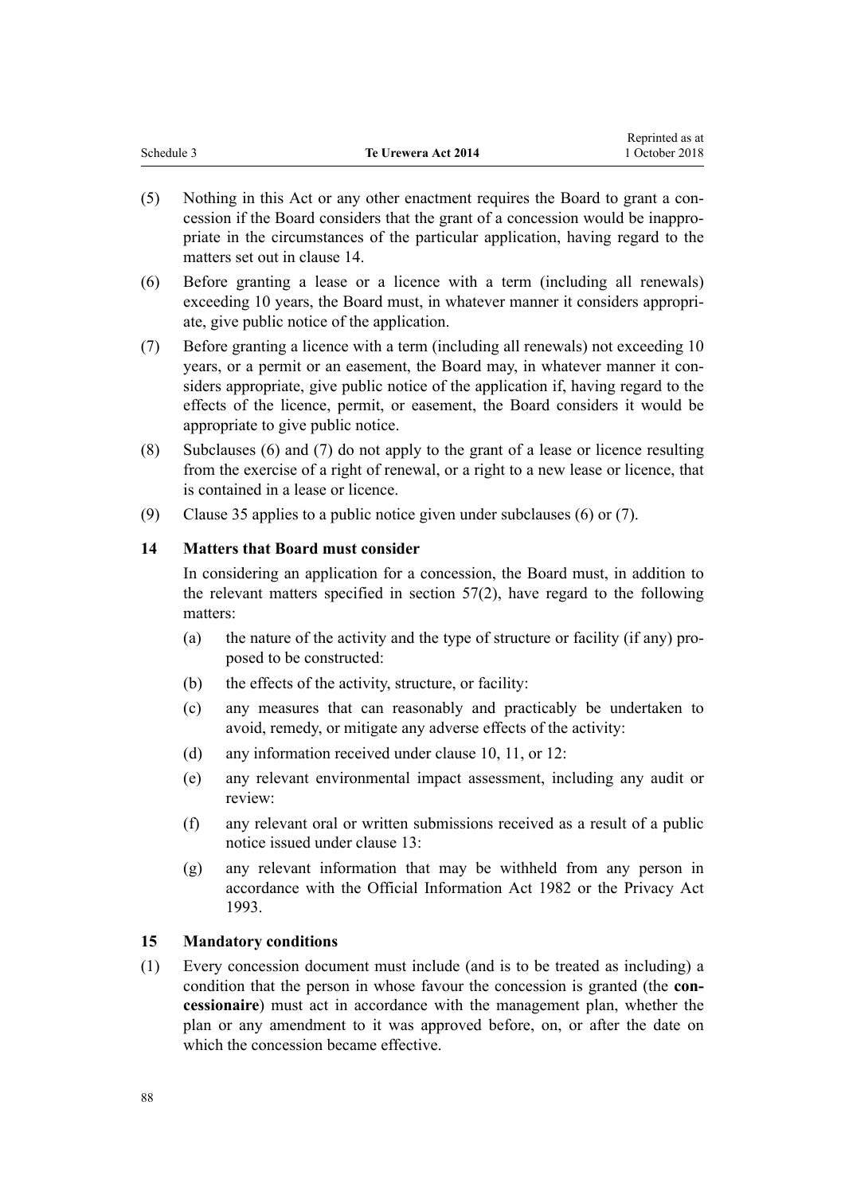(5) Nothing in this Act or any other enactment requires the Board to grant a concession if the Board considers that the grant of a concession would be inappropriate in the circumstances of the particular application, having regard to the matters set out in clause 14.

(6) Before granting a lease or a licence with a term (including all renewals) exceeding 10 years, the Board must, in whatever manner it considers appropriate, give public notice of the application.

(7) Before granting a licence with a term (including all renewals) not exceeding 10 years, or a permit or an easement, the Board may, in whatever manner it considers appropriate, give public notice of the application if, having regard to the effects of the licence, permit, or easement, the Board considers it would be appropriate to give public notice.

(8) Subclauses (6) and (7) do not apply to the grant of a lease or licence resulting from the exercise of a right of renewal, or a right to a new lease or licence, that is contained in a lease or licence.

(9) Clause 35 applies to a public notice given under subclauses (6) or (7).

### 14 Matters that Board must consider

In considering an application for a concession, the Board must, in addition to the relevant matters specified in section 57(2), have regard to the following matters:

(a) the nature of the activity and the type of structure or facility (if any) proposed to be constructed:

(b) the effects of the activity, structure, or facility:

(c) any measures that can reasonably and practicably be undertaken to avoid, remedy, or mitigate any adverse effects of the activity:

(d) any information received under clause 10, 11, or 12:

(e) any relevant environmental impact assessment, including any audit or review:

(f) any relevant oral or written submissions received as a result of a public notice issued under clause 13:

(g) any relevant information that may be withheld from any person in accordance with the Official Information Act 1982 or the Privacy Act 1993.

### 15 Mandatory conditions

(1) Every concession document must include (and is to be treated as including) a condition that the person in whose favour the concession is granted (the **concessionaire**) must act in accordance with the management plan, whether the plan or any amendment to it was approved before, on, or after the date on which the concession became effective.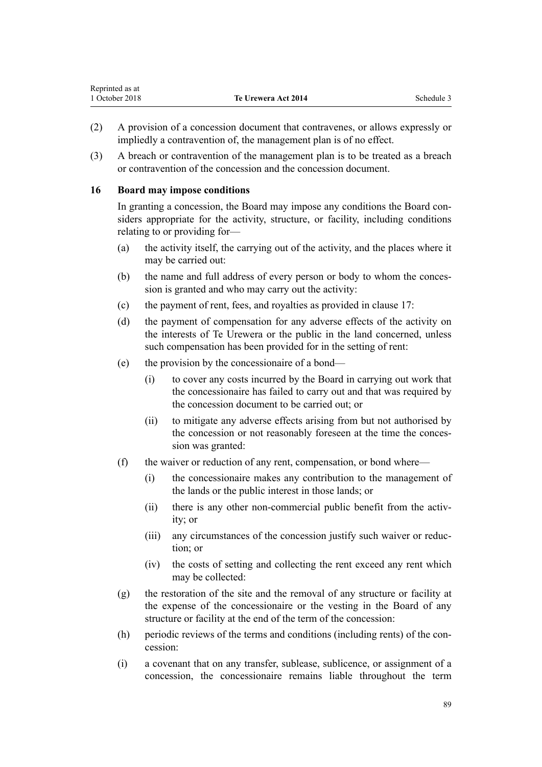(2) A provision of a concession document that contravenes, or allows expressly or impliedly a contravention of, the management plan is of no effect.

(3) A breach or contravention of the management plan is to be treated as a breach or contravention of the concession and the concession document.

### 16 Board may impose conditions

In granting a concession, the Board may impose any conditions the Board considers appropriate for the activity, structure, or facility, including conditions relating to or providing for—

(a) the activity itself, the carrying out of the activity, and the places where it may be carried out:

(b) the name and full address of every person or body to whom the concession is granted and who may carry out the activity:

(c) the payment of rent, fees, and royalties as provided in clause 17:

(d) the payment of compensation for any adverse effects of the activity on the interests of Te Urewera or the public in the land concerned, unless such compensation has been provided for in the setting of rent:

(e) the provision by the concessionaire of a bond—

- (i) to cover any costs incurred by the Board in carrying out work that the concessionaire has failed to carry out and that was required by the concession document to be carried out; or
- (ii) to mitigate any adverse effects arising from but not authorised by the concession or not reasonably foreseen at the time the concession was granted:

(f) the waiver or reduction of any rent, compensation, or bond where—

- (i) the concessionaire makes any contribution to the management of the lands or the public interest in those lands; or
- (ii) there is any other non-commercial public benefit from the activity; or
- (iii) any circumstances of the concession justify such waiver or reduction; or
- (iv) the costs of setting and collecting the rent exceed any rent which may be collected:

(g) the restoration of the site and the removal of any structure or facility at the expense of the concessionaire or the vesting in the Board of any structure or facility at the end of the term of the concession:

(h) periodic reviews of the terms and conditions (including rents) of the concession:

(i) a covenant that on any transfer, sublease, sublicence, or assignment of a concession, the concessionaire remains liable throughout the term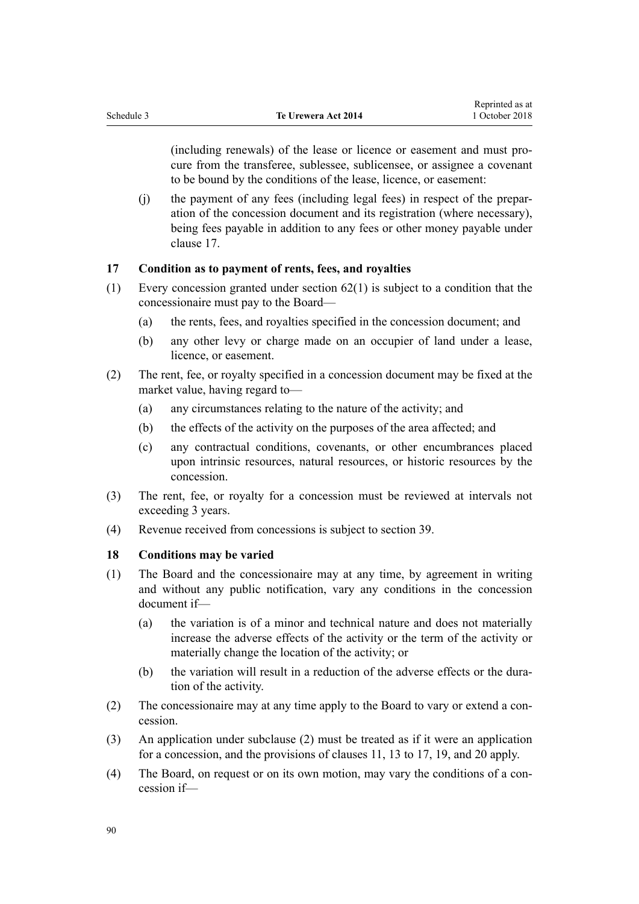(including renewals) of the lease or licence or easement and must procure from the transferee, sublessee, sublicensee, or assignee a covenant to be bound by the conditions of the lease, licence, or easement:

(j) the payment of any fees (including legal fees) in respect of the preparation of the concession document and its registration (where necessary), being fees payable in addition to any fees or other money payable under clause 17.

### 17 Condition as to payment of rents, fees, and royalties

(1) Every concession granted under section 62(1) is subject to a condition that the concessionaire must pay to the Board—

(a) the rents, fees, and royalties specified in the concession document; and

(b) any other levy or charge made on an occupier of land under a lease, licence, or easement.

(2) The rent, fee, or royalty specified in a concession document may be fixed at the market value, having regard to—

(a) any circumstances relating to the nature of the activity; and

(b) the effects of the activity on the purposes of the area affected; and

(c) any contractual conditions, covenants, or other encumbrances placed upon intrinsic resources, natural resources, or historic resources by the concession.

(3) The rent, fee, or royalty for a concession must be reviewed at intervals not exceeding 3 years.

(4) Revenue received from concessions is subject to section 39.

### 18 Conditions may be varied

(1) The Board and the concessionaire may at any time, by agreement in writing and without any public notification, vary any conditions in the concession document if—

(a) the variation is of a minor and technical nature and does not materially increase the adverse effects of the activity or the term of the activity or materially change the location of the activity; or

(b) the variation will result in a reduction of the adverse effects or the duration of the activity.

(2) The concessionaire may at any time apply to the Board to vary or extend a concession.

(3) An application under subclause (2) must be treated as if it were an application for a concession, and the provisions of clauses 11, 13 to 17, 19, and 20 apply.

(4) The Board, on request or on its own motion, may vary the conditions of a concession if—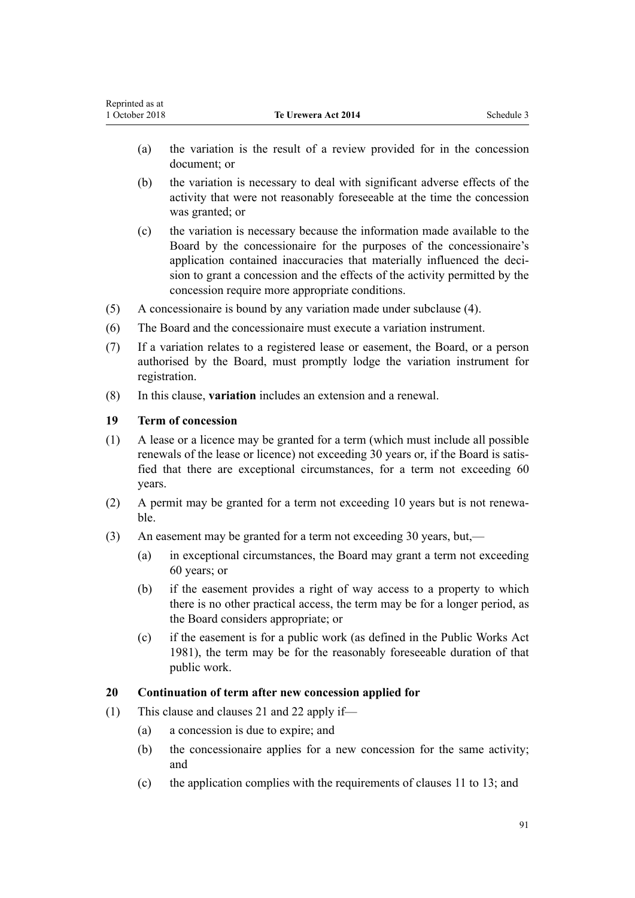(a) the variation is the result of a review provided for in the concession document; or

(b) the variation is necessary to deal with significant adverse effects of the activity that were not reasonably foreseeable at the time the concession was granted; or

(c) the variation is necessary because the information made available to the Board by the concessionaire for the purposes of the concessionaire's application contained inaccuracies that materially influenced the decision to grant a concession and the effects of the activity permitted by the concession require more appropriate conditions.

(5) A concessionaire is bound by any variation made under subclause (4).

(6) The Board and the concessionaire must execute a variation instrument.

(7) If a variation relates to a registered lease or easement, the Board, or a person authorised by the Board, must promptly lodge the variation instrument for registration.

(8) In this clause, **variation** includes an extension and a renewal.

### 19 Term of concession

(1) A lease or a licence may be granted for a term (which must include all possible renewals of the lease or licence) not exceeding 30 years or, if the Board is satisfied that there are exceptional circumstances, for a term not exceeding 60 years.

(2) A permit may be granted for a term not exceeding 10 years but is not renewable.

(3) An easement may be granted for a term not exceeding 30 years, but,—

(a) in exceptional circumstances, the Board may grant a term not exceeding 60 years; or

(b) if the easement provides a right of way access to a property to which there is no other practical access, the term may be for a longer period, as the Board considers appropriate; or

(c) if the easement is for a public work (as defined in the Public Works Act 1981), the term may be for the reasonably foreseeable duration of that public work.

### 20 Continuation of term after new concession applied for

(1) This clause and clauses 21 and 22 apply if—

(a) a concession is due to expire; and

(b) the concessionaire applies for a new concession for the same activity; and

(c) the application complies with the requirements of clauses 11 to 13; and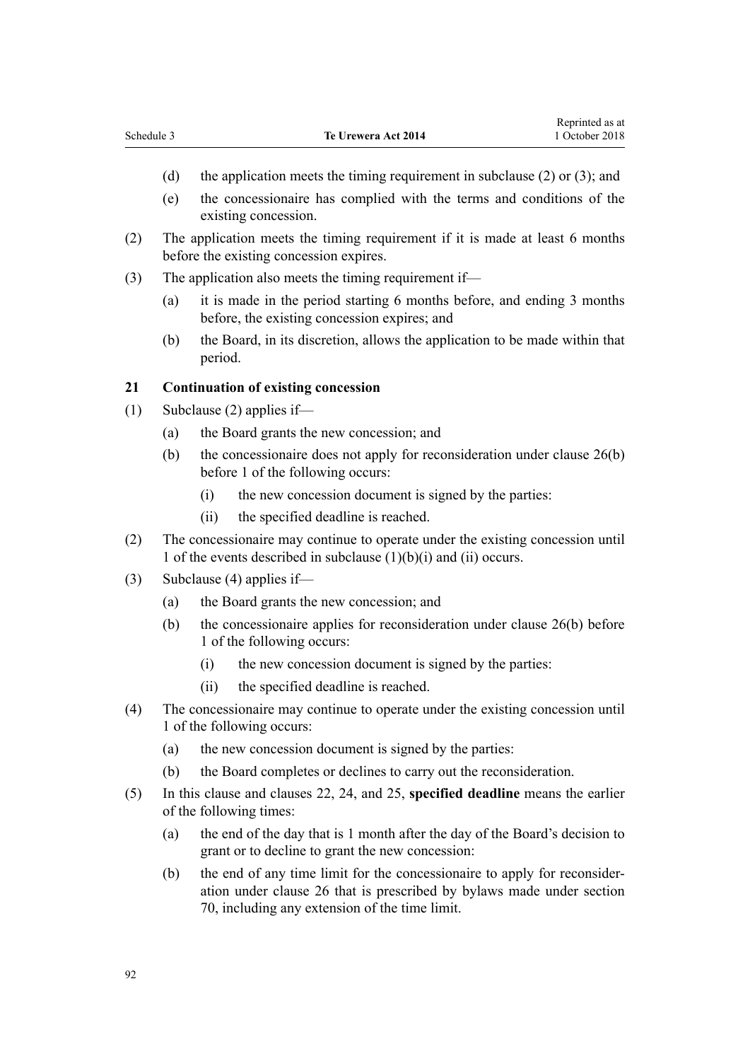(d) the application meets the timing requirement in subclause (2) or (3); and

(e) the concessionaire has complied with the terms and conditions of the existing concession.

(2) The application meets the timing requirement if it is made at least 6 months before the existing concession expires.

(3) The application also meets the timing requirement if—

(a) it is made in the period starting 6 months before, and ending 3 months before, the existing concession expires; and

(b) the Board, in its discretion, allows the application to be made within that period.

### 21 Continuation of existing concession

(1) Subclause (2) applies if—

(a) the Board grants the new concession; and

(b) the concessionaire does not apply for reconsideration under clause 26(b) before 1 of the following occurs:

(i) the new concession document is signed by the parties:

(ii) the specified deadline is reached.

(2) The concessionaire may continue to operate under the existing concession until 1 of the events described in subclause (1)(b)(i) and (ii) occurs.

(3) Subclause (4) applies if—

(a) the Board grants the new concession; and

(b) the concessionaire applies for reconsideration under clause 26(b) before 1 of the following occurs:

(i) the new concession document is signed by the parties:

(ii) the specified deadline is reached.

(4) The concessionaire may continue to operate under the existing concession until 1 of the following occurs:

(a) the new concession document is signed by the parties:

(b) the Board completes or declines to carry out the reconsideration.

(5) In this clause and clauses 22, 24, and 25, **specified deadline** means the earlier of the following times:

(a) the end of the day that is 1 month after the day of the Board's decision to grant or to decline to grant the new concession:

(b) the end of any time limit for the concessionaire to apply for reconsideration under clause 26 that is prescribed by bylaws made under section 70, including any extension of the time limit.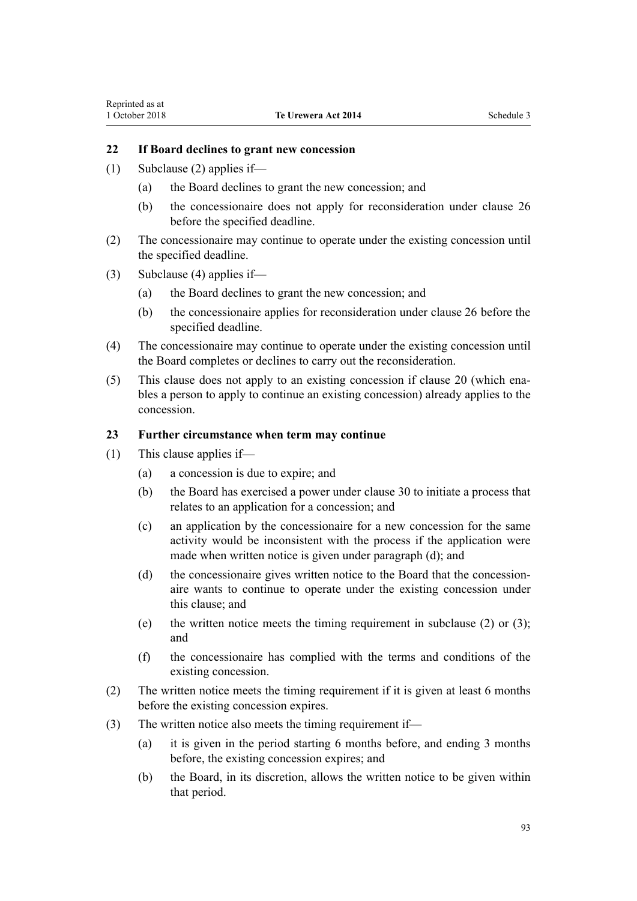### 22 If Board declines to grant new concession

(1) Subclause (2) applies if—

(a) the Board declines to grant the new concession; and

(b) the concessionaire does not apply for reconsideration under clause 26 before the specified deadline.

(2) The concessionaire may continue to operate under the existing concession until the specified deadline.

(3) Subclause (4) applies if—

(a) the Board declines to grant the new concession; and

(b) the concessionaire applies for reconsideration under clause 26 before the specified deadline.

(4) The concessionaire may continue to operate under the existing concession until the Board completes or declines to carry out the reconsideration.

(5) This clause does not apply to an existing concession if clause 20 (which enables a person to apply to continue an existing concession) already applies to the concession.

### 23 Further circumstance when term may continue

(1) This clause applies if—

(a) a concession is due to expire; and

(b) the Board has exercised a power under clause 30 to initiate a process that relates to an application for a concession; and

(c) an application by the concessionaire for a new concession for the same activity would be inconsistent with the process if the application were made when written notice is given under paragraph (d); and

(d) the concessionaire gives written notice to the Board that the concessionaire wants to continue to operate under the existing concession under this clause; and

(e) the written notice meets the timing requirement in subclause (2) or (3); and

(f) the concessionaire has complied with the terms and conditions of the existing concession.

(2) The written notice meets the timing requirement if it is given at least 6 months before the existing concession expires.

(3) The written notice also meets the timing requirement if—

(a) it is given in the period starting 6 months before, and ending 3 months before, the existing concession expires; and

(b) the Board, in its discretion, allows the written notice to be given within that period.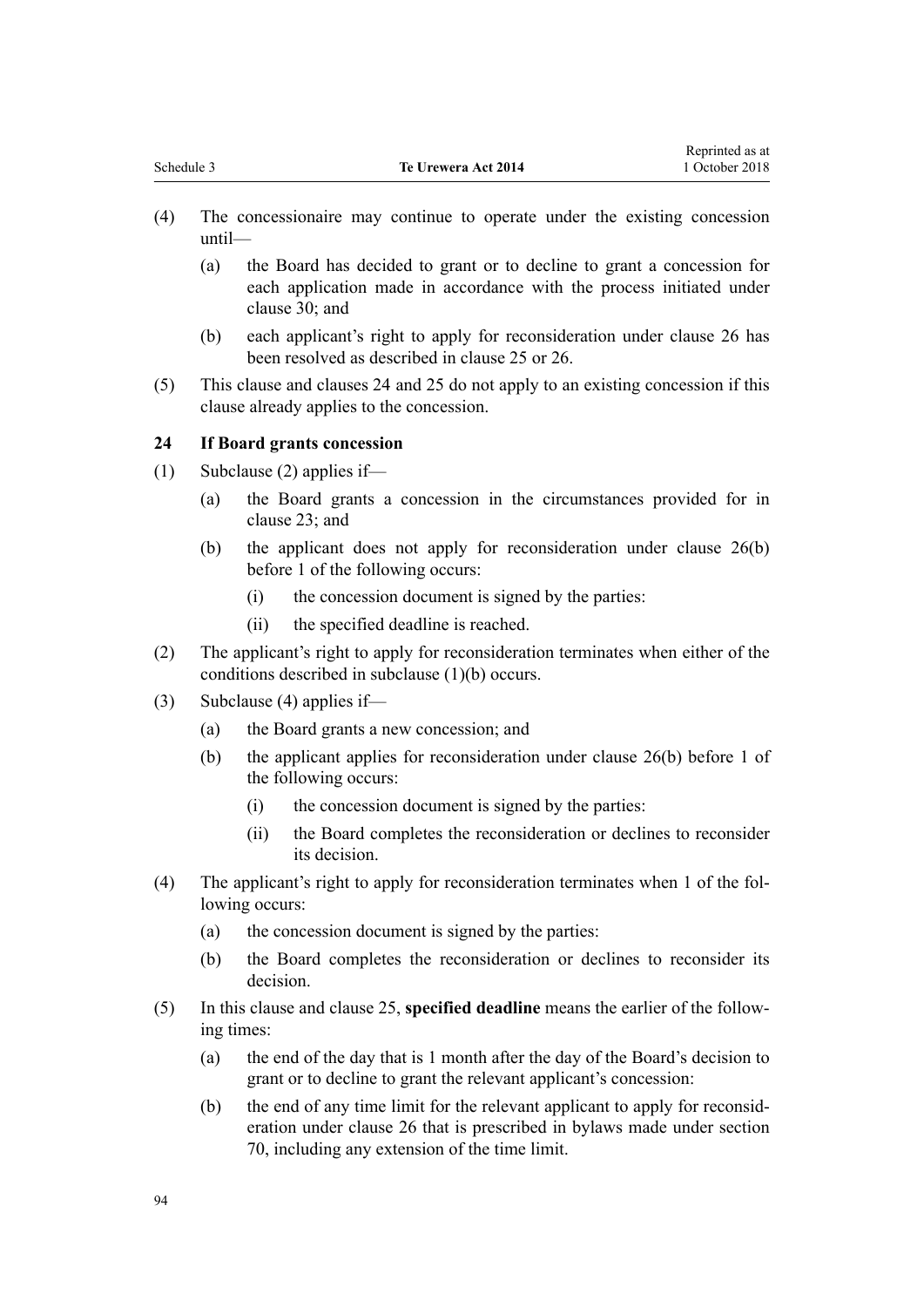(4) The concessionaire may continue to operate under the existing concession until—

   (a) the Board has decided to grant or to decline to grant a concession for each application made in accordance with the process initiated under clause 30; and

   (b) each applicant's right to apply for reconsideration under clause 26 has been resolved as described in clause 25 or 26.

(5) This clause and clauses 24 and 25 do not apply to an existing concession if this clause already applies to the concession.

### 24 If Board grants concession

(1) Subclause (2) applies if—

   (a) the Board grants a concession in the circumstances provided for in clause 23; and

   (b) the applicant does not apply for reconsideration under clause 26(b) before 1 of the following occurs:

      (i) the concession document is signed by the parties:

      (ii) the specified deadline is reached.

(2) The applicant's right to apply for reconsideration terminates when either of the conditions described in subclause (1)(b) occurs.

(3) Subclause (4) applies if—

   (a) the Board grants a new concession; and

   (b) the applicant applies for reconsideration under clause 26(b) before 1 of the following occurs:

      (i) the concession document is signed by the parties:

      (ii) the Board completes the reconsideration or declines to reconsider its decision.

(4) The applicant's right to apply for reconsideration terminates when 1 of the following occurs:

   (a) the concession document is signed by the parties:

   (b) the Board completes the reconsideration or declines to reconsider its decision.

(5) In this clause and clause 25, **specified deadline** means the earlier of the following times:

   (a) the end of the day that is 1 month after the day of the Board's decision to grant or to decline to grant the relevant applicant's concession:

   (b) the end of any time limit for the relevant applicant to apply for reconsideration under clause 26 that is prescribed in bylaws made under section 70, including any extension of the time limit.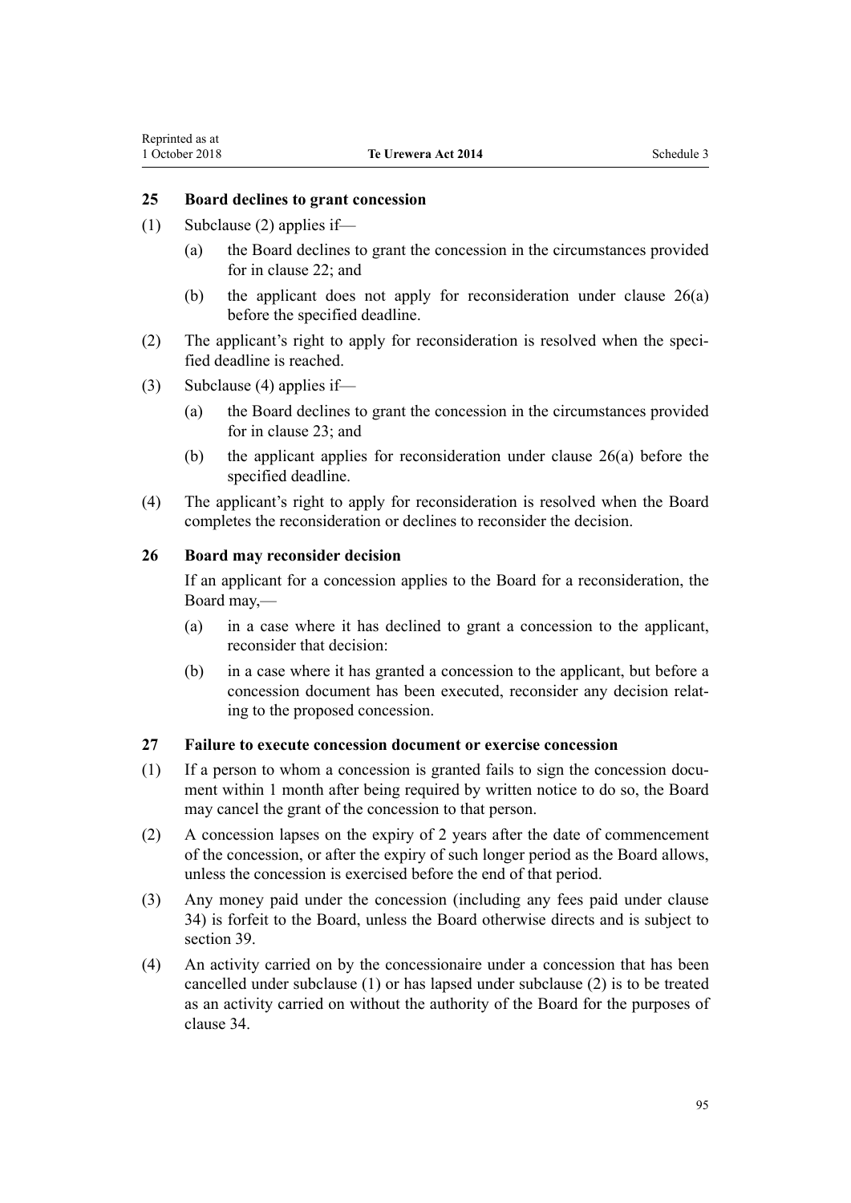### 25 Board declines to grant concession

(1) Subclause (2) applies if—

- (a) the Board declines to grant the concession in the circumstances provided for in clause 22; and
- (b) the applicant does not apply for reconsideration under clause 26(a) before the specified deadline.

(2) The applicant's right to apply for reconsideration is resolved when the specified deadline is reached.

(3) Subclause (4) applies if—

- (a) the Board declines to grant the concession in the circumstances provided for in clause 23; and
- (b) the applicant applies for reconsideration under clause 26(a) before the specified deadline.

(4) The applicant's right to apply for reconsideration is resolved when the Board completes the reconsideration or declines to reconsider the decision.

### 26 Board may reconsider decision

If an applicant for a concession applies to the Board for a reconsideration, the Board may,—

- (a) in a case where it has declined to grant a concession to the applicant, reconsider that decision:
- (b) in a case where it has granted a concession to the applicant, but before a concession document has been executed, reconsider any decision relating to the proposed concession.

### 27 Failure to execute concession document or exercise concession

(1) If a person to whom a concession is granted fails to sign the concession document within 1 month after being required by written notice to do so, the Board may cancel the grant of the concession to that person.

(2) A concession lapses on the expiry of 2 years after the date of commencement of the concession, or after the expiry of such longer period as the Board allows, unless the concession is exercised before the end of that period.

(3) Any money paid under the concession (including any fees paid under clause 34) is forfeit to the Board, unless the Board otherwise directs and is subject to section 39.

(4) An activity carried on by the concessionaire under a concession that has been cancelled under subclause (1) or has lapsed under subclause (2) is to be treated as an activity carried on without the authority of the Board for the purposes of clause 34.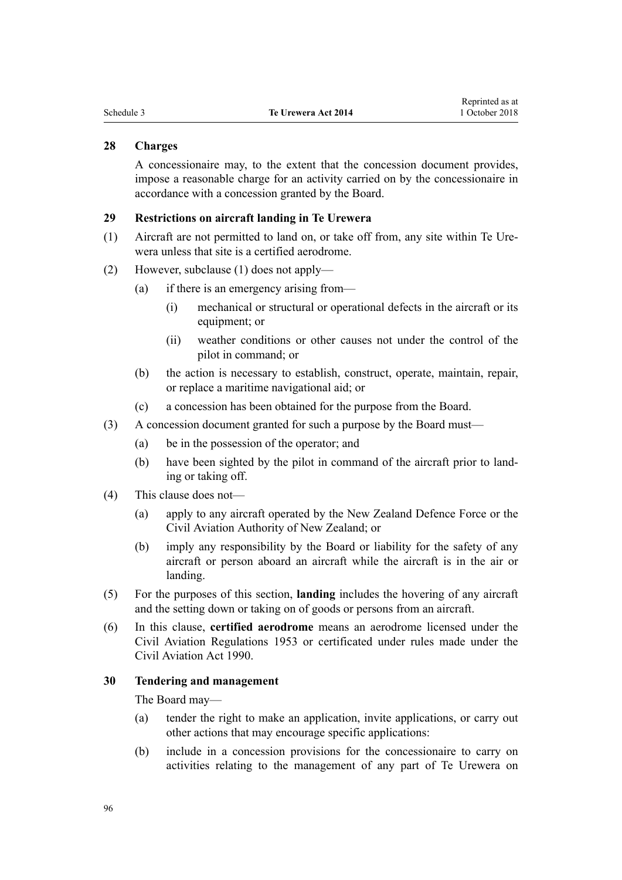### 28 Charges

A concessionaire may, to the extent that the concession document provides, impose a reasonable charge for an activity carried on by the concessionaire in accordance with a concession granted by the Board.

### 29 Restrictions on aircraft landing in Te Urewera

(1) Aircraft are not permitted to land on, or take off from, any site within Te Urewera unless that site is a certified aerodrome.

(2) However, subclause (1) does not apply—

- (a) if there is an emergency arising from—
  - (i) mechanical or structural or operational defects in the aircraft or its equipment; or
  - (ii) weather conditions or other causes not under the control of the pilot in command; or
- (b) the action is necessary to establish, construct, operate, maintain, repair, or replace a maritime navigational aid; or
- (c) a concession has been obtained for the purpose from the Board.

(3) A concession document granted for such a purpose by the Board must—

- (a) be in the possession of the operator; and
- (b) have been sighted by the pilot in command of the aircraft prior to landing or taking off.

(4) This clause does not—

- (a) apply to any aircraft operated by the New Zealand Defence Force or the Civil Aviation Authority of New Zealand; or
- (b) imply any responsibility by the Board or liability for the safety of any aircraft or person aboard an aircraft while the aircraft is in the air or landing.

(5) For the purposes of this section, **landing** includes the hovering of any aircraft and the setting down or taking on of goods or persons from an aircraft.

(6) In this clause, **certified aerodrome** means an aerodrome licensed under the Civil Aviation Regulations 1953 or certificated under rules made under the Civil Aviation Act 1990.

### 30 Tendering and management

The Board may—

- (a) tender the right to make an application, invite applications, or carry out other actions that may encourage specific applications:
- (b) include in a concession provisions for the concessionaire to carry on activities relating to the management of any part of Te Urewera on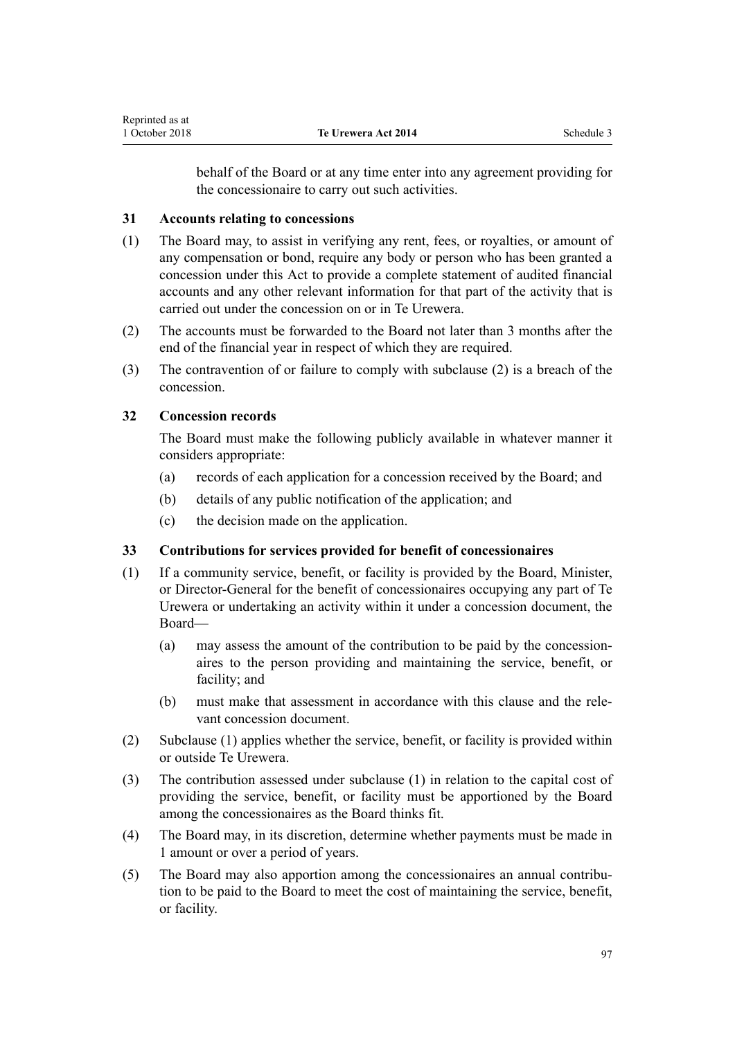behalf of the Board or at any time enter into any agreement providing for the concessionaire to carry out such activities.

### 31 Accounts relating to concessions

(1) The Board may, to assist in verifying any rent, fees, or royalties, or amount of any compensation or bond, require any body or person who has been granted a concession under this Act to provide a complete statement of audited financial accounts and any other relevant information for that part of the activity that is carried out under the concession on or in Te Urewera.

(2) The accounts must be forwarded to the Board not later than 3 months after the end of the financial year in respect of which they are required.

(3) The contravention of or failure to comply with subclause (2) is a breach of the concession.

### 32 Concession records

The Board must make the following publicly available in whatever manner it considers appropriate:

(a) records of each application for a concession received by the Board; and

(b) details of any public notification of the application; and

(c) the decision made on the application.

### 33 Contributions for services provided for benefit of concessionaires

(1) If a community service, benefit, or facility is provided by the Board, Minister, or Director-General for the benefit of concessionaires occupying any part of Te Urewera or undertaking an activity within it under a concession document, the Board—

(a) may assess the amount of the contribution to be paid by the concessionaires to the person providing and maintaining the service, benefit, or facility; and

(b) must make that assessment in accordance with this clause and the relevant concession document.

(2) Subclause (1) applies whether the service, benefit, or facility is provided within or outside Te Urewera.

(3) The contribution assessed under subclause (1) in relation to the capital cost of providing the service, benefit, or facility must be apportioned by the Board among the concessionaires as the Board thinks fit.

(4) The Board may, in its discretion, determine whether payments must be made in 1 amount or over a period of years.

(5) The Board may also apportion among the concessionaires an annual contribution to be paid to the Board to meet the cost of maintaining the service, benefit, or facility.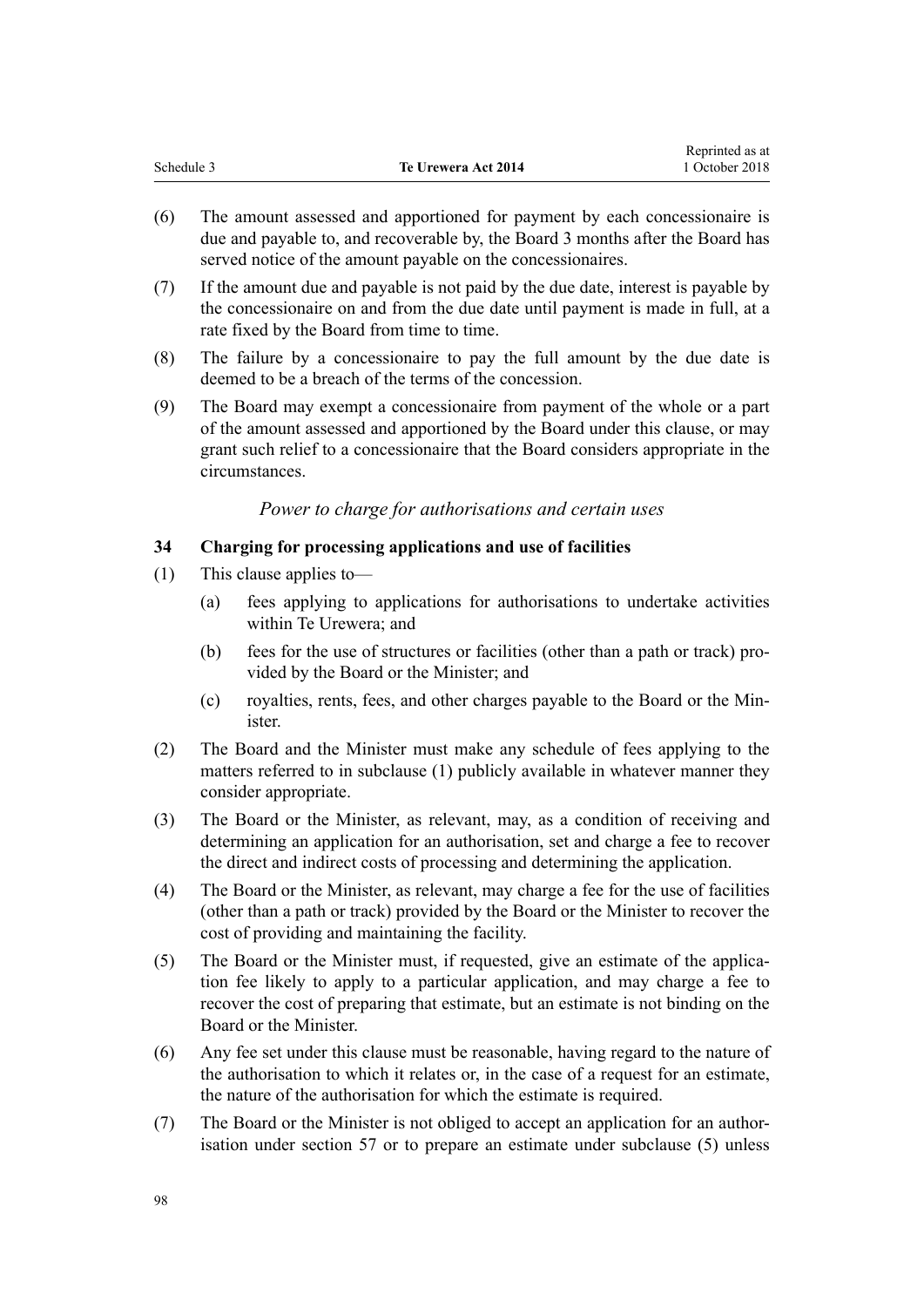(6) The amount assessed and apportioned for payment by each concessionaire is due and payable to, and recoverable by, the Board 3 months after the Board has served notice of the amount payable on the concessionaires.

(7) If the amount due and payable is not paid by the due date, interest is payable by the concessionaire on and from the due date until payment is made in full, at a rate fixed by the Board from time to time.

(8) The failure by a concessionaire to pay the full amount by the due date is deemed to be a breach of the terms of the concession.

(9) The Board may exempt a concessionaire from payment of the whole or a part of the amount assessed and apportioned by the Board under this clause, or may grant such relief to a concessionaire that the Board considers appropriate in the circumstances.

*Power to charge for authorisations and certain uses*

**34 Charging for processing applications and use of facilities**

(1) This clause applies to—

(a) fees applying to applications for authorisations to undertake activities within Te Urewera; and

(b) fees for the use of structures or facilities (other than a path or track) provided by the Board or the Minister; and

(c) royalties, rents, fees, and other charges payable to the Board or the Minister.

(2) The Board and the Minister must make any schedule of fees applying to the matters referred to in subclause (1) publicly available in whatever manner they consider appropriate.

(3) The Board or the Minister, as relevant, may, as a condition of receiving and determining an application for an authorisation, set and charge a fee to recover the direct and indirect costs of processing and determining the application.

(4) The Board or the Minister, as relevant, may charge a fee for the use of facilities (other than a path or track) provided by the Board or the Minister to recover the cost of providing and maintaining the facility.

(5) The Board or the Minister must, if requested, give an estimate of the application fee likely to apply to a particular application, and may charge a fee to recover the cost of preparing that estimate, but an estimate is not binding on the Board or the Minister.

(6) Any fee set under this clause must be reasonable, having regard to the nature of the authorisation to which it relates or, in the case of a request for an estimate, the nature of the authorisation for which the estimate is required.

(7) The Board or the Minister is not obliged to accept an application for an authorisation under section 57 or to prepare an estimate under subclause (5) unless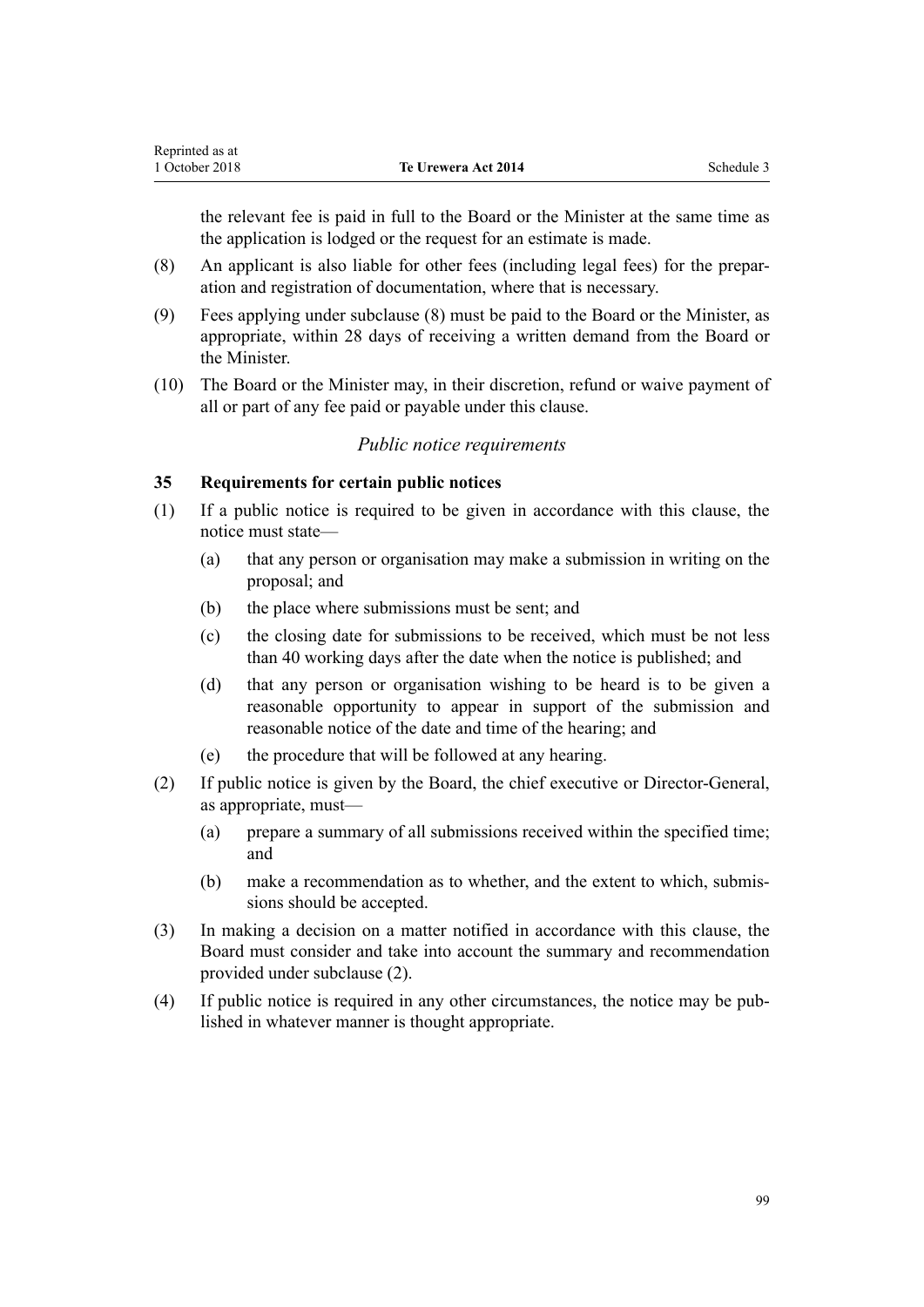the relevant fee is paid in full to the Board or the Minister at the same time as the application is lodged or the request for an estimate is made.

(8) An applicant is also liable for other fees (including legal fees) for the preparation and registration of documentation, where that is necessary.

(9) Fees applying under subclause (8) must be paid to the Board or the Minister, as appropriate, within 28 days of receiving a written demand from the Board or the Minister.

(10) The Board or the Minister may, in their discretion, refund or waive payment of all or part of any fee paid or payable under this clause.

*Public notice requirements*

**35 Requirements for certain public notices**

(1) If a public notice is required to be given in accordance with this clause, the notice must state—

- (a) that any person or organisation may make a submission in writing on the proposal; and
- (b) the place where submissions must be sent; and
- (c) the closing date for submissions to be received, which must be not less than 40 working days after the date when the notice is published; and
- (d) that any person or organisation wishing to be heard is to be given a reasonable opportunity to appear in support of the submission and reasonable notice of the date and time of the hearing; and
- (e) the procedure that will be followed at any hearing.

(2) If public notice is given by the Board, the chief executive or Director-General, as appropriate, must—

- (a) prepare a summary of all submissions received within the specified time; and
- (b) make a recommendation as to whether, and the extent to which, submissions should be accepted.

(3) In making a decision on a matter notified in accordance with this clause, the Board must consider and take into account the summary and recommendation provided under subclause (2).

(4) If public notice is required in any other circumstances, the notice may be published in whatever manner is thought appropriate.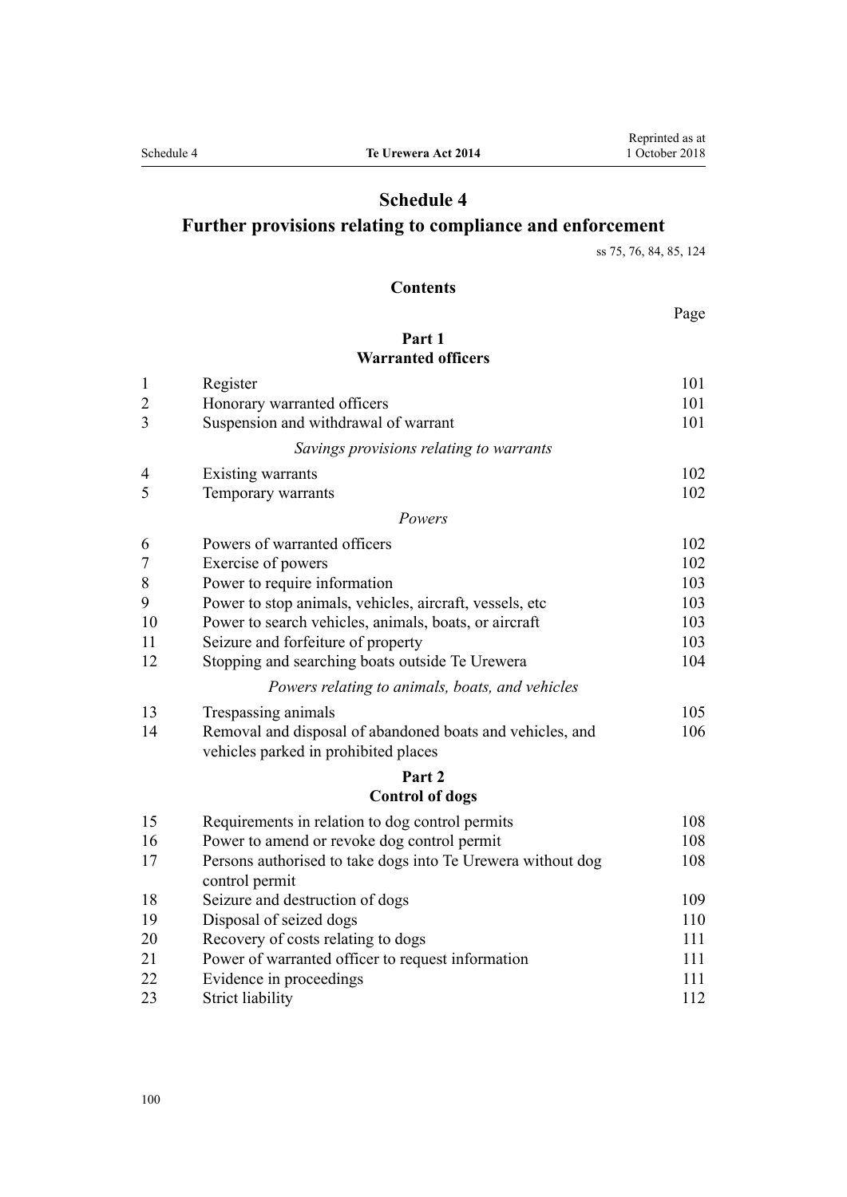# Schedule 4
## Further provisions relating to compliance and enforcement

ss 75, 76, 84, 85, 124

### Contents

| | | Page |
|---|---|---|
| | **Part 1**<br>**Warranted officers** | |
| 1 | Register | 101 |
| 2 | Honorary warranted officers | 101 |
| 3 | Suspension and withdrawal of warrant | 101 |
| | *Savings provisions relating to warrants* | |
| 4 | Existing warrants | 102 |
| 5 | Temporary warrants | 102 |
| | *Powers* | |
| 6 | Powers of warranted officers | 102 |
| 7 | Exercise of powers | 102 |
| 8 | Power to require information | 103 |
| 9 | Power to stop animals, vehicles, aircraft, vessels, etc | 103 |
| 10 | Power to search vehicles, animals, boats, or aircraft | 103 |
| 11 | Seizure and forfeiture of property | 103 |
| 12 | Stopping and searching boats outside Te Urewera | 104 |
| | *Powers relating to animals, boats, and vehicles* | |
| 13 | Trespassing animals | 105 |
| 14 | Removal and disposal of abandoned boats and vehicles, and vehicles parked in prohibited places | 106 |
| | **Part 2**<br>**Control of dogs** | |
| 15 | Requirements in relation to dog control permits | 108 |
| 16 | Power to amend or revoke dog control permit | 108 |
| 17 | Persons authorised to take dogs into Te Urewera without dog control permit | 108 |
| 18 | Seizure and destruction of dogs | 109 |
| 19 | Disposal of seized dogs | 110 |
| 20 | Recovery of costs relating to dogs | 111 |
| 21 | Power of warranted officer to request information | 111 |
| 22 | Evidence in proceedings | 111 |
| 23 | Strict liability | 112 |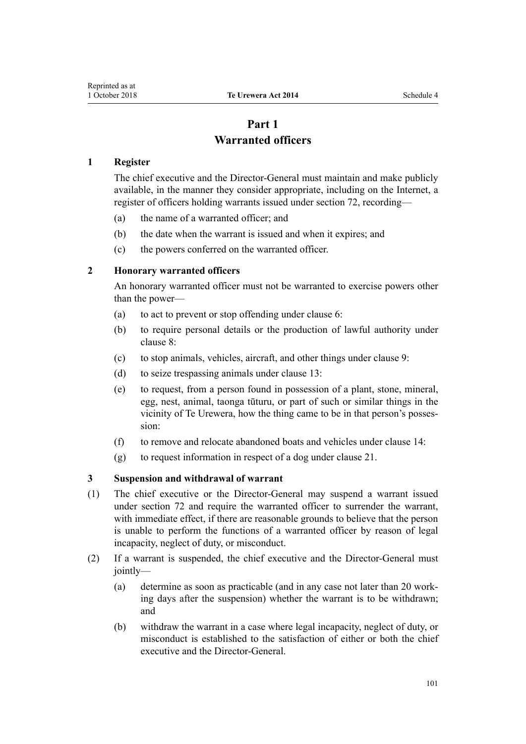# Part 1
# Warranted officers

### 1 Register

The chief executive and the Director-General must maintain and make publicly available, in the manner they consider appropriate, including on the Internet, a register of officers holding warrants issued under section 72, recording—

(a) the name of a warranted officer; and

(b) the date when the warrant is issued and when it expires; and

(c) the powers conferred on the warranted officer.

### 2 Honorary warranted officers

An honorary warranted officer must not be warranted to exercise powers other than the power—

(a) to act to prevent or stop offending under clause 6:

(b) to require personal details or the production of lawful authority under clause 8:

(c) to stop animals, vehicles, aircraft, and other things under clause 9:

(d) to seize trespassing animals under clause 13:

(e) to request, from a person found in possession of a plant, stone, mineral, egg, nest, animal, taonga tūturu, or part of such or similar things in the vicinity of Te Urewera, how the thing came to be in that person's possession:

(f) to remove and relocate abandoned boats and vehicles under clause 14:

(g) to request information in respect of a dog under clause 21.

### 3 Suspension and withdrawal of warrant

(1) The chief executive or the Director-General may suspend a warrant issued under section 72 and require the warranted officer to surrender the warrant, with immediate effect, if there are reasonable grounds to believe that the person is unable to perform the functions of a warranted officer by reason of legal incapacity, neglect of duty, or misconduct.

(2) If a warrant is suspended, the chief executive and the Director-General must jointly—

(a) determine as soon as practicable (and in any case not later than 20 working days after the suspension) whether the warrant is to be withdrawn; and

(b) withdraw the warrant in a case where legal incapacity, neglect of duty, or misconduct is established to the satisfaction of either or both the chief executive and the Director-General.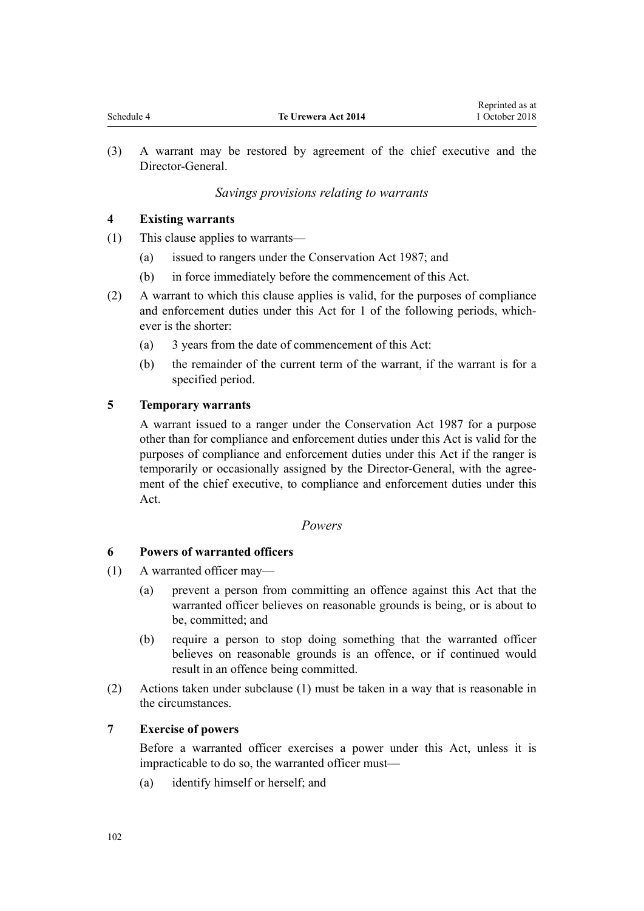(3) A warrant may be restored by agreement of the chief executive and the Director-General.

*Savings provisions relating to warrants*

**4 Existing warrants**

(1) This clause applies to warrants—

(a) issued to rangers under the Conservation Act 1987; and

(b) in force immediately before the commencement of this Act.

(2) A warrant to which this clause applies is valid, for the purposes of compliance and enforcement duties under this Act for 1 of the following periods, whichever is the shorter:

(a) 3 years from the date of commencement of this Act:

(b) the remainder of the current term of the warrant, if the warrant is for a specified period.

**5 Temporary warrants**

A warrant issued to a ranger under the Conservation Act 1987 for a purpose other than for compliance and enforcement duties under this Act is valid for the purposes of compliance and enforcement duties under this Act if the ranger is temporarily or occasionally assigned by the Director-General, with the agreement of the chief executive, to compliance and enforcement duties under this Act.

*Powers*

**6 Powers of warranted officers**

(1) A warranted officer may—

(a) prevent a person from committing an offence against this Act that the warranted officer believes on reasonable grounds is being, or is about to be, committed; and

(b) require a person to stop doing something that the warranted officer believes on reasonable grounds is an offence, or if continued would result in an offence being committed.

(2) Actions taken under subclause (1) must be taken in a way that is reasonable in the circumstances.

**7 Exercise of powers**

Before a warranted officer exercises a power under this Act, unless it is impracticable to do so, the warranted officer must—

(a) identify himself or herself; and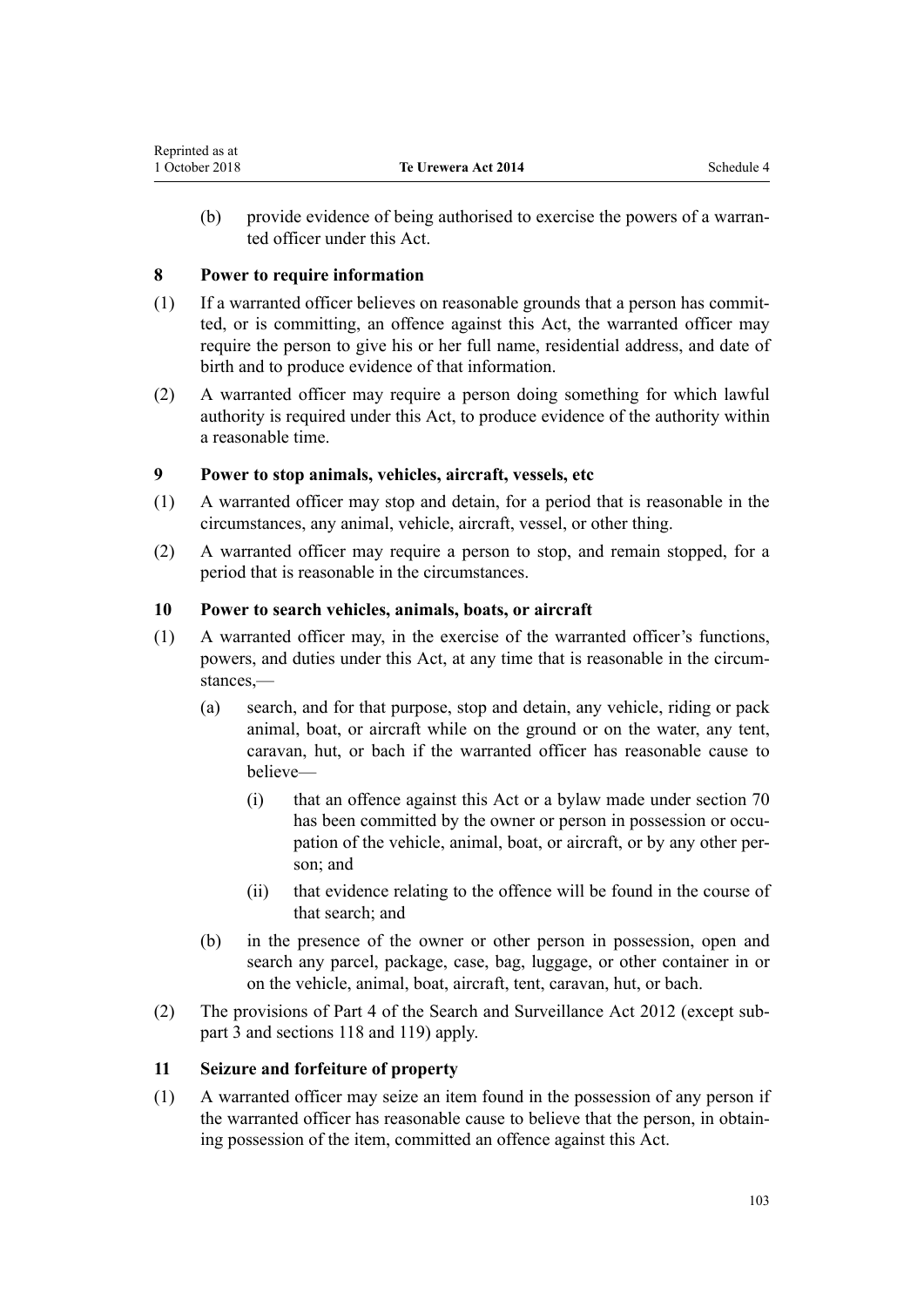(b) provide evidence of being authorised to exercise the powers of a warranted officer under this Act.

### 8 Power to require information

(1) If a warranted officer believes on reasonable grounds that a person has committed, or is committing, an offence against this Act, the warranted officer may require the person to give his or her full name, residential address, and date of birth and to produce evidence of that information.

(2) A warranted officer may require a person doing something for which lawful authority is required under this Act, to produce evidence of the authority within a reasonable time.

### 9 Power to stop animals, vehicles, aircraft, vessels, etc

(1) A warranted officer may stop and detain, for a period that is reasonable in the circumstances, any animal, vehicle, aircraft, vessel, or other thing.

(2) A warranted officer may require a person to stop, and remain stopped, for a period that is reasonable in the circumstances.

### 10 Power to search vehicles, animals, boats, or aircraft

(1) A warranted officer may, in the exercise of the warranted officer's functions, powers, and duties under this Act, at any time that is reasonable in the circumstances,—

  (a) search, and for that purpose, stop and detain, any vehicle, riding or pack animal, boat, or aircraft while on the ground or on the water, any tent, caravan, hut, or bach if the warranted officer has reasonable cause to believe—

    (i) that an offence against this Act or a bylaw made under section 70 has been committed by the owner or person in possession or occupation of the vehicle, animal, boat, or aircraft, or by any other person; and

    (ii) that evidence relating to the offence will be found in the course of that search; and

  (b) in the presence of the owner or other person in possession, open and search any parcel, package, case, bag, luggage, or other container in or on the vehicle, animal, boat, aircraft, tent, caravan, hut, or bach.

(2) The provisions of Part 4 of the Search and Surveillance Act 2012 (except subpart 3 and sections 118 and 119) apply.

### 11 Seizure and forfeiture of property

(1) A warranted officer may seize an item found in the possession of any person if the warranted officer has reasonable cause to believe that the person, in obtaining possession of the item, committed an offence against this Act.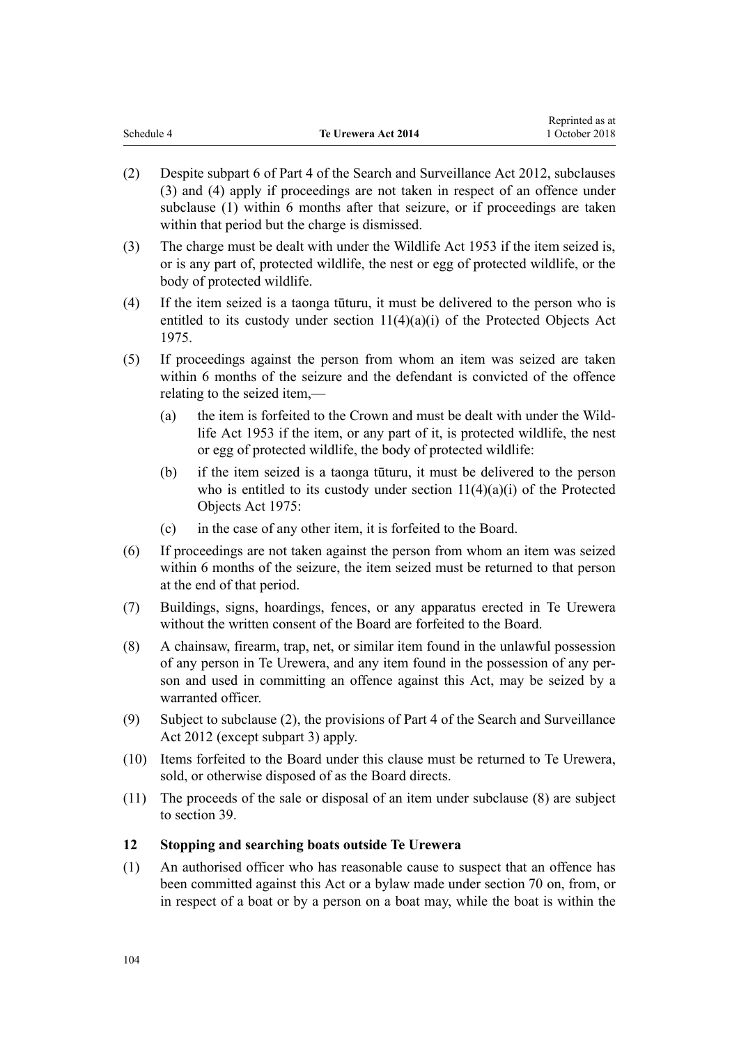(2) Despite subpart 6 of Part 4 of the Search and Surveillance Act 2012, subclauses (3) and (4) apply if proceedings are not taken in respect of an offence under subclause (1) within 6 months after that seizure, or if proceedings are taken within that period but the charge is dismissed.

(3) The charge must be dealt with under the Wildlife Act 1953 if the item seized is, or is any part of, protected wildlife, the nest or egg of protected wildlife, or the body of protected wildlife.

(4) If the item seized is a taonga tūturu, it must be delivered to the person who is entitled to its custody under section 11(4)(a)(i) of the Protected Objects Act 1975.

(5) If proceedings against the person from whom an item was seized are taken within 6 months of the seizure and the defendant is convicted of the offence relating to the seized item,—

  (a) the item is forfeited to the Crown and must be dealt with under the Wildlife Act 1953 if the item, or any part of it, is protected wildlife, the nest or egg of protected wildlife, the body of protected wildlife:

  (b) if the item seized is a taonga tūturu, it must be delivered to the person who is entitled to its custody under section 11(4)(a)(i) of the Protected Objects Act 1975:

  (c) in the case of any other item, it is forfeited to the Board.

(6) If proceedings are not taken against the person from whom an item was seized within 6 months of the seizure, the item seized must be returned to that person at the end of that period.

(7) Buildings, signs, hoardings, fences, or any apparatus erected in Te Urewera without the written consent of the Board are forfeited to the Board.

(8) A chainsaw, firearm, trap, net, or similar item found in the unlawful possession of any person in Te Urewera, and any item found in the possession of any person and used in committing an offence against this Act, may be seized by a warranted officer.

(9) Subject to subclause (2), the provisions of Part 4 of the Search and Surveillance Act 2012 (except subpart 3) apply.

(10) Items forfeited to the Board under this clause must be returned to Te Urewera, sold, or otherwise disposed of as the Board directs.

(11) The proceeds of the sale or disposal of an item under subclause (8) are subject to section 39.

**12 Stopping and searching boats outside Te Urewera**

(1) An authorised officer who has reasonable cause to suspect that an offence has been committed against this Act or a bylaw made under section 70 on, from, or in respect of a boat or by a person on a boat may, while the boat is within the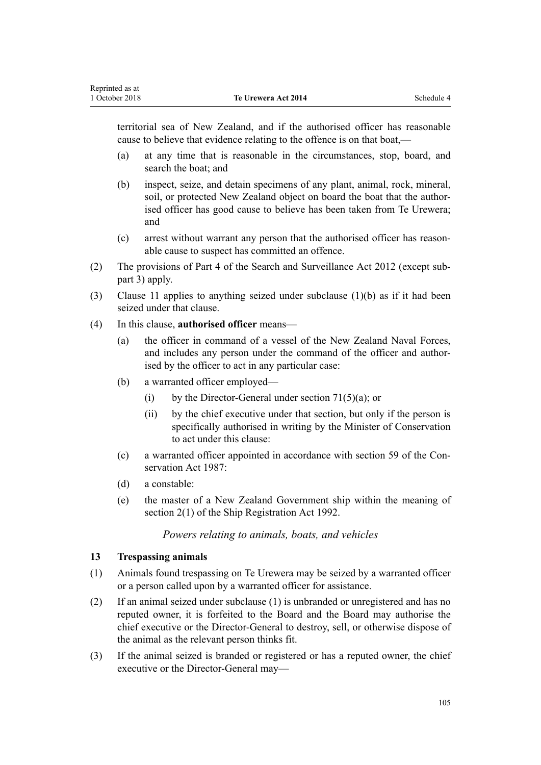territorial sea of New Zealand, and if the authorised officer has reasonable cause to believe that evidence relating to the offence is on that boat,—

(a) at any time that is reasonable in the circumstances, stop, board, and search the boat; and

(b) inspect, seize, and detain specimens of any plant, animal, rock, mineral, soil, or protected New Zealand object on board the boat that the authorised officer has good cause to believe has been taken from Te Urewera; and

(c) arrest without warrant any person that the authorised officer has reasonable cause to suspect has committed an offence.

(2) The provisions of Part 4 of the Search and Surveillance Act 2012 (except subpart 3) apply.

(3) Clause 11 applies to anything seized under subclause (1)(b) as if it had been seized under that clause.

(4) In this clause, **authorised officer** means—

(a) the officer in command of a vessel of the New Zealand Naval Forces, and includes any person under the command of the officer and authorised by the officer to act in any particular case:

(b) a warranted officer employed—

(i) by the Director-General under section 71(5)(a); or

(ii) by the chief executive under that section, but only if the person is specifically authorised in writing by the Minister of Conservation to act under this clause:

(c) a warranted officer appointed in accordance with section 59 of the Conservation Act 1987:

(d) a constable:

(e) the master of a New Zealand Government ship within the meaning of section 2(1) of the Ship Registration Act 1992.

*Powers relating to animals, boats, and vehicles*

### 13 Trespassing animals

(1) Animals found trespassing on Te Urewera may be seized by a warranted officer or a person called upon by a warranted officer for assistance.

(2) If an animal seized under subclause (1) is unbranded or unregistered and has no reputed owner, it is forfeited to the Board and the Board may authorise the chief executive or the Director-General to destroy, sell, or otherwise dispose of the animal as the relevant person thinks fit.

(3) If the animal seized is branded or registered or has a reputed owner, the chief executive or the Director-General may—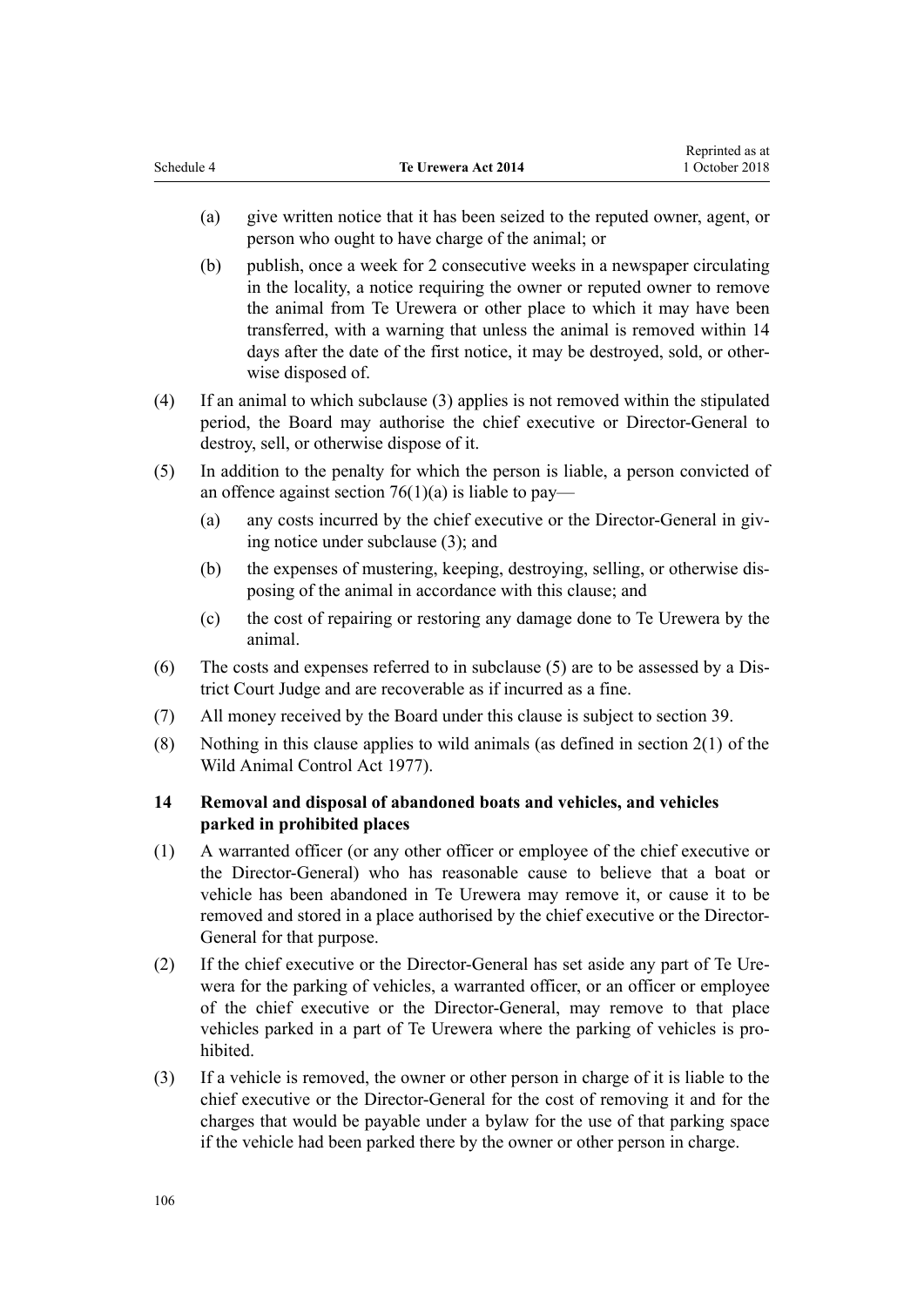(a) give written notice that it has been seized to the reputed owner, agent, or person who ought to have charge of the animal; or

(b) publish, once a week for 2 consecutive weeks in a newspaper circulating in the locality, a notice requiring the owner or reputed owner to remove the animal from Te Urewera or other place to which it may have been transferred, with a warning that unless the animal is removed within 14 days after the date of the first notice, it may be destroyed, sold, or otherwise disposed of.

(4) If an animal to which subclause (3) applies is not removed within the stipulated period, the Board may authorise the chief executive or Director-General to destroy, sell, or otherwise dispose of it.

(5) In addition to the penalty for which the person is liable, a person convicted of an offence against section 76(1)(a) is liable to pay—

(a) any costs incurred by the chief executive or the Director-General in giving notice under subclause (3); and

(b) the expenses of mustering, keeping, destroying, selling, or otherwise disposing of the animal in accordance with this clause; and

(c) the cost of repairing or restoring any damage done to Te Urewera by the animal.

(6) The costs and expenses referred to in subclause (5) are to be assessed by a District Court Judge and are recoverable as if incurred as a fine.

(7) All money received by the Board under this clause is subject to section 39.

(8) Nothing in this clause applies to wild animals (as defined in section 2(1) of the Wild Animal Control Act 1977).

### 14 Removal and disposal of abandoned boats and vehicles, and vehicles parked in prohibited places

(1) A warranted officer (or any other officer or employee of the chief executive or the Director-General) who has reasonable cause to believe that a boat or vehicle has been abandoned in Te Urewera may remove it, or cause it to be removed and stored in a place authorised by the chief executive or the Director-General for that purpose.

(2) If the chief executive or the Director-General has set aside any part of Te Urewera for the parking of vehicles, a warranted officer, or an officer or employee of the chief executive or the Director-General, may remove to that place vehicles parked in a part of Te Urewera where the parking of vehicles is prohibited.

(3) If a vehicle is removed, the owner or other person in charge of it is liable to the chief executive or the Director-General for the cost of removing it and for the charges that would be payable under a bylaw for the use of that parking space if the vehicle had been parked there by the owner or other person in charge.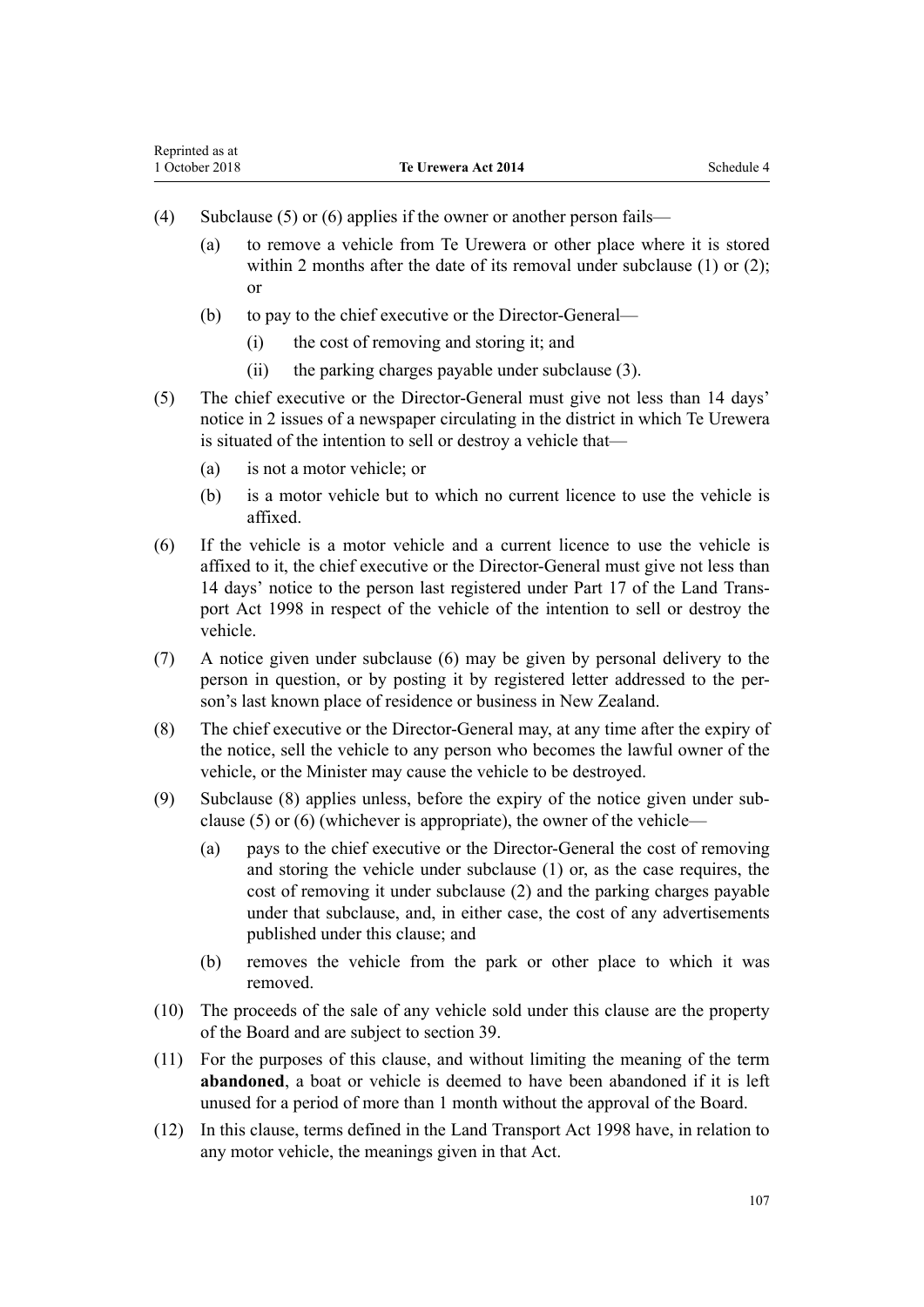(4) Subclause (5) or (6) applies if the owner or another person fails—

(a) to remove a vehicle from Te Urewera or other place where it is stored within 2 months after the date of its removal under subclause (1) or (2); or

(b) to pay to the chief executive or the Director-General—

(i) the cost of removing and storing it; and

(ii) the parking charges payable under subclause (3).

(5) The chief executive or the Director-General must give not less than 14 days' notice in 2 issues of a newspaper circulating in the district in which Te Urewera is situated of the intention to sell or destroy a vehicle that—

(a) is not a motor vehicle; or

(b) is a motor vehicle but to which no current licence to use the vehicle is affixed.

(6) If the vehicle is a motor vehicle and a current licence to use the vehicle is affixed to it, the chief executive or the Director-General must give not less than 14 days' notice to the person last registered under Part 17 of the Land Transport Act 1998 in respect of the vehicle of the intention to sell or destroy the vehicle.

(7) A notice given under subclause (6) may be given by personal delivery to the person in question, or by posting it by registered letter addressed to the person's last known place of residence or business in New Zealand.

(8) The chief executive or the Director-General may, at any time after the expiry of the notice, sell the vehicle to any person who becomes the lawful owner of the vehicle, or the Minister may cause the vehicle to be destroyed.

(9) Subclause (8) applies unless, before the expiry of the notice given under subclause (5) or (6) (whichever is appropriate), the owner of the vehicle—

(a) pays to the chief executive or the Director-General the cost of removing and storing the vehicle under subclause (1) or, as the case requires, the cost of removing it under subclause (2) and the parking charges payable under that subclause, and, in either case, the cost of any advertisements published under this clause; and

(b) removes the vehicle from the park or other place to which it was removed.

(10) The proceeds of the sale of any vehicle sold under this clause are the property of the Board and are subject to section 39.

(11) For the purposes of this clause, and without limiting the meaning of the term **abandoned**, a boat or vehicle is deemed to have been abandoned if it is left unused for a period of more than 1 month without the approval of the Board.

(12) In this clause, terms defined in the Land Transport Act 1998 have, in relation to any motor vehicle, the meanings given in that Act.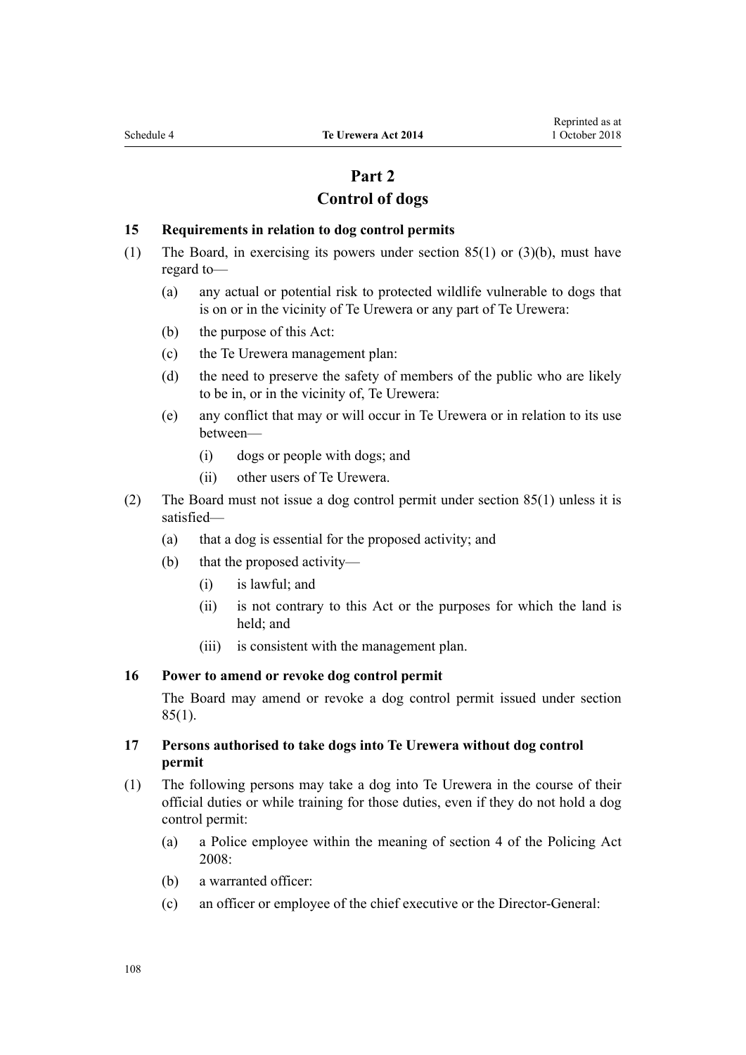## Part 2
## Control of dogs

### 15 Requirements in relation to dog control permits

(1) The Board, in exercising its powers under section 85(1) or (3)(b), must have regard to—

- (a) any actual or potential risk to protected wildlife vulnerable to dogs that is on or in the vicinity of Te Urewera or any part of Te Urewera:
- (b) the purpose of this Act:
- (c) the Te Urewera management plan:
- (d) the need to preserve the safety of members of the public who are likely to be in, or in the vicinity of, Te Urewera:
- (e) any conflict that may or will occur in Te Urewera or in relation to its use between—
  - (i) dogs or people with dogs; and
  - (ii) other users of Te Urewera.

(2) The Board must not issue a dog control permit under section 85(1) unless it is satisfied—

- (a) that a dog is essential for the proposed activity; and
- (b) that the proposed activity—
  - (i) is lawful; and
  - (ii) is not contrary to this Act or the purposes for which the land is held; and
  - (iii) is consistent with the management plan.

### 16 Power to amend or revoke dog control permit

The Board may amend or revoke a dog control permit issued under section 85(1).

### 17 Persons authorised to take dogs into Te Urewera without dog control permit

(1) The following persons may take a dog into Te Urewera in the course of their official duties or while training for those duties, even if they do not hold a dog control permit:

- (a) a Police employee within the meaning of section 4 of the Policing Act 2008:
- (b) a warranted officer:
- (c) an officer or employee of the chief executive or the Director-General: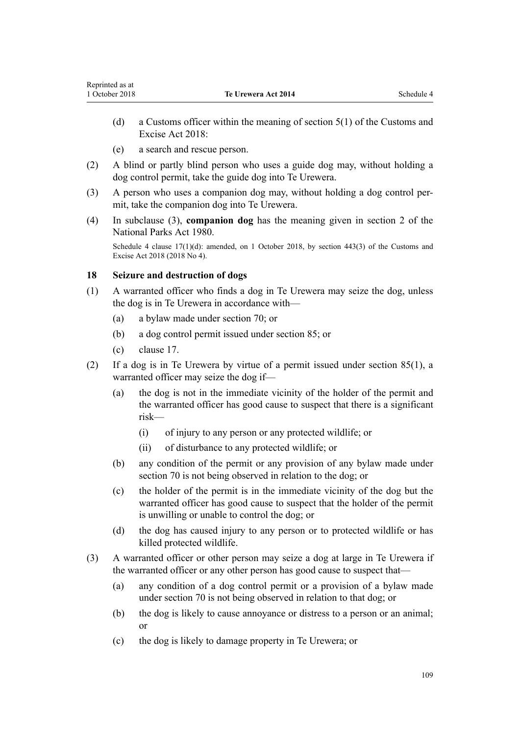(d) a Customs officer within the meaning of section 5(1) of the Customs and Excise Act 2018:

(e) a search and rescue person.

(2) A blind or partly blind person who uses a guide dog may, without holding a dog control permit, take the guide dog into Te Urewera.

(3) A person who uses a companion dog may, without holding a dog control permit, take the companion dog into Te Urewera.

(4) In subclause (3), **companion dog** has the meaning given in section 2 of the National Parks Act 1980.

Schedule 4 clause 17(1)(d): amended, on 1 October 2018, by section 443(3) of the Customs and Excise Act 2018 (2018 No 4).

### 18 Seizure and destruction of dogs

(1) A warranted officer who finds a dog in Te Urewera may seize the dog, unless the dog is in Te Urewera in accordance with—

(a) a bylaw made under section 70; or

(b) a dog control permit issued under section 85; or

(c) clause 17.

(2) If a dog is in Te Urewera by virtue of a permit issued under section 85(1), a warranted officer may seize the dog if—

(a) the dog is not in the immediate vicinity of the holder of the permit and the warranted officer has good cause to suspect that there is a significant risk—

(i) of injury to any person or any protected wildlife; or

(ii) of disturbance to any protected wildlife; or

(b) any condition of the permit or any provision of any bylaw made under section 70 is not being observed in relation to the dog; or

(c) the holder of the permit is in the immediate vicinity of the dog but the warranted officer has good cause to suspect that the holder of the permit is unwilling or unable to control the dog; or

(d) the dog has caused injury to any person or to protected wildlife or has killed protected wildlife.

(3) A warranted officer or other person may seize a dog at large in Te Urewera if the warranted officer or any other person has good cause to suspect that—

(a) any condition of a dog control permit or a provision of a bylaw made under section 70 is not being observed in relation to that dog; or

(b) the dog is likely to cause annoyance or distress to a person or an animal; or

(c) the dog is likely to damage property in Te Urewera; or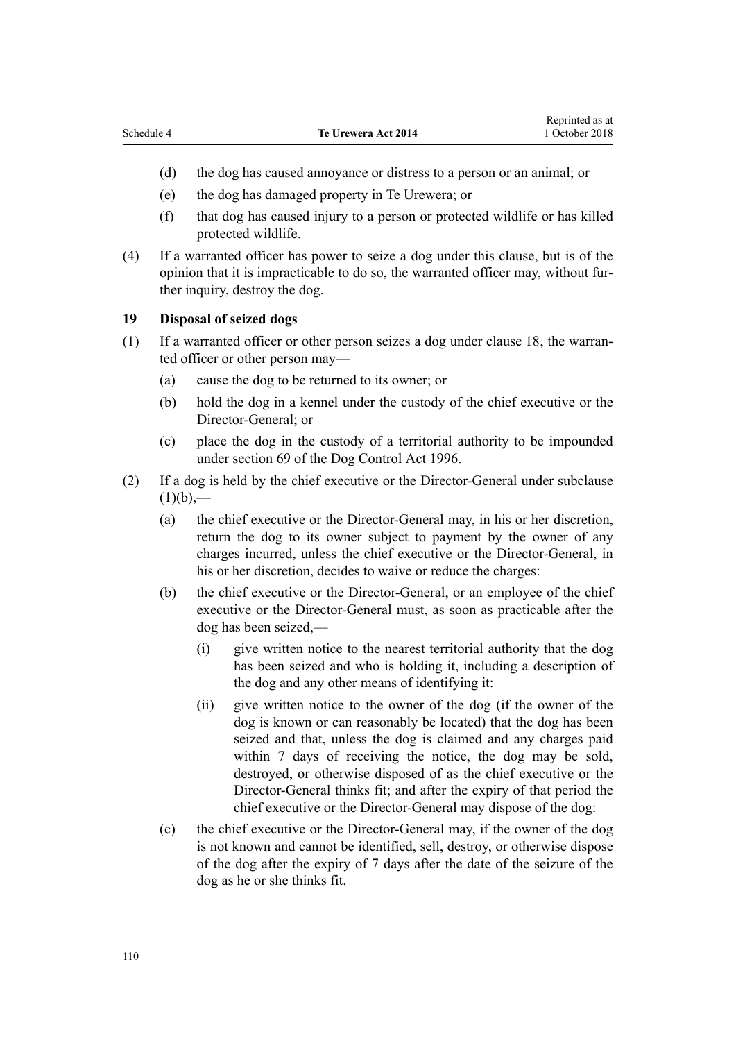(d) the dog has caused annoyance or distress to a person or an animal; or

(e) the dog has damaged property in Te Urewera; or

(f) that dog has caused injury to a person or protected wildlife or has killed protected wildlife.

(4) If a warranted officer has power to seize a dog under this clause, but is of the opinion that it is impracticable to do so, the warranted officer may, without further inquiry, destroy the dog.

### 19 Disposal of seized dogs

(1) If a warranted officer or other person seizes a dog under clause 18, the warranted officer or other person may—

(a) cause the dog to be returned to its owner; or

(b) hold the dog in a kennel under the custody of the chief executive or the Director-General; or

(c) place the dog in the custody of a territorial authority to be impounded under section 69 of the Dog Control Act 1996.

(2) If a dog is held by the chief executive or the Director-General under subclause (1)(b),—

(a) the chief executive or the Director-General may, in his or her discretion, return the dog to its owner subject to payment by the owner of any charges incurred, unless the chief executive or the Director-General, in his or her discretion, decides to waive or reduce the charges:

(b) the chief executive or the Director-General, or an employee of the chief executive or the Director-General must, as soon as practicable after the dog has been seized,—

(i) give written notice to the nearest territorial authority that the dog has been seized and who is holding it, including a description of the dog and any other means of identifying it:

(ii) give written notice to the owner of the dog (if the owner of the dog is known or can reasonably be located) that the dog has been seized and that, unless the dog is claimed and any charges paid within 7 days of receiving the notice, the dog may be sold, destroyed, or otherwise disposed of as the chief executive or the Director-General thinks fit; and after the expiry of that period the chief executive or the Director-General may dispose of the dog:

(c) the chief executive or the Director-General may, if the owner of the dog is not known and cannot be identified, sell, destroy, or otherwise dispose of the dog after the expiry of 7 days after the date of the seizure of the dog as he or she thinks fit.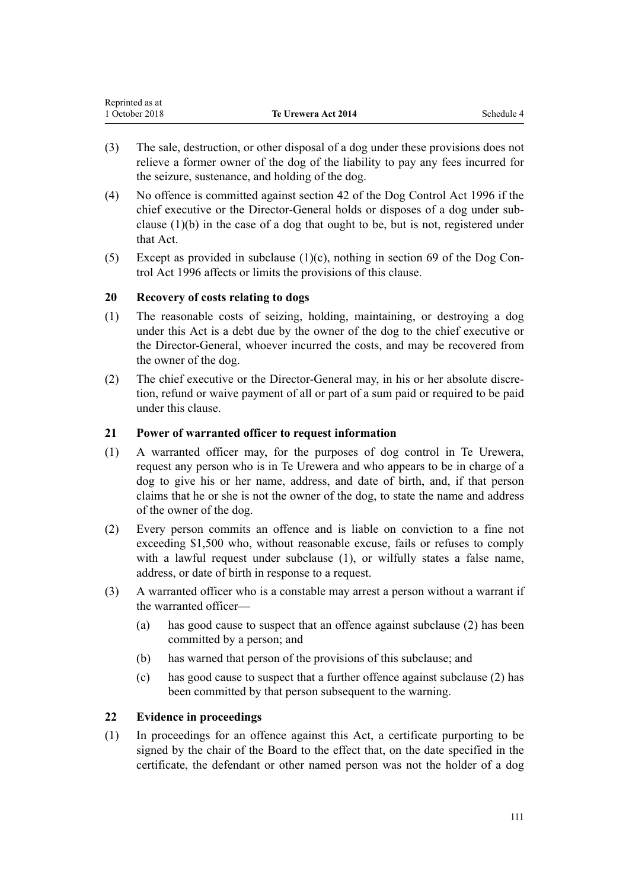(3) The sale, destruction, or other disposal of a dog under these provisions does not relieve a former owner of the dog of the liability to pay any fees incurred for the seizure, sustenance, and holding of the dog.

(4) No offence is committed against section 42 of the Dog Control Act 1996 if the chief executive or the Director-General holds or disposes of a dog under subclause (1)(b) in the case of a dog that ought to be, but is not, registered under that Act.

(5) Except as provided in subclause (1)(c), nothing in section 69 of the Dog Control Act 1996 affects or limits the provisions of this clause.

### 20 Recovery of costs relating to dogs

(1) The reasonable costs of seizing, holding, maintaining, or destroying a dog under this Act is a debt due by the owner of the dog to the chief executive or the Director-General, whoever incurred the costs, and may be recovered from the owner of the dog.

(2) The chief executive or the Director-General may, in his or her absolute discretion, refund or waive payment of all or part of a sum paid or required to be paid under this clause.

### 21 Power of warranted officer to request information

(1) A warranted officer may, for the purposes of dog control in Te Urewera, request any person who is in Te Urewera and who appears to be in charge of a dog to give his or her name, address, and date of birth, and, if that person claims that he or she is not the owner of the dog, to state the name and address of the owner of the dog.

(2) Every person commits an offence and is liable on conviction to a fine not exceeding $1,500 who, without reasonable excuse, fails or refuses to comply with a lawful request under subclause (1), or wilfully states a false name, address, or date of birth in response to a request.

(3) A warranted officer who is a constable may arrest a person without a warrant if the warranted officer—

   (a) has good cause to suspect that an offence against subclause (2) has been committed by a person; and

   (b) has warned that person of the provisions of this subclause; and

   (c) has good cause to suspect that a further offence against subclause (2) has been committed by that person subsequent to the warning.

### 22 Evidence in proceedings

(1) In proceedings for an offence against this Act, a certificate purporting to be signed by the chair of the Board to the effect that, on the date specified in the certificate, the defendant or other named person was not the holder of a dog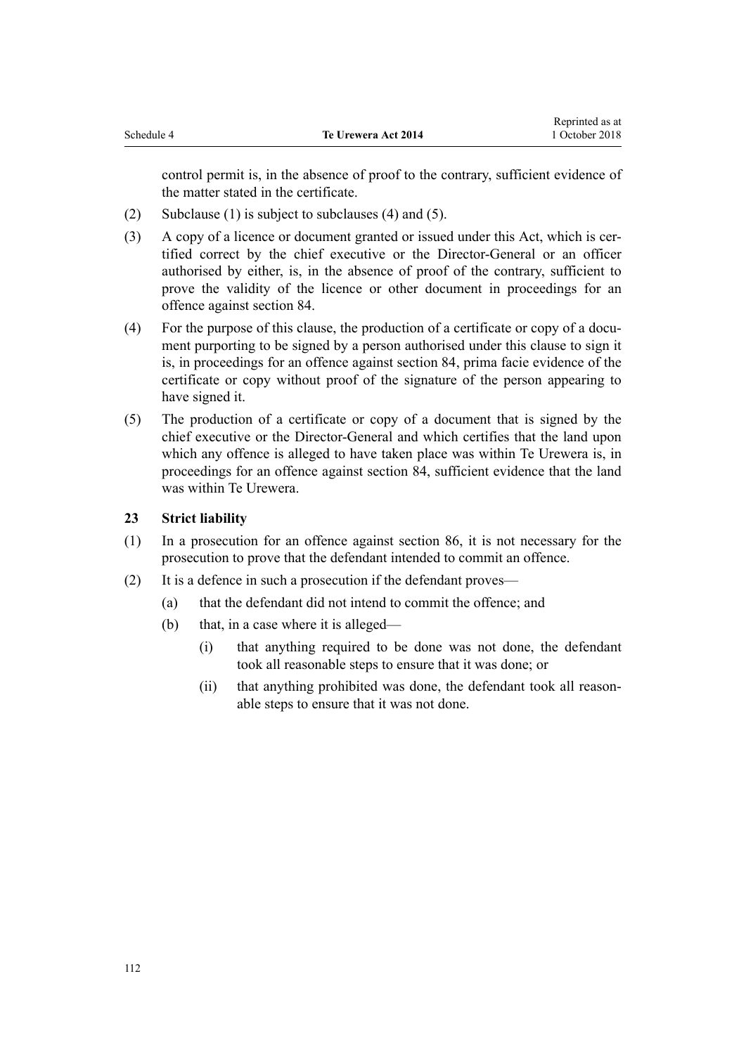control permit is, in the absence of proof to the contrary, sufficient evidence of the matter stated in the certificate.

(2) Subclause (1) is subject to subclauses (4) and (5).

(3) A copy of a licence or document granted or issued under this Act, which is certified correct by the chief executive or the Director-General or an officer authorised by either, is, in the absence of proof of the contrary, sufficient to prove the validity of the licence or other document in proceedings for an offence against section 84.

(4) For the purpose of this clause, the production of a certificate or copy of a document purporting to be signed by a person authorised under this clause to sign it is, in proceedings for an offence against section 84, prima facie evidence of the certificate or copy without proof of the signature of the person appearing to have signed it.

(5) The production of a certificate or copy of a document that is signed by the chief executive or the Director-General and which certifies that the land upon which any offence is alleged to have taken place was within Te Urewera is, in proceedings for an offence against section 84, sufficient evidence that the land was within Te Urewera.

### 23 Strict liability

(1) In a prosecution for an offence against section 86, it is not necessary for the prosecution to prove that the defendant intended to commit an offence.

(2) It is a defence in such a prosecution if the defendant proves—

   (a) that the defendant did not intend to commit the offence; and

   (b) that, in a case where it is alleged—

      (i) that anything required to be done was not done, the defendant took all reasonable steps to ensure that it was done; or

      (ii) that anything prohibited was done, the defendant took all reasonable steps to ensure that it was not done.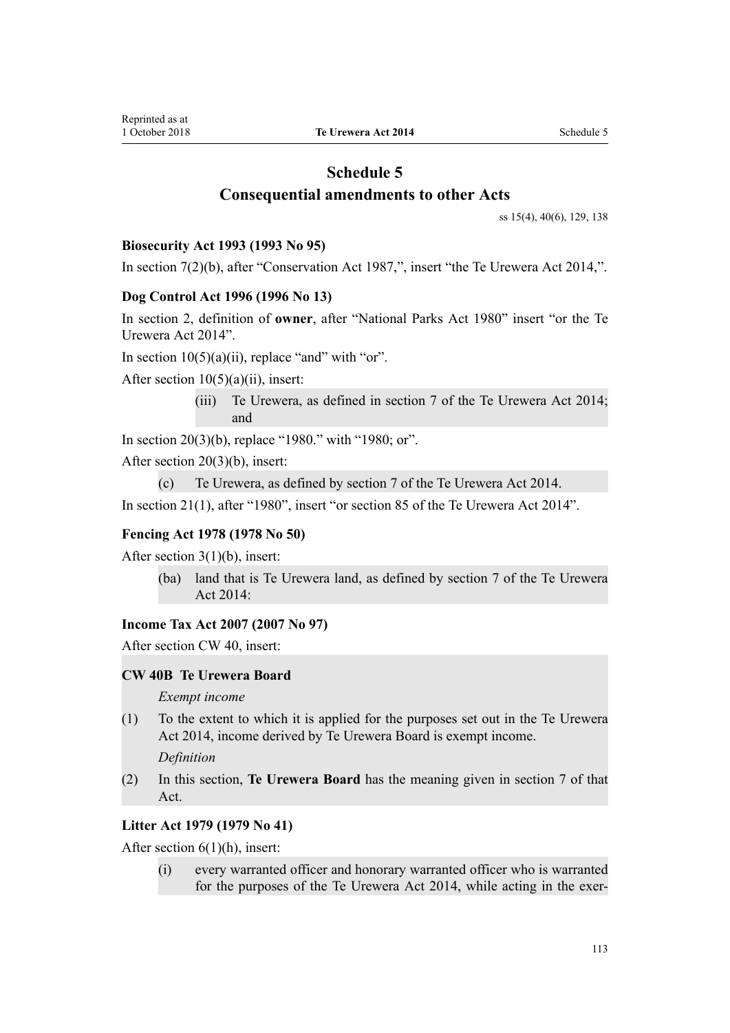# Schedule 5
## Consequential amendments to other Acts

ss 15(4), 40(6), 129, 138

### Biosecurity Act 1993 (1993 No 95)

In section 7(2)(b), after "Conservation Act 1987,", insert "the Te Urewera Act 2014,".

### Dog Control Act 1996 (1996 No 13)

In section 2, definition of **owner**, after "National Parks Act 1980" insert "or the Te Urewera Act 2014".

In section 10(5)(a)(ii), replace "and" with "or".

After section 10(5)(a)(ii), insert:

> (iii) Te Urewera, as defined in section 7 of the Te Urewera Act 2014; and

In section 20(3)(b), replace "1980." with "1980; or".

After section 20(3)(b), insert:

> (c) Te Urewera, as defined by section 7 of the Te Urewera Act 2014.

In section 21(1), after "1980", insert "or section 85 of the Te Urewera Act 2014".

### Fencing Act 1978 (1978 No 50)

After section 3(1)(b), insert:

> (ba) land that is Te Urewera land, as defined by section 7 of the Te Urewera Act 2014:

### Income Tax Act 2007 (2007 No 97)

After section CW 40, insert:

> **CW 40B Te Urewera Board**
>
> *Exempt income*
>
> (1) To the extent to which it is applied for the purposes set out in the Te Urewera Act 2014, income derived by Te Urewera Board is exempt income.
>
> *Definition*
>
> (2) In this section, **Te Urewera Board** has the meaning given in section 7 of that Act.

### Litter Act 1979 (1979 No 41)

After section 6(1)(h), insert:

> (i) every warranted officer and honorary warranted officer who is warranted for the purposes of the Te Urewera Act 2014, while acting in the exer-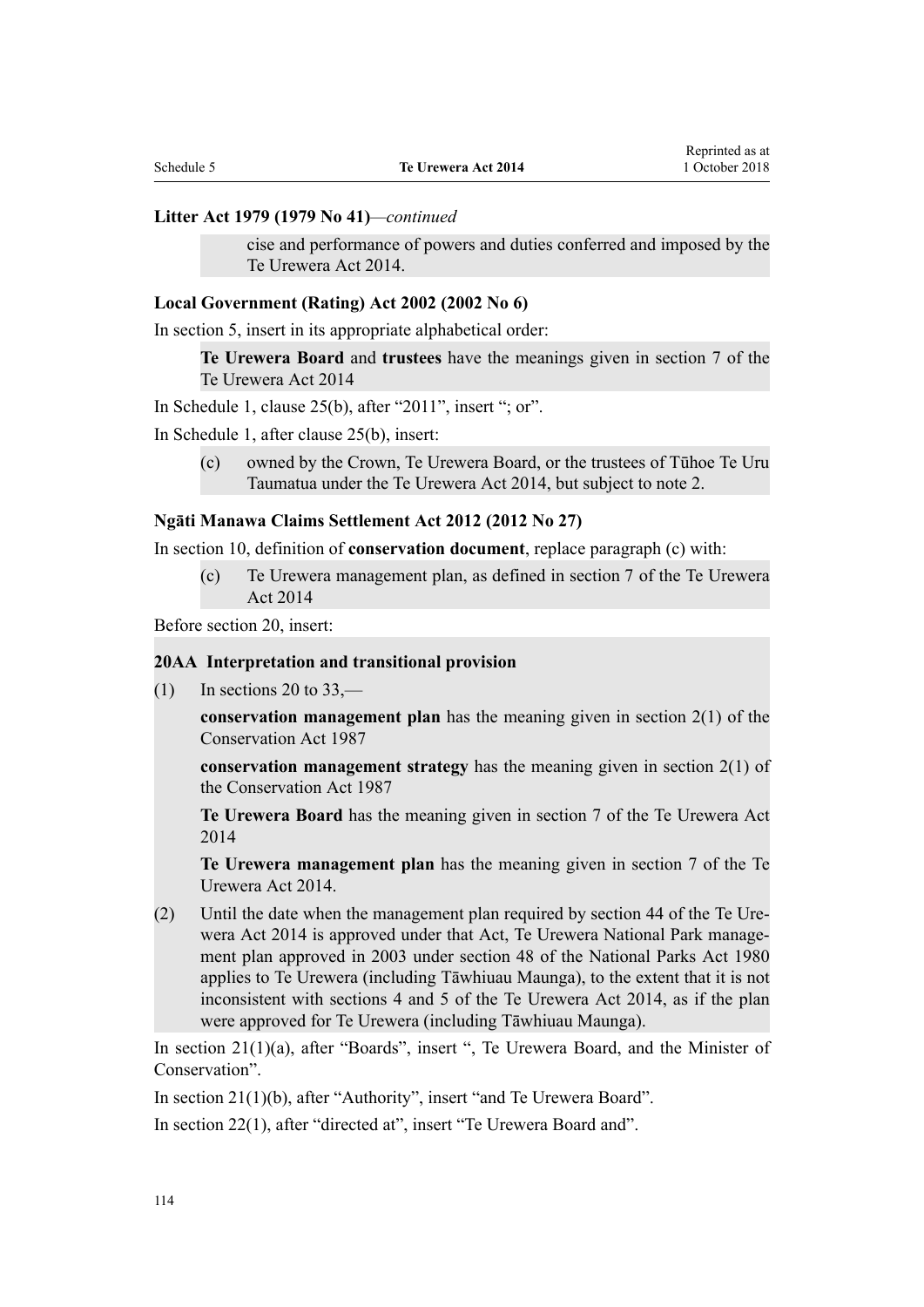**Litter Act 1979 (1979 No 41)**—*continued*

> cise and performance of powers and duties conferred and imposed by the Te Urewera Act 2014.

**Local Government (Rating) Act 2002 (2002 No 6)**

In section 5, insert in its appropriate alphabetical order:

> **Te Urewera Board** and **trustees** have the meanings given in section 7 of the Te Urewera Act 2014

In Schedule 1, clause 25(b), after "2011", insert "; or".

In Schedule 1, after clause 25(b), insert:

> (c) owned by the Crown, Te Urewera Board, or the trustees of Tūhoe Te Uru Taumatua under the Te Urewera Act 2014, but subject to note 2.

**Ngāti Manawa Claims Settlement Act 2012 (2012 No 27)**

In section 10, definition of **conservation document**, replace paragraph (c) with:

> (c) Te Urewera management plan, as defined in section 7 of the Te Urewera Act 2014

Before section 20, insert:

> **20AA Interpretation and transitional provision**
>
> (1) In sections 20 to 33,—
>
> **conservation management plan** has the meaning given in section 2(1) of the Conservation Act 1987
>
> **conservation management strategy** has the meaning given in section 2(1) of the Conservation Act 1987
>
> **Te Urewera Board** has the meaning given in section 7 of the Te Urewera Act 2014
>
> **Te Urewera management plan** has the meaning given in section 7 of the Te Urewera Act 2014.
>
> (2) Until the date when the management plan required by section 44 of the Te Urewera Act 2014 is approved under that Act, Te Urewera National Park management plan approved in 2003 under section 48 of the National Parks Act 1980 applies to Te Urewera (including Tāwhiuau Maunga), to the extent that it is not inconsistent with sections 4 and 5 of the Te Urewera Act 2014, as if the plan were approved for Te Urewera (including Tāwhiuau Maunga).

In section 21(1)(a), after "Boards", insert ", Te Urewera Board, and the Minister of Conservation".

In section 21(1)(b), after "Authority", insert "and Te Urewera Board".

In section 22(1), after "directed at", insert "Te Urewera Board and".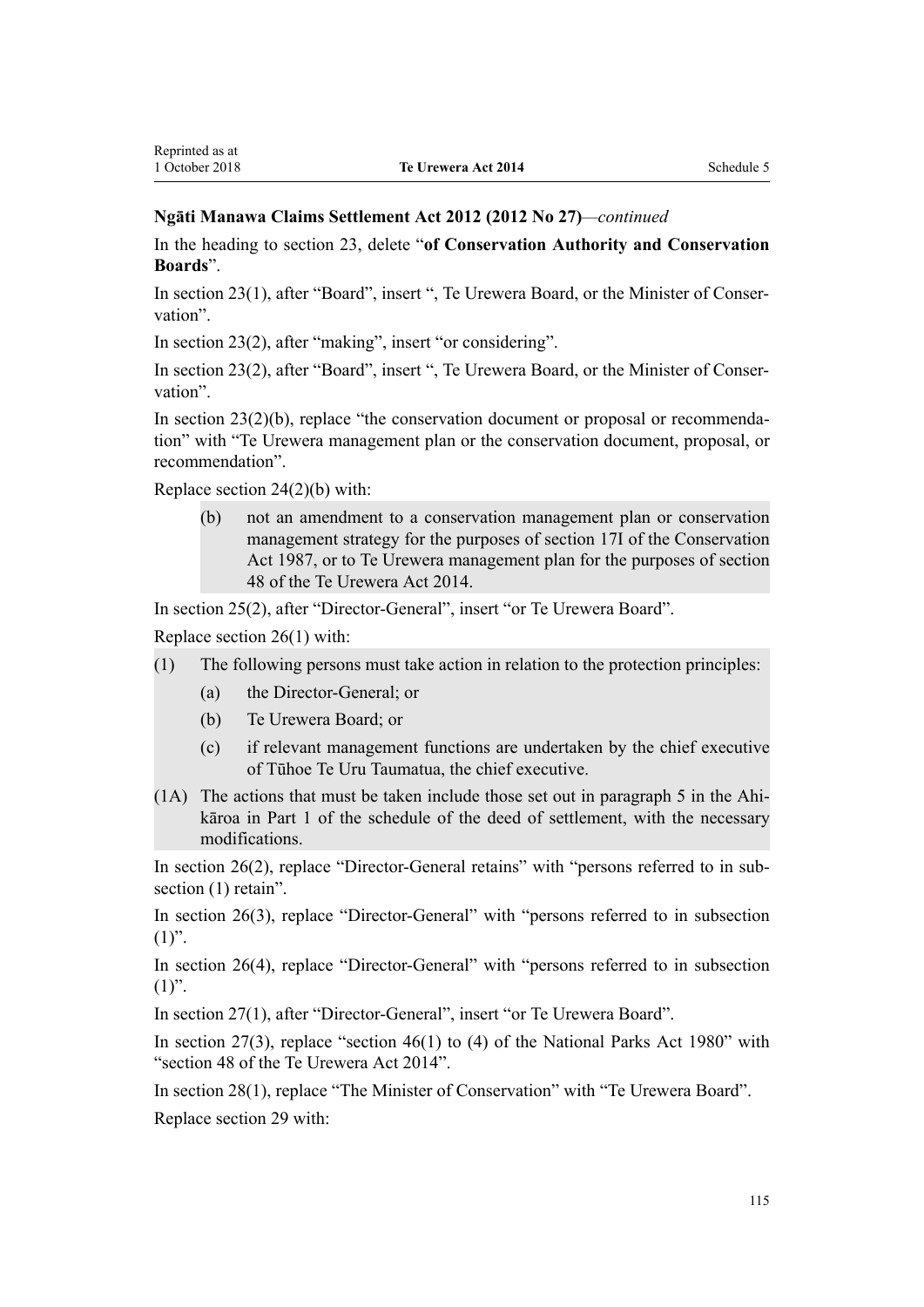**Ngāti Manawa Claims Settlement Act 2012 (2012 No 27)**—*continued*

In the heading to section 23, delete "**of Conservation Authority and Conservation Boards**".

In section 23(1), after "Board", insert ", Te Urewera Board, or the Minister of Conservation".

In section 23(2), after "making", insert "or considering".

In section 23(2), after "Board", insert ", Te Urewera Board, or the Minister of Conservation".

In section 23(2)(b), replace "the conservation document or proposal or recommendation" with "Te Urewera management plan or the conservation document, proposal, or recommendation".

Replace section 24(2)(b) with:

> (b) not an amendment to a conservation management plan or conservation management strategy for the purposes of section 17I of the Conservation Act 1987, or to Te Urewera management plan for the purposes of section 48 of the Te Urewera Act 2014.

In section 25(2), after "Director-General", insert "or Te Urewera Board".

Replace section 26(1) with:

> (1) The following persons must take action in relation to the protection principles:
>
> (a) the Director-General; or
>
> (b) Te Urewera Board; or
>
> (c) if relevant management functions are undertaken by the chief executive of Tūhoe Te Uru Taumatua, the chief executive.
>
> (1A) The actions that must be taken include those set out in paragraph 5 in the Ahikāroa in Part 1 of the schedule of the deed of settlement, with the necessary modifications.

In section 26(2), replace "Director-General retains" with "persons referred to in subsection (1) retain".

In section 26(3), replace "Director-General" with "persons referred to in subsection (1)".

In section 26(4), replace "Director-General" with "persons referred to in subsection (1)".

In section 27(1), after "Director-General", insert "or Te Urewera Board".

In section 27(3), replace "section 46(1) to (4) of the National Parks Act 1980" with "section 48 of the Te Urewera Act 2014".

In section 28(1), replace "The Minister of Conservation" with "Te Urewera Board".

Replace section 29 with: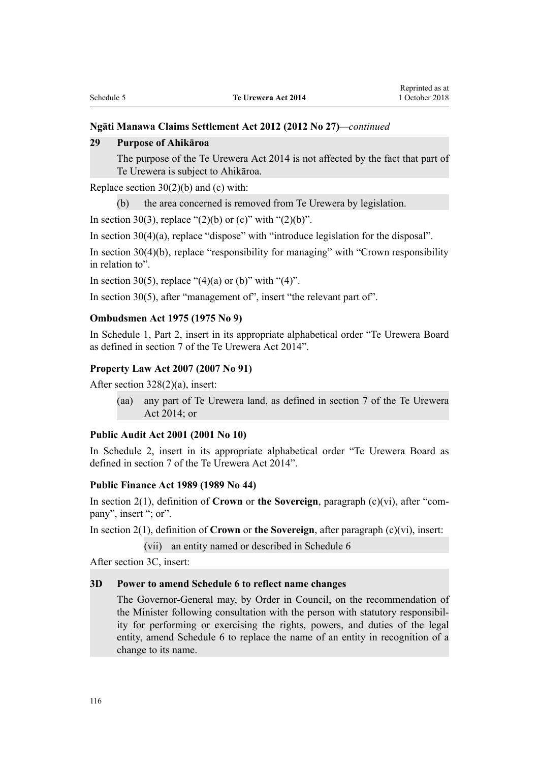**Ngāti Manawa Claims Settlement Act 2012 (2012 No 27)**—*continued*

**29 Purpose of Ahikāroa**

The purpose of the Te Urewera Act 2014 is not affected by the fact that part of Te Urewera is subject to Ahikāroa.

Replace section 30(2)(b) and (c) with:

(b) the area concerned is removed from Te Urewera by legislation.

In section 30(3), replace "(2)(b) or (c)" with "(2)(b)".

In section 30(4)(a), replace "dispose" with "introduce legislation for the disposal".

In section 30(4)(b), replace "responsibility for managing" with "Crown responsibility in relation to".

In section 30(5), replace "(4)(a) or (b)" with "(4)".

In section 30(5), after "management of", insert "the relevant part of".

**Ombudsmen Act 1975 (1975 No 9)**

In Schedule 1, Part 2, insert in its appropriate alphabetical order "Te Urewera Board as defined in section 7 of the Te Urewera Act 2014".

**Property Law Act 2007 (2007 No 91)**

After section 328(2)(a), insert:

(aa) any part of Te Urewera land, as defined in section 7 of the Te Urewera Act 2014; or

**Public Audit Act 2001 (2001 No 10)**

In Schedule 2, insert in its appropriate alphabetical order "Te Urewera Board as defined in section 7 of the Te Urewera Act 2014".

**Public Finance Act 1989 (1989 No 44)**

In section 2(1), definition of **Crown** or **the Sovereign**, paragraph (c)(vi), after "company", insert "; or".

In section 2(1), definition of **Crown** or **the Sovereign**, after paragraph (c)(vi), insert:

(vii) an entity named or described in Schedule 6

After section 3C, insert:

**3D Power to amend Schedule 6 to reflect name changes**

The Governor-General may, by Order in Council, on the recommendation of the Minister following consultation with the person with statutory responsibility for performing or exercising the rights, powers, and duties of the legal entity, amend Schedule 6 to replace the name of an entity in recognition of a change to its name.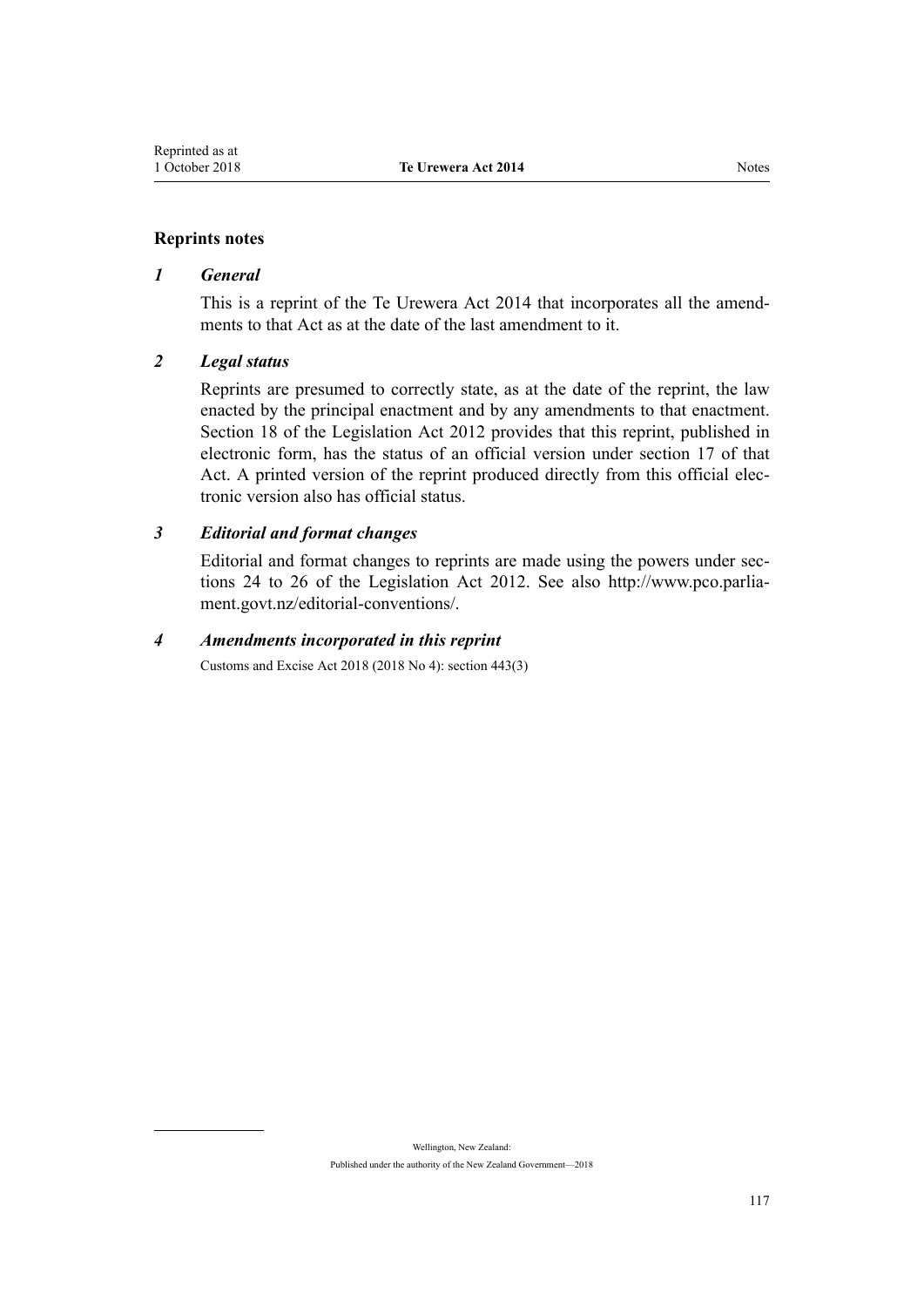## Reprints notes

### *1 General*

This is a reprint of the Te Urewera Act 2014 that incorporates all the amendments to that Act as at the date of the last amendment to it.

### *2 Legal status*

Reprints are presumed to correctly state, as at the date of the reprint, the law enacted by the principal enactment and by any amendments to that enactment. Section 18 of the Legislation Act 2012 provides that this reprint, published in electronic form, has the status of an official version under section 17 of that Act. A printed version of the reprint produced directly from this official electronic version also has official status.

### *3 Editorial and format changes*

Editorial and format changes to reprints are made using the powers under sections 24 to 26 of the Legislation Act 2012. See also http://www.pco.parliament.govt.nz/editorial-conventions/.

### *4 Amendments incorporated in this reprint*

Customs and Excise Act 2018 (2018 No 4): section 443(3)

Wellington, New Zealand:

Published under the authority of the New Zealand Government—2018